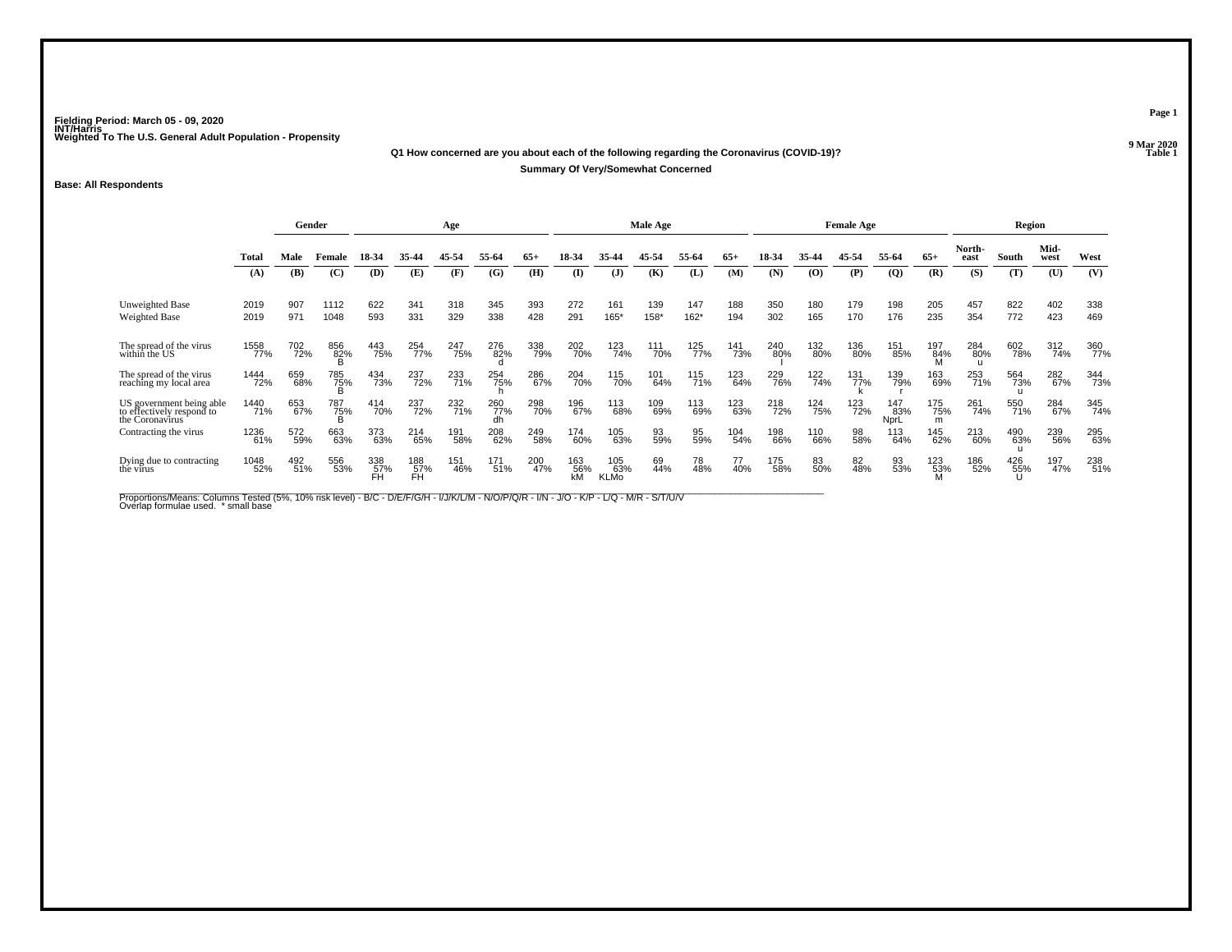Fielding Period: March 05 - 09, 2020
INT/Harris
Weighted To The U.S. General Adult Population - Propensity

9 Mar 2020
Table 1

**Q1 How concerned are you about each of the following regarding the Coronavirus (COVID-19)?**

**Summary Of Very/Somewhat Concerned**

**Base: All Respondents**

| | | Gender | | Age | | | | | Male Age | | | | | Female Age | | | | | Region | | | |
|---|---|---|---|---|---|---|---|---|---|---|---|---|---|---|---|---|---|---|---|---|---|---|
| | Total | Male | Female | 18-34 | 35-44 | 45-54 | 55-64 | 65+ | 18-34 | 35-44 | 45-54 | 55-64 | 65+ | 18-34 | 35-44 | 45-54 | 55-64 | 65+ | North-east | South | Mid-west | West |
| | (A) | (B) | (C) | (D) | (E) | (F) | (G) | (H) | (I) | (J) | (K) | (L) | (M) | (N) | (O) | (P) | (Q) | (R) | (S) | (T) | (U) | (V) |
| Unweighted Base | 2019 | 907 | 1112 | 622 | 341 | 318 | 345 | 393 | 272 | 161 | 139 | 147 | 188 | 350 | 180 | 179 | 198 | 205 | 457 | 822 | 402 | 338 |
| Weighted Base | 2019 | 971 | 1048 | 593 | 331 | 329 | 338 | 428 | 291 | 165* | 158* | 162* | 194 | 302 | 165 | 170 | 176 | 235 | 354 | 772 | 423 | 469 |
| The spread of the virus within the US | 1558 77% | 702 72% | 856 82% B | 443 75% | 254 77% | 247 75% | 276 82% d | 338 79% | 202 70% | 123 74% | 111 70% | 125 77% | 141 73% | 240 80% I | 132 80% | 136 80% | 151 85% | 197 84% M | 284 80% u | 602 78% | 312 74% | 360 77% |
| The spread of the virus reaching my local area | 1444 72% | 659 68% | 785 75% B | 434 73% | 237 72% | 233 71% | 254 75% h | 286 67% | 204 70% | 115 70% | 101 64% | 115 71% | 123 64% | 229 76% | 122 74% | 131 77% k | 139 79% r | 163 69% | 253 71% | 564 73% u | 282 67% | 344 73% |
| US government being able to effectively respond to the Coronavirus | 1440 71% | 653 67% | 787 75% B | 414 70% | 237 72% | 232 71% | 260 77% dh | 298 70% | 196 67% | 113 68% | 109 69% | 113 69% | 123 63% | 218 72% | 124 75% | 123 72% | 147 83% NprL | 175 75% m | 261 74% | 550 71% | 284 67% | 345 74% |
| Contracting the virus | 1236 61% | 572 59% | 663 63% | 373 63% | 214 65% | 191 58% | 208 62% | 249 58% | 174 60% | 105 63% | 93 59% | 95 59% | 104 54% | 198 66% | 110 66% | 98 58% | 113 64% | 145 62% | 213 60% | 490 63% u | 239 56% | 295 63% |
| Dying due to contracting the virus | 1048 52% | 492 51% | 556 53% | 338 57% FH | 188 57% FH | 151 46% | 171 51% | 200 47% | 163 56% kM | 105 63% KLMo | 69 44% | 78 48% | 77 40% | 175 58% | 83 50% | 82 48% | 93 53% | 123 53% M | 186 52% | 426 55% U | 197 47% | 238 51% |

Proportions/Means: Columns Tested (5%, 10% risk level) - B/C - D/E/F/G/H - I/J/K/L/M - N/O/P/Q/R - I/N - J/O - K/P - L/Q - M/R - S/T/U/V
Overlap formulae used. * small base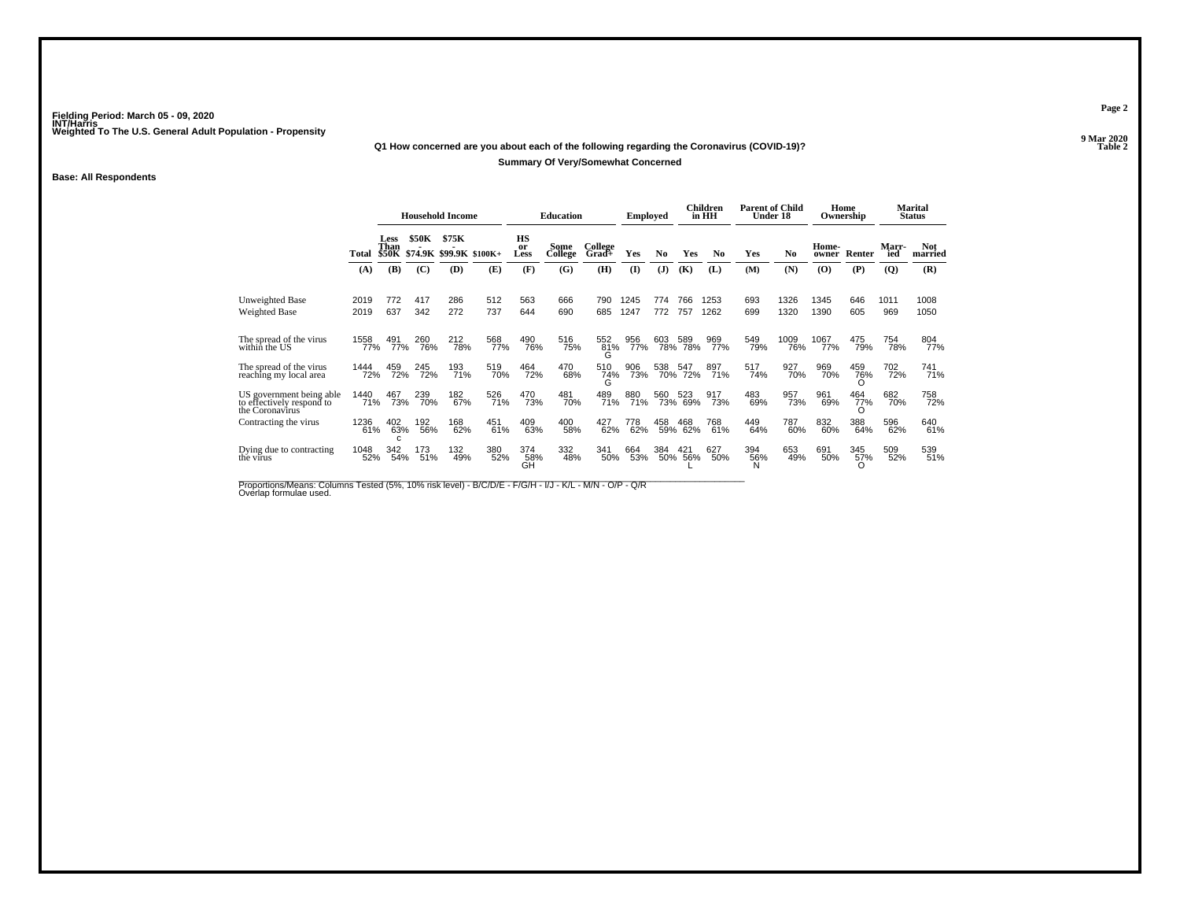Fielding Period: March 05 - 09, 2020
INT/Harris
Weighted To The U.S. General Adult Population - Propensity

**Q1 How concerned are you about each of the following regarding the Coronavirus (COVID-19)?**

**Summary Of Very/Somewhat Concerned**

**Base: All Respondents**

| | | Household Income | | | | Education | | | Employed | | Children in HH | | Parent of Child Under 18 | | Home Ownership | | Marital Status | |
|---|---|---|---|---|---|---|---|---|---|---|---|---|---|---|---|---|---|---|
| | Total | Less Than $50K | $50K - $74.9K | $75K - $99.9K | $100K+ | HS or Less | Some College | College Grad+ | Yes | No | Yes | No | Yes | No | Home-owner | Renter | Married | Not married |
| | (A) | (B) | (C) | (D) | (E) | (F) | (G) | (H) | (I) | (J) | (K) | (L) | (M) | (N) | (O) | (P) | (Q) | (R) |
| Unweighted Base | 2019 | 772 | 417 | 286 | 512 | 563 | 666 | 790 | 1245 | 774 | 766 | 1253 | 693 | 1326 | 1345 | 646 | 1011 | 1008 |
| Weighted Base | 2019 | 637 | 342 | 272 | 737 | 644 | 690 | 685 | 1247 | 772 | 757 | 1262 | 699 | 1320 | 1390 | 605 | 969 | 1050 |
| The spread of the virus within the US | 1558 77% | 491 77% | 260 76% | 212 78% | 568 77% | 490 76% | 516 75% | 552 81% G | 956 77% | 603 78% | 589 78% | 969 77% | 549 79% | 1009 76% | 1067 77% | 475 79% | 754 78% | 804 77% |
| The spread of the virus reaching my local area | 1444 72% | 459 72% | 245 72% | 193 71% | 519 70% | 464 72% | 470 68% | 510 74% G | 906 73% | 538 70% | 547 72% | 897 71% | 517 74% | 927 70% | 969 70% | 459 76% O | 702 72% | 741 71% |
| US government being able to effectively respond to the Coronavirus | 1440 71% | 467 73% | 239 70% | 182 67% | 526 71% | 470 73% | 481 70% | 489 71% | 880 71% | 560 73% | 523 69% | 917 73% | 483 69% | 957 73% | 961 69% | 464 77% O | 682 70% | 758 72% |
| Contracting the virus | 1236 61% | 402 63% c | 192 56% | 168 62% | 451 61% | 409 63% | 400 58% | 427 62% | 778 62% | 458 59% | 468 62% | 768 61% | 449 64% | 787 60% | 832 60% | 388 64% | 596 62% | 640 61% |
| Dying due to contracting the virus | 1048 52% | 342 54% | 173 51% | 132 49% | 380 52% | 374 58% GH | 332 48% | 341 50% | 664 53% | 384 50% | 421 56% L | 627 50% | 394 56% N | 653 49% | 691 50% | 345 57% O | 509 52% | 539 51% |

Proportions/Means: Columns Tested (5%, 10% risk level) - B/C/D/E - F/G/H - I/J - K/L - M/N - O/P - Q/R
Overlap formulae used.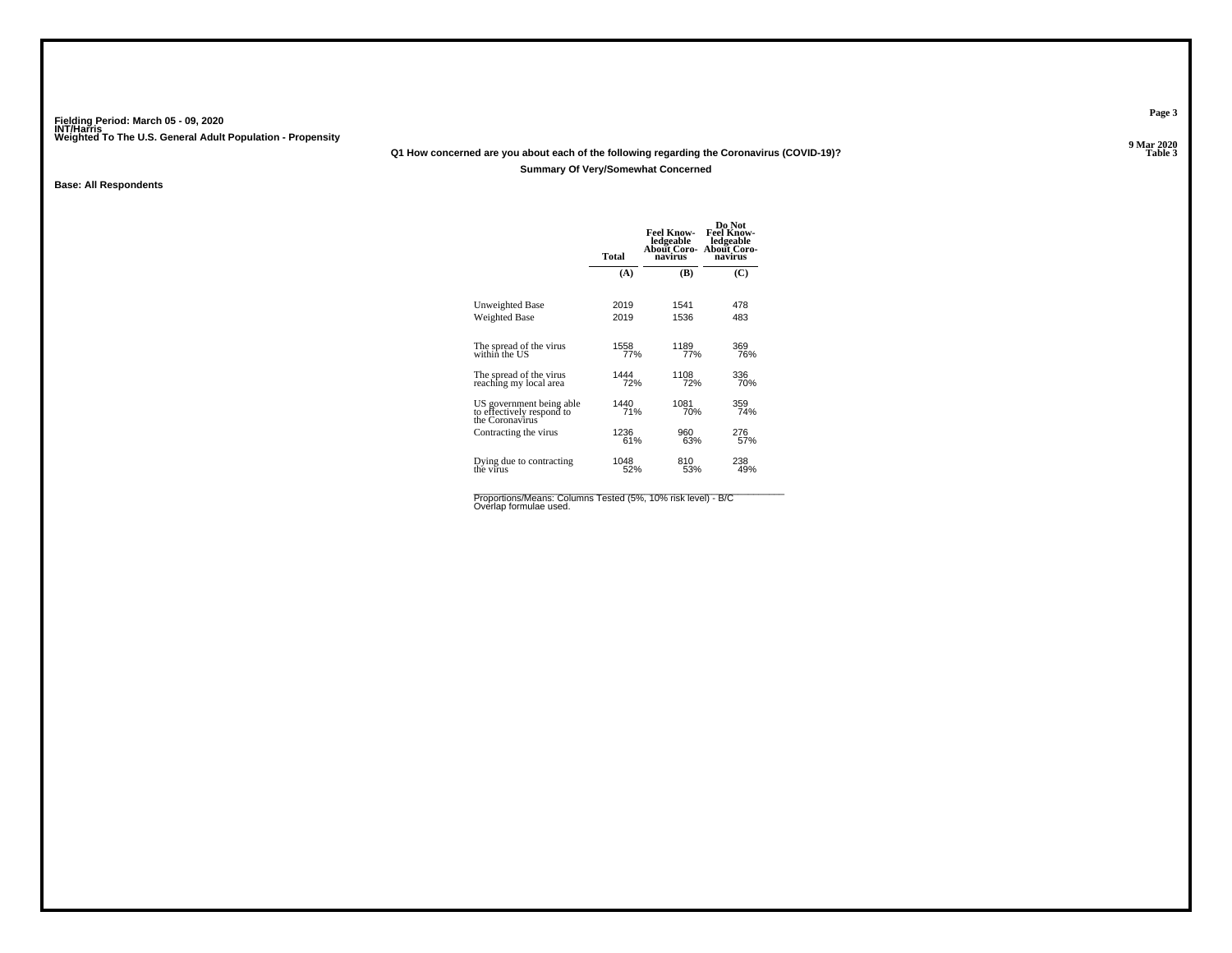Fielding Period: March 05 - 09, 2020
INT/Harris
Weighted To The U.S. General Adult Population - Propensity

9 Mar 2020
Table 3

**Q1 How concerned are you about each of the following regarding the Coronavirus (COVID-19)?**

**Summary Of Very/Somewhat Concerned**

**Base: All Respondents**

| | Total | Feel Knowledgeable About Coronavirus | Do Not Feel Knowledgeable About Coronavirus |
|---|---|---|---|
| | (A) | (B) | (C) |
| Unweighted Base | 2019 | 1541 | 478 |
| Weighted Base | 2019 | 1536 | 483 |
| The spread of the virus within the US | 1558 | 1189 | 369 |
| | 77% | 77% | 76% |
| The spread of the virus reaching my local area | 1444 | 1108 | 336 |
| | 72% | 72% | 70% |
| US government being able to effectively respond to the Coronavirus | 1440 | 1081 | 359 |
| | 71% | 70% | 74% |
| Contracting the virus | 1236 | 960 | 276 |
| | 61% | 63% | 57% |
| Dying due to contracting the virus | 1048 | 810 | 238 |
| | 52% | 53% | 49% |

Proportions/Means: Columns Tested (5%, 10% risk level) - B/C
Overlap formulae used.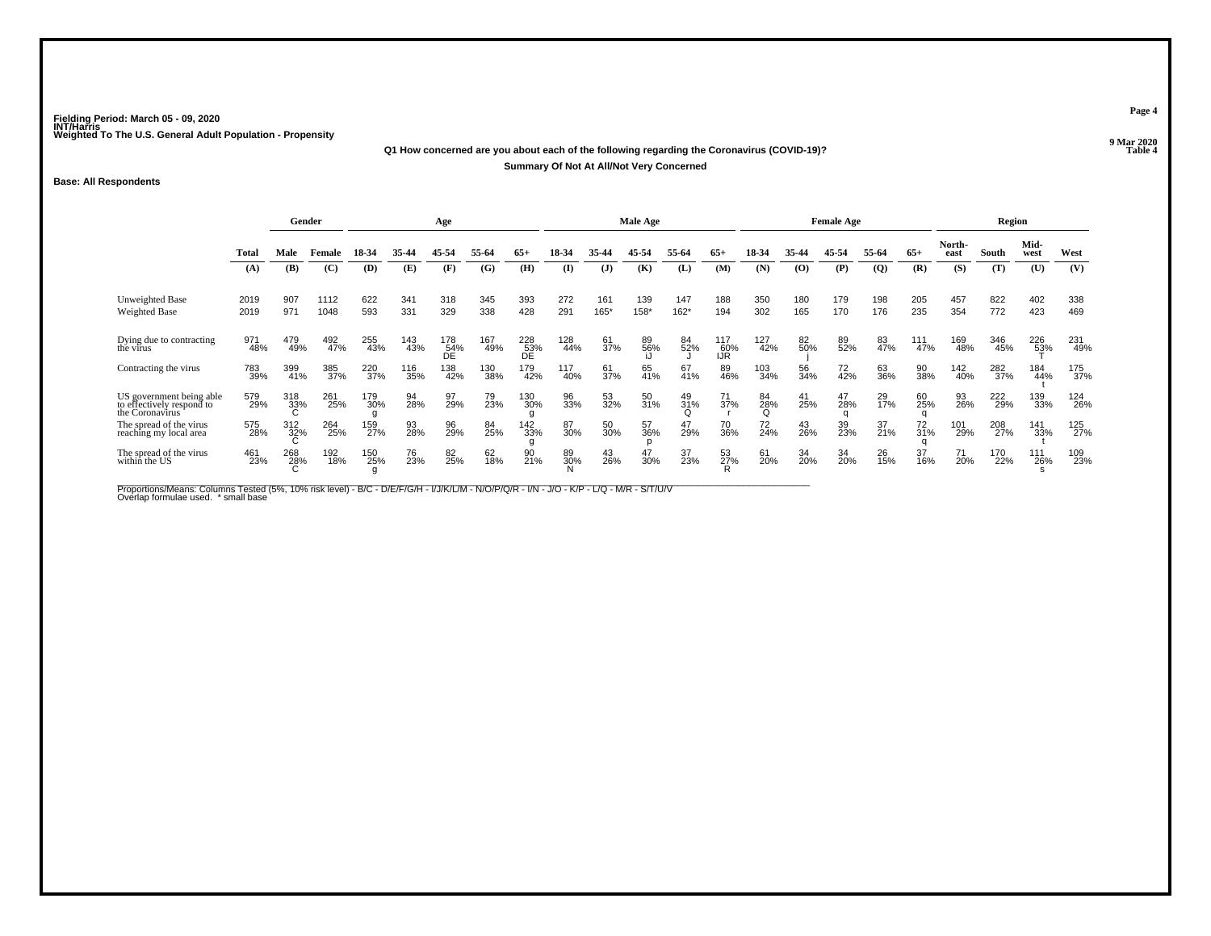Fielding Period: March 05 - 09, 2020
INT/Harris
Weighted To The U.S. General Adult Population - Propensity

9 Mar 2020
Table 4

**Q1 How concerned are you about each of the following regarding the Coronavirus (COVID-19)?**

**Summary Of Not At All/Not Very Concerned**

**Base: All Respondents**

| | Total | Gender | | Age | | | | | Male Age | | | | | Female Age | | | | | Region | | | |
|---|---|---|---|---|---|---|---|---|---|---|---|---|---|---|---|---|---|---|---|---|---|---|
| | Total | Male | Female | 18-34 | 35-44 | 45-54 | 55-64 | 65+ | 18-34 | 35-44 | 45-54 | 55-64 | 65+ | 18-34 | 35-44 | 45-54 | 55-64 | 65+ | North-east | South | Mid-west | West |
| | (A) | (B) | (C) | (D) | (E) | (F) | (G) | (H) | (I) | (J) | (K) | (L) | (M) | (N) | (O) | (P) | (Q) | (R) | (S) | (T) | (U) | (V) |
| Unweighted Base | 2019 | 907 | 1112 | 622 | 341 | 318 | 345 | 393 | 272 | 161 | 139 | 147 | 188 | 350 | 180 | 179 | 198 | 205 | 457 | 822 | 402 | 338 |
| Weighted Base | 2019 | 971 | 1048 | 593 | 331 | 329 | 338 | 428 | 291 | 165* | 158* | 162* | 194 | 302 | 165 | 170 | 176 | 235 | 354 | 772 | 423 | 469 |
| Dying due to contracting the virus | 971 | 479 | 492 | 255 | 143 | 178 | 167 | 228 | 128 | 61 | 89 | 84 | 117 | 127 | 82 | 89 | 83 | 111 | 169 | 346 | 226 | 231 |
| | 48% | 49% | 47% | 43% | 43% | 54% | 49% | 53% | 44% | 37% | 56% | 52% | 60% | 42% | 50% | 52% | 47% | 47% | 48% | 45% | 53% | 49% |
| | | | | | | DE | | DE | | | iJ | J | IJR | | j | | | | | | T | |
| Contracting the virus | 783 | 399 | 385 | 220 | 116 | 138 | 130 | 179 | 117 | 61 | 65 | 67 | 89 | 103 | 56 | 72 | 63 | 90 | 142 | 282 | 184 | 175 |
| | 39% | 41% | 37% | 37% | 35% | 42% | 38% | 42% | 40% | 37% | 41% | 41% | 46% | 34% | 34% | 42% | 36% | 38% | 40% | 37% | 44% | 37% |
| | | | | | | | | | | | | | | | | | | | | | t | |
| US government being able to effectively respond to the Coronavirus | 579 | 318 | 261 | 179 | 94 | 97 | 79 | 130 | 96 | 53 | 50 | 49 | 71 | 84 | 41 | 47 | 29 | 60 | 93 | 222 | 139 | 124 |
| | 29% | 33% | 25% | 30% | 28% | 29% | 23% | 30% | 33% | 32% | 31% | 31% | 37% | 28% | 25% | 28% | 17% | 25% | 26% | 29% | 33% | 26% |
| | | C | | g | | | | g | | | | Q | r | Q | | q | | q | | | | |
| The spread of the virus reaching my local area | 575 | 312 | 264 | 159 | 93 | 96 | 84 | 142 | 87 | 50 | 57 | 47 | 70 | 72 | 43 | 39 | 37 | 72 | 101 | 208 | 141 | 125 |
| | 28% | 32% | 25% | 27% | 28% | 29% | 25% | 33% | 30% | 30% | 36% | 29% | 36% | 24% | 26% | 23% | 21% | 31% | 29% | 27% | 33% | 27% |
| | | C | | | | | | g | | | p | | | | | | | q | | | t | |
| The spread of the virus within the US | 461 | 268 | 192 | 150 | 76 | 82 | 62 | 90 | 89 | 43 | 47 | 37 | 53 | 61 | 34 | 34 | 26 | 37 | 71 | 170 | 111 | 109 |
| | 23% | 28% | 18% | 25% | 23% | 25% | 18% | 21% | 30% | 26% | 30% | 23% | 27% | 20% | 20% | 20% | 15% | 16% | 20% | 22% | 26% | 23% |
| | | C | | g | | | | | N | | | | R | | | | | | | | s | |

Proportions/Means: Columns Tested (5%, 10% risk level) - B/C - D/E/F/G/H - I/J/K/L/M - N/O/P/Q/R - I/N - J/O - K/P - L/Q - M/R - S/T/U/V
Overlap formulae used. * small base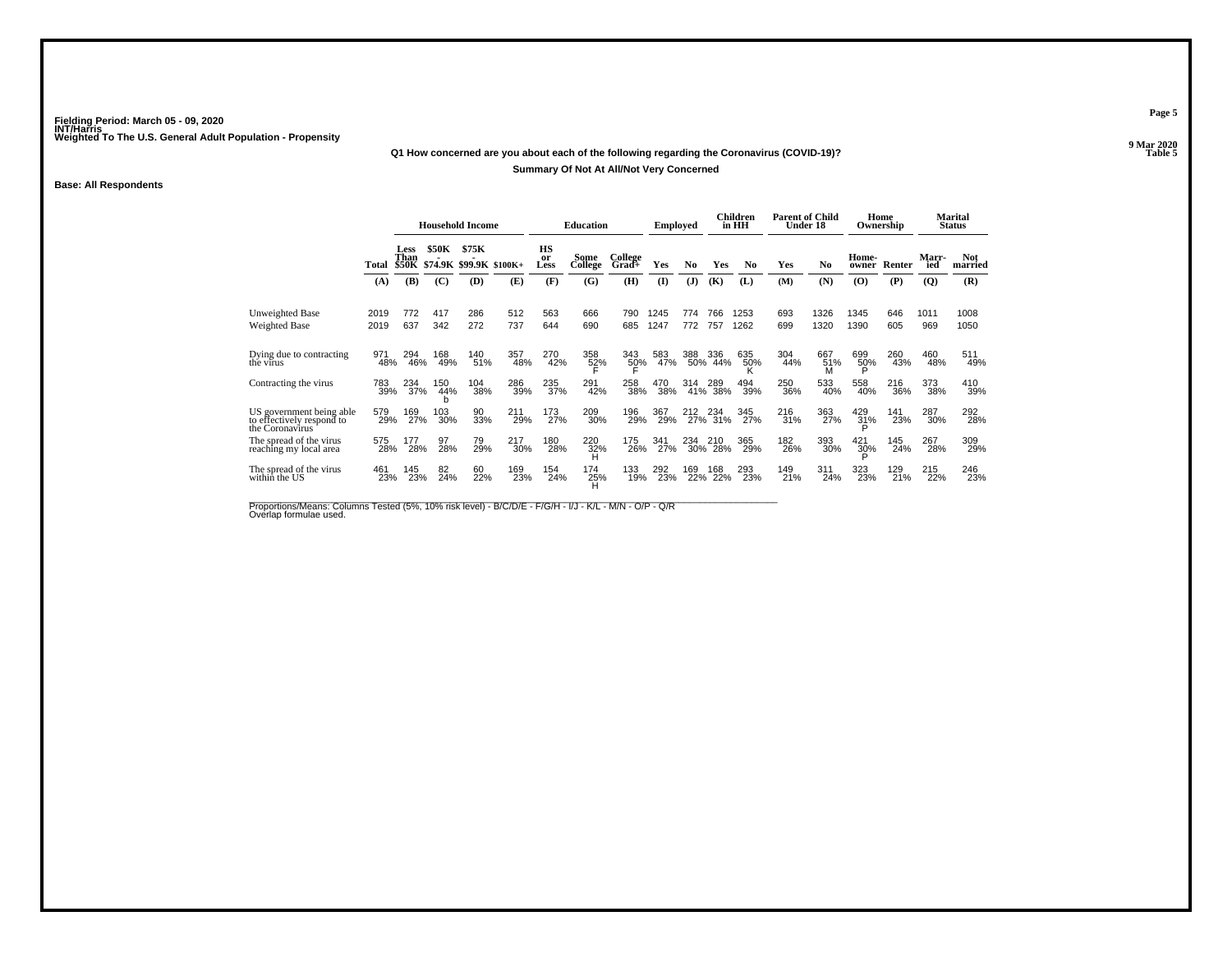Fielding Period: March 05 - 09, 2020
INT/Harris
Weighted To The U.S. General Adult Population - Propensity

9 Mar 2020
Table 5

**Q1 How concerned are you about each of the following regarding the Coronavirus (COVID-19)?**

**Summary Of Not At All/Not Very Concerned**

**Base: All Respondents**

| | | Household Income | | | | Education | | | Employed | | Children in HH | | Parent of Child Under 18 | | Home Ownership | | Marital Status | |
|---|---|---|---|---|---|---|---|---|---|---|---|---|---|---|---|---|---|---|
| | Total | Less Than $50K | $50K - $74.9K | $75K - $99.9K | $100K+ | HS or Less | Some College | College Grad+ | Yes | No | Yes | No | Yes | No | Home-owner | Renter | Marr-ied | Not married |
| | (A) | (B) | (C) | (D) | (E) | (F) | (G) | (H) | (I) | (J) | (K) | (L) | (M) | (N) | (O) | (P) | (Q) | (R) |
| Unweighted Base | 2019 | 772 | 417 | 286 | 512 | 563 | 666 | 790 | 1245 | 774 | 766 | 1253 | 693 | 1326 | 1345 | 646 | 1011 | 1008 |
| Weighted Base | 2019 | 637 | 342 | 272 | 737 | 644 | 690 | 685 | 1247 | 772 | 757 | 1262 | 699 | 1320 | 1390 | 605 | 969 | 1050 |
| Dying due to contracting the virus | 971<br>48% | 294<br>46% | 168<br>49% | 140<br>51% | 357<br>48% | 270<br>42% | 358<br>52%<br>F | 343<br>50%<br>F | 583<br>47% | 388<br>50% | 336<br>44% | 635<br>50%<br>K | 304<br>44% | 667<br>51%<br>M | 699<br>50%<br>P | 260<br>43% | 460<br>48% | 511<br>49% |
| Contracting the virus | 783<br>39% | 234<br>37% | 150<br>44%<br>b | 104<br>38% | 286<br>39% | 235<br>37% | 291<br>42% | 258<br>38% | 470<br>38% | 314<br>41% | 289<br>38% | 494<br>39% | 250<br>36% | 533<br>40% | 558<br>40% | 216<br>36% | 373<br>38% | 410<br>39% |
| US government being able to effectively respond to the Coronavirus | 579<br>29% | 169<br>27% | 103<br>30% | 90<br>33% | 211<br>29% | 173<br>27% | 209<br>30% | 196<br>29% | 367<br>29% | 212<br>27% | 234<br>31% | 345<br>27% | 216<br>31% | 363<br>27% | 429<br>31%<br>P | 141<br>23% | 287<br>30% | 292<br>28% |
| The spread of the virus reaching my local area | 575<br>28% | 177<br>28% | 97<br>28% | 79<br>29% | 217<br>30% | 180<br>28% | 220<br>32%<br>H | 175<br>26% | 341<br>27% | 234<br>30% | 210<br>28% | 365<br>29% | 182<br>26% | 393<br>30% | 421<br>30%<br>P | 145<br>24% | 267<br>28% | 309<br>29% |
| The spread of the virus within the US | 461<br>23% | 145<br>23% | 82<br>24% | 60<br>22% | 169<br>23% | 154<br>24% | 174<br>25%<br>H | 133<br>19% | 292<br>23% | 169<br>22% | 168<br>22% | 293<br>23% | 149<br>21% | 311<br>24% | 323<br>23% | 129<br>21% | 215<br>22% | 246<br>23% |

Proportions/Means: Columns Tested (5%, 10% risk level) - B/C/D/E - F/G/H - I/J - K/L - M/N - O/P - Q/R
Overlap formulae used.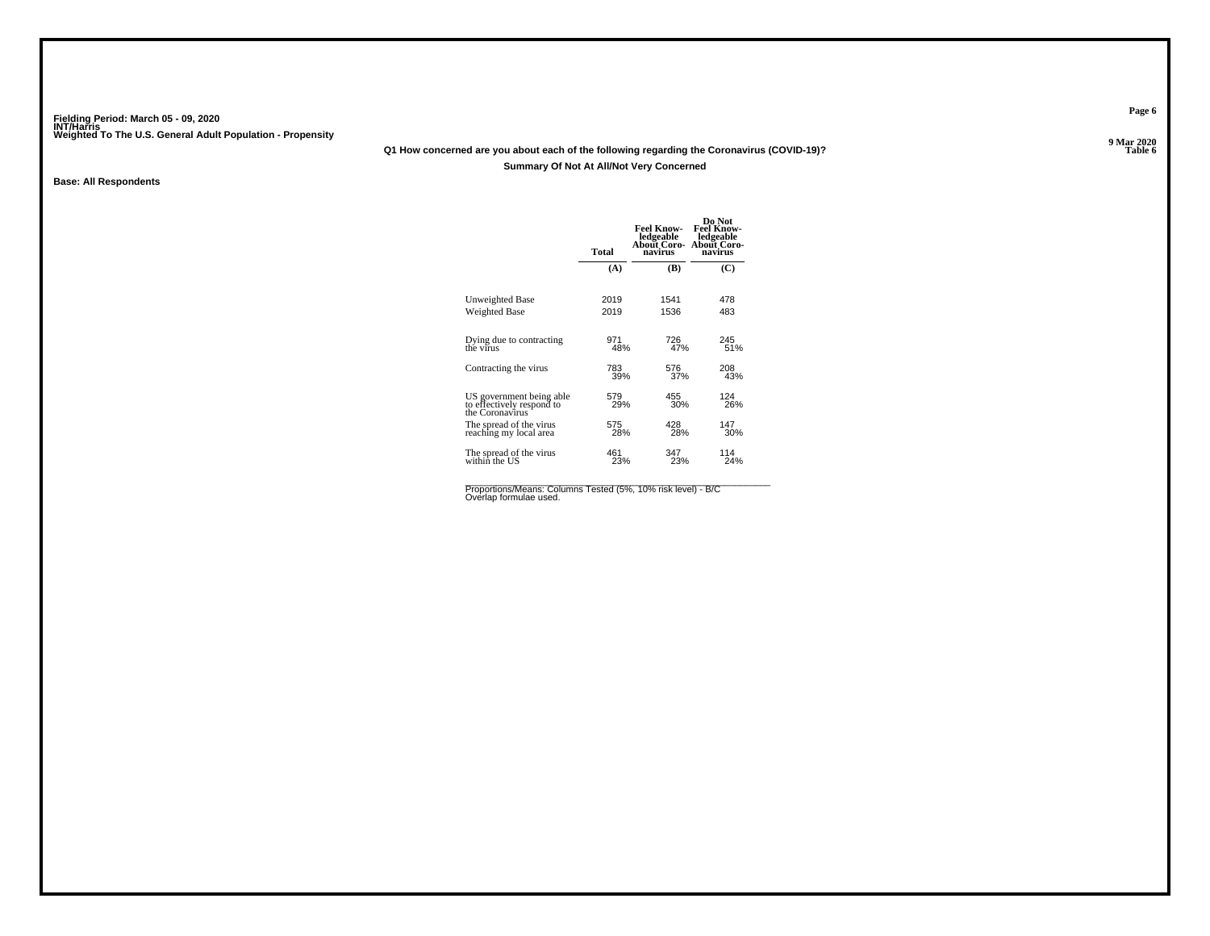Fielding Period: March 05 - 09, 2020
INT/Harris
Weighted To The U.S. General Adult Population - Propensity

9 Mar 2020
Table 6

**Q1 How concerned are you about each of the following regarding the Coronavirus (COVID-19)?**

**Summary Of Not At All/Not Very Concerned**

**Base: All Respondents**

| | Total | Feel Knowledgeable About Coronavirus | Do Not Feel Knowledgeable About Coronavirus |
|---|---|---|---|
| | (A) | (B) | (C) |
| Unweighted Base | 2019 | 1541 | 478 |
| Weighted Base | 2019 | 1536 | 483 |
| Dying due to contracting the virus | 971 | 726 | 245 |
| | 48% | 47% | 51% |
| Contracting the virus | 783 | 576 | 208 |
| | 39% | 37% | 43% |
| US government being able to effectively respond to the Coronavirus | 579 | 455 | 124 |
| | 29% | 30% | 26% |
| The spread of the virus reaching my local area | 575 | 428 | 147 |
| | 28% | 28% | 30% |
| The spread of the virus within the US | 461 | 347 | 114 |
| | 23% | 23% | 24% |

Proportions/Means: Columns Tested (5%, 10% risk level) - B/C
Overlap formulae used.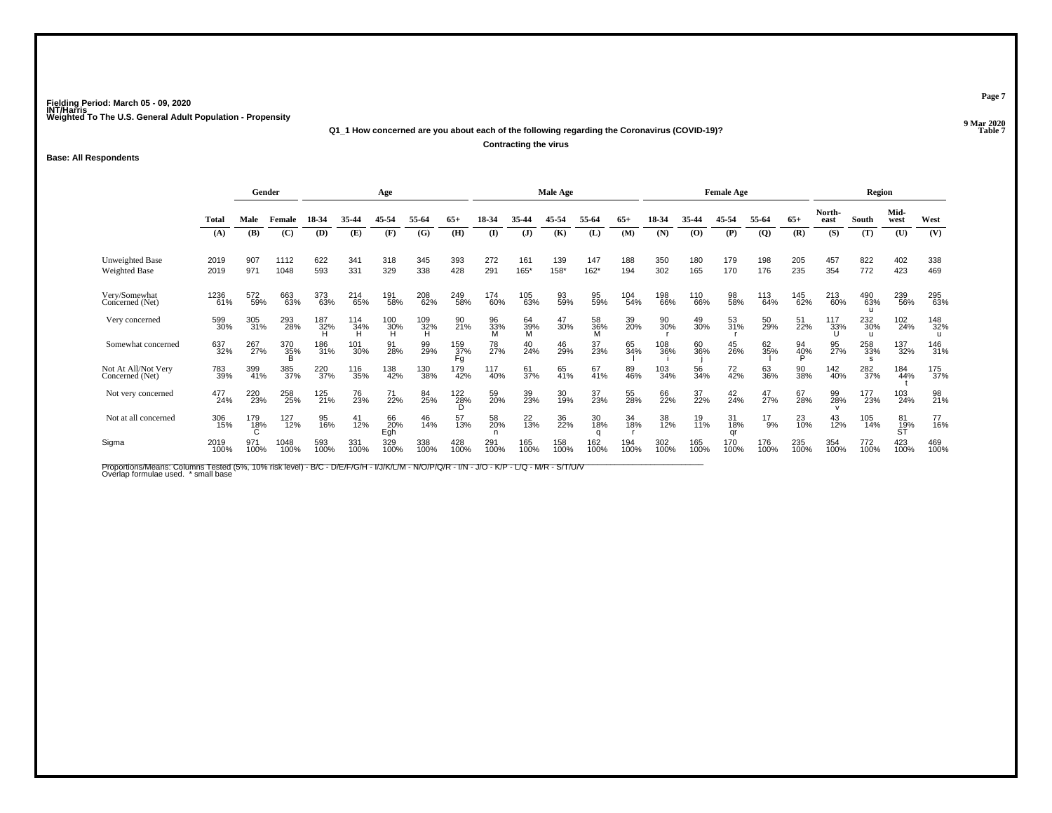Fielding Period: March 05 - 09, 2020
INT/Harris
Weighted To The U.S. General Adult Population - Propensity

9 Mar 2020
Table 7

### Q1_1 How concerned are you about each of the following regarding the Coronavirus (COVID-19)?

**Contracting the virus**

**Base: All Respondents**

| | Total | Gender | | Age | | | | | Male Age | | | | | Female Age | | | | | Region | | | |
|---|---|---|---|---|---|---|---|---|---|---|---|---|---|---|---|---|---|---|---|---|---|---|
| | Total | Male | Female | 18-34 | 35-44 | 45-54 | 55-64 | 65+ | 18-34 | 35-44 | 45-54 | 55-64 | 65+ | 18-34 | 35-44 | 45-54 | 55-64 | 65+ | North-east | South | Mid-west | West |
| | (A) | (B) | (C) | (D) | (E) | (F) | (G) | (H) | (I) | (J) | (K) | (L) | (M) | (N) | (O) | (P) | (Q) | (R) | (S) | (T) | (U) | (V) |
| Unweighted Base | 2019 | 907 | 1112 | 622 | 341 | 318 | 345 | 393 | 272 | 161 | 139 | 147 | 188 | 350 | 180 | 179 | 198 | 205 | 457 | 822 | 402 | 338 |
| Weighted Base | 2019 | 971 | 1048 | 593 | 331 | 329 | 338 | 428 | 291 | 165* | 158* | 162* | 194 | 302 | 165 | 170 | 176 | 235 | 354 | 772 | 423 | 469 |
| Very/Somewhat Concerned (Net) | 1236 61% | 572 59% | 663 63% | 373 63% | 214 65% | 191 58% | 208 62% | 249 58% | 174 60% | 105 63% | 93 59% | 95 59% | 104 54% | 198 66% | 110 66% | 98 58% | 113 64% | 145 62% | 213 60% | 490 63% u | 239 56% | 295 63% |
| Very concerned | 599 30% | 305 31% | 293 28% | 187 32% H | 114 34% H | 100 30% H | 109 32% H | 90 21% | 96 33% M | 64 39% M | 47 30% | 58 36% M | 39 20% | 90 30% r | 49 30% | 53 31% r | 50 29% | 51 22% | 117 33% U | 232 30% u | 102 24% | 148 32% u |
| Somewhat concerned | 637 32% | 267 27% | 370 35% B | 186 31% | 101 30% | 91 28% | 99 29% | 159 37% Fg | 78 27% | 40 24% | 46 29% | 37 23% | 65 34% l | 108 36% i | 60 36% j | 45 26% | 62 35% l | 94 40% P | 95 27% | 258 33% s | 137 32% | 146 31% |
| Not At All/Not Very Concerned (Net) | 783 39% | 399 41% | 385 37% | 220 37% | 116 35% | 138 42% | 130 38% | 179 42% | 117 40% | 61 37% | 65 41% | 67 41% | 89 46% | 103 34% | 56 34% | 72 42% | 63 36% | 90 38% | 142 40% | 282 37% | 184 44% t | 175 37% |
| Not very concerned | 477 24% | 220 23% | 258 25% | 125 21% | 76 23% | 71 22% | 84 25% | 122 28% D | 59 20% | 39 23% | 30 19% | 37 23% | 55 28% | 66 22% | 37 22% | 42 24% | 47 27% | 67 28% | 99 28% v | 177 23% | 103 24% | 98 21% |
| Not at all concerned | 306 15% | 179 18% C | 127 12% | 95 16% | 41 12% | 66 20% Egh | 46 14% | 57 13% | 58 20% n | 22 13% | 36 22% | 30 18% q | 34 18% r | 38 12% | 19 11% | 31 18% qr | 17 9% | 23 10% | 43 12% | 105 14% | 81 19% ST | 77 16% |
| Sigma | 2019 100% | 971 100% | 1048 100% | 593 100% | 331 100% | 329 100% | 338 100% | 428 100% | 291 100% | 165 100% | 158 100% | 162 100% | 194 100% | 302 100% | 165 100% | 170 100% | 176 100% | 235 100% | 354 100% | 772 100% | 423 100% | 469 100% |

Proportions/Means: Columns Tested (5%, 10% risk level) - B/C - D/E/F/G/H - I/J/K/L/M - N/O/P/Q/R - I/N - J/O - K/P - L/Q - M/R - S/T/U/V
Overlap formulae used. * small base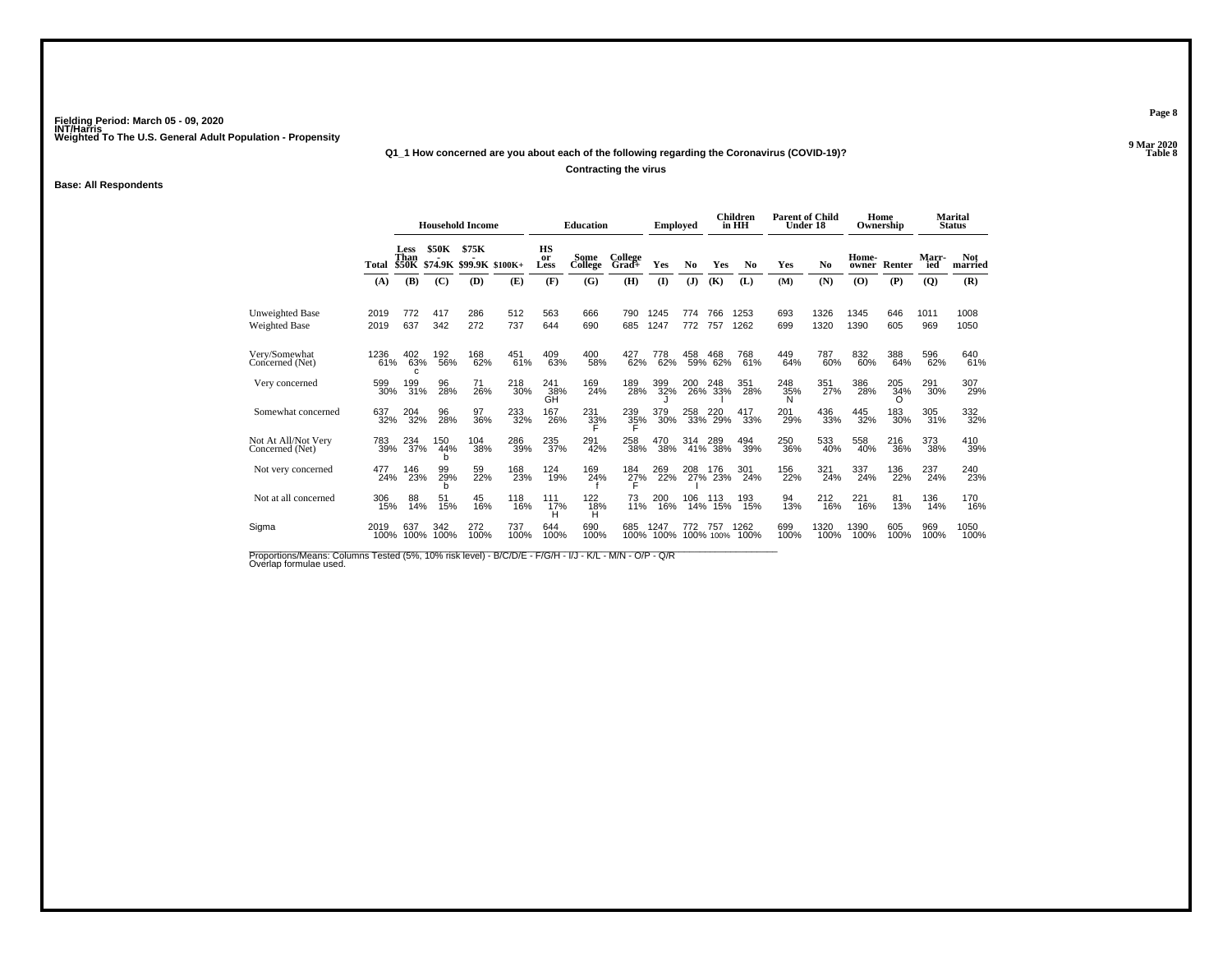Fielding Period: March 05 - 09, 2020
INT/Harris
Weighted To The U.S. General Adult Population - Propensity

9 Mar 2020
Table 8

**Q1_1 How concerned are you about each of the following regarding the Coronavirus (COVID-19)?**

**Contracting the virus**

**Base: All Respondents**

| | | Household Income | | | | Education | | | Employed | | Children in HH | | Parent of Child Under 18 | | Home Ownership | | Marital Status | |
|---|---|---|---|---|---|---|---|---|---|---|---|---|---|---|---|---|---|---|
| | Total | Less Than $50K | $50K - $74.9K | $75K - $99.9K | $100K+ | HS or Less | Some College | College Grad+ | Yes | No | Yes | No | Yes | No | Home-owner | Renter | Married | Not married |
| | (A) | (B) | (C) | (D) | (E) | (F) | (G) | (H) | (I) | (J) | (K) | (L) | (M) | (N) | (O) | (P) | (Q) | (R) |
| Unweighted Base | 2019 | 772 | 417 | 286 | 512 | 563 | 666 | 790 | 1245 | 774 | 766 | 1253 | 693 | 1326 | 1345 | 646 | 1011 | 1008 |
| Weighted Base | 2019 | 637 | 342 | 272 | 737 | 644 | 690 | 685 | 1247 | 772 | 757 | 1262 | 699 | 1320 | 1390 | 605 | 969 | 1050 |
| Very/Somewhat Concerned (Net) | 1236 61% | 402 63% c | 192 56% | 168 62% | 451 61% | 409 63% | 400 58% | 427 62% | 778 62% | 458 59% | 468 62% | 768 61% | 449 64% | 787 60% | 832 60% | 388 64% | 596 62% | 640 61% |
| Very concerned | 599 30% | 199 31% | 96 28% | 71 26% | 218 30% | 241 38% GH | 169 24% | 189 28% | 399 32% J | 200 26% | 248 33% I | 351 28% | 248 35% N | 351 27% | 386 28% | 205 34% O | 291 30% | 307 29% |
| Somewhat concerned | 637 32% | 204 32% | 96 28% | 97 36% | 233 32% | 167 26% | 231 33% F | 239 35% F | 379 30% | 258 33% | 220 29% | 417 33% | 201 29% | 436 33% | 445 32% | 183 30% | 305 31% | 332 32% |
| Not At All/Not Very Concerned (Net) | 783 39% | 234 37% | 150 44% b | 104 38% | 286 39% | 235 37% | 291 42% | 258 38% | 470 38% | 314 41% | 289 38% | 494 39% | 250 36% | 533 40% | 558 40% | 216 36% | 373 38% | 410 39% |
| Not very concerned | 477 24% | 146 23% | 99 29% b | 59 22% | 168 23% | 124 19% | 169 24% f | 184 27% F | 269 22% | 208 27% I | 176 23% | 301 24% | 156 22% | 321 24% | 337 24% | 136 22% | 237 24% | 240 23% |
| Not at all concerned | 306 15% | 88 14% | 51 15% | 45 16% | 118 16% | 111 17% H | 122 18% H | 73 11% | 200 16% | 106 14% | 113 15% | 193 15% | 94 13% | 212 16% | 221 16% | 81 13% | 136 14% | 170 16% |
| Sigma | 2019 100% | 637 100% | 342 100% | 272 100% | 737 100% | 644 100% | 690 100% | 685 100% | 1247 100% | 772 100% | 757 100% | 1262 100% | 699 100% | 1320 100% | 1390 100% | 605 100% | 969 100% | 1050 100% |

Proportions/Means: Columns Tested (5%, 10% risk level) - B/C/D/E - F/G/H - I/J - K/L - M/N - O/P - Q/R
Overlap formulae used.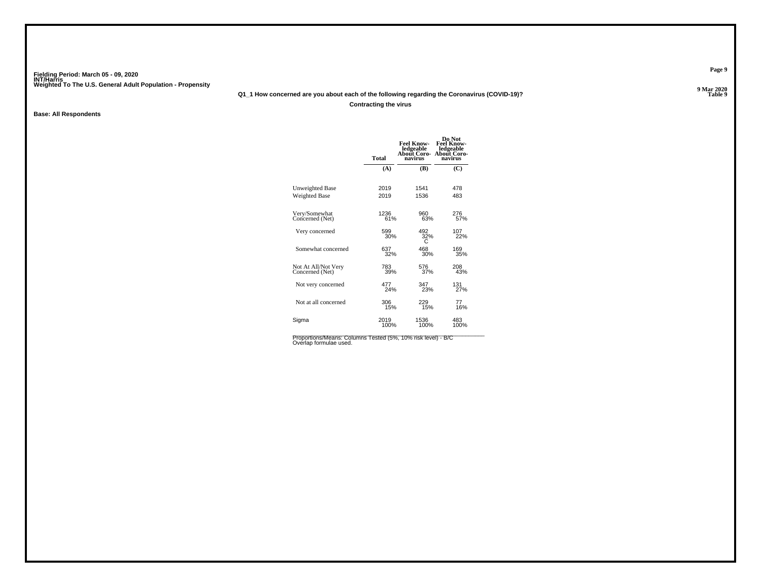Fielding Period: March 05 - 09, 2020
INT/Harris
Weighted To The U.S. General Adult Population - Propensity

9 Mar 2020
Table 9

**Q1_1 How concerned are you about each of the following regarding the Coronavirus (COVID-19)?**

**Contracting the virus**

**Base: All Respondents**

| | Total | Feel Know-ledgeable About Coro-navirus | Do Not Feel Know-ledgeable About Coro-navirus |
|---|---|---|---|
| | (A) | (B) | (C) |
| Unweighted Base | 2019 | 1541 | 478 |
| Weighted Base | 2019 | 1536 | 483 |
| Very/Somewhat Concerned (Net) | 1236<br>61% | 960<br>63% | 276<br>57% |
| Very concerned | 599<br>30% | 492<br>32%<br>C | 107<br>22% |
| Somewhat concerned | 637<br>32% | 468<br>30% | 169<br>35% |
| Not At All/Not Very Concerned (Net) | 783<br>39% | 576<br>37% | 208<br>43% |
| Not very concerned | 477<br>24% | 347<br>23% | 131<br>27% |
| Not at all concerned | 306<br>15% | 229<br>15% | 77<br>16% |
| Sigma | 2019<br>100% | 1536<br>100% | 483<br>100% |

Proportions/Means: Columns Tested (5%, 10% risk level) - B/C
Overlap formulae used.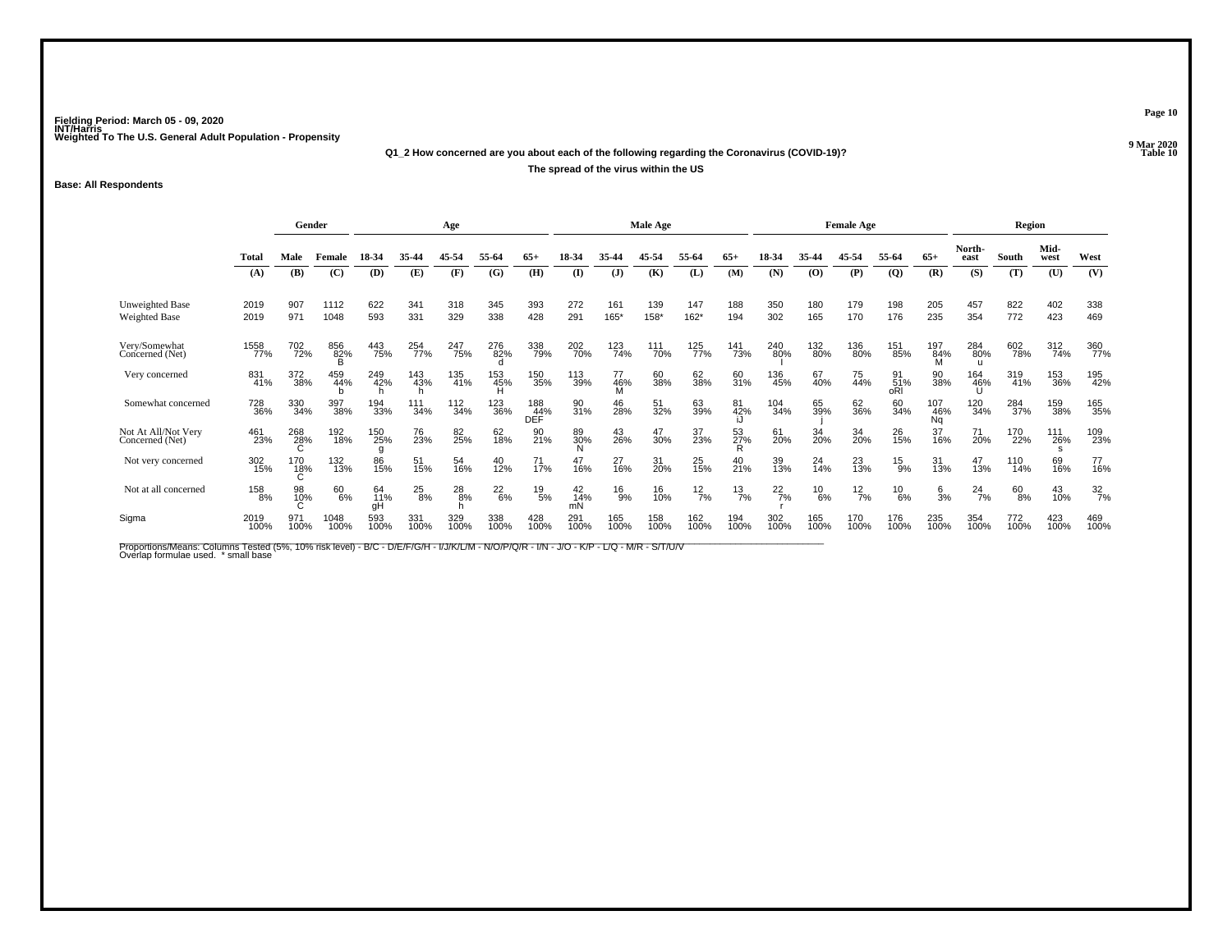Fielding Period: March 05 - 09, 2020
INT/Harris
Weighted To The U.S. General Adult Population - Propensity

9 Mar 2020
Table 10

**Q1_2 How concerned are you about each of the following regarding the Coronavirus (COVID-19)?**

**The spread of the virus within the US**

**Base: All Respondents**

| | Total | Gender | | Age | | | | | Male Age | | | | | Female Age | | | | | Region | | | |
|---|---|---|---|---|---|---|---|---|---|---|---|---|---|---|---|---|---|---|---|---|---|---|
| | Total | Male | Female | 18-34 | 35-44 | 45-54 | 55-64 | 65+ | 18-34 | 35-44 | 45-54 | 55-64 | 65+ | 18-34 | 35-44 | 45-54 | 55-64 | 65+ | North-east | South | Mid-west | West |
| | (A) | (B) | (C) | (D) | (E) | (F) | (G) | (H) | (I) | (J) | (K) | (L) | (M) | (N) | (O) | (P) | (Q) | (R) | (S) | (T) | (U) | (V) |
| Unweighted Base | 2019 | 907 | 1112 | 622 | 341 | 318 | 345 | 393 | 272 | 161 | 139 | 147 | 188 | 350 | 180 | 179 | 198 | 205 | 457 | 822 | 402 | 338 |
| Weighted Base | 2019 | 971 | 1048 | 593 | 331 | 329 | 338 | 428 | 291 | 165* | 158* | 162* | 194 | 302 | 165 | 170 | 176 | 235 | 354 | 772 | 423 | 469 |
| Very/Somewhat Concerned (Net) | 1558 77% | 702 72% | 856 82% B | 443 75% | 254 77% | 247 75% | 276 82% d | 338 79% | 202 70% | 123 74% | 111 70% | 125 77% | 141 73% | 240 80% I | 132 80% | 136 80% | 151 85% | 197 84% M | 284 80% u | 602 78% | 312 74% | 360 77% |
| Very concerned | 831 41% | 372 38% | 459 44% b | 249 42% h | 143 43% h | 135 41% | 153 45% H | 150 35% | 113 39% | 77 46% M | 60 38% | 62 38% | 60 31% | 136 45% | 67 40% | 75 44% | 91 51% oRl | 90 38% | 164 46% U | 319 41% | 153 36% | 195 42% |
| Somewhat concerned | 728 36% | 330 34% | 397 38% | 194 33% | 111 34% | 112 34% | 123 36% | 188 44% DEF | 90 31% | 46 28% | 51 32% | 63 39% | 81 42% iJ | 104 34% | 65 39% j | 62 36% | 60 34% | 107 46% Nq | 120 34% | 284 37% | 159 38% | 165 35% |
| Not At All/Not Very Concerned (Net) | 461 23% | 268 28% C | 192 18% | 150 25% g | 76 23% | 82 25% | 62 18% | 90 21% | 89 30% N | 43 26% | 47 30% | 37 23% | 53 27% R | 61 20% | 34 20% | 34 20% | 26 15% | 37 16% | 71 20% | 170 22% | 111 26% s | 109 23% |
| Not very concerned | 302 15% | 170 18% C | 132 13% | 86 15% | 51 15% | 54 16% | 40 12% | 71 17% | 47 16% | 27 16% | 31 20% | 25 15% | 40 21% | 39 13% | 24 14% | 23 13% | 15 9% | 31 13% | 47 13% | 110 14% | 69 16% | 77 16% |
| Not at all concerned | 158 8% | 98 10% C | 60 6% | 64 11% gH | 25 8% | 28 8% h | 22 6% | 19 5% | 42 14% mN | 16 9% | 16 10% | 12 7% | 13 7% | 22 7% r | 10 6% | 12 7% | 10 6% | 6 3% | 24 7% | 60 8% | 43 10% | 32 7% |
| Sigma | 2019 100% | 971 100% | 1048 100% | 593 100% | 331 100% | 329 100% | 338 100% | 428 100% | 291 100% | 165 100% | 158 100% | 162 100% | 194 100% | 302 100% | 165 100% | 170 100% | 176 100% | 235 100% | 354 100% | 772 100% | 423 100% | 469 100% |

Proportions/Means: Columns Tested (5%, 10% risk level) - B/C - D/E/F/G/H - I/J/K/L/M - N/O/P/Q/R - I/N - J/O - K/P - L/Q - M/R - S/T/U/V
Overlap formulae used. * small base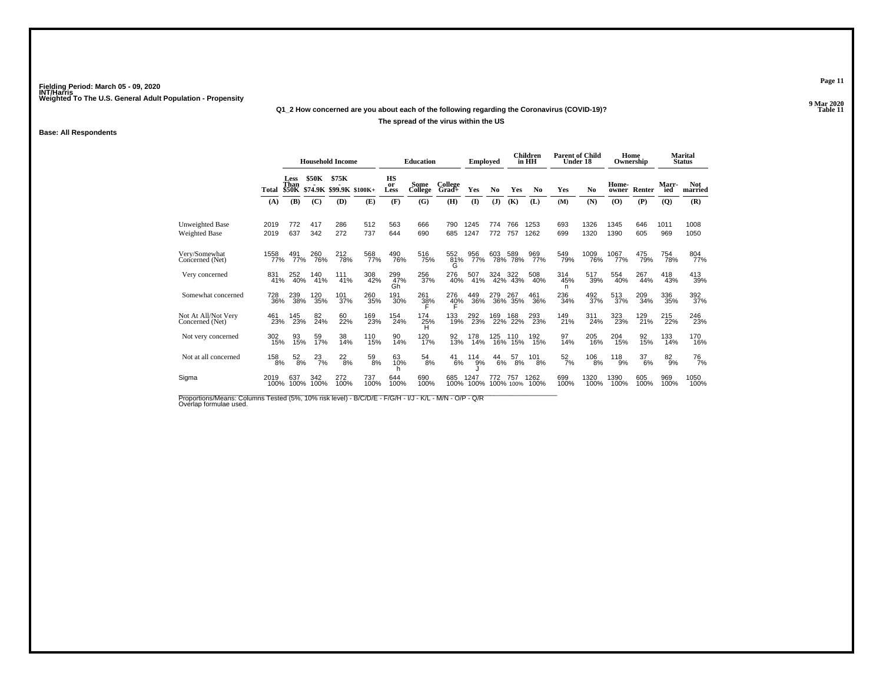Fielding Period: March 05 - 09, 2020
INT/Harris
Weighted To The U.S. General Adult Population - Propensity

9 Mar 2020
Table 11

**Q1_2 How concerned are you about each of the following regarding the Coronavirus (COVID-19)?**

**The spread of the virus within the US**

**Base: All Respondents**

| | Total | Household Income: Less Than $50K | Household Income: $50K - $74.9K | Household Income: $75K - $99.9K | Household Income: $100K+ | Education: HS or Less | Education: Some College | Education: College Grad+ | Employed: Yes | Employed: No | Children in HH: Yes | Children in HH: No | Parent of Child Under 18: Yes | Parent of Child Under 18: No | Home Ownership: Home-owner | Home Ownership: Renter | Marital Status: Married | Marital Status: Not married |
|---|---|---|---|---|---|---|---|---|---|---|---|---|---|---|---|---|---|---|
| | (A) | (B) | (C) | (D) | (E) | (F) | (G) | (H) | (I) | (J) | (K) | (L) | (M) | (N) | (O) | (P) | (Q) | (R) |
| Unweighted Base | 2019 | 772 | 417 | 286 | 512 | 563 | 666 | 790 | 1245 | 774 | 766 | 1253 | 693 | 1326 | 1345 | 646 | 1011 | 1008 |
| Weighted Base | 2019 | 637 | 342 | 272 | 737 | 644 | 690 | 685 | 1247 | 772 | 757 | 1262 | 699 | 1320 | 1390 | 605 | 969 | 1050 |
| Very/Somewhat Concerned (Net) | 1558 77% | 491 77% | 260 76% | 212 78% | 568 77% | 490 76% | 516 75% | 552 81% G | 956 77% | 603 78% | 589 78% | 969 77% | 549 79% | 1009 76% | 1067 77% | 475 79% | 754 78% | 804 77% |
| Very concerned | 831 41% | 252 40% | 140 41% | 111 41% | 308 42% | 299 47% Gh | 256 37% | 276 40% | 507 41% | 324 42% | 322 43% | 508 40% | 314 45% n | 517 39% | 554 40% | 267 44% | 418 43% | 413 39% |
| Somewhat concerned | 728 36% | 239 38% | 120 35% | 101 37% | 260 35% | 191 30% | 261 38% F | 276 40% F | 449 36% | 279 36% | 267 35% | 461 36% | 236 34% | 492 37% | 513 37% | 209 34% | 336 35% | 392 37% |
| Not At All/Not Very Concerned (Net) | 461 23% | 145 23% | 82 24% | 60 22% | 169 23% | 154 24% | 174 25% H | 133 19% | 292 23% | 169 22% | 168 22% | 293 23% | 149 21% | 311 24% | 323 23% | 129 21% | 215 22% | 246 23% |
| Not very concerned | 302 15% | 93 15% | 59 17% | 38 14% | 110 15% | 90 14% | 120 17% | 92 13% | 178 14% | 125 16% | 110 15% | 192 15% | 97 14% | 205 16% | 204 15% | 92 15% | 133 14% | 170 16% |
| Not at all concerned | 158 8% | 52 8% | 23 7% | 22 8% | 59 8% | 63 10% h | 54 8% | 41 6% | 114 9% J | 44 6% | 57 8% | 101 8% | 52 7% | 106 8% | 118 9% | 37 6% | 82 9% | 76 7% |
| Sigma | 2019 100% | 637 100% | 342 100% | 272 100% | 737 100% | 644 100% | 690 100% | 685 100% | 1247 100% | 772 100% | 757 100% | 1262 100% | 699 100% | 1320 100% | 1390 100% | 605 100% | 969 100% | 1050 100% |

Proportions/Means: Columns Tested (5%, 10% risk level) - B/C/D/E - F/G/H - I/J - K/L - M/N - O/P - Q/R
Overlap formulae used.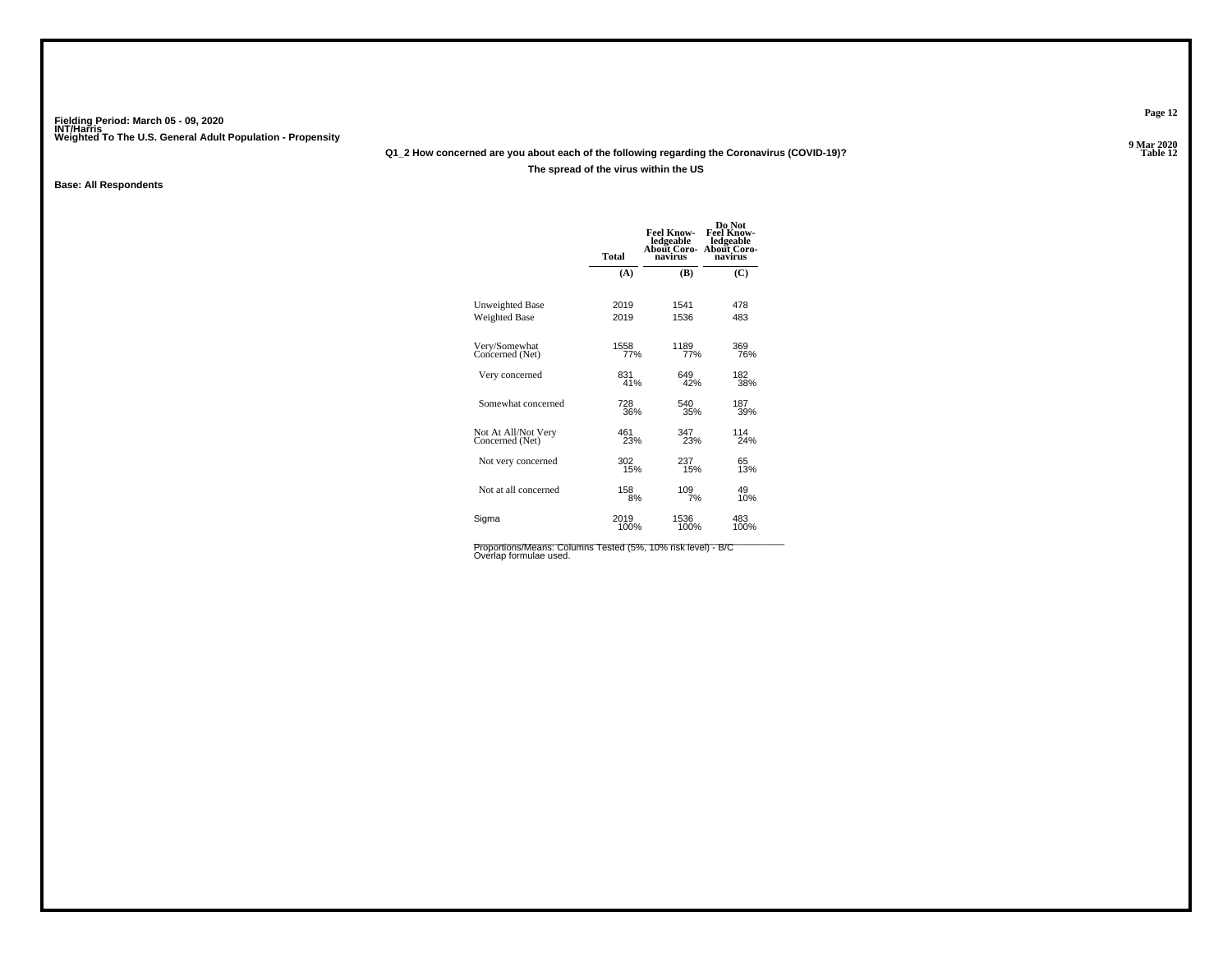Fielding Period: March 05 - 09, 2020
INT/Harris
Weighted To The U.S. General Adult Population - Propensity

9 Mar 2020
Table 12

**Q1_2 How concerned are you about each of the following regarding the Coronavirus (COVID-19)?**

**The spread of the virus within the US**

**Base: All Respondents**

| | Total | Feel Knowledgeable About Coronavirus | Do Not Feel Knowledgeable About Coronavirus |
|---|---|---|---|
| | (A) | (B) | (C) |
| Unweighted Base | 2019 | 1541 | 478 |
| Weighted Base | 2019 | 1536 | 483 |
| Very/Somewhat Concerned (Net) | 1558<br>77% | 1189<br>77% | 369<br>76% |
| Very concerned | 831<br>41% | 649<br>42% | 182<br>38% |
| Somewhat concerned | 728<br>36% | 540<br>35% | 187<br>39% |
| Not At All/Not Very Concerned (Net) | 461<br>23% | 347<br>23% | 114<br>24% |
| Not very concerned | 302<br>15% | 237<br>15% | 65<br>13% |
| Not at all concerned | 158<br>8% | 109<br>7% | 49<br>10% |
| Sigma | 2019<br>100% | 1536<br>100% | 483<br>100% |

Proportions/Means: Columns Tested (5%, 10% risk level) - B/C
Overlap formulae used.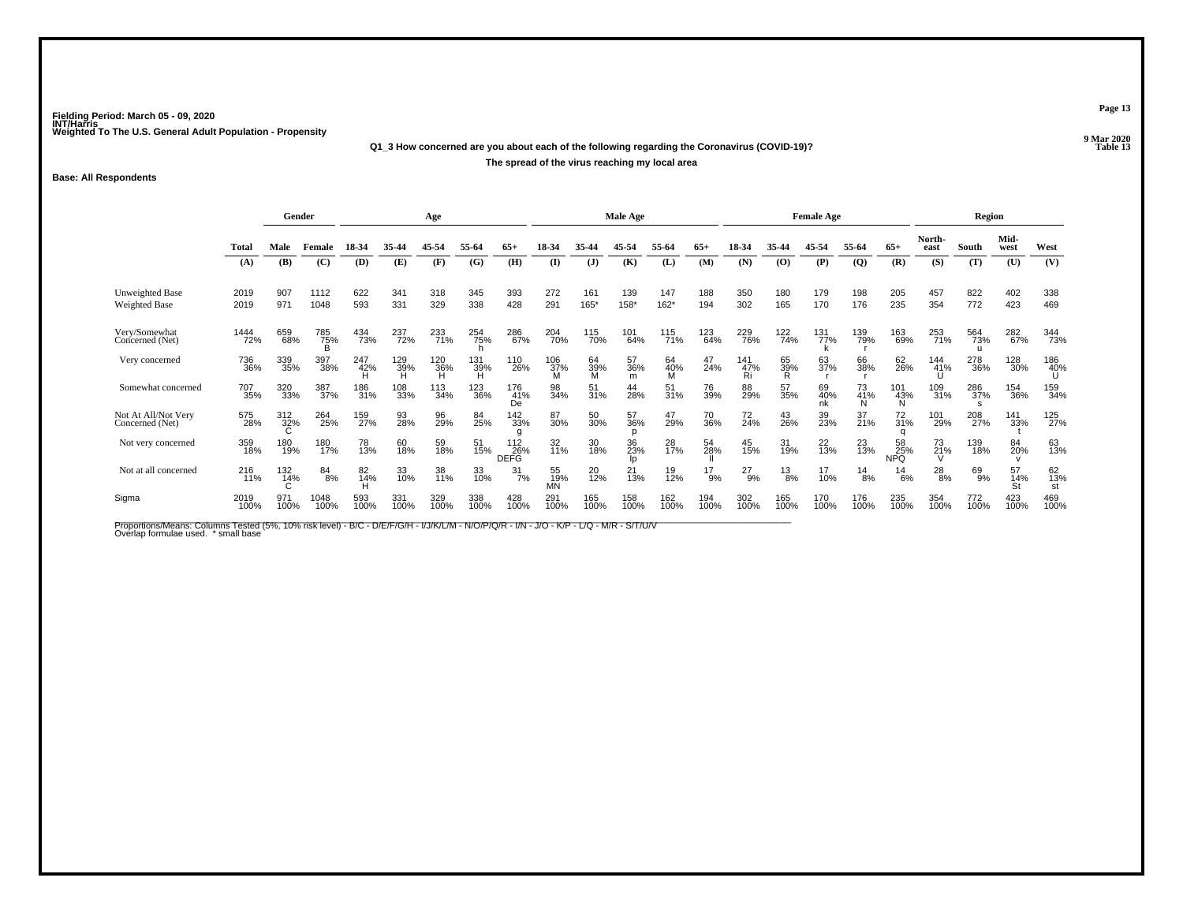Fielding Period: March 05 - 09, 2020
INT/Harris
Weighted To The U.S. General Adult Population - Propensity

9 Mar 2020
Table 13

**Q1_3 How concerned are you about each of the following regarding the Coronavirus (COVID-19)?**

**The spread of the virus reaching my local area**

**Base: All Respondents**

| | Total | Gender | | Age | | | | | Male Age | | | | | Female Age | | | | | Region | | | |
|---|---|---|---|---|---|---|---|---|---|---|---|---|---|---|---|---|---|---|---|---|---|---|
| | Total | Male | Female | 18-34 | 35-44 | 45-54 | 55-64 | 65+ | 18-34 | 35-44 | 45-54 | 55-64 | 65+ | 18-34 | 35-44 | 45-54 | 55-64 | 65+ | North-east | South | Mid-west | West |
| | (A) | (B) | (C) | (D) | (E) | (F) | (G) | (H) | (I) | (J) | (K) | (L) | (M) | (N) | (O) | (P) | (Q) | (R) | (S) | (T) | (U) | (V) |
| Unweighted Base | 2019 | 907 | 1112 | 622 | 341 | 318 | 345 | 393 | 272 | 161 | 139 | 147 | 188 | 350 | 180 | 179 | 198 | 205 | 457 | 822 | 402 | 338 |
| Weighted Base | 2019 | 971 | 1048 | 593 | 331 | 329 | 338 | 428 | 291 | 165* | 158* | 162* | 194 | 302 | 165 | 170 | 176 | 235 | 354 | 772 | 423 | 469 |
| Very/Somewhat Concerned (Net) | 1444 72% | 659 68% | 785 75% B | 434 73% | 237 72% | 233 71% | 254 75% h | 286 67% | 204 70% | 115 70% | 101 64% | 115 71% | 123 64% | 229 76% | 122 74% | 131 77% k | 139 79% r | 163 69% | 253 71% | 564 73% u | 282 67% | 344 73% |
| Very concerned | 736 36% | 339 35% | 397 38% | 247 42% H | 129 39% H | 120 36% H | 131 39% H | 110 26% | 106 37% M | 64 39% M | 57 36% m | 64 40% M | 47 24% | 141 47% Ri | 65 39% R | 63 37% r | 66 38% r | 62 26% | 144 41% U | 278 36% | 128 30% | 186 40% U |
| Somewhat concerned | 707 35% | 320 33% | 387 37% | 186 31% | 108 33% | 113 34% | 123 36% | 176 41% De | 98 34% | 51 31% | 44 28% | 51 31% | 76 39% | 88 29% | 57 35% | 69 40% nk | 73 41% N | 101 43% N | 109 31% | 286 37% s | 154 36% | 159 34% |
| Not At All/Not Very Concerned (Net) | 575 28% | 312 32% C | 264 25% | 159 27% | 93 28% | 96 29% | 84 25% | 142 33% g | 87 30% | 50 30% | 57 36% p | 47 29% | 70 36% | 72 24% | 43 26% | 39 23% | 37 21% | 72 31% q | 101 29% | 208 27% | 141 33% t | 125 27% |
| Not very concerned | 359 18% | 180 19% | 180 17% | 78 13% | 60 18% | 59 18% | 51 15% | 112 26% DEFG | 32 11% | 30 18% | 36 23% Ip | 28 17% | 54 28% Il | 45 15% | 31 19% | 22 13% | 23 13% | 58 25% NPQ | 73 21% V | 139 18% | 84 20% v | 63 13% |
| Not at all concerned | 216 11% | 132 14% C | 84 8% | 82 14% H | 33 10% | 38 11% | 33 10% | 31 7% | 55 19% MN | 20 12% | 21 13% | 19 12% | 17 9% | 27 9% | 13 8% | 17 10% | 14 8% | 14 6% | 28 8% | 69 9% | 57 14% St | 62 13% st |
| Sigma | 2019 100% | 971 100% | 1048 100% | 593 100% | 331 100% | 329 100% | 338 100% | 428 100% | 291 100% | 165 100% | 158 100% | 162 100% | 194 100% | 302 100% | 165 100% | 170 100% | 176 100% | 235 100% | 354 100% | 772 100% | 423 100% | 469 100% |

Proportions/Means: Columns Tested (5%, 10% risk level) - B/C - D/E/F/G/H - I/J/K/L/M - N/O/P/Q/R - I/N - J/O - K/P - L/Q - M/R - S/T/U/V
Overlap formulae used. * small base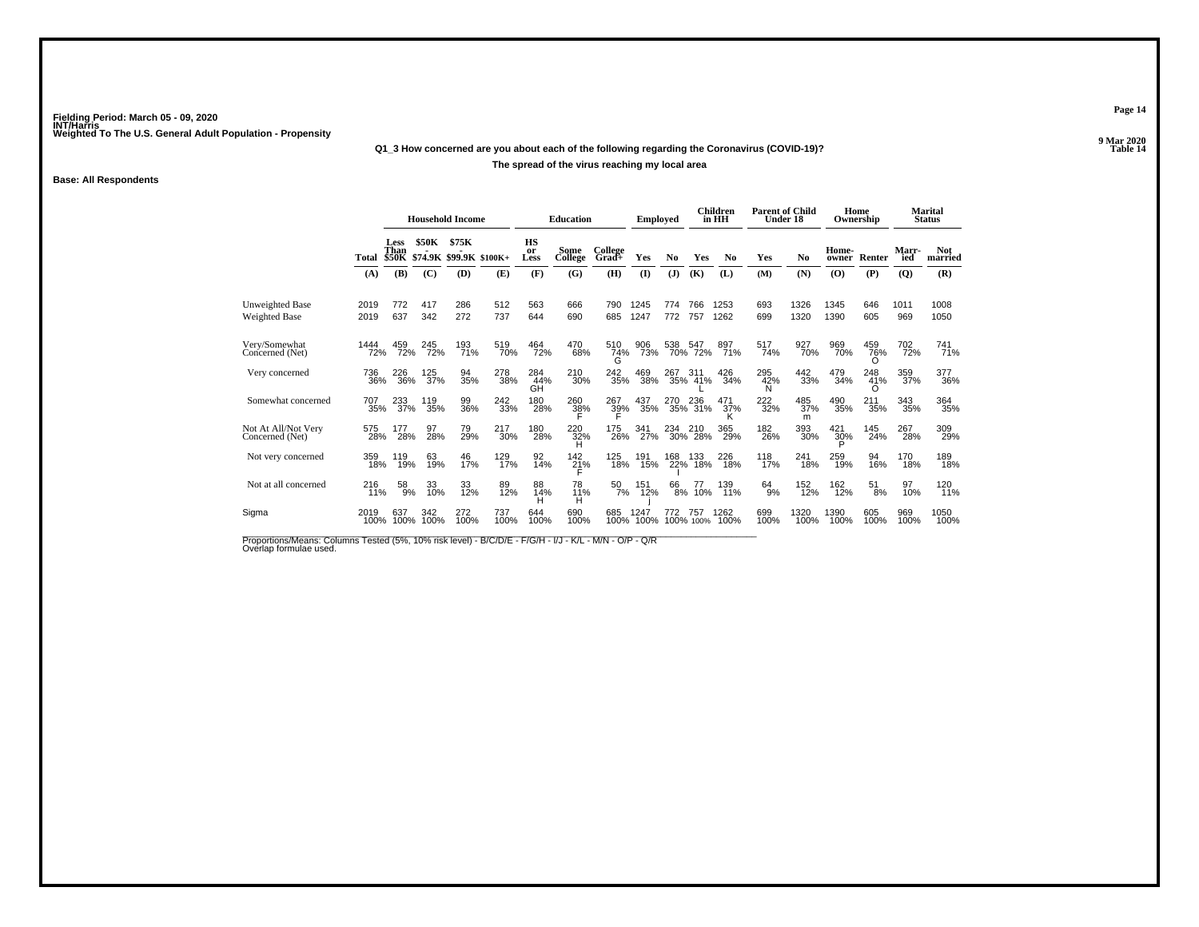Fielding Period: March 05 - 09, 2020
INT/Harris
Weighted To The U.S. General Adult Population - Propensity

9 Mar 2020
Table 14

**Q1_3 How concerned are you about each of the following regarding the Coronavirus (COVID-19)?**

**The spread of the virus reaching my local area**

**Base: All Respondents**

| | | Household Income | | | | Education | | | Employed | | Children in HH | | Parent of Child Under 18 | | Home Ownership | | Marital Status | |
|---|---|---|---|---|---|---|---|---|---|---|---|---|---|---|---|---|---|---|
| | Total | Less Than $50K | $50K - $74.9K | $75K - $99.9K | $100K+ | HS or Less | Some College | College Grad+ | Yes | No | Yes | No | Yes | No | Home-owner | Renter | Marr-ied | Not married |
| | (A) | (B) | (C) | (D) | (E) | (F) | (G) | (H) | (I) | (J) | (K) | (L) | (M) | (N) | (O) | (P) | (Q) | (R) |
| Unweighted Base | 2019 | 772 | 417 | 286 | 512 | 563 | 666 | 790 | 1245 | 774 | 766 | 1253 | 693 | 1326 | 1345 | 646 | 1011 | 1008 |
| Weighted Base | 2019 | 637 | 342 | 272 | 737 | 644 | 690 | 685 | 1247 | 772 | 757 | 1262 | 699 | 1320 | 1390 | 605 | 969 | 1050 |
| Very/Somewhat Concerned (Net) | 1444 72% | 459 72% | 245 72% | 193 71% | 519 70% | 464 72% | 470 68% | 510 74% G | 906 73% | 538 70% | 547 72% | 897 71% | 517 74% | 927 70% | 969 70% | 459 76% O | 702 72% | 741 71% |
| Very concerned | 736 36% | 226 36% | 125 37% | 94 35% | 278 38% | 284 44% GH | 210 30% | 242 35% | 469 38% | 267 35% | 311 41% L | 426 34% | 295 42% N | 442 33% | 479 34% | 248 41% O | 359 37% | 377 36% |
| Somewhat concerned | 707 35% | 233 37% | 119 35% | 99 36% | 242 33% | 180 28% | 260 38% F | 267 39% F | 437 35% | 270 35% | 236 31% | 471 37% K | 222 32% | 485 37% m | 490 35% | 211 35% | 343 35% | 364 35% |
| Not At All/Not Very Concerned (Net) | 575 28% | 177 28% | 97 28% | 79 29% | 217 30% | 180 28% | 220 32% H | 175 26% | 341 27% | 234 30% | 210 28% | 365 29% | 182 26% | 393 30% | 421 30% P | 145 24% | 267 28% | 309 29% |
| Not very concerned | 359 18% | 119 19% | 63 19% | 46 17% | 129 17% | 92 14% | 142 21% F | 125 18% | 191 15% | 168 22% I | 133 18% | 226 18% | 118 17% | 241 18% | 259 19% | 94 16% | 170 18% | 189 18% |
| Not at all concerned | 216 11% | 58 9% | 33 10% | 33 12% | 89 12% | 88 14% H | 78 11% H | 50 7% | 151 12% j | 66 8% | 77 10% | 139 11% | 64 9% | 152 12% | 162 12% | 51 8% | 97 10% | 120 11% |
| Sigma | 2019 100% | 637 100% | 342 100% | 272 100% | 737 100% | 644 100% | 690 100% | 685 100% | 1247 100% | 772 100% | 757 100% | 1262 100% | 699 100% | 1320 100% | 1390 100% | 605 100% | 969 100% | 1050 100% |

Proportions/Means: Columns Tested (5%, 10% risk level) - B/C/D/E - F/G/H - I/J - K/L - M/N - O/P - Q/R
Overlap formulae used.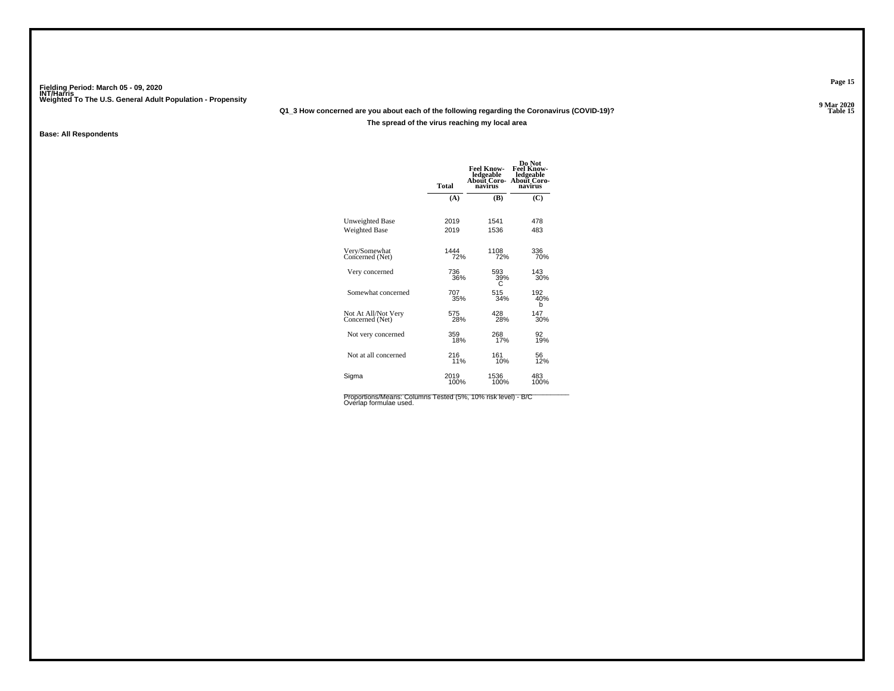Fielding Period: March 05 - 09, 2020
INT/Harris
Weighted To The U.S. General Adult Population - Propensity

9 Mar 2020
Table 15

**Q1_3 How concerned are you about each of the following regarding the Coronavirus (COVID-19)?**

**The spread of the virus reaching my local area**

**Base: All Respondents**

| | Total | Feel Know-ledgeable About Coro-navirus | Do Not Feel Know-ledgeable About Coro-navirus |
|---|---|---|---|
| | (A) | (B) | (C) |
| Unweighted Base | 2019 | 1541 | 478 |
| Weighted Base | 2019 | 1536 | 483 |
| Very/Somewhat Concerned (Net) | 1444<br>72% | 1108<br>72% | 336<br>70% |
| Very concerned | 736<br>36% | 593<br>39%<br>C | 143<br>30% |
| Somewhat concerned | 707<br>35% | 515<br>34% | 192<br>40%<br>b |
| Not At All/Not Very Concerned (Net) | 575<br>28% | 428<br>28% | 147<br>30% |
| Not very concerned | 359<br>18% | 268<br>17% | 92<br>19% |
| Not at all concerned | 216<br>11% | 161<br>10% | 56<br>12% |
| Sigma | 2019<br>100% | 1536<br>100% | 483<br>100% |

Proportions/Means: Columns Tested (5%, 10% risk level) - B/C
Overlap formulae used.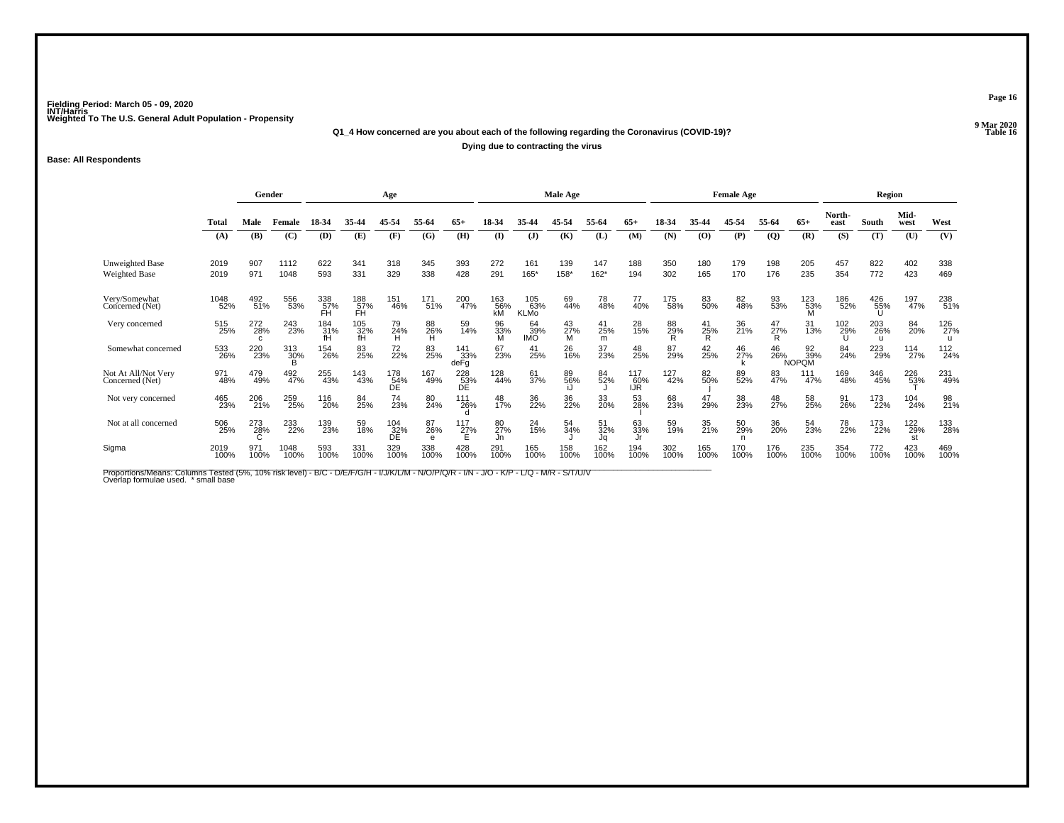Fielding Period: March 05 - 09, 2020
INT/Harris
Weighted To The U.S. General Adult Population - Propensity

9 Mar 2020
Table 16

**Q1_4 How concerned are you about each of the following regarding the Coronavirus (COVID-19)?**

**Dying due to contracting the virus**

**Base: All Respondents**

| | Total | Gender | | Age | | | | | Male Age | | | | | Female Age | | | | | Region | | | |
|---|---|---|---|---|---|---|---|---|---|---|---|---|---|---|---|---|---|---|---|---|---|---|
| | Total | Male | Female | 18-34 | 35-44 | 45-54 | 55-64 | 65+ | 18-34 | 35-44 | 45-54 | 55-64 | 65+ | 18-34 | 35-44 | 45-54 | 55-64 | 65+ | North-east | South | Mid-west | West |
| | (A) | (B) | (C) | (D) | (E) | (F) | (G) | (H) | (I) | (J) | (K) | (L) | (M) | (N) | (O) | (P) | (Q) | (R) | (S) | (T) | (U) | (V) |
| Unweighted Base | 2019 | 907 | 1112 | 622 | 341 | 318 | 345 | 393 | 272 | 161 | 139 | 147 | 188 | 350 | 180 | 179 | 198 | 205 | 457 | 822 | 402 | 338 |
| Weighted Base | 2019 | 971 | 1048 | 593 | 331 | 329 | 338 | 428 | 291 | 165* | 158* | 162* | 194 | 302 | 165 | 170 | 176 | 235 | 354 | 772 | 423 | 469 |
| Very/Somewhat Concerned (Net) | 1048 52% | 492 51% | 556 53% | 338 57% FH | 188 57% FH | 151 46% | 171 51% | 200 47% | 163 56% kM | 105 63% KLMo | 69 44% | 78 48% | 77 40% | 175 58% | 83 50% | 82 48% | 93 53% | 123 53% M | 186 52% | 426 55% U | 197 47% | 238 51% |
| Very concerned | 515 25% | 272 28% c | 243 23% | 184 31% fH | 105 32% fH | 79 24% H | 88 26% H | 59 14% | 96 33% M | 64 39% IMO | 43 27% M | 41 25% m | 28 15% | 88 29% R | 41 25% R | 36 21% | 47 27% R | 31 13% | 102 29% U | 203 26% u | 84 20% | 126 27% u |
| Somewhat concerned | 533 26% | 220 23% | 313 30% B | 154 26% | 83 25% | 72 22% | 83 25% | 141 33% deFg | 67 23% | 41 25% | 26 16% | 37 23% | 48 25% | 87 29% | 42 25% | 46 27% k | 46 26% | 92 39% NOPQM | 84 24% | 223 29% | 114 27% | 112 24% |
| Not At All/Not Very Concerned (Net) | 971 48% | 479 49% | 492 47% | 255 43% | 143 43% | 178 54% DE | 167 49% | 228 53% DE | 128 44% | 61 37% | 89 56% iJ | 84 52% J | 117 60% IJR | 127 42% | 82 50% j | 89 52% | 83 47% | 111 47% | 169 48% | 346 45% | 226 53% T | 231 49% |
| Not very concerned | 465 23% | 206 21% | 259 25% | 116 20% | 84 25% | 74 23% | 80 24% | 111 26% d | 48 17% | 36 22% | 36 22% | 33 20% | 53 28% I | 68 23% | 47 29% | 38 23% | 48 27% | 58 25% | 91 26% | 173 22% | 104 24% | 98 21% |
| Not at all concerned | 506 25% | 273 28% C | 233 22% | 139 23% | 59 18% | 104 32% DE | 87 26% e | 117 27% E | 80 27% Jn | 24 15% | 54 34% J | 51 32% Jq | 63 33% Jr | 59 19% | 35 21% | 50 29% n | 36 20% | 54 23% | 78 22% | 173 22% | 122 29% st | 133 28% |
| Sigma | 2019 100% | 971 100% | 1048 100% | 593 100% | 331 100% | 329 100% | 338 100% | 428 100% | 291 100% | 165 100% | 158 100% | 162 100% | 194 100% | 302 100% | 165 100% | 170 100% | 176 100% | 235 100% | 354 100% | 772 100% | 423 100% | 469 100% |

Proportions/Means: Columns Tested (5%, 10% risk level) - B/C - D/E/F/G/H - I/J/K/L/M - N/O/P/Q/R - I/N - J/O - K/P - L/Q - M/R - S/T/U/V
Overlap formulae used. * small base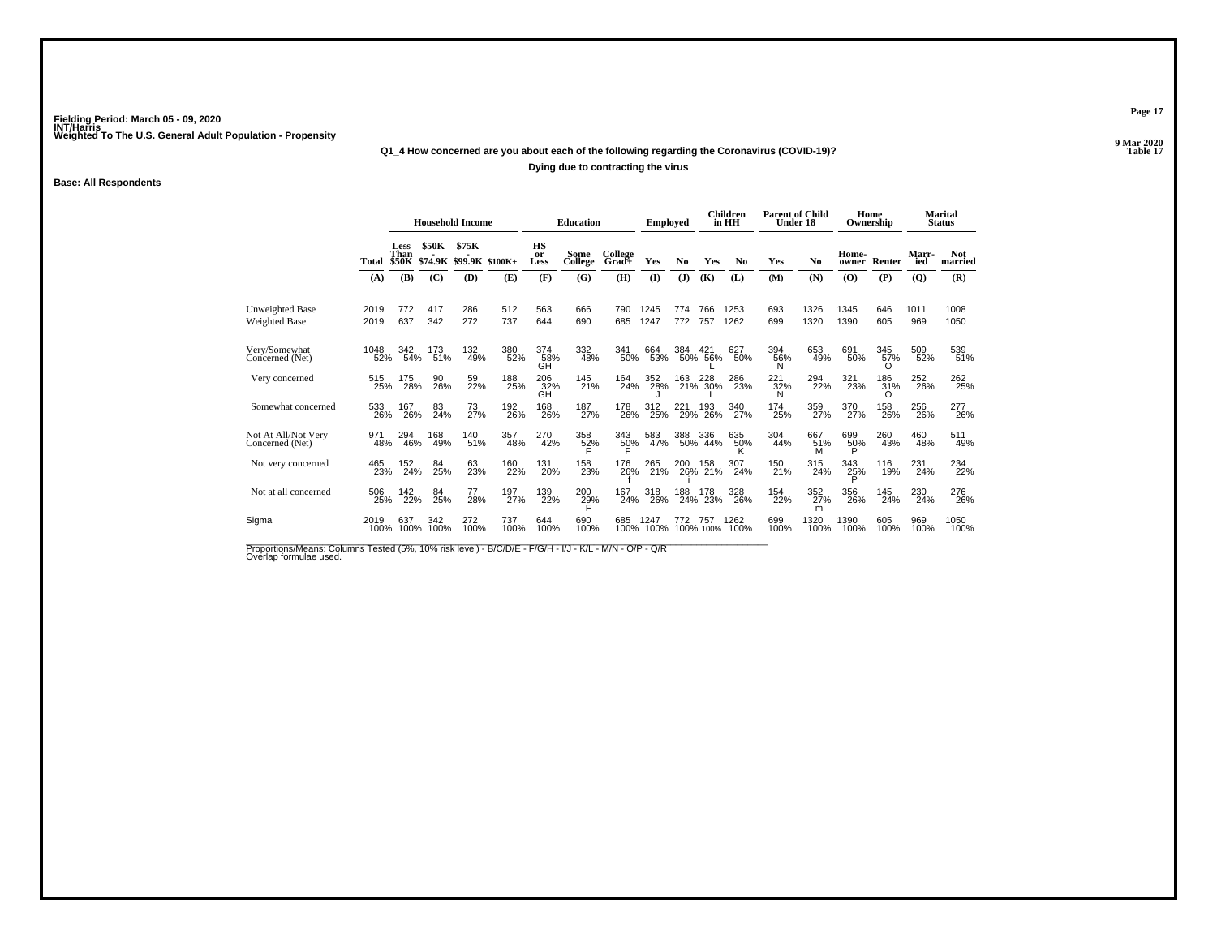Fielding Period: March 05 - 09, 2020
INT/Harris
Weighted To The U.S. General Adult Population - Propensity

9 Mar 2020
Table 17

### Q1_4 How concerned are you about each of the following regarding the Coronavirus (COVID-19)?

**Dying due to contracting the virus**

**Base: All Respondents**

| | Total | Household Income: Less Than $50K | Household Income: $50K - $74.9K | Household Income: $75K - $99.9K | Household Income: $100K+ | Education: HS or Less | Education: Some College | Education: College Grad+ | Employed: Yes | Employed: No | Children in HH: Yes | Children in HH: No | Parent of Child Under 18: Yes | Parent of Child Under 18: No | Home Ownership: Home-owner | Home Ownership: Renter | Marital Status: Marr-ied | Marital Status: Not married |
|---|---|---|---|---|---|---|---|---|---|---|---|---|---|---|---|---|---|---|
| | (A) | (B) | (C) | (D) | (E) | (F) | (G) | (H) | (I) | (J) | (K) | (L) | (M) | (N) | (O) | (P) | (Q) | (R) |
| Unweighted Base | 2019 | 772 | 417 | 286 | 512 | 563 | 666 | 790 | 1245 | 774 | 766 | 1253 | 693 | 1326 | 1345 | 646 | 1011 | 1008 |
| Weighted Base | 2019 | 637 | 342 | 272 | 737 | 644 | 690 | 685 | 1247 | 772 | 757 | 1262 | 699 | 1320 | 1390 | 605 | 969 | 1050 |
| Very/Somewhat Concerned (Net) | 1048 52% | 342 54% | 173 51% | 132 49% | 380 52% | 374 58% GH | 332 48% | 341 50% | 664 53% | 384 50% | 421 56% L | 627 50% | 394 56% N | 653 49% | 691 50% | 345 57% O | 509 52% | 539 51% |
| Very concerned | 515 25% | 175 28% | 90 26% | 59 22% | 188 25% | 206 32% GH | 145 21% | 164 24% | 352 28% J | 163 21% | 228 30% L | 286 23% | 221 32% N | 294 22% | 321 23% | 186 31% O | 252 26% | 262 25% |
| Somewhat concerned | 533 26% | 167 26% | 83 24% | 73 27% | 192 26% | 168 26% | 187 27% | 178 26% | 312 25% | 221 29% | 193 26% | 340 27% | 174 25% | 359 27% | 370 27% | 158 26% | 256 26% | 277 26% |
| Not At All/Not Very Concerned (Net) | 971 48% | 294 46% | 168 49% | 140 51% | 357 48% | 270 42% | 358 52% F | 343 50% F | 583 47% | 388 50% | 336 44% | 635 50% K | 304 44% | 667 51% M | 699 50% P | 260 43% | 460 48% | 511 49% |
| Not very concerned | 465 23% | 152 24% | 84 25% | 63 23% | 160 22% | 131 20% | 158 23% | 176 26% f | 265 21% | 200 26% i | 158 21% | 307 24% | 150 21% | 315 24% | 343 25% P | 116 19% | 231 24% | 234 22% |
| Not at all concerned | 506 25% | 142 22% | 84 25% | 77 28% | 197 27% | 139 22% | 200 29% F | 167 24% | 318 26% | 188 24% | 178 23% | 328 26% | 154 22% | 352 27% m | 356 26% | 145 24% | 230 24% | 276 26% |
| Sigma | 2019 100% | 637 100% | 342 100% | 272 100% | 737 100% | 644 100% | 690 100% | 685 100% | 1247 100% | 772 100% | 757 100% | 1262 100% | 699 100% | 1320 100% | 1390 100% | 605 100% | 969 100% | 1050 100% |

Proportions/Means: Columns Tested (5%, 10% risk level) - B/C/D/E - F/G/H - I/J - K/L - M/N - O/P - Q/R
Overlap formulae used.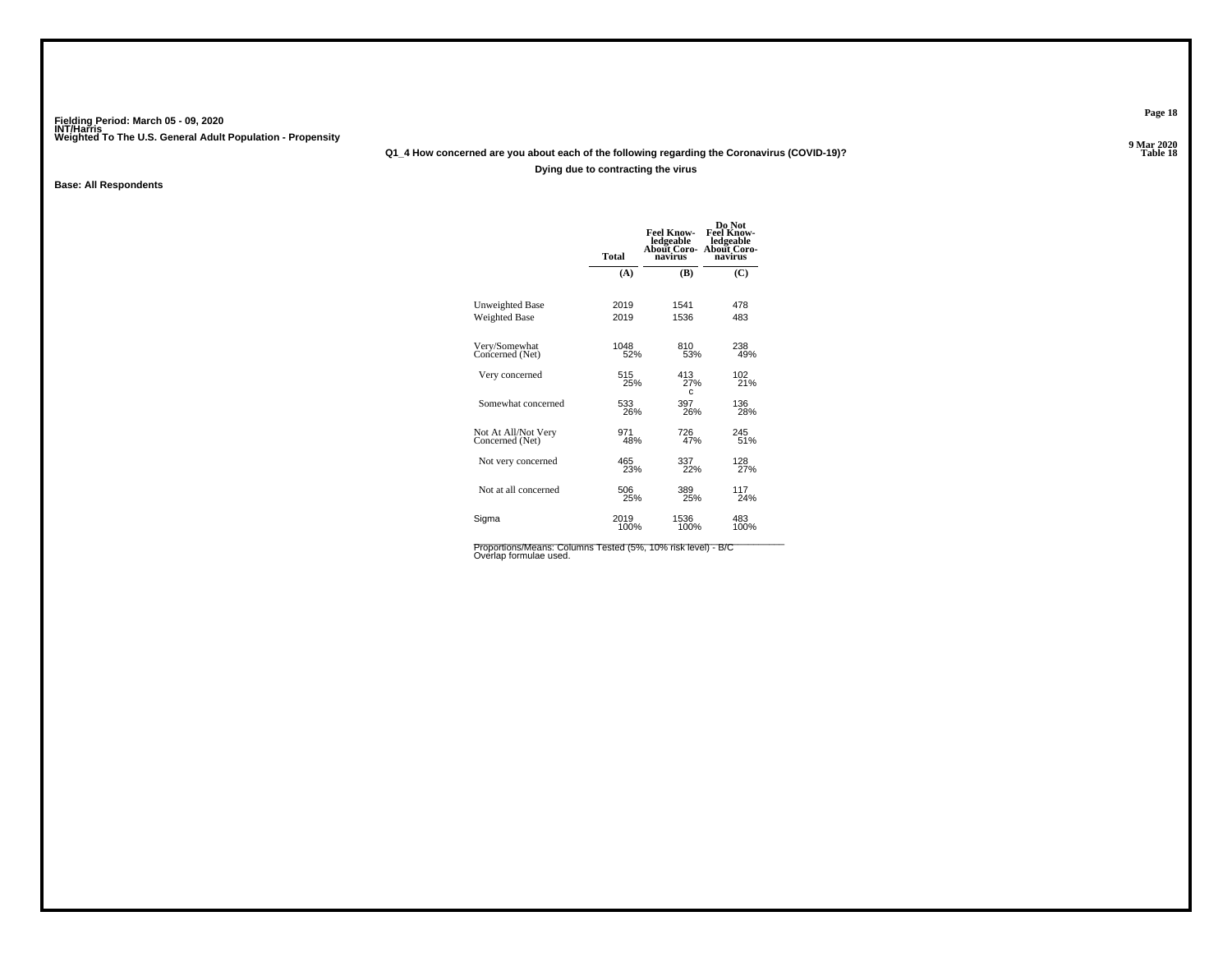Fielding Period: March 05 - 09, 2020
INT/Harris
Weighted To The U.S. General Adult Population - Propensity

9 Mar 2020
Table 18

**Q1_4 How concerned are you about each of the following regarding the Coronavirus (COVID-19)?**

**Dying due to contracting the virus**

**Base: All Respondents**

| | Total | Feel Know-ledgeable About Coro-navirus | Do Not Feel Know-ledgeable About Coro-navirus |
|---|---|---|---|
| | (A) | (B) | (C) |
| Unweighted Base | 2019 | 1541 | 478 |
| Weighted Base | 2019 | 1536 | 483 |
| Very/Somewhat Concerned (Net) | 1048<br>52% | 810<br>53% | 238<br>49% |
| Very concerned | 515<br>25% | 413<br>27%<br>c | 102<br>21% |
| Somewhat concerned | 533<br>26% | 397<br>26% | 136<br>28% |
| Not At All/Not Very Concerned (Net) | 971<br>48% | 726<br>47% | 245<br>51% |
| Not very concerned | 465<br>23% | 337<br>22% | 128<br>27% |
| Not at all concerned | 506<br>25% | 389<br>25% | 117<br>24% |
| Sigma | 2019<br>100% | 1536<br>100% | 483<br>100% |

Proportions/Means: Columns Tested (5%, 10% risk level) - B/C
Overlap formulae used.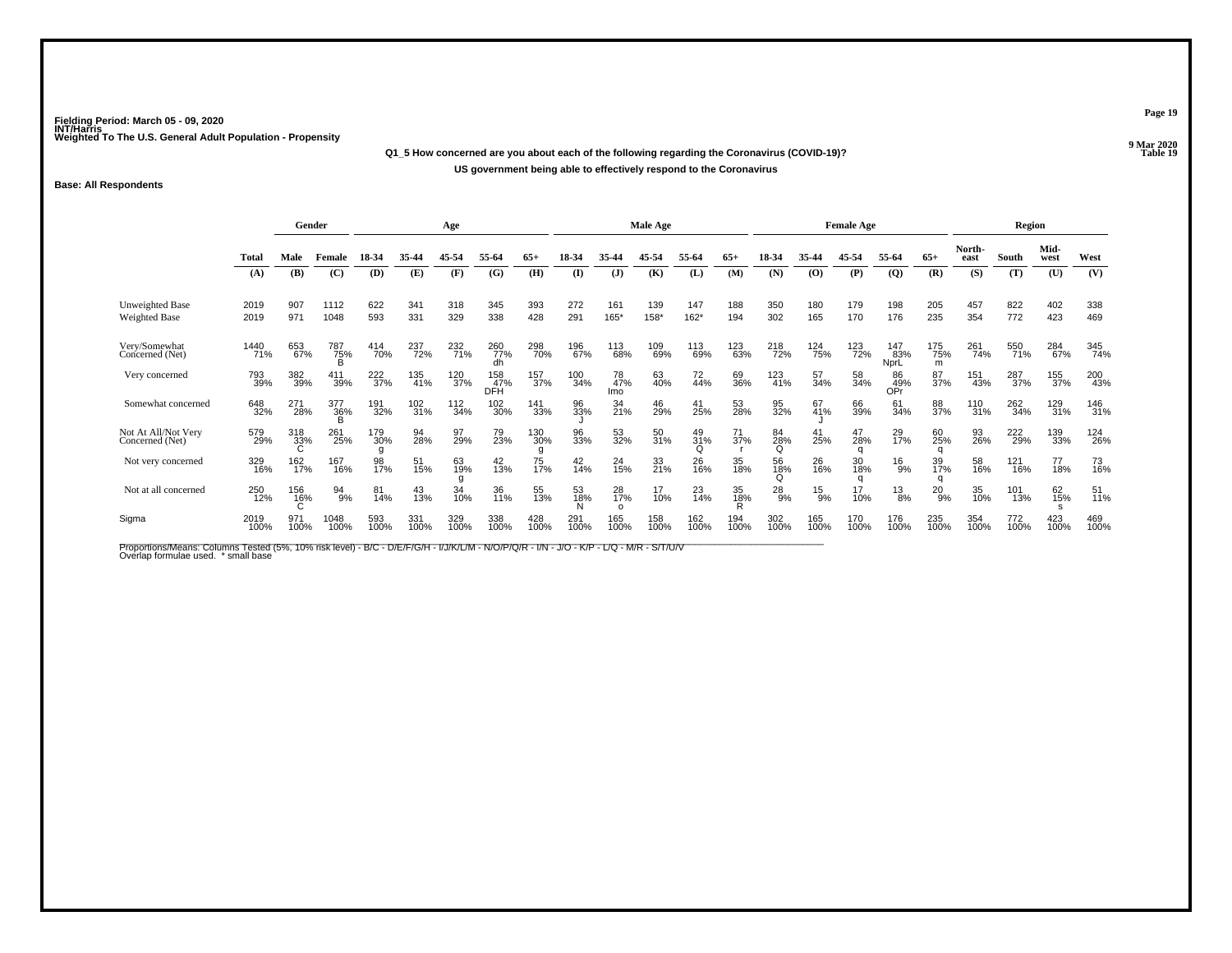Fielding Period: March 05 - 09, 2020
INT/Harris
Weighted To The U.S. General Adult Population - Propensity

9 Mar 2020
Table 19

**Q1_5 How concerned are you about each of the following regarding the Coronavirus (COVID-19)?**

**US government being able to effectively respond to the Coronavirus**

**Base: All Respondents**

| | | Gender | | Age | | | | | Male Age | | | | | Female Age | | | | | Region | | | |
|---|---|---|---|---|---|---|---|---|---|---|---|---|---|---|---|---|---|---|---|---|---|---|
| | Total | Male | Female | 18-34 | 35-44 | 45-54 | 55-64 | 65+ | 18-34 | 35-44 | 45-54 | 55-64 | 65+ | 18-34 | 35-44 | 45-54 | 55-64 | 65+ | North-east | South | Mid-west | West |
| | (A) | (B) | (C) | (D) | (E) | (F) | (G) | (H) | (I) | (J) | (K) | (L) | (M) | (N) | (O) | (P) | (Q) | (R) | (S) | (T) | (U) | (V) |
| Unweighted Base | 2019 | 907 | 1112 | 622 | 341 | 318 | 345 | 393 | 272 | 161 | 139 | 147 | 188 | 350 | 180 | 179 | 198 | 205 | 457 | 822 | 402 | 338 |
| Weighted Base | 2019 | 971 | 1048 | 593 | 331 | 329 | 338 | 428 | 291 | 165* | 158* | 162* | 194 | 302 | 165 | 170 | 176 | 235 | 354 | 772 | 423 | 469 |
| Very/Somewhat Concerned (Net) | 1440 71% | 653 67% | 787 75% B | 414 70% | 237 72% | 232 71% | 260 77% dh | 298 70% | 196 67% | 113 68% | 109 69% | 113 69% | 123 63% | 218 72% | 124 75% | 123 72% | 147 83% NprL | 175 75% m | 261 74% | 550 71% | 284 67% | 345 74% |
| Very concerned | 793 39% | 382 39% | 411 39% | 222 37% | 135 41% | 120 37% | 158 47% DFH | 157 37% | 100 34% | 78 47% lmo | 63 40% | 72 44% | 69 36% | 123 41% | 57 34% | 58 34% | 86 49% OPr | 87 37% | 151 43% | 287 37% | 155 37% | 200 43% |
| Somewhat concerned | 648 32% | 271 28% | 377 36% B | 191 32% | 102 31% | 112 34% | 102 30% | 141 33% | 96 33% J | 34 21% | 46 29% | 41 25% | 53 28% | 95 32% | 67 41% J | 66 39% | 61 34% | 88 37% | 110 31% | 262 34% | 129 31% | 146 31% |
| Not At All/Not Very Concerned (Net) | 579 29% | 318 33% C | 261 25% | 179 30% g | 94 28% | 97 29% | 79 23% | 130 30% g | 96 33% | 53 32% | 50 31% | 49 31% Q | 71 37% r | 84 28% Q | 41 25% | 47 28% q | 29 17% | 60 25% q | 93 26% | 222 29% | 139 33% | 124 26% |
| Not very concerned | 329 16% | 162 17% | 167 16% | 98 17% | 51 15% | 63 19% g | 42 13% | 75 17% | 42 14% | 24 15% | 33 21% | 26 16% | 35 18% | 56 18% Q | 26 16% | 30 18% q | 16 9% | 39 17% q | 58 16% | 121 16% | 77 18% | 73 16% |
| Not at all concerned | 250 12% | 156 16% C | 94 9% | 81 14% | 43 13% | 34 10% | 36 11% | 55 13% | 53 18% N | 28 17% o | 17 10% | 23 14% | 35 18% R | 28 9% | 15 9% | 17 10% | 13 8% | 20 9% | 35 10% | 101 13% | 62 15% s | 51 11% |
| Sigma | 2019 100% | 971 100% | 1048 100% | 593 100% | 331 100% | 329 100% | 338 100% | 428 100% | 291 100% | 165 100% | 158 100% | 162 100% | 194 100% | 302 100% | 165 100% | 170 100% | 176 100% | 235 100% | 354 100% | 772 100% | 423 100% | 469 100% |

Proportions/Means: Columns Tested (5%, 10% risk level) - B/C - D/E/F/G/H - I/J/K/L/M - N/O/P/Q/R - I/N - J/O - K/P - L/Q - M/R - S/T/U/V
Overlap formulae used. * small base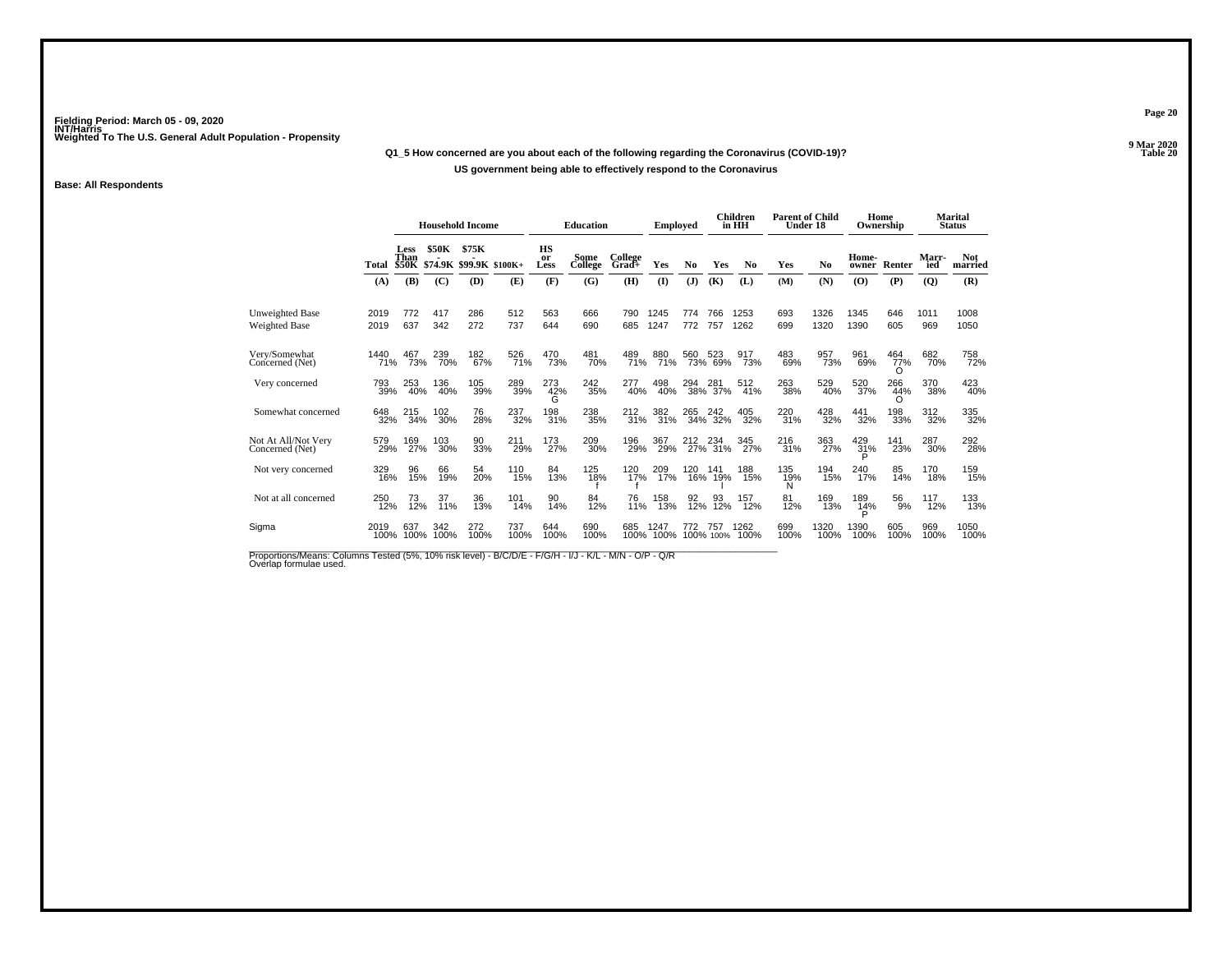Fielding Period: March 05 - 09, 2020
INT/Harris
Weighted To The U.S. General Adult Population - Propensity

9 Mar 2020
Table 20

**Q1_5 How concerned are you about each of the following regarding the Coronavirus (COVID-19)?**

**US government being able to effectively respond to the Coronavirus**

**Base: All Respondents**

| | | Household Income | | | | Education | | | Employed | | Children in HH | | Parent of Child Under 18 | | Home Ownership | | Marital Status | |
|---|---|---|---|---|---|---|---|---|---|---|---|---|---|---|---|---|---|---|
| | Total | Less Than $50K | $50K - $74.9K | $75K - $99.9K | $100K+ | HS or Less | Some College | College Grad+ | Yes | No | Yes | No | Yes | No | Home-owner | Renter | Marr-ied | Not married |
| | (A) | (B) | (C) | (D) | (E) | (F) | (G) | (H) | (I) | (J) | (K) | (L) | (M) | (N) | (O) | (P) | (Q) | (R) |
| Unweighted Base | 2019 | 772 | 417 | 286 | 512 | 563 | 666 | 790 | 1245 | 774 | 766 | 1253 | 693 | 1326 | 1345 | 646 | 1011 | 1008 |
| Weighted Base | 2019 | 637 | 342 | 272 | 737 | 644 | 690 | 685 | 1247 | 772 | 757 | 1262 | 699 | 1320 | 1390 | 605 | 969 | 1050 |
| Very/Somewhat Concerned (Net) | 1440<br>71% | 467<br>73% | 239<br>70% | 182<br>67% | 526<br>71% | 470<br>73% | 481<br>70% | 489<br>71% | 880<br>71% | 560<br>73% | 523<br>69% | 917<br>73% | 483<br>69% | 957<br>73% | 961<br>69% | 464<br>77%<br>O | 682<br>70% | 758<br>72% |
| Very concerned | 793<br>39% | 253<br>40% | 136<br>40% | 105<br>39% | 289<br>39% | 273<br>42%<br>G | 242<br>35% | 277<br>40% | 498<br>40% | 294<br>38% | 281<br>37% | 512<br>41% | 263<br>38% | 529<br>40% | 520<br>37% | 266<br>44%<br>O | 370<br>38% | 423<br>40% |
| Somewhat concerned | 648<br>32% | 215<br>34% | 102<br>30% | 76<br>28% | 237<br>32% | 198<br>31% | 238<br>35% | 212<br>31% | 382<br>31% | 265<br>34% | 242<br>32% | 405<br>32% | 220<br>31% | 428<br>32% | 441<br>32% | 198<br>33% | 312<br>32% | 335<br>32% |
| Not At All/Not Very Concerned (Net) | 579<br>29% | 169<br>27% | 103<br>30% | 90<br>33% | 211<br>29% | 173<br>27% | 209<br>30% | 196<br>29% | 367<br>29% | 212<br>27% | 234<br>31% | 345<br>27% | 216<br>31% | 363<br>27% | 429<br>31%<br>P | 141<br>23% | 287<br>30% | 292<br>28% |
| Not very concerned | 329<br>16% | 96<br>15% | 66<br>19% | 54<br>20% | 110<br>15% | 84<br>13% | 125<br>18%<br>f | 120<br>17%<br>f | 209<br>17% | 120<br>16% | 141<br>19%<br>l | 188<br>15% | 135<br>19%<br>N | 194<br>15% | 240<br>17% | 85<br>14% | 170<br>18% | 159<br>15% |
| Not at all concerned | 250<br>12% | 73<br>12% | 37<br>11% | 36<br>13% | 101<br>14% | 90<br>14% | 84<br>12% | 76<br>11% | 158<br>13% | 92<br>12% | 93<br>12% | 157<br>12% | 81<br>12% | 169<br>13% | 189<br>14%<br>P | 56<br>9% | 117<br>12% | 133<br>13% |
| Sigma | 2019<br>100% | 637<br>100% | 342<br>100% | 272<br>100% | 737<br>100% | 644<br>100% | 690<br>100% | 685<br>100% | 1247<br>100% | 772<br>100% | 757<br>100% | 1262<br>100% | 699<br>100% | 1320<br>100% | 1390<br>100% | 605<br>100% | 969<br>100% | 1050<br>100% |

Proportions/Means: Columns Tested (5%, 10% risk level) - B/C/D/E - F/G/H - I/J - K/L - M/N - O/P - Q/R
Overlap formulae used.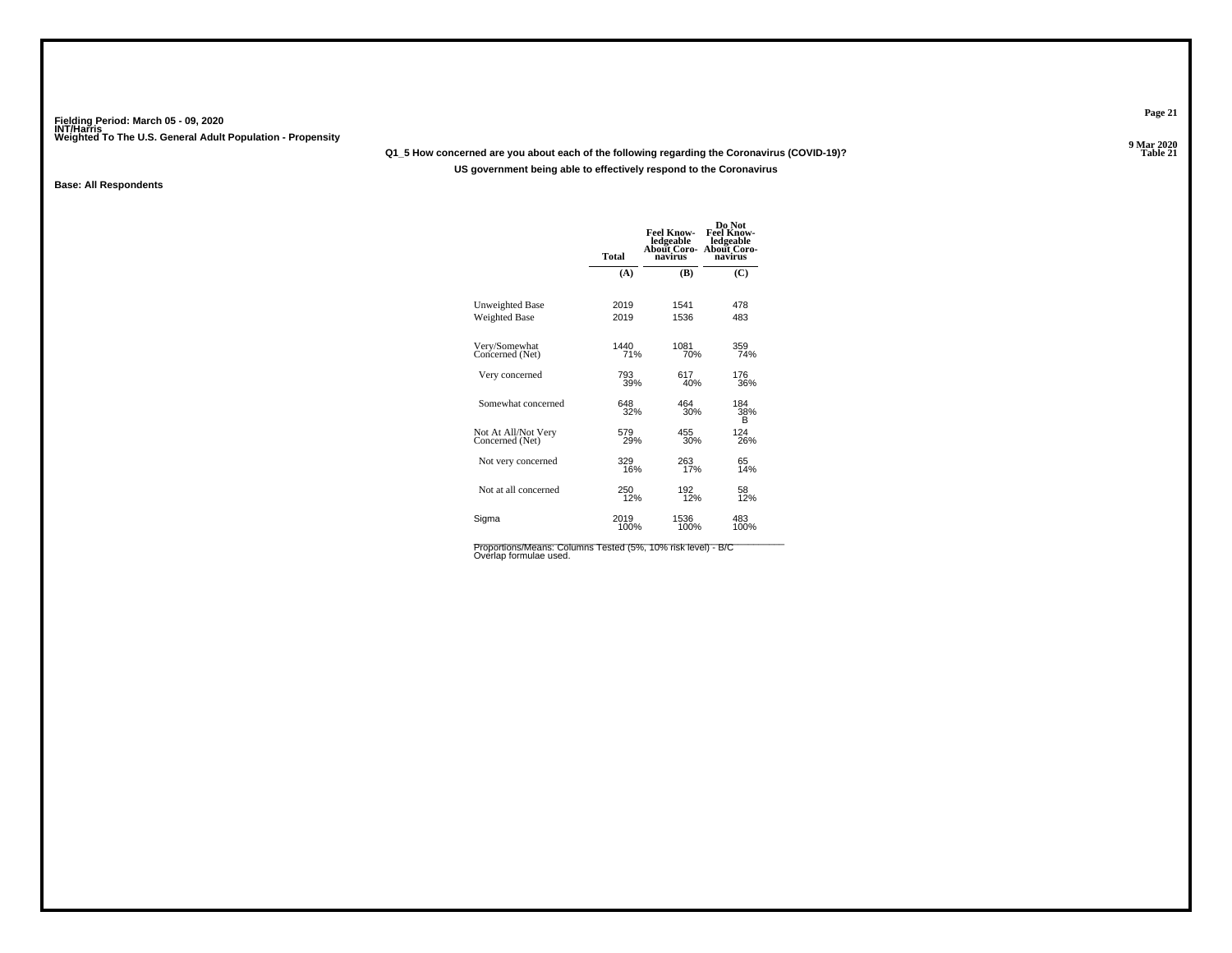Fielding Period: March 05 - 09, 2020
INT/Harris
Weighted To The U.S. General Adult Population - Propensity

9 Mar 2020
Table 21

**Q1_5 How concerned are you about each of the following regarding the Coronavirus (COVID-19)?**

**US government being able to effectively respond to the Coronavirus**

**Base: All Respondents**

| | Total | Feel Knowledgeable About Coronavirus | Do Not Feel Knowledgeable About Coronavirus |
|---|---|---|---|
| | (A) | (B) | (C) |
| Unweighted Base | 2019 | 1541 | 478 |
| Weighted Base | 2019 | 1536 | 483 |
| Very/Somewhat Concerned (Net) | 1440<br>71% | 1081<br>70% | 359<br>74% |
| Very concerned | 793<br>39% | 617<br>40% | 176<br>36% |
| Somewhat concerned | 648<br>32% | 464<br>30% | 184<br>38%<br>B |
| Not At All/Not Very Concerned (Net) | 579<br>29% | 455<br>30% | 124<br>26% |
| Not very concerned | 329<br>16% | 263<br>17% | 65<br>14% |
| Not at all concerned | 250<br>12% | 192<br>12% | 58<br>12% |
| Sigma | 2019<br>100% | 1536<br>100% | 483<br>100% |

Proportions/Means: Columns Tested (5%, 10% risk level) - B/C
Overlap formulae used.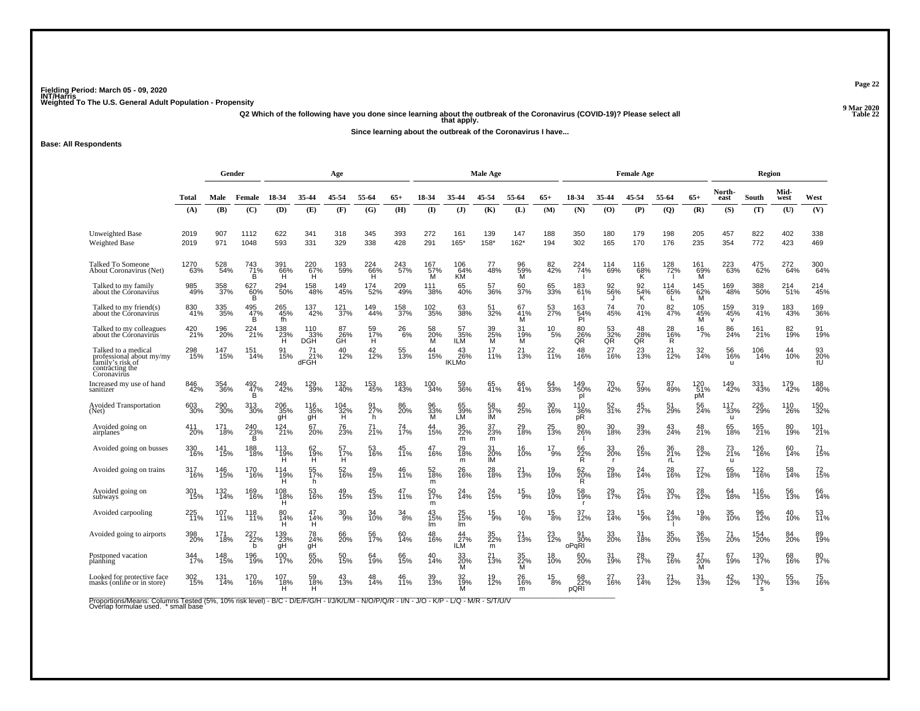Fielding Period: March 05 - 09, 2020
INT/Harris
Weighted To The U.S. General Adult Population - Propensity

9 Mar 2020
Table 22

Q2 Which of the following have you done since learning about the outbreak of the Coronavirus (COVID-19)? Please select all that apply.

Since learning about the outbreak of the Coronavirus I have...

**Base: All Respondents**

| | Total | Gender | | Age | | | | | Male Age | | | | | Female Age | | | | | Region | | | |
|---|---|---|---|---|---|---|---|---|---|---|---|---|---|---|---|---|---|---|---|---|---|---|
| | | Male | Female | 18-34 | 35-44 | 45-54 | 55-64 | 65+ | 18-34 | 35-44 | 45-54 | 55-64 | 65+ | 18-34 | 35-44 | 45-54 | 55-64 | 65+ | North-east | South | Mid-west | West |
| | (A) | (B) | (C) | (D) | (E) | (F) | (G) | (H) | (I) | (J) | (K) | (L) | (M) | (N) | (O) | (P) | (Q) | (R) | (S) | (T) | (U) | (V) |
| Unweighted Base | 2019 | 907 | 1112 | 622 | 341 | 318 | 345 | 393 | 272 | 161 | 139 | 147 | 188 | 350 | 180 | 179 | 198 | 205 | 457 | 822 | 402 | 338 |
| Weighted Base | 2019 | 971 | 1048 | 593 | 331 | 329 | 338 | 428 | 291 | 165* | 158* | 162* | 194 | 302 | 165 | 170 | 176 | 235 | 354 | 772 | 423 | 469 |
| Talked To Someone About Coronavirus (Net) | 1270 63% | 528 54% | 743 71% B | 391 66% H | 220 67% H | 193 59% | 224 66% H | 243 57% | 167 57% M | 106 64% KM | 77 48% | 96 59% M | 82 42% | 224 74% I | 114 69% | 116 68% K | 128 72% I | 161 69% M | 223 63% | 475 62% | 272 64% | 300 64% |
| Talked to my family about the Coronavirus | 985 49% | 358 37% | 627 60% B | 294 50% | 158 48% | 149 45% | 174 52% | 209 49% | 111 38% | 65 40% | 57 36% | 60 37% | 65 33% | 183 61% I | 92 56% J | 92 54% K | 114 65% L | 145 62% M | 169 48% | 388 50% | 214 51% | 214 45% |
| Talked to my friend(s) about the Coronavirus | 830 41% | 335 35% | 495 47% B | 265 45% fh | 137 42% | 121 37% | 149 44% | 158 37% | 102 35% | 63 38% | 51 32% | 67 41% M | 53 27% | 163 54% PI | 74 45% | 70 41% | 82 47% | 105 45% M | 159 45% v | 319 41% | 183 43% | 169 36% |
| Talked to my colleagues about the Coronavirus | 420 21% | 196 20% | 224 21% | 138 23% H | 110 33% DGH | 87 26% GH | 59 17% H | 26 6% | 58 20% M | 57 35% ILM | 39 25% M | 31 19% M | 10 5% | 80 26% QR | 53 32% QR | 48 28% QR | 28 16% R | 16 7% | 86 24% | 161 21% | 82 19% | 91 19% |
| Talked to a medical professional about my/my family's risk of contracting the Coronavirus | 298 15% | 147 15% | 151 14% | 91 15% | 71 21% dFGH | 40 12% | 42 12% | 55 13% | 44 15% | 43 26% IKLMo | 17 11% | 21 13% | 22 11% | 48 16% | 27 16% | 23 13% | 21 12% | 32 14% | 56 16% u | 106 14% | 44 10% | 93 20% tU |
| Increased my use of hand sanitizer | 846 42% | 354 36% | 492 47% B | 249 42% | 129 39% | 132 40% | 153 45% | 183 43% | 100 34% | 59 36% | 65 41% | 66 41% | 64 33% | 149 50% pI | 70 42% | 67 39% | 87 49% | 120 51% pM | 149 42% | 331 43% | 179 42% | 188 40% |
| Avoided Transportation (Net) | 603 30% | 290 30% | 313 30% | 206 35% gH | 116 35% gH | 104 32% H | 91 27% h | 86 20% | 96 33% M | 65 39% LM | 58 37% lM | 40 25% | 30 16% | 110 36% pR | 52 31% | 45 27% | 51 29% | 56 24% | 117 33% u | 226 29% | 110 26% | 150 32% |
| Avoided going on airplanes | 411 20% | 171 18% | 240 23% B | 124 21% | 67 20% | 76 23% | 71 21% | 74 17% | 44 15% | 36 22% m | 37 23% m | 29 18% | 25 13% | 80 26% I | 30 18% | 39 23% | 43 24% | 48 21% | 65 18% | 165 21% | 80 19% | 101 21% |
| Avoided going on busses | 330 16% | 141 15% | 188 18% | 113 19% H | 62 19% H | 57 17% H | 53 16% | 45 11% | 47 16% | 29 18% m | 31 20% IM | 16 10% | 17 9% | 66 22% R | 33 20% r | 26 15% | 36 21% rL | 28 12% | 73 21% u | 126 16% | 60 14% | 71 15% |
| Avoided going on trains | 317 16% | 146 15% | 170 16% | 114 19% H | 55 17% h | 52 16% | 49 15% | 46 11% | 52 18% m | 26 16% | 28 18% | 21 13% | 19 10% | 62 20% R | 29 18% | 24 14% | 28 16% | 27 12% | 65 18% | 122 16% | 58 14% | 72 15% |
| Avoided going on subways | 301 15% | 132 14% | 169 16% | 108 18% H | 53 16% | 49 15% | 45 13% | 47 11% | 50 17% m | 24 14% | 24 15% | 15 9% | 19 10% | 58 19% r | 29 17% | 25 14% | 30 17% | 28 12% | 64 18% | 116 15% | 56 13% | 66 14% |
| Avoided carpooling | 225 11% | 107 11% | 118 11% | 80 14% H | 47 14% H | 30 9% | 34 10% | 34 8% | 43 15% lm | 25 15% lm | 15 9% | 10 6% | 15 8% | 37 12% | 23 14% | 15 9% | 24 13% l | 19 8% | 35 10% | 96 12% | 40 10% | 53 11% |
| Avoided going to airports | 398 20% | 171 18% | 227 22% b | 139 23% gH | 78 24% gH | 66 20% | 56 17% | 60 14% | 48 16% | 44 27% ILM | 35 22% m | 21 13% | 23 12% | 91 30% oPqRI | 33 20% | 31 18% | 35 20% | 36 15% | 71 20% | 154 20% | 84 20% | 89 19% |
| Postponed vacation planning | 344 17% | 148 15% | 196 19% | 100 17% | 65 20% | 50 15% | 64 19% | 66 15% | 40 14% | 33 20% M | 21 13% | 35 22% M | 18 10% | 60 20% | 31 19% | 28 17% | 29 16% | 47 20% M | 67 19% | 130 17% | 68 16% | 80 17% |
| Looked for protective face masks (online or in store) | 302 15% | 131 14% | 170 16% | 107 18% H | 59 18% H | 43 13% | 48 14% | 46 11% | 39 13% | 32 19% M | 19 12% | 26 16% m | 15 8% | 68 22% pQRI | 27 16% | 23 14% | 21 12% | 31 13% | 42 12% | 130 17% s | 55 13% | 75 16% |

Proportions/Means: Columns Tested (5%, 10% risk level) - B/C - D/E/F/G/H - I/J/K/L/M - N/O/P/Q/R - I/N - J/O - K/P - L/Q - M/R - S/T/U/V
Overlap formulae used. * small base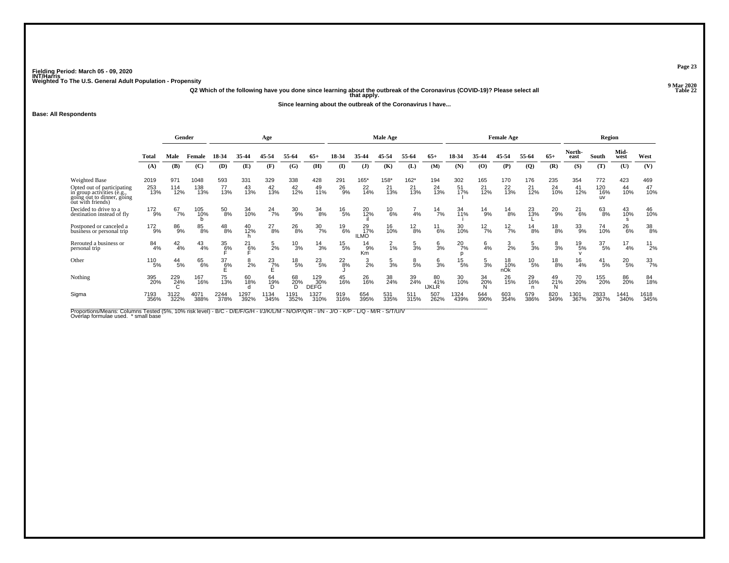Fielding Period: March 05 - 09, 2020
INT/Harris
Weighted To The U.S. General Adult Population - Propensity

9 Mar 2020
Table 22

Q2 Which of the following have you done since learning about the outbreak of the Coronavirus (COVID-19)? Please select all that apply.

Since learning about the outbreak of the Coronavirus I have...

**Base: All Respondents**

| | Total | Gender | | Age | | | | | Male Age | | | | | Female Age | | | | | Region | | | |
|---|---|---|---|---|---|---|---|---|---|---|---|---|---|---|---|---|---|---|---|---|---|---|
| | Total | Male | Female | 18-34 | 35-44 | 45-54 | 55-64 | 65+ | 18-34 | 35-44 | 45-54 | 55-64 | 65+ | 18-34 | 35-44 | 45-54 | 55-64 | 65+ | North-east | South | Mid-west | West |
| | (A) | (B) | (C) | (D) | (E) | (F) | (G) | (H) | (I) | (J) | (K) | (L) | (M) | (N) | (O) | (P) | (Q) | (R) | (S) | (T) | (U) | (V) |
| Weighted Base | 2019 | 971 | 1048 | 593 | 331 | 329 | 338 | 428 | 291 | 165* | 158* | 162* | 194 | 302 | 165 | 170 | 176 | 235 | 354 | 772 | 423 | 469 |
| Opted out of participating in group activities (e.g., going out to dinner, going out with friends) | 253 13% | 114 12% | 138 13% | 77 13% | 43 13% | 42 13% | 42 12% | 49 11% | 26 9% | 22 14% | 21 13% | 21 13% | 24 13% | 51 17% I | 21 12% | 22 13% | 21 12% | 24 10% | 41 12% | 120 16% uv | 44 10% | 47 10% |
| Decided to drive to a destination instead of fly | 172 9% | 67 7% | 105 10% b | 50 8% | 34 10% | 24 7% | 30 9% | 34 8% | 16 5% | 20 12% il | 10 6% | 7 4% | 14 7% | 34 11% i | 14 9% | 14 8% | 23 13% L | 20 9% | 21 6% | 63 8% | 43 10% s | 46 10% |
| Postponed or canceled a business or personal trip | 172 9% | 86 9% | 85 8% | 48 8% | 40 12% h | 27 8% | 26 8% | 30 7% | 19 6% | 29 17% ILMO | 16 10% | 12 8% | 11 6% | 30 10% | 12 7% | 12 7% | 14 8% | 18 8% | 33 9% | 74 10% | 26 6% | 38 8% |
| Rerouted a business or personal trip | 84 4% | 42 4% | 43 4% | 35 6% F | 21 6% F | 5 2% | 10 3% | 14 3% | 15 5% | 14 9% Km | 2 1% | 5 3% | 6 3% | 20 7% p | 6 4% | 3 2% | 5 3% | 8 3% | 19 5% v | 37 5% | 17 4% | 11 2% |
| Other | 110 5% | 44 5% | 65 6% | 37 6% E | 8 2% | 23 7% E | 18 5% | 23 5% | 22 8% J | 3 2% | 5 3% | 8 5% | 6 3% | 15 5% | 5 3% | 18 10% nOk | 10 5% | 18 8% | 16 4% | 41 5% | 20 5% | 33 7% |
| Nothing | 395 20% | 229 24% C | 167 16% | 75 13% | 60 18% d | 64 19% D | 68 20% D | 129 30% DEFG | 45 16% | 26 16% | 38 24% | 39 24% | 80 41% IJKLR | 30 10% | 34 20% N | 26 15% | 29 16% n | 49 21% N | 70 20% | 155 20% | 86 20% | 84 18% |
| Sigma | 7193 356% | 3122 322% | 4071 388% | 2244 378% | 1297 392% | 1134 345% | 1191 352% | 1327 310% | 919 316% | 654 395% | 531 335% | 511 315% | 507 262% | 1324 439% | 644 390% | 603 354% | 679 386% | 820 349% | 1301 367% | 2833 367% | 1441 340% | 1618 345% |

Proportions/Means: Columns Tested (5%, 10% risk level) - B/C - D/E/F/G/H - I/J/K/L/M - N/O/P/Q/R - I/N - J/O - K/P - L/Q - M/R - S/T/U/V
Overlap formulae used. * small base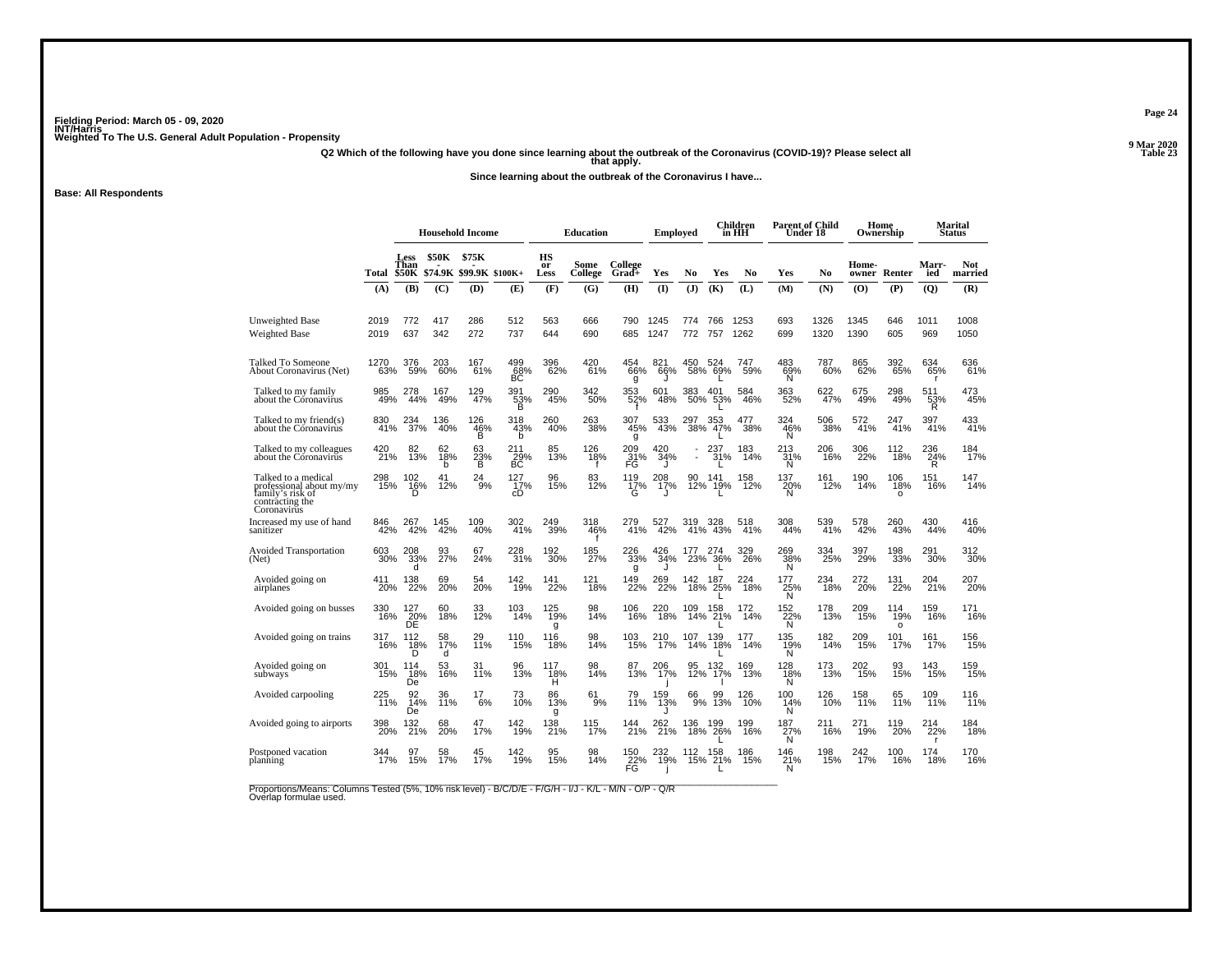Fielding Period: March 05 - 09, 2020
INT/Harris
Weighted To The U.S. General Adult Population - Propensity

9 Mar 2020
Table 23

Q2 Which of the following have you done since learning about the outbreak of the Coronavirus (COVID-19)? Please select all that apply.

Since learning about the outbreak of the Coronavirus I have...

Base: All Respondents

| | | Household Income | | | | Education | | | Employed | | Children in HH | | Parent of Child Under 18 | | Home Ownership | | Marital Status | |
|---|---|---|---|---|---|---|---|---|---|---|---|---|---|---|---|---|---|---|
| | Total | Less Than $50K | $50K - $74.9K | $75K - $99.9K | $100K+ | HS or Less | Some College | College Grad+ | Yes | No | Yes | No | Yes | No | Home-owner | Renter | Marr-ied | Not married |
| | (A) | (B) | (C) | (D) | (E) | (F) | (G) | (H) | (I) | (J) | (K) | (L) | (M) | (N) | (O) | (P) | (Q) | (R) |
| Unweighted Base | 2019 | 772 | 417 | 286 | 512 | 563 | 666 | 790 | 1245 | 774 | 766 | 1253 | 693 | 1326 | 1345 | 646 | 1011 | 1008 |
| Weighted Base | 2019 | 637 | 342 | 272 | 737 | 644 | 690 | 685 | 1247 | 772 | 757 | 1262 | 699 | 1320 | 1390 | 605 | 969 | 1050 |
| Talked To Someone About Coronavirus (Net) | 1270 63% | 376 59% | 203 60% | 167 61% | 499 68% BC | 396 62% | 420 61% | 454 66% g | 821 66% J | 450 58% | 524 69% L | 747 59% | 483 69% N | 787 60% | 865 62% | 392 65% | 634 65% r | 636 61% |
| Talked to my family about the Coronavirus | 985 49% | 278 44% | 167 49% | 129 47% | 391 53% B | 290 45% | 342 50% | 353 52% f | 601 48% | 383 50% | 401 53% L | 584 46% | 363 52% | 622 47% | 675 49% | 298 49% | 511 53% R | 473 45% |
| Talked to my friend(s) about the Coronavirus | 830 41% | 234 37% | 136 40% | 126 46% B | 318 43% b | 260 40% | 263 38% | 307 45% g | 533 43% | 297 38% | 353 47% L | 477 38% | 324 46% N | 506 38% | 572 41% | 247 41% | 397 41% | 433 41% |
| Talked to my colleagues about the Coronavirus | 420 21% | 82 13% | 62 18% b | 63 23% B | 211 29% BC | 85 13% | 126 18% f | 209 31% FG | 420 34% J | - - | 237 31% L | 183 14% | 213 31% N | 206 16% | 306 22% | 112 18% | 236 24% R | 184 17% |
| Talked to a medical professional about my/my family's risk of contracting the Coronavirus | 298 15% | 102 16% D | 41 12% | 24 9% | 127 17% cD | 96 15% | 83 12% | 119 17% G | 208 17% J | 90 12% | 141 19% L | 158 12% | 137 20% N | 161 12% | 190 14% | 106 18% o | 151 16% | 147 14% |
| Increased my use of hand sanitizer | 846 42% | 267 42% | 145 42% | 109 40% | 302 41% | 249 39% | 318 46% f | 279 41% | 527 42% | 319 41% | 328 43% | 518 41% | 308 44% | 539 41% | 578 42% | 260 43% | 430 44% | 416 40% |
| Avoided Transportation (Net) | 603 30% | 208 33% d | 93 27% | 67 24% | 228 31% | 192 30% | 185 27% | 226 33% g | 426 34% J | 177 23% | 274 36% L | 329 26% | 269 38% N | 334 25% | 397 29% | 198 33% | 291 30% | 312 30% |
| Avoided going on airplanes | 411 20% | 138 22% | 69 20% | 54 20% | 142 19% | 141 22% | 121 18% | 149 22% | 269 22% | 142 18% | 187 25% L | 224 18% | 177 25% N | 234 18% | 272 20% | 131 22% | 204 21% | 207 20% |
| Avoided going on busses | 330 16% | 127 20% DE | 60 18% | 33 12% | 103 14% | 125 19% g | 98 14% | 106 16% | 220 18% | 109 14% | 158 21% L | 172 14% | 152 22% N | 178 13% | 209 15% | 114 19% o | 159 16% | 171 16% |
| Avoided going on trains | 317 16% | 112 18% D | 58 17% d | 29 11% | 110 15% | 116 18% | 98 14% | 103 15% | 210 17% | 107 14% | 139 18% L | 177 14% | 135 19% N | 182 14% | 209 15% | 101 17% | 161 17% | 156 15% |
| Avoided going on subways | 301 15% | 114 18% De | 53 16% | 31 11% | 96 13% | 117 18% H | 98 14% | 87 13% | 206 17% j | 95 12% | 132 17% l | 169 13% | 128 18% N | 173 13% | 202 15% | 93 15% | 143 15% | 159 15% |
| Avoided carpooling | 225 11% | 92 14% De | 36 11% | 17 6% | 73 10% | 86 13% g | 61 9% | 79 11% | 159 13% J | 66 9% | 99 13% | 126 10% | 100 14% N | 126 10% | 158 11% | 65 11% | 109 11% | 116 11% |
| Avoided going to airports | 398 20% | 132 21% | 68 20% | 47 17% | 142 19% | 138 21% | 115 17% | 144 21% | 262 21% | 136 18% | 199 26% L | 199 16% | 187 27% N | 211 16% | 271 19% | 119 20% | 214 22% r | 184 18% |
| Postponed vacation planning | 344 17% | 97 15% | 58 17% | 45 17% | 142 19% | 95 15% | 98 14% | 150 22% FG | 232 19% j | 112 15% | 158 21% L | 186 15% | 146 21% N | 198 15% | 242 17% | 100 16% | 174 18% | 170 16% |

Proportions/Means: Columns Tested (5%, 10% risk level) - B/C/D/E - F/G/H - I/J - K/L - M/N - O/P - Q/R
Overlap formulae used.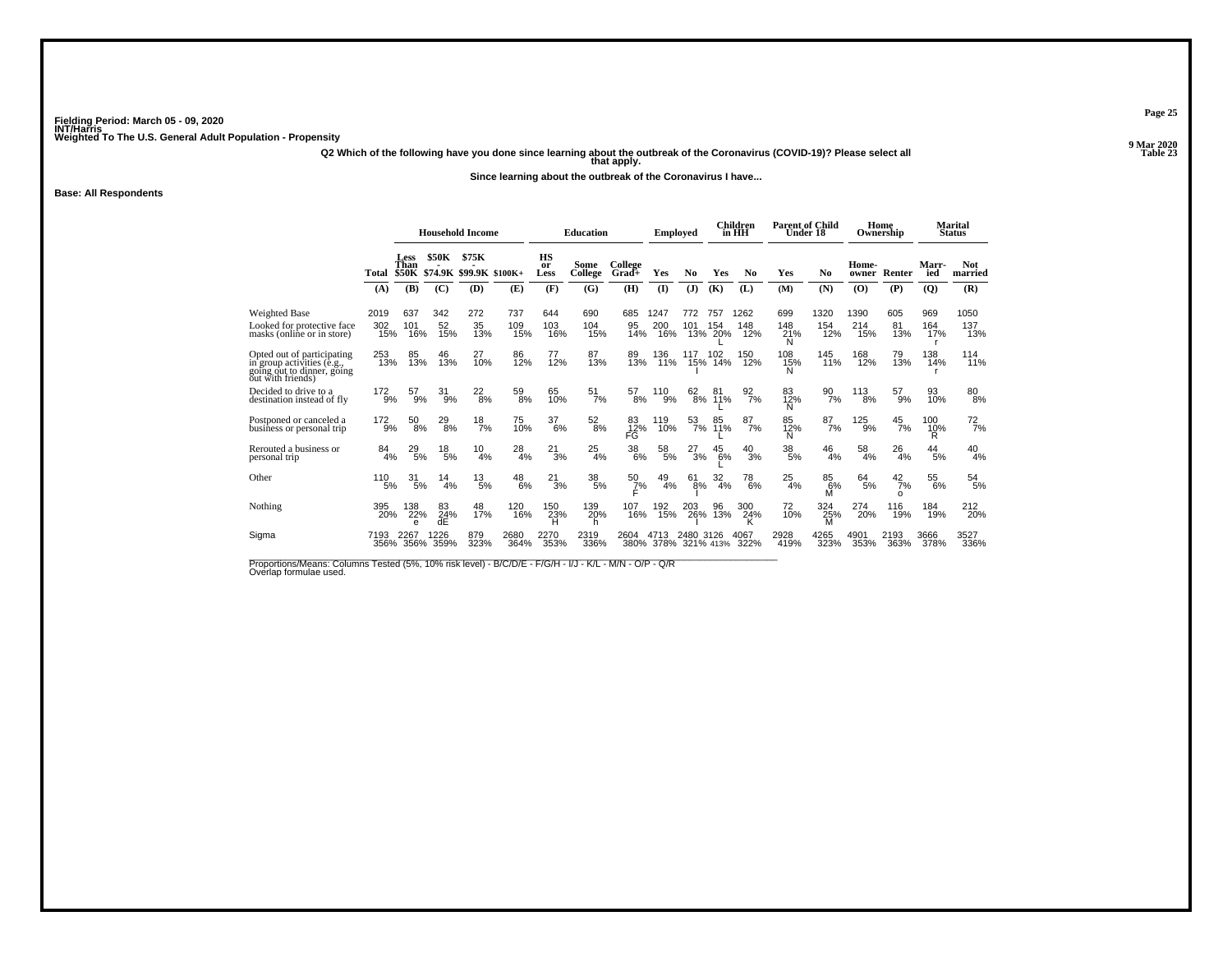Fielding Period: March 05 - 09, 2020
INT/Harris
Weighted To The U.S. General Adult Population - Propensity

9 Mar 2020
Table 23

**Q2 Which of the following have you done since learning about the outbreak of the Coronavirus (COVID-19)? Please select all that apply.**

**Since learning about the outbreak of the Coronavirus I have...**

**Base: All Respondents**

| | | Household Income | | | | Education | | | Employed | | Children in HH | | Parent of Child Under 18 | | Home Ownership | | Marital Status | |
|---|---|---|---|---|---|---|---|---|---|---|---|---|---|---|---|---|---|---|
| | Total | Less Than $50K | $50K - $74.9K | $75K - $99.9K | $100K+ | HS or Less | Some College | College Grad+ | Yes | No | Yes | No | Yes | No | Home-owner | Renter | Marr-ied | Not married |
| | (A) | (B) | (C) | (D) | (E) | (F) | (G) | (H) | (I) | (J) | (K) | (L) | (M) | (N) | (O) | (P) | (Q) | (R) |
| Weighted Base | 2019 | 637 | 342 | 272 | 737 | 644 | 690 | 685 | 1247 | 772 | 757 | 1262 | 699 | 1320 | 1390 | 605 | 969 | 1050 |
| Looked for protective face masks (online or in store) | 302<br>15% | 101<br>16% | 52<br>15% | 35<br>13% | 109<br>15% | 103<br>16% | 104<br>15% | 95<br>14% | 200<br>16% | 101<br>13% | 154<br>20%<br>L | 148<br>12% | 148<br>21%<br>N | 154<br>12% | 214<br>15% | 81<br>13% | 164<br>17%<br>r | 137<br>13% |
| Opted out of participating in group activities (e.g., going out to dinner, going out with friends) | 253<br>13% | 85<br>13% | 46<br>13% | 27<br>10% | 86<br>12% | 77<br>12% | 87<br>13% | 89<br>13% | 136<br>11% | 117<br>15%<br>I | 102<br>14% | 150<br>12% | 108<br>15%<br>N | 145<br>11% | 168<br>12% | 79<br>13% | 138<br>14%<br>r | 114<br>11% |
| Decided to drive to a destination instead of fly | 172<br>9% | 57<br>9% | 31<br>9% | 22<br>8% | 59<br>8% | 65<br>10% | 51<br>7% | 57<br>8% | 110<br>9% | 62<br>8% | 81<br>11%<br>L | 92<br>7% | 83<br>12%<br>N | 90<br>7% | 113<br>8% | 57<br>9% | 93<br>10% | 80<br>8% |
| Postponed or canceled a business or personal trip | 172<br>9% | 50<br>8% | 29<br>8% | 18<br>7% | 75<br>10% | 37<br>6% | 52<br>8% | 83<br>12%<br>FG | 119<br>10% | 53<br>7% | 85<br>11%<br>L | 87<br>7% | 85<br>12%<br>N | 87<br>7% | 125<br>9% | 45<br>7% | 100<br>10%<br>R | 72<br>7% |
| Rerouted a business or personal trip | 84<br>4% | 29<br>5% | 18<br>5% | 10<br>4% | 28<br>4% | 21<br>3% | 25<br>4% | 38<br>6% | 58<br>5% | 27<br>3% | 45<br>6%<br>L | 40<br>3% | 38<br>5% | 46<br>4% | 58<br>4% | 26<br>4% | 44<br>5% | 40<br>4% |
| Other | 110<br>5% | 31<br>5% | 14<br>4% | 13<br>5% | 48<br>6% | 21<br>3% | 38<br>5% | 50<br>7%<br>F | 49<br>4% | 61<br>8%<br>I | 32<br>4% | 78<br>6% | 25<br>4% | 85<br>6%<br>M | 64<br>5% | 42<br>7%<br>o | 55<br>6% | 54<br>5% |
| Nothing | 395<br>20% | 138<br>22%<br>e | 83<br>24%<br>dE | 48<br>17% | 120<br>16% | 150<br>23%<br>H | 139<br>20%<br>h | 107<br>16% | 192<br>15% | 203<br>26%<br>I | 96<br>13% | 300<br>24%<br>K | 72<br>10% | 324<br>25%<br>M | 274<br>20% | 116<br>19% | 184<br>19% | 212<br>20% |
| Sigma | 7193<br>356% | 2267<br>356% | 1226<br>359% | 879<br>323% | 2680<br>364% | 2270<br>353% | 2319<br>336% | 2604<br>380% | 4713<br>378% | 2480<br>321% | 3126<br>413% | 4067<br>322% | 2928<br>419% | 4265<br>323% | 4901<br>353% | 2193<br>363% | 3666<br>378% | 3527<br>336% |

Proportions/Means: Columns Tested (5%, 10% risk level) - B/C/D/E - F/G/H - I/J - K/L - M/N - O/P - Q/R
Overlap formulae used.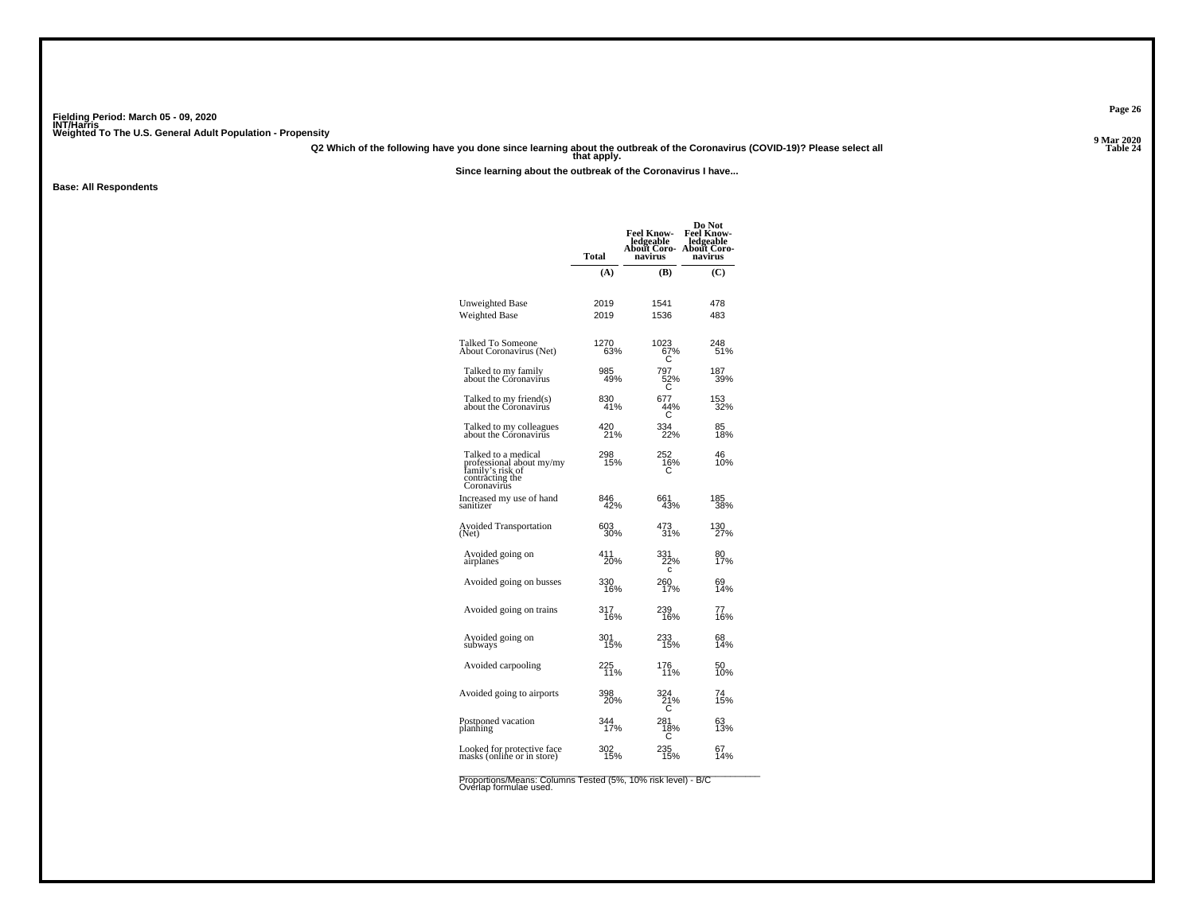Fielding Period: March 05 - 09, 2020
INT/Harris
Weighted To The U.S. General Adult Population - Propensity

9 Mar 2020
Table 24

**Q2 Which of the following have you done since learning about the outbreak of the Coronavirus (COVID-19)? Please select all that apply.**

**Since learning about the outbreak of the Coronavirus I have...**

**Base: All Respondents**

| | Total | Feel Knowledgeable About Coronavirus | Do Not Feel Knowledgeable About Coronavirus |
|---|---|---|---|
| | (A) | (B) | (C) |
| Unweighted Base | 2019 | 1541 | 478 |
| Weighted Base | 2019 | 1536 | 483 |
| Talked To Someone About Coronavirus (Net) | 1270<br>63% | 1023<br>67%<br>C | 248<br>51% |
| Talked to my family about the Coronavirus | 985<br>49% | 797<br>52%<br>C | 187<br>39% |
| Talked to my friend(s) about the Coronavirus | 830<br>41% | 677<br>44%<br>C | 153<br>32% |
| Talked to my colleagues about the Coronavirus | 420<br>21% | 334<br>22% | 85<br>18% |
| Talked to a medical professional about my/my family's risk of contracting the Coronavirus | 298<br>15% | 252<br>16%<br>C | 46<br>10% |
| Increased my use of hand sanitizer | 846<br>42% | 661<br>43% | 185<br>38% |
| Avoided Transportation (Net) | 603<br>30% | 473<br>31% | 130<br>27% |
| Avoided going on airplanes | 411<br>20% | 331<br>22%<br>c | 80<br>17% |
| Avoided going on busses | 330<br>16% | 260<br>17% | 69<br>14% |
| Avoided going on trains | 317<br>16% | 239<br>16% | 77<br>16% |
| Avoided going on subways | 301<br>15% | 233<br>15% | 68<br>14% |
| Avoided carpooling | 225<br>11% | 176<br>11% | 50<br>10% |
| Avoided going to airports | 398<br>20% | 324<br>21%<br>C | 74<br>15% |
| Postponed vacation planning | 344<br>17% | 281<br>18%<br>C | 63<br>13% |
| Looked for protective face masks (online or in store) | 302<br>15% | 235<br>15% | 67<br>14% |

Proportions/Means: Columns Tested (5%, 10% risk level) - B/C
Overlap formulae used.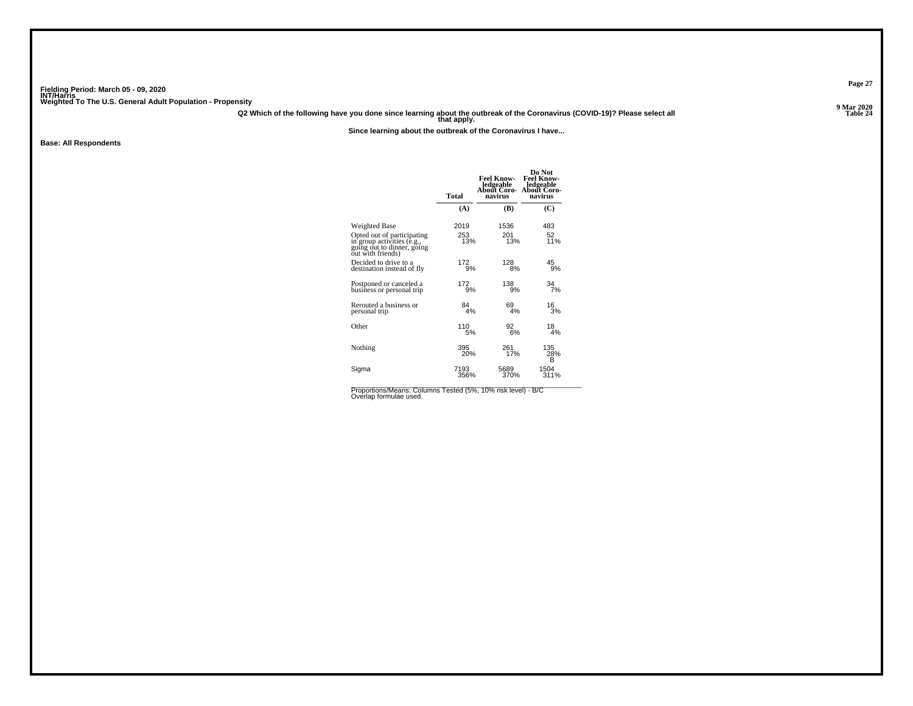Fielding Period: March 05 - 09, 2020
INT/Harris
Weighted To The U.S. General Adult Population - Propensity

Table 24

**Q2 Which of the following have you done since learning about the outbreak of the Coronavirus (COVID-19)? Please select all that apply.**

**Since learning about the outbreak of the Coronavirus I have...**

**Base: All Respondents**

| | Total | Feel Knowledgeable About Coronavirus | Do Not Feel Knowledgeable About Coronavirus |
|---|---|---|---|
| | (A) | (B) | (C) |
| Weighted Base | 2019 | 1536 | 483 |
| Opted out of participating in group activities (e.g., going out to dinner, going out with friends) | 253<br>13% | 201<br>13% | 52<br>11% |
| Decided to drive to a destination instead of fly | 172<br>9% | 128<br>8% | 45<br>9% |
| Postponed or canceled a business or personal trip | 172<br>9% | 138<br>9% | 34<br>7% |
| Rerouted a business or personal trip | 84<br>4% | 69<br>4% | 16<br>3% |
| Other | 110<br>5% | 92<br>6% | 18<br>4% |
| Nothing | 395<br>20% | 261<br>17% | 135<br>28%<br>B |
| Sigma | 7193<br>356% | 5689<br>370% | 1504<br>311% |

Proportions/Means: Columns Tested (5%, 10% risk level) - B/C
Overlap formulae used.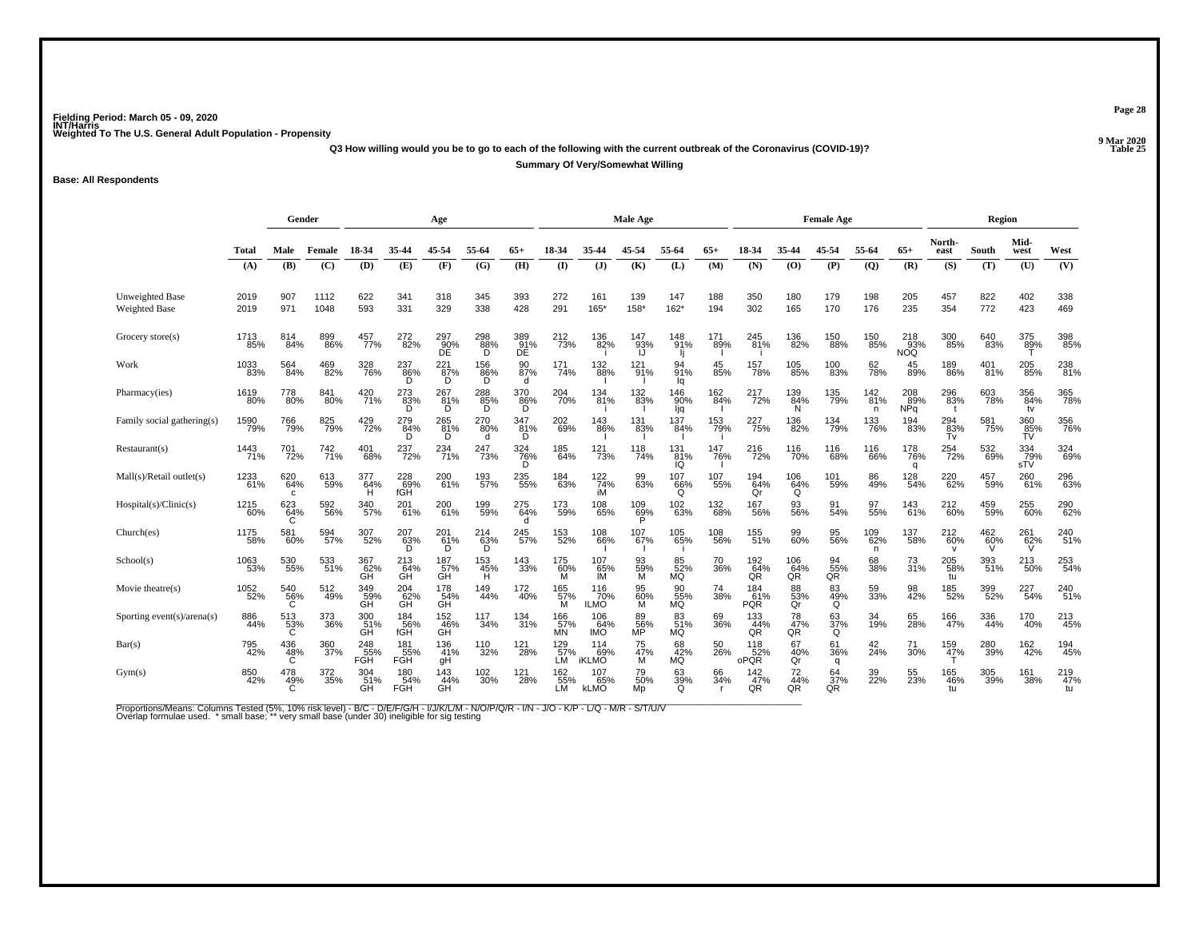Fielding Period: March 05 - 09, 2020
INT/Harris
Weighted To The U.S. General Adult Population - Propensity

9 Mar 2020
Table 25

**Q3 How willing would you be to go to each of the following with the current outbreak of the Coronavirus (COVID-19)?**

**Summary Of Very/Somewhat Willing**

**Base: All Respondents**

| | Total | Gender | | Age | | | | | Male Age | | | | | Female Age | | | | | Region | | | |
|---|---|---|---|---|---|---|---|---|---|---|---|---|---|---|---|---|---|---|---|---|---|---|
| | Total | Male | Female | 18-34 | 35-44 | 45-54 | 55-64 | 65+ | 18-34 | 35-44 | 45-54 | 55-64 | 65+ | 18-34 | 35-44 | 45-54 | 55-64 | 65+ | North-east | South | Mid-west | West |
| | (A) | (B) | (C) | (D) | (E) | (F) | (G) | (H) | (I) | (J) | (K) | (L) | (M) | (N) | (O) | (P) | (Q) | (R) | (S) | (T) | (U) | (V) |
| Unweighted Base | 2019 | 907 | 1112 | 622 | 341 | 318 | 345 | 393 | 272 | 161 | 139 | 147 | 188 | 350 | 180 | 179 | 198 | 205 | 457 | 822 | 402 | 338 |
| Weighted Base | 2019 | 971 | 1048 | 593 | 331 | 329 | 338 | 428 | 291 | 165* | 158* | 162* | 194 | 302 | 165 | 170 | 176 | 235 | 354 | 772 | 423 | 469 |
| Grocery store(s) | 1713 85% | 814 84% | 899 86% | 457 77% | 272 82% | 297 90% DE | 298 88% D | 389 91% DE | 212 73% | 136 82% i | 147 93% IJ | 148 91% Ij | 171 89% I | 245 81% i | 136 82% | 150 88% | 150 85% | 218 93% NOQ | 300 85% | 640 83% | 375 89% T | 398 85% |
| Work | 1033 83% | 564 84% | 469 82% | 328 76% | 237 86% D | 221 87% D | 156 86% D | 90 87% d | 171 74% | 132 88% I | 121 91% I | 94 91% Iq | 45 85% | 157 78% | 105 85% | 100 83% | 62 78% | 45 89% | 189 86% | 401 81% | 205 85% | 238 81% |
| Pharmacy(ies) | 1619 80% | 778 80% | 841 80% | 420 71% | 273 83% D | 267 81% D | 288 85% D | 370 86% D | 204 70% | 134 81% i | 132 83% I | 146 90% Ijq | 162 84% I | 217 72% | 139 84% N | 135 79% | 142 81% n | 208 89% NPq | 296 83% t | 603 78% | 356 84% tv | 365 78% |
| Family social gathering(s) | 1590 79% | 766 79% | 825 79% | 429 72% | 279 84% D | 265 81% D | 270 80% d | 347 81% D | 202 69% | 143 86% I | 131 83% I | 137 84% I | 153 79% i | 227 75% | 136 82% | 134 79% | 133 76% | 194 83% | 294 83% Tv | 581 75% | 360 85% TV | 356 76% |
| Restaurant(s) | 1443 71% | 701 72% | 742 71% | 401 68% | 237 72% | 234 71% | 247 73% | 324 76% D | 185 64% | 121 73% | 118 74% | 131 81% IQ | 147 76% I | 216 72% | 116 70% | 116 68% | 116 66% | 178 76% q | 254 72% | 532 69% | 334 79% sTV | 324 69% |
| Mall(s)/Retail outlet(s) | 1233 61% | 620 64% c | 613 59% | 377 64% H | 228 69% fGH | 200 61% | 193 57% | 235 55% | 184 63% | 122 74% iM | 99 63% | 107 66% Q | 107 55% | 194 64% Qr | 106 64% Q | 101 59% | 86 49% | 128 54% | 220 62% | 457 59% | 260 61% | 296 63% |
| Hospital(s)/Clinic(s) | 1215 60% | 623 64% C | 592 56% | 340 57% | 201 61% | 200 61% | 199 59% | 275 64% d | 173 59% | 108 65% | 109 69% P | 102 63% | 132 68% | 167 56% | 93 56% | 91 54% | 97 55% | 143 61% | 212 60% | 459 59% | 255 60% | 290 62% |
| Church(es) | 1175 58% | 581 60% | 594 57% | 307 52% | 207 63% D | 201 61% D | 214 63% D | 245 57% | 153 52% | 108 66% I | 107 67% I | 105 65% i | 108 56% | 155 51% | 99 60% | 95 56% | 109 62% n | 137 58% | 212 60% v | 462 60% V | 261 62% V | 240 51% |
| School(s) | 1063 53% | 530 55% | 533 51% | 367 62% GH | 213 64% GH | 187 57% GH | 153 45% H | 143 33% | 175 60% M | 107 65% lM | 93 59% M | 85 52% MQ | 70 36% | 192 64% QR | 106 64% QR | 94 55% QR | 68 38% | 73 31% | 205 58% tu | 393 51% | 213 50% | 253 54% |
| Movie theatre(s) | 1052 52% | 540 56% C | 512 49% | 349 59% GH | 204 62% GH | 178 54% GH | 149 44% | 172 40% | 165 57% M | 116 70% ILMO | 95 60% M | 90 55% MQ | 74 38% | 184 61% PQR | 88 53% Qr | 83 49% Q | 59 33% | 98 42% | 185 52% | 399 52% | 227 54% | 240 51% |
| Sporting event(s)/arena(s) | 886 44% | 513 53% C | 373 36% | 300 51% GH | 184 56% fGH | 152 46% GH | 117 34% | 134 31% | 166 57% MN | 106 64% IMO | 89 56% MP | 83 51% MQ | 69 36% | 133 44% QR | 78 47% QR | 63 37% Q | 34 19% | 65 28% | 166 47% | 336 44% | 170 40% | 213 45% |
| Bar(s) | 795 42% | 436 48% C | 360 37% | 248 55% FGH | 181 55% FGH | 136 41% gH | 110 32% | 121 28% | 129 57% LM | 114 69% iKLMO | 75 47% M | 68 42% MQ | 50 26% | 118 52% oPQR | 67 40% Qr | 61 36% q | 42 24% | 71 30% | 159 47% T | 280 39% | 162 42% | 194 45% |
| Gym(s) | 850 42% | 478 49% C | 372 35% | 304 51% GH | 180 54% FGH | 143 44% GH | 102 30% | 121 28% | 162 55% LM | 107 65% kLMO | 79 50% Mp | 63 39% Q | 66 34% r | 142 47% QR | 72 44% QR | 64 37% QR | 39 22% | 55 23% | 165 46% tu | 305 39% | 161 38% | 219 47% tu |

Proportions/Means: Columns Tested (5%, 10% risk level) - B/C - D/E/F/G/H - I/J/K/L/M - N/O/P/Q/R - I/N - J/O - K/P - L/Q - M/R - S/T/U/V
Overlap formulae used. * small base; ** very small base (under 30) ineligible for sig testing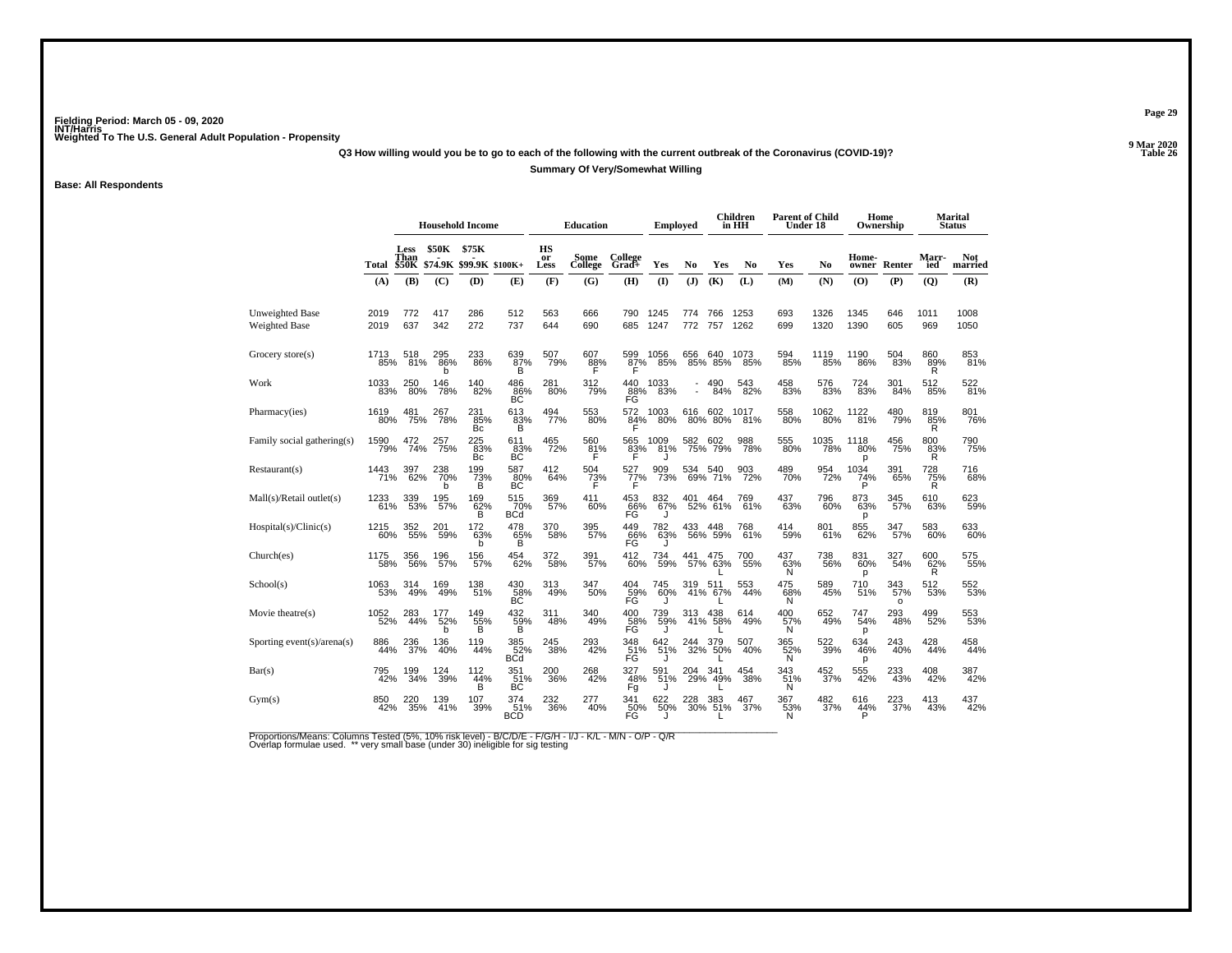Fielding Period: March 05 - 09, 2020
INT/Harris
Weighted To The U.S. General Adult Population - Propensity

9 Mar 2020
Table 26

**Q3 How willing would you be to go to each of the following with the current outbreak of the Coronavirus (COVID-19)?**

**Summary Of Very/Somewhat Willing**

**Base: All Respondents**

| | | Household Income | | | | Education | | | Employed | | Children in HH | | Parent of Child Under 18 | | Home Ownership | | Marital Status | |
|---|---|---|---|---|---|---|---|---|---|---|---|---|---|---|---|---|---|---|
| | Total | Less Than $50K | $50K - $74.9K | $75K - $99.9K | $100K+ | HS or Less | Some College | College Grad+ | Yes | No | Yes | No | Yes | No | Home-owner | Renter | Marr-ied | Not married |
| | (A) | (B) | (C) | (D) | (E) | (F) | (G) | (H) | (I) | (J) | (K) | (L) | (M) | (N) | (O) | (P) | (Q) | (R) |
| Unweighted Base | 2019 | 772 | 417 | 286 | 512 | 563 | 666 | 790 | 1245 | 774 | 766 | 1253 | 693 | 1326 | 1345 | 646 | 1011 | 1008 |
| Weighted Base | 2019 | 637 | 342 | 272 | 737 | 644 | 690 | 685 | 1247 | 772 | 757 | 1262 | 699 | 1320 | 1390 | 605 | 969 | 1050 |
| Grocery store(s) | 1713 85% | 518 81% | 295 86% b | 233 86% | 639 87% B | 507 79% | 607 88% F | 599 87% F | 1056 85% | 656 85% | 640 85% | 1073 85% | 594 85% | 1119 85% | 1190 86% | 504 83% | 860 89% R | 853 81% |
| Work | 1033 83% | 250 80% | 146 78% | 140 82% | 486 86% BC | 281 80% | 312 79% | 440 88% FG | 1033 83% | - - | 490 84% | 543 82% | 458 83% | 576 83% | 724 83% | 301 84% | 512 85% | 522 81% |
| Pharmacy(ies) | 1619 80% | 481 75% | 267 78% | 231 85% Bc | 613 83% B | 494 77% | 553 80% | 572 84% F | 1003 80% | 616 80% | 602 80% | 1017 81% | 558 80% | 1062 80% | 1122 81% | 480 79% | 819 85% R | 801 76% |
| Family social gathering(s) | 1590 79% | 472 74% | 257 75% | 225 83% Bc | 611 83% BC | 465 72% | 560 81% F | 565 83% F | 1009 81% J | 582 75% | 602 79% | 988 78% | 555 80% | 1035 78% | 1118 80% p | 456 75% | 800 83% R | 790 75% |
| Restaurant(s) | 1443 71% | 397 62% | 238 70% b | 199 73% B | 587 80% BC | 412 64% | 504 73% F | 527 77% F | 909 73% | 534 69% | 540 71% | 903 72% | 489 70% | 954 72% | 1034 74% P | 391 65% | 728 75% R | 716 68% |
| Mall(s)/Retail outlet(s) | 1233 61% | 339 53% | 195 57% | 169 62% B | 515 70% BCd | 369 57% | 411 60% | 453 66% FG | 832 67% J | 401 52% | 464 61% | 769 61% | 437 63% | 796 60% | 873 63% p | 345 57% | 610 63% | 623 59% |
| Hospital(s)/Clinic(s) | 1215 60% | 352 55% | 201 59% | 172 63% b | 478 65% B | 370 58% | 395 57% | 449 66% FG | 782 63% J | 433 56% | 448 59% | 768 61% | 414 59% | 801 61% | 855 62% | 347 57% | 583 60% | 633 60% |
| Church(es) | 1175 58% | 356 56% | 196 57% | 156 57% | 454 62% | 372 58% | 391 57% | 412 60% | 734 59% | 441 57% | 475 63% L | 700 55% | 437 63% N | 738 56% | 831 60% p | 327 54% | 600 62% R | 575 55% |
| School(s) | 1063 53% | 314 49% | 169 49% | 138 51% | 430 58% BC | 313 49% | 347 50% | 404 59% FG | 745 60% J | 319 41% | 511 67% L | 553 44% | 475 68% N | 589 45% | 710 51% | 343 57% o | 512 53% | 552 53% |
| Movie theatre(s) | 1052 52% | 283 44% | 177 52% b | 149 55% B | 432 59% B | 311 48% | 340 49% | 400 58% FG | 739 59% J | 313 41% | 438 58% L | 614 49% | 400 57% N | 652 49% | 747 54% p | 293 48% | 499 52% | 553 53% |
| Sporting event(s)/arena(s) | 886 44% | 236 37% | 136 40% | 119 44% | 385 52% BCd | 245 38% | 293 42% | 348 51% FG | 642 51% J | 244 32% | 379 50% L | 507 40% | 365 52% N | 522 39% | 634 46% p | 243 40% | 428 44% | 458 44% |
| Bar(s) | 795 42% | 199 34% | 124 39% | 112 44% B | 351 51% BC | 200 36% | 268 42% | 327 48% Fg | 591 51% J | 204 29% | 341 49% L | 454 38% | 343 51% N | 452 37% | 555 42% | 233 43% | 408 42% | 387 42% |
| Gym(s) | 850 42% | 220 35% | 139 41% | 107 39% | 374 51% BCD | 232 36% | 277 40% | 341 50% FG | 622 50% J | 228 30% | 383 51% L | 467 37% | 367 53% N | 482 37% | 616 44% P | 223 37% | 413 43% | 437 42% |

Proportions/Means: Columns Tested (5%, 10% risk level) - B/C/D/E - F/G/H - I/J - K/L - M/N - O/P - Q/R
Overlap formulae used. ** very small base (under 30) ineligible for sig testing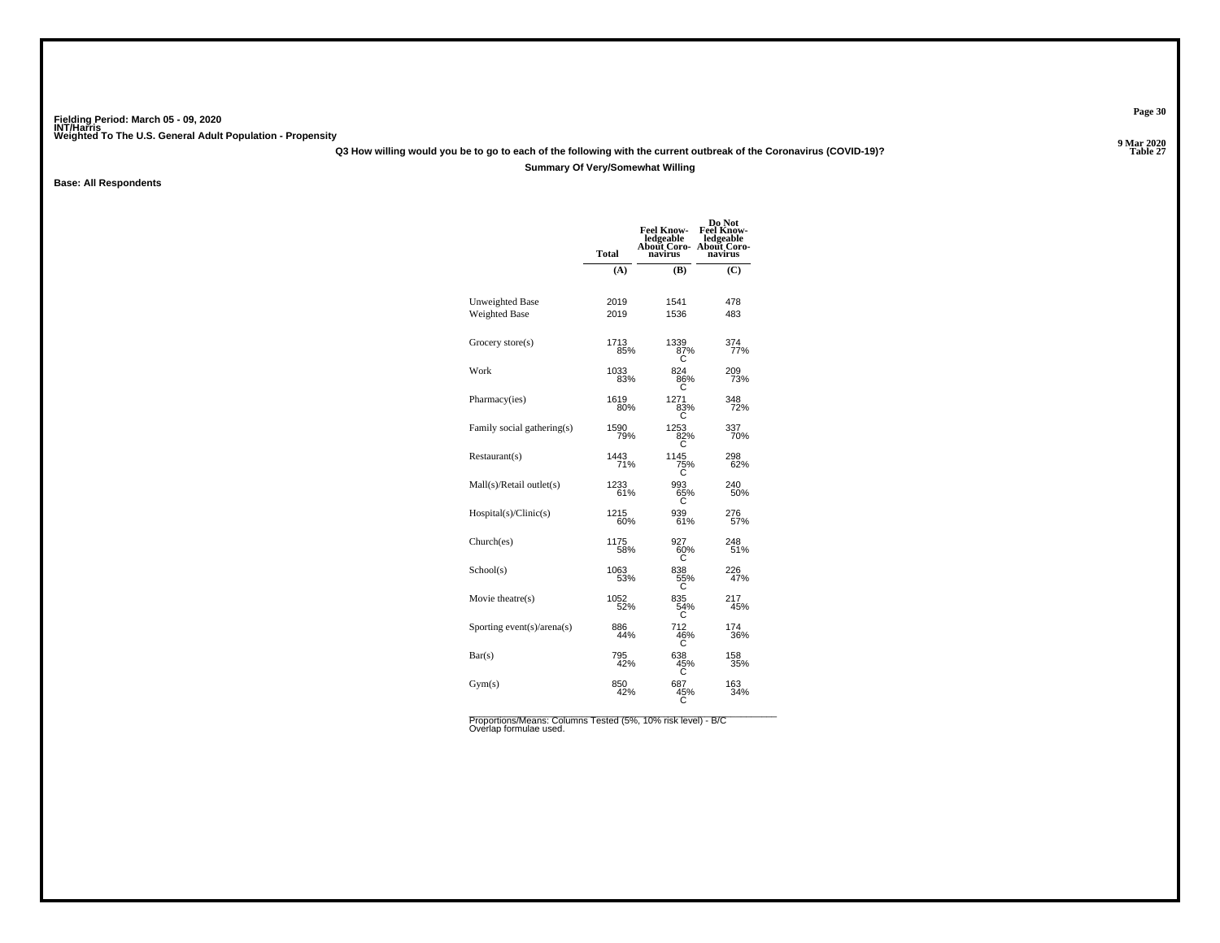Fielding Period: March 05 - 09, 2020
INT/Harris
Weighted To The U.S. General Adult Population - Propensity

9 Mar 2020
Table 27

**Q3 How willing would you be to go to each of the following with the current outbreak of the Coronavirus (COVID-19)?**

**Summary Of Very/Somewhat Willing**

**Base: All Respondents**

| | Total | Feel Knowledgeable About Coronavirus | Do Not Feel Knowledgeable About Coronavirus |
|---|---|---|---|
| | (A) | (B) | (C) |
| Unweighted Base | 2019 | 1541 | 478 |
| Weighted Base | 2019 | 1536 | 483 |
| Grocery store(s) | 1713<br>85% | 1339<br>87%<br>C | 374<br>77% |
| Work | 1033<br>83% | 824<br>86%<br>C | 209<br>73% |
| Pharmacy(ies) | 1619<br>80% | 1271<br>83%<br>C | 348<br>72% |
| Family social gathering(s) | 1590<br>79% | 1253<br>82%<br>C | 337<br>70% |
| Restaurant(s) | 1443<br>71% | 1145<br>75%<br>C | 298<br>62% |
| Mall(s)/Retail outlet(s) | 1233<br>61% | 993<br>65%<br>C | 240<br>50% |
| Hospital(s)/Clinic(s) | 1215<br>60% | 939<br>61% | 276<br>57% |
| Church(es) | 1175<br>58% | 927<br>60%<br>C | 248<br>51% |
| School(s) | 1063<br>53% | 838<br>55%<br>C | 226<br>47% |
| Movie theatre(s) | 1052<br>52% | 835<br>54%<br>C | 217<br>45% |
| Sporting event(s)/arena(s) | 886<br>44% | 712<br>46%<br>C | 174<br>36% |
| Bar(s) | 795<br>42% | 638<br>45%<br>C | 158<br>35% |
| Gym(s) | 850<br>42% | 687<br>45%<br>C | 163<br>34% |

Proportions/Means: Columns Tested (5%, 10% risk level) - B/C
Overlap formulae used.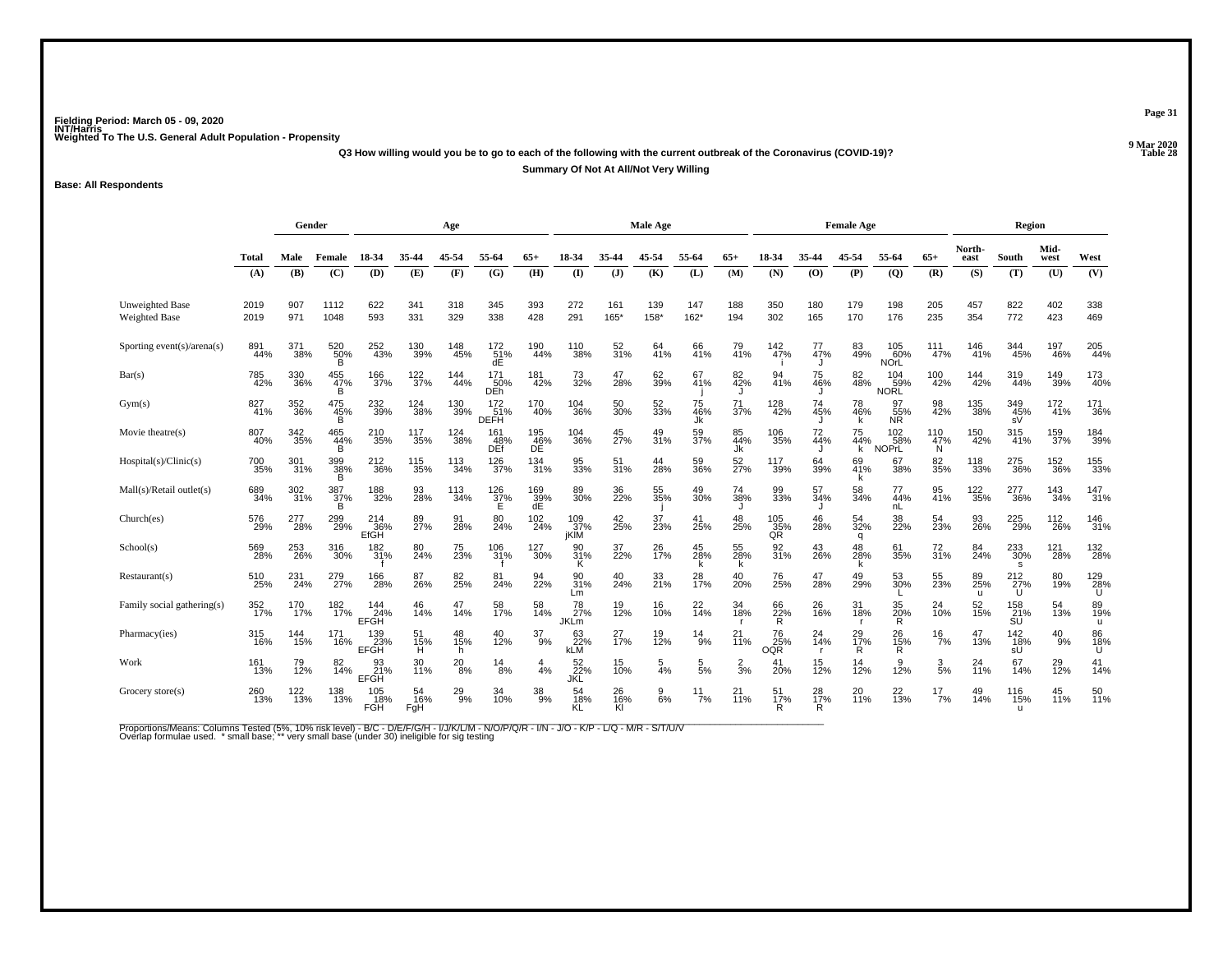Fielding Period: March 05 - 09, 2020
INT/Harris
Weighted To The U.S. General Adult Population - Propensity

9 Mar 2020
Table 28

**Q3 How willing would you be to go to each of the following with the current outbreak of the Coronavirus (COVID-19)?**

**Summary Of Not At All/Not Very Willing**

**Base: All Respondents**

| | Total | Gender | | Age | | | | | Male Age | | | | | Female Age | | | | | Region | | | |
|---|---|---|---|---|---|---|---|---|---|---|---|---|---|---|---|---|---|---|---|---|---|---|
| | Total | Male | Female | 18-34 | 35-44 | 45-54 | 55-64 | 65+ | 18-34 | 35-44 | 45-54 | 55-64 | 65+ | 18-34 | 35-44 | 45-54 | 55-64 | 65+ | North-east | South | Mid-west | West |
| | (A) | (B) | (C) | (D) | (E) | (F) | (G) | (H) | (I) | (J) | (K) | (L) | (M) | (N) | (O) | (P) | (Q) | (R) | (S) | (T) | (U) | (V) |
| Unweighted Base | 2019 | 907 | 1112 | 622 | 341 | 318 | 345 | 393 | 272 | 161 | 139 | 147 | 188 | 350 | 180 | 179 | 198 | 205 | 457 | 822 | 402 | 338 |
| Weighted Base | 2019 | 971 | 1048 | 593 | 331 | 329 | 338 | 428 | 291 | 165* | 158* | 162* | 194 | 302 | 165 | 170 | 176 | 235 | 354 | 772 | 423 | 469 |
| Sporting event(s)/arena(s) | 891 44% | 371 38% | 520 50% B | 252 43% | 130 39% | 148 45% | 172 51% dE | 190 44% | 110 38% | 52 31% | 64 41% | 66 41% | 79 41% | 142 47% i | 77 47% J | 83 49% | 105 60% NOrL | 111 47% | 146 41% | 344 45% | 197 46% | 205 44% |
| Bar(s) | 785 42% | 330 36% | 455 47% B | 166 37% | 122 37% | 144 44% | 171 50% DEh | 181 42% | 73 32% | 47 28% | 62 39% | 67 41% | 82 42% J | 94 41% | 75 46% J | 82 48% | 104 59% NORL | 100 42% | 144 42% | 319 44% | 149 39% | 173 40% |
| Gym(s) | 827 41% | 352 36% | 475 45% B | 232 39% | 124 38% | 130 39% | 172 51% DEFH | 170 40% | 104 36% | 50 30% | 52 33% | 75 46% j | 71 37% | 128 42% | 74 45% J | 78 46% k | 97 55% NR | 98 42% | 135 38% | 349 45% sV | 172 41% | 171 36% |
| Movie theatre(s) | 807 40% | 342 35% | 465 44% B | 210 35% | 117 35% | 124 38% | 161 48% DEf | 195 46% DE | 104 36% | 45 27% | 49 31% | 59 37% | 85 44% Jk | 106 35% | 72 44% J | 75 44% k | 102 58% NOPrL | 110 47% N | 150 42% | 315 41% | 159 37% | 184 39% |
| Hospital(s)/Clinic(s) | 700 35% | 301 31% | 399 38% B | 212 36% | 115 35% | 113 34% | 126 37% | 134 31% | 95 33% | 51 31% | 44 28% | 59 36% | 52 27% | 117 39% | 64 39% | 69 41% k | 67 38% | 82 35% | 118 33% | 275 36% | 152 36% | 155 33% |
| Mall(s)/Retail outlet(s) | 689 34% | 302 31% | 387 37% B | 188 32% | 93 28% | 113 34% | 126 37% E | 169 39% dE | 89 30% | 36 22% | 55 35% j | 49 30% | 74 38% J | 99 33% | 57 34% J | 58 34% | 77 44% nL | 95 41% | 122 35% | 277 36% | 143 34% | 147 31% |
| Church(es) | 576 29% | 277 28% | 299 29% | 214 36% EfGH | 89 27% | 91 28% | 80 24% | 102 24% | 109 37% jKlM | 42 25% | 37 23% | 41 25% | 48 25% | 105 35% QR | 46 28% | 54 32% q | 38 22% | 54 23% | 93 26% | 225 29% | 112 26% | 146 31% |
| School(s) | 569 28% | 253 26% | 316 30% | 182 31% f | 80 24% | 75 23% | 106 31% f | 127 30% | 90 31% K | 37 22% | 26 17% | 45 28% k | 55 28% k | 92 31% | 43 26% | 48 28% k | 61 35% | 72 31% | 84 24% | 233 30% s | 121 28% | 132 28% |
| Restaurant(s) | 510 25% | 231 24% | 279 27% | 166 28% | 87 26% | 82 25% | 81 24% | 94 22% | 90 31% Lm | 40 24% | 33 21% | 28 17% | 40 20% | 76 25% | 47 28% | 49 29% | 53 30% L | 55 23% | 89 25% u | 212 27% U | 80 19% | 129 28% U |
| Family social gathering(s) | 352 17% | 170 17% | 182 17% | 144 24% EFGH | 46 14% | 47 14% | 58 17% | 58 14% | 78 27% JKLm | 19 12% | 16 10% | 22 14% | 34 18% r | 66 22% R | 26 16% | 31 18% r | 35 20% R | 24 10% | 52 15% | 158 21% SU | 54 13% | 89 19% u |
| Pharmacy(ies) | 315 16% | 144 15% | 171 16% | 139 23% EFGH | 51 15% H | 48 15% h | 40 12% | 37 9% | 63 22% kLM | 27 17% | 19 12% | 14 9% | 21 11% | 76 25% OQR | 24 14% r | 29 17% R | 26 15% R | 16 7% | 47 13% | 142 18% sU | 40 9% | 86 18% U |
| Work | 161 8% | 79 8% | 82 8% | 93 16% EFGH | 30 9% | 20 6% | 14 4% | 4 1% | 52 18% JKL | 15 9% | 5 3% | 5 3% | 2 1% | 41 14% | 15 9% | 14 8% | 9 5% | 3 1% | 24 7% | 67 9% | 29 7% | 41 9% |
| Grocery store(s) | 260 13% | 122 13% | 138 13% | 105 18% FGH | 54 16% FgH | 29 9% | 34 10% | 38 9% | 54 18% KL | 26 16% Kl | 9 6% | 11 7% | 21 11% | 51 17% R | 28 17% R | 20 11% | 22 13% | 17 7% | 49 14% | 116 15% u | 45 11% | 50 11% |

Proportions/Means: Columns Tested (5%, 10% risk level) - B/C - D/E/F/G/H - I/J/K/L/M - N/O/P/Q/R - I/N - J/O - K/P - L/Q - M/R - S/T/U/V
Overlap formulae used. * small base; ** very small base (under 30) ineligible for sig testing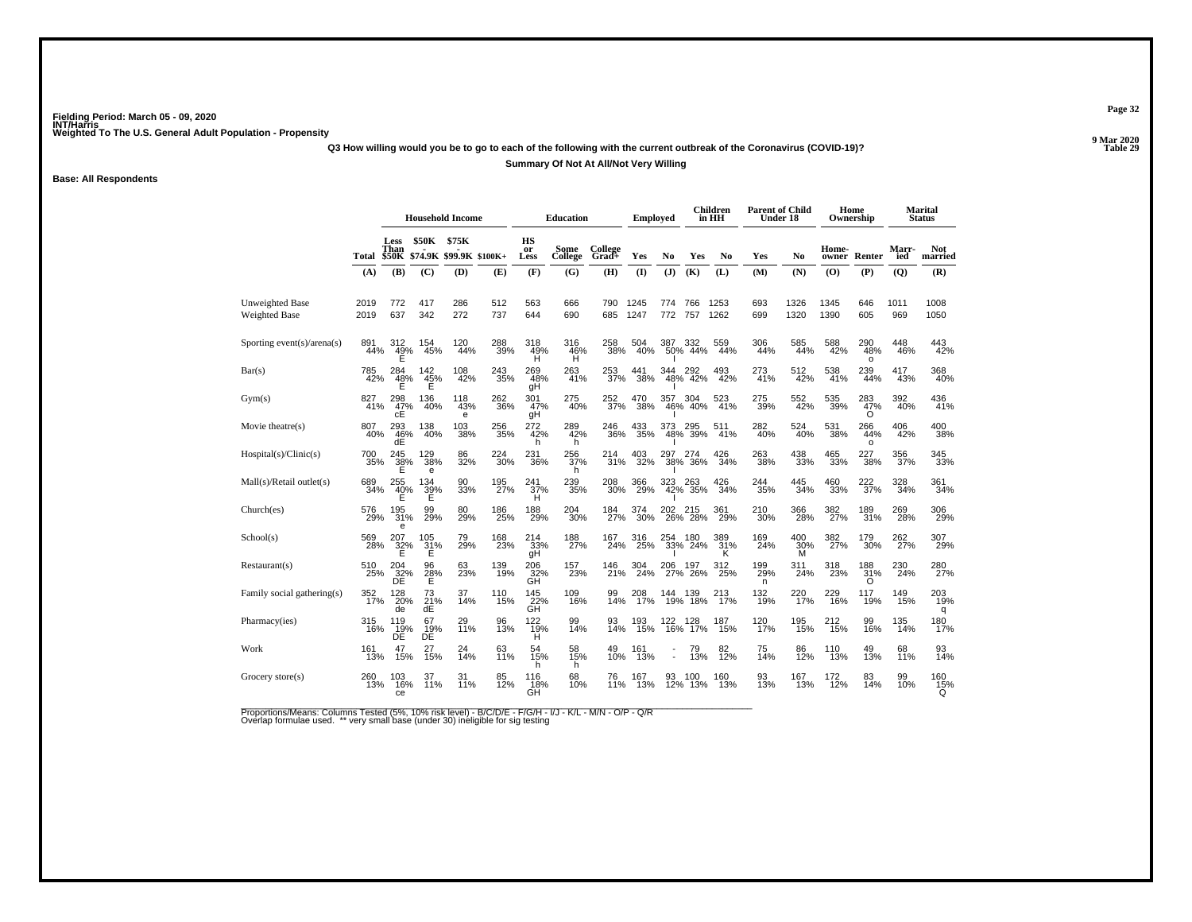Fielding Period: March 05 - 09, 2020
INT/Harris
Weighted To The U.S. General Adult Population - Propensity

9 Mar 2020
Table 29

Q3 How willing would you be to go to each of the following with the current outbreak of the Coronavirus (COVID-19)?

Summary Of Not At All/Not Very Willing

Base: All Respondents

| | | Household Income | | | | Education | | | Employed | | Children in HH | | Parent of Child Under 18 | | Home Ownership | | Marital Status | |
|---|---|---|---|---|---|---|---|---|---|---|---|---|---|---|---|---|---|---|
| | Total | Less Than $50K | $50K - $74.9K | $75K - $99.9K | $100K+ | HS or Less | Some College | College Grad+ | Yes | No | Yes | No | Yes | No | Home-owner | Renter | Marr-ied | Not married |
| | (A) | (B) | (C) | (D) | (E) | (F) | (G) | (H) | (I) | (J) | (K) | (L) | (M) | (N) | (O) | (P) | (Q) | (R) |
| Unweighted Base | 2019 | 772 | 417 | 286 | 512 | 563 | 666 | 790 | 1245 | 774 | 766 | 1253 | 693 | 1326 | 1345 | 646 | 1011 | 1008 |
| Weighted Base | 2019 | 637 | 342 | 272 | 737 | 644 | 690 | 685 | 1247 | 772 | 757 | 1262 | 699 | 1320 | 1390 | 605 | 969 | 1050 |
| Sporting event(s)/arena(s) | 891 44% | 312 49% E | 154 45% | 120 44% | 288 39% | 318 49% H | 316 46% H | 258 38% | 504 40% | 387 50% I | 332 44% | 559 44% | 306 44% | 585 44% | 588 42% | 290 48% o | 448 46% | 443 42% |
| Bar(s) | 785 42% | 284 48% E | 142 45% E | 108 42% | 243 35% | 269 48% gH | 263 41% | 253 37% | 441 38% | 344 48% I | 292 42% | 493 42% | 273 41% | 512 42% | 538 41% | 239 44% | 417 43% | 368 40% |
| Gym(s) | 827 41% | 298 47% cE | 136 40% | 118 43% e | 262 36% | 301 47% gH | 275 40% | 252 37% | 470 38% | 357 46% I | 304 40% | 523 41% | 275 39% | 552 42% | 535 39% | 283 47% O | 392 40% | 436 41% |
| Movie theatre(s) | 807 40% | 293 46% dE | 138 40% | 103 38% | 256 35% | 272 42% h | 289 42% h | 246 36% | 433 35% | 373 48% I | 295 39% | 511 41% | 282 40% | 524 40% | 531 38% | 266 44% o | 406 42% | 400 38% |
| Hospital(s)/Clinic(s) | 700 35% | 245 38% E | 129 38% e | 86 32% | 224 30% | 231 36% | 256 37% h | 214 31% | 403 32% | 297 38% I | 274 36% | 426 34% | 263 38% | 438 33% | 465 33% | 227 38% | 356 37% | 345 33% |
| Mall(s)/Retail outlet(s) | 689 34% | 255 40% E | 134 39% E | 90 33% | 195 27% | 241 37% H | 239 35% | 208 30% | 366 29% | 323 42% I | 263 35% | 426 34% | 244 35% | 445 34% | 460 33% | 222 37% | 328 34% | 361 34% |
| Church(es) | 576 29% | 195 31% e | 99 29% | 80 29% | 186 25% | 188 29% | 204 30% | 184 27% | 374 30% | 202 26% | 215 28% | 361 29% | 210 30% | 366 28% | 382 27% | 189 31% | 269 28% | 306 29% |
| School(s) | 569 28% | 207 32% E | 105 31% E | 79 29% | 168 23% | 214 33% gH | 188 27% | 167 24% | 316 25% | 254 33% I | 180 24% | 389 31% K | 169 24% | 400 30% M | 382 27% | 179 30% | 262 27% | 307 29% |
| Restaurant(s) | 510 25% | 204 32% DE | 96 28% E | 63 23% | 139 19% | 206 32% GH | 157 23% | 146 21% | 304 24% | 206 27% | 197 26% | 312 25% | 199 29% n | 311 24% | 318 23% | 188 31% O | 230 24% | 280 27% |
| Family social gathering(s) | 352 17% | 128 20% de | 73 21% dE | 37 14% | 110 15% | 145 22% GH | 109 16% | 99 14% | 208 17% | 144 19% | 139 18% | 213 17% | 132 19% | 220 17% | 229 16% | 117 19% | 149 15% | 203 19% q |
| Pharmacy(ies) | 315 16% | 119 19% DE | 67 19% DE | 29 11% | 96 13% | 122 19% H | 99 14% | 93 14% | 193 15% | 122 16% | 128 17% | 187 15% | 120 17% | 195 15% | 212 15% | 99 16% | 135 14% | 180 17% |
| Work | 161 13% | 47 15% | 27 15% | 24 14% | 63 11% | 54 15% h | 58 15% h | 49 10% | 161 13% | - - | 79 13% | 82 12% | 75 14% | 86 12% | 110 13% | 49 13% | 68 11% | 93 14% |
| Grocery store(s) | 260 13% | 103 16% ce | 37 11% | 31 11% | 85 12% | 116 18% GH | 68 10% | 76 11% | 167 13% | 93 12% | 100 13% | 160 13% | 93 13% | 167 13% | 172 12% | 83 14% | 99 10% | 160 15% Q |

Proportions/Means: Columns Tested (5%, 10% risk level) - B/C/D/E - F/G/H - I/J - K/L - M/N - O/P - Q/R
Overlap formulae used. ** very small base (under 30) ineligible for sig testing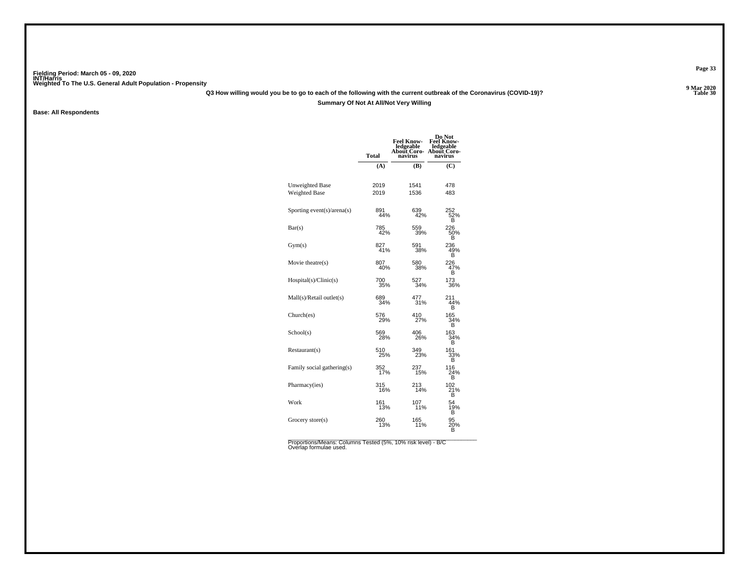Fielding Period: March 05 - 09, 2020
INT/Harris
Weighted To The U.S. General Adult Population - Propensity

9 Mar 2020
Table 30

**Q3 How willing would you be to go to each of the following with the current outbreak of the Coronavirus (COVID-19)?**

**Summary Of Not At All/Not Very Willing**

**Base: All Respondents**

| | Total | Feel Knowledgeable About Coronavirus | Do Not Feel Knowledgeable About Coronavirus |
|---|---|---|---|
| | (A) | (B) | (C) |
| Unweighted Base | 2019 | 1541 | 478 |
| Weighted Base | 2019 | 1536 | 483 |
| Sporting event(s)/arena(s) | 891<br>44% | 639<br>42% | 252<br>52%<br>B |
| Bar(s) | 785<br>42% | 559<br>39% | 226<br>50%<br>B |
| Gym(s) | 827<br>41% | 591<br>38% | 236<br>49%<br>B |
| Movie theatre(s) | 807<br>40% | 580<br>38% | 226<br>47%<br>B |
| Hospital(s)/Clinic(s) | 700<br>35% | 527<br>34% | 173<br>36% |
| Mall(s)/Retail outlet(s) | 689<br>34% | 477<br>31% | 211<br>44%<br>B |
| Church(es) | 576<br>29% | 410<br>27% | 165<br>34%<br>B |
| School(s) | 569<br>28% | 406<br>26% | 163<br>34%<br>B |
| Restaurant(s) | 510<br>25% | 349<br>23% | 161<br>33%<br>B |
| Family social gathering(s) | 352<br>17% | 237<br>15% | 116<br>24%<br>B |
| Pharmacy(ies) | 315<br>16% | 213<br>14% | 102<br>21%<br>B |
| Work | 161<br>13% | 107<br>11% | 54<br>19%<br>B |
| Grocery store(s) | 260<br>13% | 165<br>11% | 95<br>20%<br>B |

Proportions/Means: Columns Tested (5%, 10% risk level) - B/C
Overlap formulae used.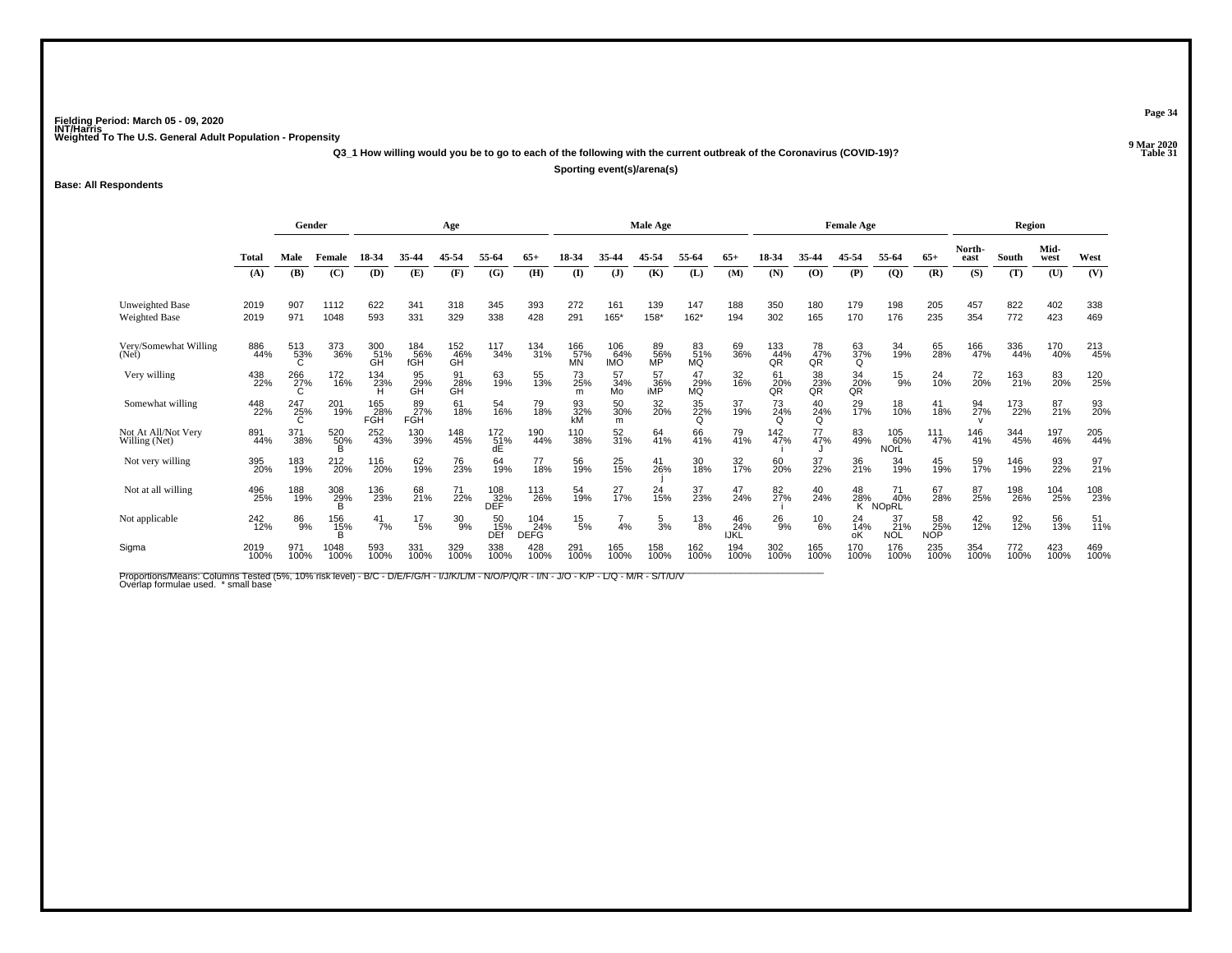Fielding Period: March 05 - 09, 2020
INT/Harris
Weighted To The U.S. General Adult Population - Propensity

9 Mar 2020
Table 31

**Q3_1 How willing would you be to go to each of the following with the current outbreak of the Coronavirus (COVID-19)?**

**Sporting event(s)/arena(s)**

**Base: All Respondents**

| | Total | Gender | | Age | | | | | Male Age | | | | | Female Age | | | | | Region | | | |
|---|---|---|---|---|---|---|---|---|---|---|---|---|---|---|---|---|---|---|---|---|---|---|
| | Total | Male | Female | 18-34 | 35-44 | 45-54 | 55-64 | 65+ | 18-34 | 35-44 | 45-54 | 55-64 | 65+ | 18-34 | 35-44 | 45-54 | 55-64 | 65+ | North-east | South | Mid-west | West |
| | (A) | (B) | (C) | (D) | (E) | (F) | (G) | (H) | (I) | (J) | (K) | (L) | (M) | (N) | (O) | (P) | (Q) | (R) | (S) | (T) | (U) | (V) |
| Unweighted Base | 2019 | 907 | 1112 | 622 | 341 | 318 | 345 | 393 | 272 | 161 | 139 | 147 | 188 | 350 | 180 | 179 | 198 | 205 | 457 | 822 | 402 | 338 |
| Weighted Base | 2019 | 971 | 1048 | 593 | 331 | 329 | 338 | 428 | 291 | 165* | 158* | 162* | 194 | 302 | 165 | 170 | 176 | 235 | 354 | 772 | 423 | 469 |
| Very/Somewhat Willing (Net) | 886 44% | 513 53% C | 373 36% | 300 51% GH | 184 56% fGH | 152 46% GH | 117 34% | 134 31% | 166 57% MN | 106 64% IMO | 89 56% MP | 83 51% MQ | 69 36% | 133 44% QR | 78 47% QR | 63 37% Q | 34 19% | 65 28% | 166 47% | 336 44% | 170 40% | 213 45% |
| Very willing | 438 22% | 266 27% C | 172 16% | 134 23% H | 95 29% GH | 91 28% GH | 63 19% | 55 13% | 73 25% m | 57 34% Mo | 57 36% iMP | 47 29% MQ | 32 16% | 61 20% QR | 38 23% QR | 34 20% QR | 15 9% | 24 10% | 72 20% | 163 21% | 83 20% | 120 25% |
| Somewhat willing | 448 22% | 247 25% C | 201 19% | 165 28% FGH | 89 27% FGH | 61 18% | 54 16% | 79 18% | 93 32% kM | 50 30% m | 32 20% | 35 22% Q | 37 19% | 73 24% Q | 40 24% Q | 29 17% | 18 10% | 41 18% | 94 27% v | 173 22% | 87 21% | 93 20% |
| Not At All/Not Very Willing (Net) | 891 44% | 371 38% | 520 50% B | 252 43% | 130 39% | 148 45% | 172 51% dE | 190 44% | 110 38% | 52 31% | 64 41% | 66 41% | 79 41% | 142 47% i | 77 47% J | 83 49% | 105 60% NOrL | 111 47% | 146 41% | 344 45% | 197 46% | 205 44% |
| Not very willing | 395 20% | 183 19% | 212 20% | 116 20% | 62 19% | 76 23% | 64 19% | 77 18% | 56 19% | 25 15% | 41 26% j | 30 18% | 32 17% | 60 20% | 37 22% | 36 21% | 34 19% | 45 19% | 59 17% | 146 19% | 93 22% | 97 21% |
| Not at all willing | 496 25% | 188 19% | 308 29% B | 136 23% | 68 21% | 71 22% | 108 32% DEF | 113 26% | 54 19% | 27 17% | 24 15% | 37 23% | 47 24% | 82 27% i | 40 24% | 48 28% K | 71 40% NOpRL | 67 28% | 87 25% | 198 26% | 104 25% | 108 23% |
| Not applicable | 242 12% | 86 9% | 156 15% B | 41 7% | 17 5% | 30 9% | 50 15% DEf | 104 24% DEFG | 15 5% | 7 4% | 5 3% | 13 8% | 46 24% IJKL | 26 9% | 10 6% | 24 14% oK | 37 21% NOL | 58 25% NOP | 42 12% | 92 12% | 56 13% | 51 11% |
| Sigma | 2019 100% | 971 100% | 1048 100% | 593 100% | 331 100% | 329 100% | 338 100% | 428 100% | 291 100% | 165 100% | 158 100% | 162 100% | 194 100% | 302 100% | 165 100% | 170 100% | 176 100% | 235 100% | 354 100% | 772 100% | 423 100% | 469 100% |

Proportions/Means: Columns Tested (5%, 10% risk level) - B/C - D/E/F/G/H - I/J/K/L/M - N/O/P/Q/R - I/N - J/O - K/P - L/Q - M/R - S/T/U/V
Overlap formulae used. * small base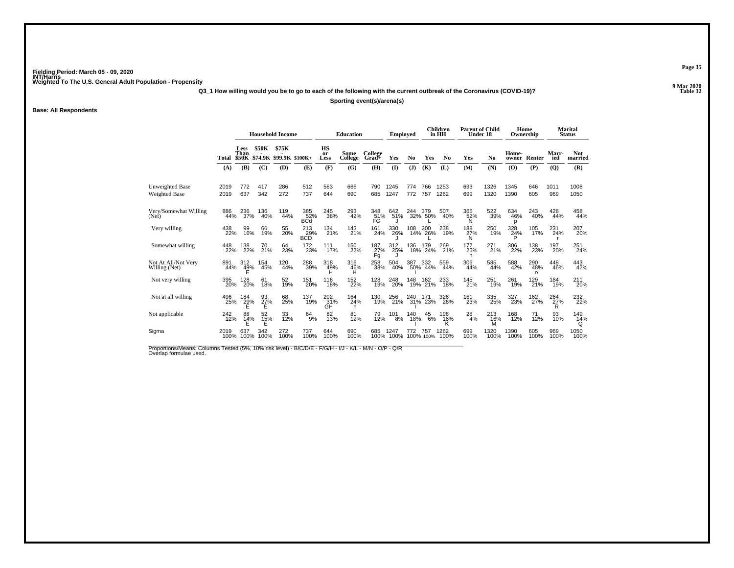Fielding Period: March 05 - 09, 2020
INT/Harris
Weighted To The U.S. General Adult Population - Propensity

9 Mar 2020
Table 32

**Q3_1 How willing would you be to go to each of the following with the current outbreak of the Coronavirus (COVID-19)?**

**Sporting event(s)/arena(s)**

**Base: All Respondents**

| | | Household Income | | | | Education | | | Employed | | Children in HH | | Parent of Child Under 18 | | Home Ownership | | Marital Status | |
|---|---|---|---|---|---|---|---|---|---|---|---|---|---|---|---|---|---|---|
| | Total | Less Than $50K | $50K - $74.9K | $75K - $99.9K | $100K+ | HS or Less | Some College | College Grad+ | Yes | No | Yes | No | Yes | No | Home-owner | Renter | Marr-ied | Not married |
| | (A) | (B) | (C) | (D) | (E) | (F) | (G) | (H) | (I) | (J) | (K) | (L) | (M) | (N) | (O) | (P) | (Q) | (R) |
| Unweighted Base | 2019 | 772 | 417 | 286 | 512 | 563 | 666 | 790 | 1245 | 774 | 766 | 1253 | 693 | 1326 | 1345 | 646 | 1011 | 1008 |
| Weighted Base | 2019 | 637 | 342 | 272 | 737 | 644 | 690 | 685 | 1247 | 772 | 757 | 1262 | 699 | 1320 | 1390 | 605 | 969 | 1050 |
| Very/Somewhat Willing (Net) | 886 44% | 236 37% | 136 40% | 119 44% | 385 52% BCd | 245 38% | 293 42% | 348 51% FG | 642 51% J | 244 32% | 379 50% L | 507 40% | 365 52% N | 522 39% | 634 46% p | 243 40% | 428 44% | 458 44% |
| Very willing | 438 22% | 99 16% | 66 19% | 55 20% | 213 29% BCD | 134 21% | 143 21% | 161 24% | 330 26% J | 108 14% | 200 26% L | 238 19% | 188 27% N | 250 19% | 328 24% P | 105 17% | 231 24% r | 207 20% |
| Somewhat willing | 448 22% | 138 22% | 70 21% | 64 23% | 172 23% | 111 17% | 150 22% | 187 27% Fg | 312 25% J | 136 18% | 179 24% | 269 21% | 177 25% n | 271 21% | 306 22% | 138 23% | 197 20% | 251 24% |
| Not At All/Not Very Willing (Net) | 891 44% | 312 49% E | 154 45% | 120 44% | 288 39% | 318 49% H | 316 46% H | 258 38% | 504 40% | 387 50% I | 332 44% | 559 44% | 306 44% | 585 44% | 588 42% | 290 48% o | 448 46% | 443 42% |
| Not very willing | 395 20% | 128 20% | 61 18% | 52 19% | 151 20% | 116 18% | 152 22% | 128 19% | 248 20% | 148 19% | 162 21% | 233 18% | 145 21% | 251 19% | 261 19% | 129 21% | 184 19% | 211 20% |
| Not at all willing | 496 25% | 184 29% E | 93 27% E | 68 25% | 137 19% | 202 31% GH | 164 24% h | 130 19% | 256 21% | 240 31% I | 171 23% | 326 26% | 161 23% | 335 25% | 327 23% | 162 27% | 264 27% R | 232 22% |
| Not applicable | 242 12% | 88 14% E | 52 15% E | 33 12% | 64 9% | 82 13% | 81 12% | 79 12% | 101 8% | 140 18% I | 45 6% | 196 16% K | 28 4% | 213 16% M | 168 12% | 71 12% | 93 10% | 149 14% Q |
| Sigma | 2019 100% | 637 100% | 342 100% | 272 100% | 737 100% | 644 100% | 690 100% | 685 100% | 1247 100% | 772 100% | 757 100% | 1262 100% | 699 100% | 1320 100% | 1390 100% | 605 100% | 969 100% | 1050 100% |

Proportions/Means: Columns Tested (5%, 10% risk level) - B/C/D/E - F/G/H - I/J - K/L - M/N - O/P - Q/R
Overlap formulae used.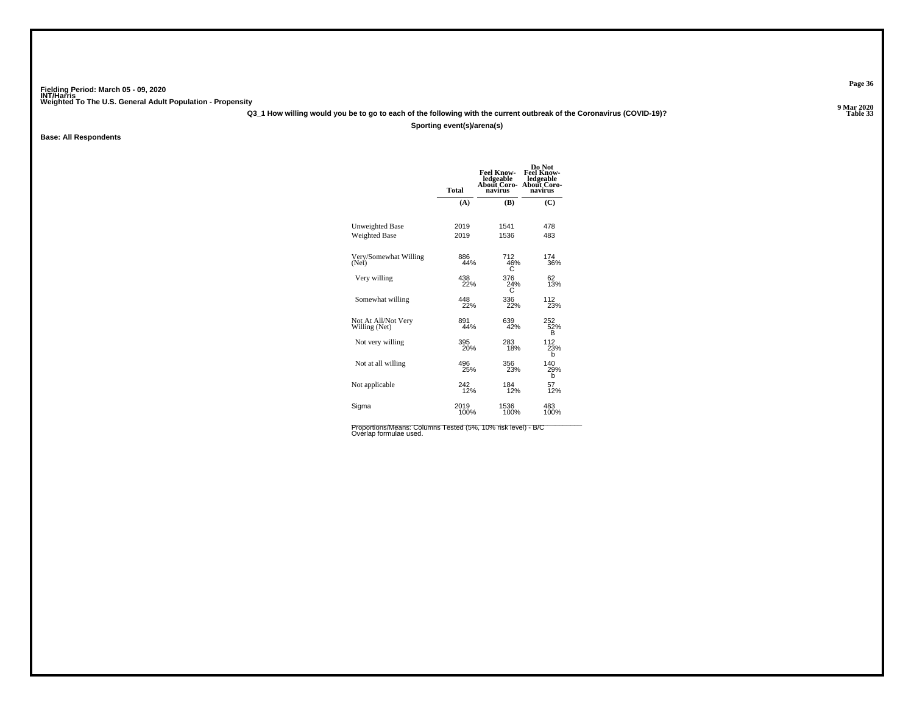Fielding Period: March 05 - 09, 2020
INT/Harris
Weighted To The U.S. General Adult Population - Propensity

9 Mar 2020
Table 33

**Q3_1 How willing would you be to go to each of the following with the current outbreak of the Coronavirus (COVID-19)?**

**Sporting event(s)/arena(s)**

**Base: All Respondents**

| | Total | Feel Knowledgeable About Coronavirus | Do Not Feel Knowledgeable About Coronavirus |
|---|---|---|---|
| | (A) | (B) | (C) |
| Unweighted Base | 2019 | 1541 | 478 |
| Weighted Base | 2019 | 1536 | 483 |
| Very/Somewhat Willing (Net) | 886<br>44% | 712<br>46%<br>C | 174<br>36% |
| Very willing | 438<br>22% | 376<br>24%<br>C | 62<br>13% |
| Somewhat willing | 448<br>22% | 336<br>22% | 112<br>23% |
| Not At All/Not Very Willing (Net) | 891<br>44% | 639<br>42% | 252<br>52%<br>B |
| Not very willing | 395<br>20% | 283<br>18% | 112<br>23%<br>b |
| Not at all willing | 496<br>25% | 356<br>23% | 140<br>29%<br>b |
| Not applicable | 242<br>12% | 184<br>12% | 57<br>12% |
| Sigma | 2019<br>100% | 1536<br>100% | 483<br>100% |

Proportions/Means: Columns Tested (5%, 10% risk level) - B/C
Overlap formulae used.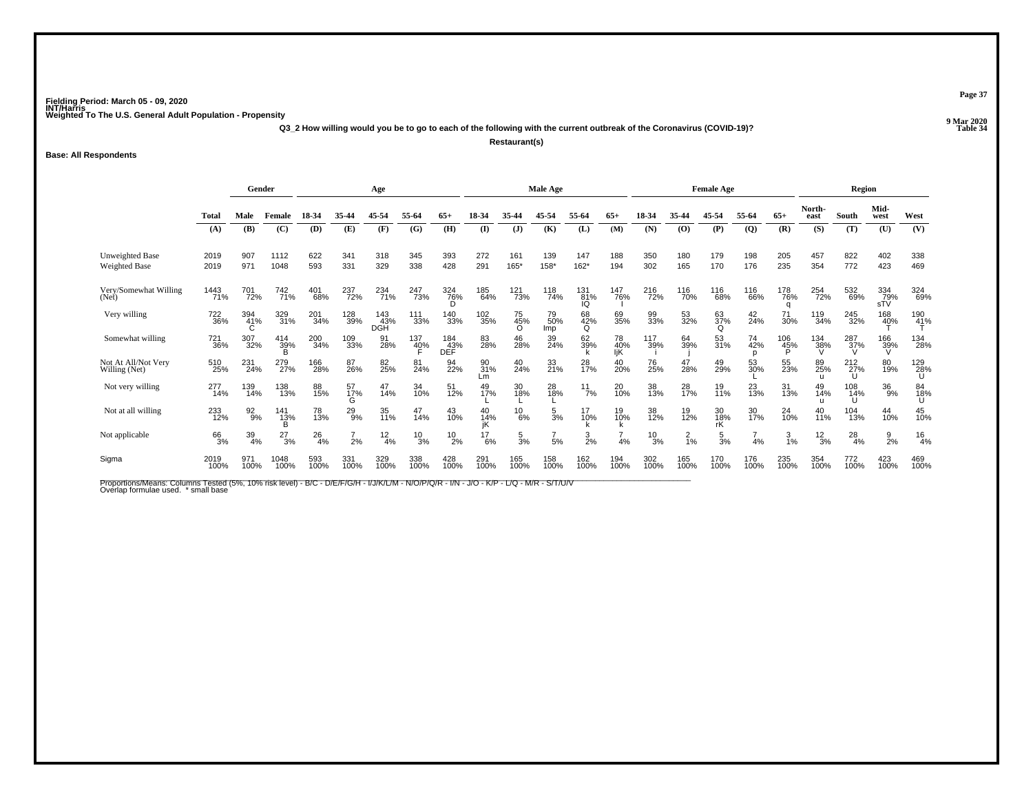Fielding Period: March 05 - 09, 2020
INT/Harris
Weighted To The U.S. General Adult Population - Propensity

9 Mar 2020
Table 34

**Q3_2 How willing would you be to go to each of the following with the current outbreak of the Coronavirus (COVID-19)?**

**Restaurant(s)**

**Base: All Respondents**

| | Total | Gender | | Age | | | | | Male Age | | | | | Female Age | | | | | Region | | | |
|---|---|---|---|---|---|---|---|---|---|---|---|---|---|---|---|---|---|---|---|---|---|---|
| | Total | Male | Female | 18-34 | 35-44 | 45-54 | 55-64 | 65+ | 18-34 | 35-44 | 45-54 | 55-64 | 65+ | 18-34 | 35-44 | 45-54 | 55-64 | 65+ | North-east | South | Mid-west | West |
| | (A) | (B) | (C) | (D) | (E) | (F) | (G) | (H) | (I) | (J) | (K) | (L) | (M) | (N) | (O) | (P) | (Q) | (R) | (S) | (T) | (U) | (V) |
| Unweighted Base | 2019 | 907 | 1112 | 622 | 341 | 318 | 345 | 393 | 272 | 161 | 139 | 147 | 188 | 350 | 180 | 179 | 198 | 205 | 457 | 822 | 402 | 338 |
| Weighted Base | 2019 | 971 | 1048 | 593 | 331 | 329 | 338 | 428 | 291 | 165* | 158* | 162* | 194 | 302 | 165 | 170 | 176 | 235 | 354 | 772 | 423 | 469 |
| Very/Somewhat Willing (Net) | 1443 71% | 701 72% | 742 71% | 401 68% | 237 72% | 234 71% | 247 73% | 324 76% D | 185 64% | 121 73% | 118 74% | 131 81% IQ | 147 76% I | 216 72% | 116 70% | 116 68% | 116 66% | 178 76% q | 254 72% | 532 69% | 334 79% sTV | 324 69% |
| Very willing | 722 36% | 394 41% C | 329 31% | 201 34% | 128 39% | 143 43% DGH | 111 33% | 140 33% | 102 35% | 75 45% O | 79 50% Imp | 68 42% Q | 69 35% | 99 33% | 53 32% | 63 37% Q | 42 24% | 71 30% | 119 34% | 245 32% | 168 40% T | 190 41% T |
| Somewhat willing | 721 36% | 307 32% | 414 39% B | 200 34% | 109 33% | 91 28% | 137 40% F | 184 43% DEF | 83 28% | 46 28% | 39 24% | 62 39% k | 78 40% IjK | 117 39% i | 64 39% j | 53 31% | 74 42% p | 106 45% P | 134 38% V | 287 37% V | 166 39% V | 134 28% |
| Not At All/Not Very Willing (Net) | 510 25% | 231 24% | 279 27% | 166 28% | 87 26% | 82 25% | 81 24% | 94 22% | 90 31% Lm | 40 24% | 33 21% | 28 17% | 40 20% | 76 25% | 47 28% | 49 29% | 53 30% L | 55 23% | 89 25% u | 212 27% U | 80 19% | 129 28% U |
| Not very willing | 277 14% | 139 14% | 138 13% | 88 15% | 57 17% G | 47 14% | 34 10% | 51 12% | 49 17% L | 30 18% L | 28 18% L | 11 7% | 20 10% | 38 13% | 28 17% | 19 11% | 23 13% | 31 13% | 49 14% u | 108 14% U | 36 9% | 84 18% U |
| Not at all willing | 233 12% | 92 9% | 141 13% B | 78 13% | 29 9% | 35 11% | 47 14% | 43 10% | 40 14% jK | 10 6% | 5 3% | 17 10% k | 19 10% k | 38 12% | 19 12% | 30 18% rK | 30 17% | 24 10% | 40 11% | 104 13% | 44 10% | 45 10% |
| Not applicable | 66 3% | 39 4% | 27 3% | 26 4% | 7 2% | 12 4% | 10 3% | 10 2% | 17 6% | 5 3% | 7 5% | 3 2% | 7 4% | 10 3% | 2 1% | 5 3% | 7 4% | 3 1% | 12 3% | 28 4% | 9 2% | 16 4% |
| Sigma | 2019 100% | 971 100% | 1048 100% | 593 100% | 331 100% | 329 100% | 338 100% | 428 100% | 291 100% | 165 100% | 158 100% | 162 100% | 194 100% | 302 100% | 165 100% | 170 100% | 176 100% | 235 100% | 354 100% | 772 100% | 423 100% | 469 100% |

Proportions/Means: Columns Tested (5%, 10% risk level) - B/C - D/E/F/G/H - I/J/K/L/M - N/O/P/Q/R - I/N - J/O - K/P - L/Q - M/R - S/T/U/V
Overlap formulae used. * small base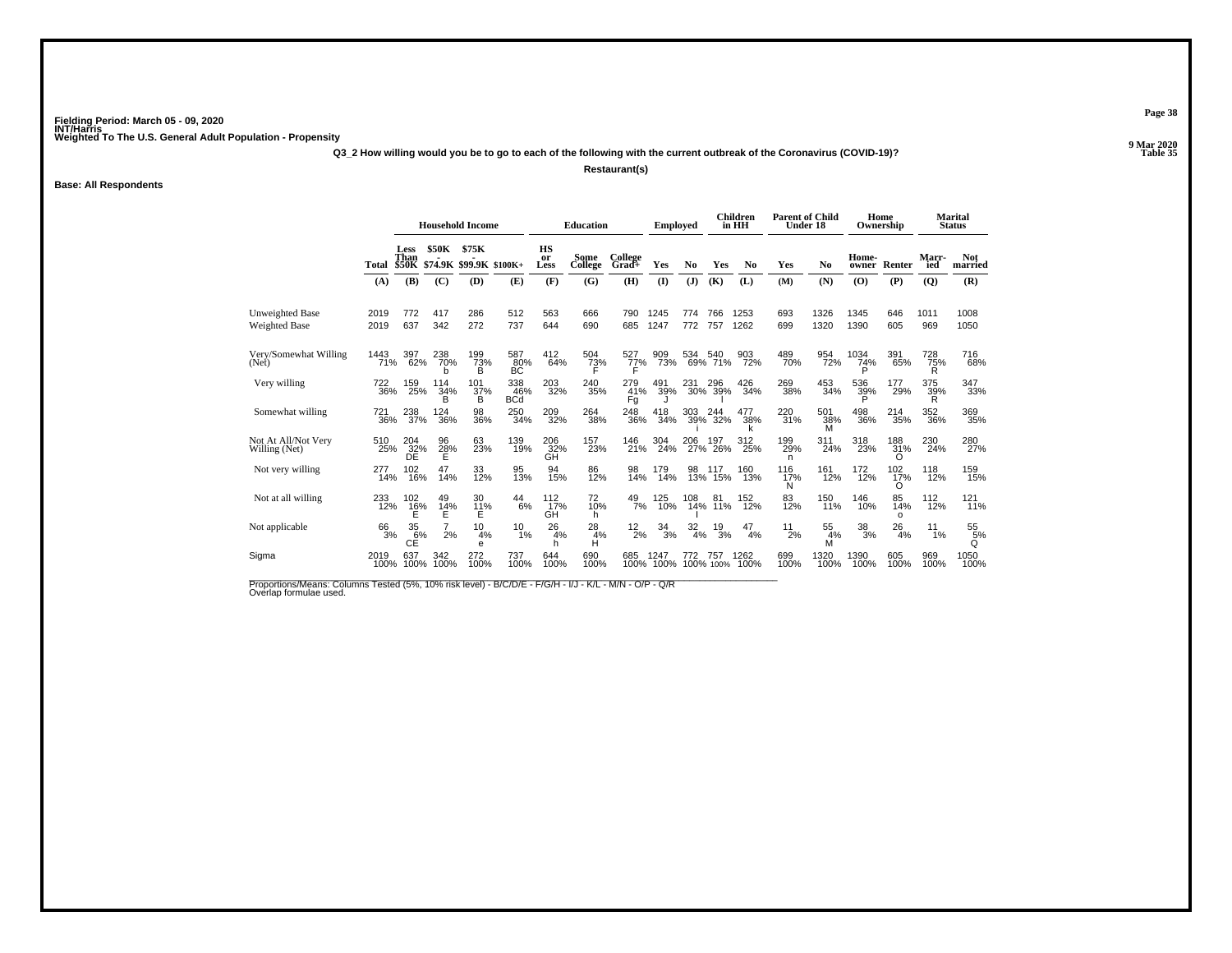Fielding Period: March 05 - 09, 2020
INT/Harris
Weighted To The U.S. General Adult Population - Propensity

9 Mar 2020
Table 35

Q3_2 How willing would you be to go to each of the following with the current outbreak of the Coronavirus (COVID-19)?

Restaurant(s)

Base: All Respondents

| | Total | Household Income: Less Than $50K | Household Income: $50K - $74.9K | Household Income: $75K - $99.9K | Household Income: $100K+ | Education: HS or Less | Education: Some College | Education: College Grad+ | Employed: Yes | Employed: No | Children in HH: Yes | Children in HH: No | Parent of Child Under 18: Yes | Parent of Child Under 18: No | Home Ownership: Home-owner | Home Ownership: Renter | Marital Status: Married | Marital Status: Not married |
|---|---|---|---|---|---|---|---|---|---|---|---|---|---|---|---|---|---|---|
| | (A) | (B) | (C) | (D) | (E) | (F) | (G) | (H) | (I) | (J) | (K) | (L) | (M) | (N) | (O) | (P) | (Q) | (R) |
| Unweighted Base | 2019 | 772 | 417 | 286 | 512 | 563 | 666 | 790 | 1245 | 774 | 766 | 1253 | 693 | 1326 | 1345 | 646 | 1011 | 1008 |
| Weighted Base | 2019 | 637 | 342 | 272 | 737 | 644 | 690 | 685 | 1247 | 772 | 757 | 1262 | 699 | 1320 | 1390 | 605 | 969 | 1050 |
| Very/Somewhat Willing (Net) | 1443 | 397 | 238 | 199 | 587 | 412 | 504 | 527 | 909 | 534 | 540 | 903 | 489 | 954 | 1034 | 391 | 728 | 716 |
| | 71% | 62% | 70% | 73% | 80% | 64% | 73% | 77% | 73% | 69% | 71% | 72% | 70% | 72% | 74% | 65% | 75% | 68% |
| | | | b | B | BC | | F | F | | | | | | | P | | R | |
| Very willing | 722 | 159 | 114 | 101 | 338 | 203 | 240 | 279 | 491 | 231 | 296 | 426 | 269 | 453 | 536 | 177 | 375 | 347 |
| | 36% | 25% | 34% | 37% | 46% | 32% | 35% | 41% | 39% | 30% | 39% | 34% | 38% | 34% | 39% | 29% | 39% | 33% |
| | | | B | B | BCd | | | Fg | J | | l | | | | P | | R | |
| Somewhat willing | 721 | 238 | 124 | 98 | 250 | 209 | 264 | 248 | 418 | 303 | 244 | 477 | 220 | 501 | 498 | 214 | 352 | 369 |
| | 36% | 37% | 36% | 36% | 34% | 32% | 38% | 36% | 34% | 39% | 32% | 38% | 31% | 38% | 36% | 35% | 36% | 35% |
| | | | | | | | | | | i | | k | | M | | | | |
| Not At All/Not Very Willing (Net) | 510 | 204 | 96 | 63 | 139 | 206 | 157 | 146 | 304 | 206 | 197 | 312 | 199 | 311 | 318 | 188 | 230 | 280 |
| | 25% | 32% | 28% | 23% | 19% | 32% | 23% | 21% | 24% | 27% | 26% | 25% | 29% | 24% | 23% | 31% | 24% | 27% |
| | | DE | E | | | GH | | | | | | | n | | | O | | |
| Not very willing | 277 | 102 | 47 | 33 | 95 | 94 | 86 | 98 | 179 | 98 | 117 | 160 | 116 | 161 | 172 | 102 | 118 | 159 |
| | 14% | 16% | 14% | 12% | 13% | 15% | 12% | 14% | 14% | 13% | 15% | 13% | 17% | 12% | 12% | 17% | 12% | 15% |
| | | | | | | | | | | | | | N | | | O | | |
| Not at all willing | 233 | 102 | 49 | 30 | 44 | 112 | 72 | 49 | 125 | 108 | 81 | 152 | 83 | 150 | 146 | 85 | 112 | 121 |
| | 12% | 16% | 14% | 11% | 6% | 17% | 10% | 7% | 10% | 14% | 11% | 12% | 12% | 11% | 10% | 14% | 12% | 11% |
| | | E | E | E | | GH | h | | | I | | | | | | o | | |
| Not applicable | 66 | 35 | 7 | 10 | 10 | 26 | 28 | 12 | 34 | 32 | 19 | 47 | 11 | 55 | 38 | 26 | 11 | 55 |
| | 3% | 6% | 2% | 4% | 1% | 4% | 4% | 2% | 3% | 4% | 3% | 4% | 2% | 4% | 3% | 4% | 1% | 5% |
| | | CE | | e | | h | H | | | | | | | M | | | | Q |
| Sigma | 2019 | 637 | 342 | 272 | 737 | 644 | 690 | 685 | 1247 | 772 | 757 | 1262 | 699 | 1320 | 1390 | 605 | 969 | 1050 |
| | 100% | 100% | 100% | 100% | 100% | 100% | 100% | 100% | 100% | 100% | 100% | 100% | 100% | 100% | 100% | 100% | 100% | 100% |

Proportions/Means: Columns Tested (5%, 10% risk level) - B/C/D/E - F/G/H - I/J - K/L - M/N - O/P - Q/R
Overlap formulae used.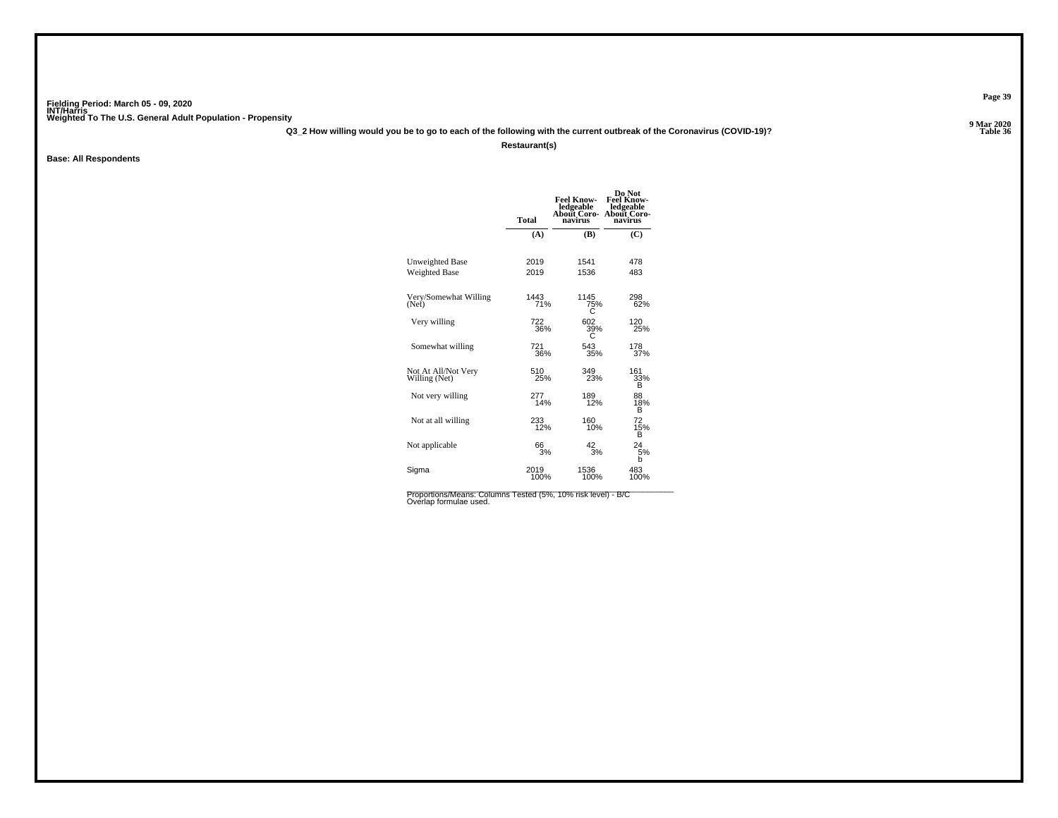Fielding Period: March 05 - 09, 2020
INT/Harris
Weighted To The U.S. General Adult Population - Propensity

9 Mar 2020
Table 36

**Q3_2 How willing would you be to go to each of the following with the current outbreak of the Coronavirus (COVID-19)?**

**Restaurant(s)**

**Base: All Respondents**

| | Total | Feel Knowledgeable About Coronavirus | Do Not Feel Knowledgeable About Coronavirus |
|---|---|---|---|
| | (A) | (B) | (C) |
| Unweighted Base | 2019 | 1541 | 478 |
| Weighted Base | 2019 | 1536 | 483 |
| Very/Somewhat Willing (Net) | 1443<br>71% | 1145<br>75%<br>C | 298<br>62% |
| Very willing | 722<br>36% | 602<br>39%<br>C | 120<br>25% |
| Somewhat willing | 721<br>36% | 543<br>35% | 178<br>37% |
| Not At All/Not Very Willing (Net) | 510<br>25% | 349<br>23% | 161<br>33%<br>B |
| Not very willing | 277<br>14% | 189<br>12% | 88<br>18%<br>B |
| Not at all willing | 233<br>12% | 160<br>10% | 72<br>15%<br>B |
| Not applicable | 66<br>3% | 42<br>3% | 24<br>5%<br>b |
| Sigma | 2019<br>100% | 1536<br>100% | 483<br>100% |

Proportions/Means: Columns Tested (5%, 10% risk level) - B/C
Overlap formulae used.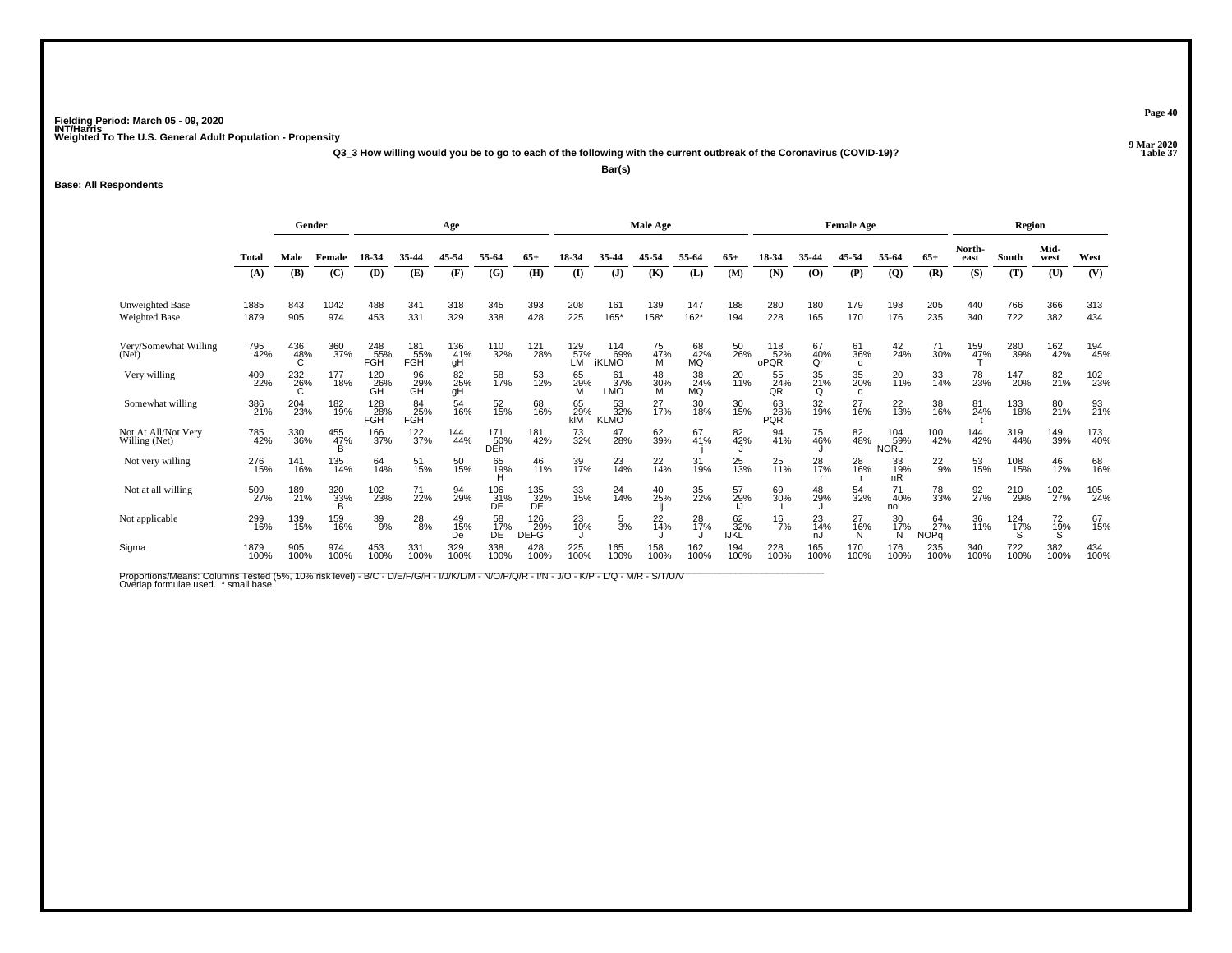Fielding Period: March 05 - 09, 2020
INT/Harris
Weighted To The U.S. General Adult Population - Propensity

9 Mar 2020
Table 37

Q3_3 How willing would you be to go to each of the following with the current outbreak of the Coronavirus (COVID-19)?

Bar(s)

Base: All Respondents

| | Total | Gender | | Age | | | | | Male Age | | | | | Female Age | | | | | Region | | | |
|---|---|---|---|---|---|---|---|---|---|---|---|---|---|---|---|---|---|---|---|---|---|---|
| | Total | Male | Female | 18-34 | 35-44 | 45-54 | 55-64 | 65+ | 18-34 | 35-44 | 45-54 | 55-64 | 65+ | 18-34 | 35-44 | 45-54 | 55-64 | 65+ | North-east | South | Mid-west | West |
| | (A) | (B) | (C) | (D) | (E) | (F) | (G) | (H) | (I) | (J) | (K) | (L) | (M) | (N) | (O) | (P) | (Q) | (R) | (S) | (T) | (U) | (V) |
| Unweighted Base | 1885 | 843 | 1042 | 488 | 341 | 318 | 345 | 393 | 208 | 161 | 139 | 147 | 188 | 280 | 180 | 179 | 198 | 205 | 440 | 766 | 366 | 313 |
| Weighted Base | 1879 | 905 | 974 | 453 | 331 | 329 | 338 | 428 | 225 | 165* | 158* | 162* | 194 | 228 | 165 | 170 | 176 | 235 | 340 | 722 | 382 | 434 |
| Very/Somewhat Willing (Net) | 795 42% | 436 48% C | 360 37% | 248 55% FGH | 181 55% FGH | 136 41% gH | 110 32% | 121 28% | 129 57% LM | 114 69% iKLMO | 75 47% M | 68 42% MQ | 50 26% | 118 52% oPQR | 67 40% Qr | 61 36% q | 42 24% | 71 30% | 159 47% T | 280 39% | 162 42% | 194 45% |
| Very willing | 409 22% | 232 26% C | 177 18% | 120 26% GH | 96 29% GH | 82 25% gH | 58 17% | 53 12% | 65 29% M | 61 37% LMO | 48 30% M | 38 24% MQ | 20 11% | 55 24% QR | 35 21% Q | 35 20% q | 20 11% | 33 14% | 78 23% | 147 20% | 82 21% | 102 23% |
| Somewhat willing | 386 21% | 204 23% | 182 19% | 128 28% FGH | 84 25% FGH | 54 16% | 52 15% | 68 16% | 65 29% klM | 53 32% KLMO | 27 17% | 30 18% | 30 15% | 63 28% PQR | 32 19% | 27 16% | 22 13% | 38 16% | 81 24% t | 133 18% | 80 21% | 93 21% |
| Not At All/Not Very Willing (Net) | 785 42% | 330 36% | 455 47% B | 166 37% | 122 37% | 144 44% | 171 50% DEh | 181 42% | 73 32% | 47 28% | 62 39% | 67 41% j | 82 42% J | 94 41% | 75 46% J | 82 48% | 104 59% NORL | 100 42% | 144 42% | 319 44% | 149 39% | 173 40% |
| Not very willing | 276 15% | 141 16% | 135 14% | 64 14% | 51 15% | 50 15% | 65 19% H | 46 11% | 39 17% | 23 14% | 22 14% | 31 19% | 25 13% | 25 11% | 28 17% r | 28 16% r | 33 19% nR | 22 9% | 53 15% | 108 15% | 46 12% | 68 16% |
| Not at all willing | 509 27% | 189 21% | 320 33% B | 102 23% | 71 22% | 94 29% | 106 31% DE | 135 32% DE | 33 15% | 24 14% | 40 25% ij | 35 22% | 57 29% IJ | 69 30% I | 48 29% J | 54 32% | 71 40% noL | 78 33% | 92 27% | 210 29% | 102 27% | 105 24% |
| Not applicable | 299 16% | 139 15% | 159 16% | 39 9% | 28 8% | 49 15% De | 58 17% DE | 126 29% DEFG | 23 10% J | 5 3% | 22 14% J | 28 17% J | 62 32% IJKL | 16 7% | 23 14% nJ | 27 16% N | 30 17% N | 64 27% NOPq | 36 11% | 124 17% S | 72 19% S | 67 15% |
| Sigma | 1879 100% | 905 100% | 974 100% | 453 100% | 331 100% | 329 100% | 338 100% | 428 100% | 225 100% | 165 100% | 158 100% | 162 100% | 194 100% | 228 100% | 165 100% | 170 100% | 176 100% | 235 100% | 340 100% | 722 100% | 382 100% | 434 100% |

Proportions/Means: Columns Tested (5%, 10% risk level) - B/C - D/E/F/G/H - I/J/K/L/M - N/O/P/Q/R - I/N - J/O - K/P - L/Q - M/R - S/T/U/V
Overlap formulae used. * small base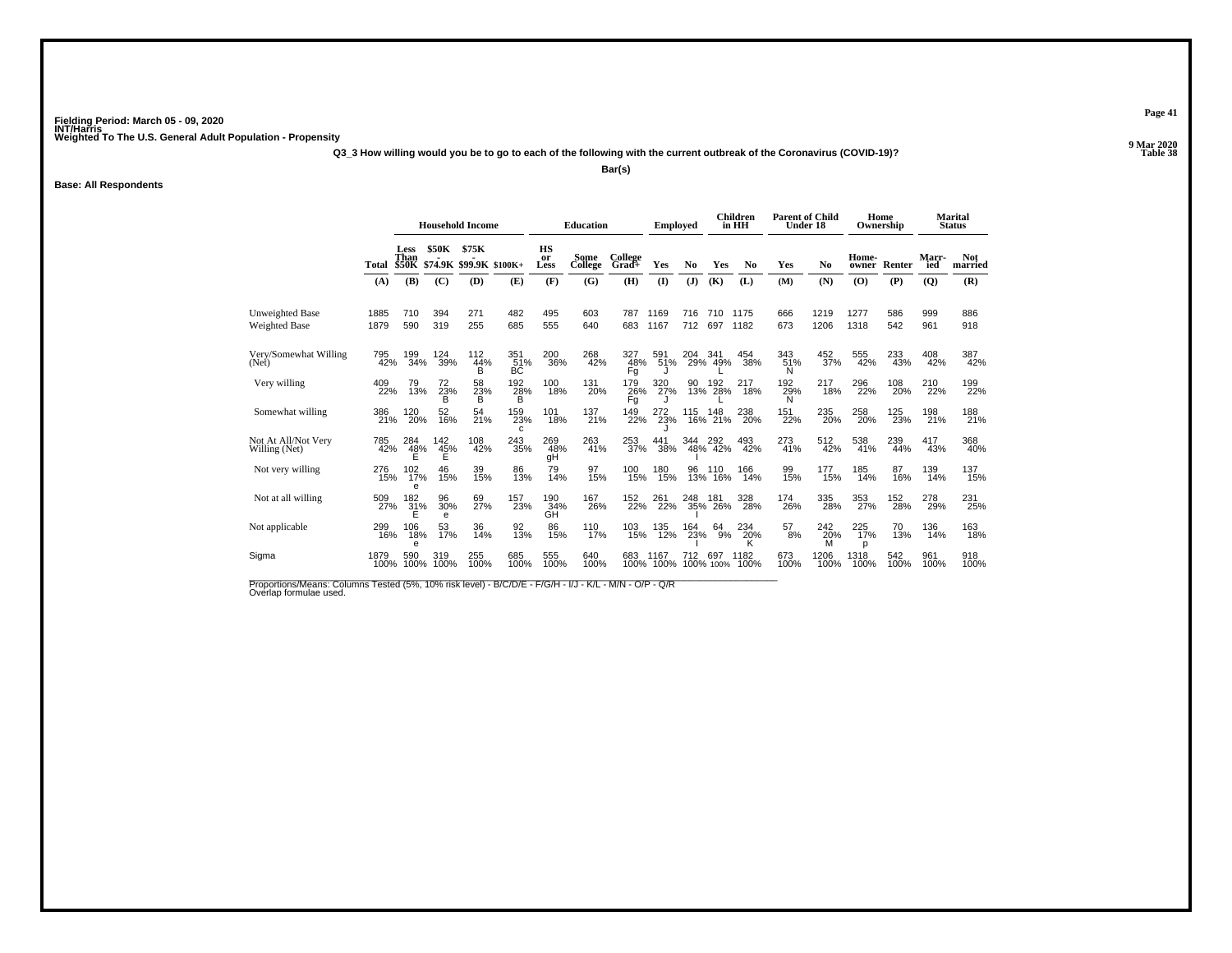Fielding Period: March 05 - 09, 2020
INT/Harris
Weighted To The U.S. General Adult Population - Propensity

9 Mar 2020
Table 38

**Q3_3 How willing would you be to go to each of the following with the current outbreak of the Coronavirus (COVID-19)?**

**Bar(s)**

**Base: All Respondents**

| | | Household Income | | | | Education | | | Employed | | Children in HH | | Parent of Child Under 18 | | Home Ownership | | Marital Status | |
|---|---|---|---|---|---|---|---|---|---|---|---|---|---|---|---|---|---|---|
| | Total | Less Than $50K | $50K - $74.9K | $75K - $99.9K | $100K+ | HS or Less | Some College | College Grad+ | Yes | No | Yes | No | Yes | No | Home-owner | Renter | Marr-ied | Not married |
| | (A) | (B) | (C) | (D) | (E) | (F) | (G) | (H) | (I) | (J) | (K) | (L) | (M) | (N) | (O) | (P) | (Q) | (R) |
| Unweighted Base | 1885 | 710 | 394 | 271 | 482 | 495 | 603 | 787 | 1169 | 716 | 710 | 1175 | 666 | 1219 | 1277 | 586 | 999 | 886 |
| Weighted Base | 1879 | 590 | 319 | 255 | 685 | 555 | 640 | 683 | 1167 | 712 | 697 | 1182 | 673 | 1206 | 1318 | 542 | 961 | 918 |
| Very/Somewhat Willing (Net) | 795 42% | 199 34% | 124 39% | 112 44% B | 351 51% BC | 200 36% | 268 42% | 327 48% Fg | 591 51% J | 204 29% | 341 49% L | 454 38% | 343 51% N | 452 37% | 555 42% | 233 43% | 408 42% | 387 42% |
| Very willing | 409 22% | 79 13% | 72 23% B | 58 23% B | 192 28% B | 100 18% | 131 20% | 179 26% Fg | 320 27% J | 90 13% | 192 28% L | 217 18% | 192 29% N | 217 18% | 296 22% | 108 20% | 210 22% | 199 22% |
| Somewhat willing | 386 21% | 120 20% | 52 16% | 54 21% | 159 23% c | 101 18% | 137 21% | 149 22% | 272 23% J | 115 16% | 148 21% | 238 20% | 151 22% | 235 20% | 258 20% | 125 23% | 198 21% | 188 21% |
| Not At All/Not Very Willing (Net) | 785 42% | 284 48% E | 142 45% E | 108 42% | 243 35% | 269 48% gH | 263 41% | 253 37% | 441 38% | 344 48% I | 292 42% | 493 42% | 273 41% | 512 42% | 538 41% | 239 44% | 417 43% | 368 40% |
| Not very willing | 276 15% | 102 17% e | 46 15% | 39 15% | 86 13% | 79 14% | 97 15% | 100 15% | 180 15% | 96 13% | 110 16% | 166 14% | 99 15% | 177 15% | 185 14% | 87 16% | 139 14% | 137 15% |
| Not at all willing | 509 27% | 182 31% E | 96 30% e | 69 27% | 157 23% | 190 34% GH | 167 26% | 152 22% | 261 22% | 248 35% I | 181 26% | 328 28% | 174 26% | 335 28% | 353 27% | 152 28% | 278 29% | 231 25% |
| Not applicable | 299 16% | 106 18% e | 53 17% | 36 14% | 92 13% | 86 15% | 110 17% | 103 15% | 135 12% | 164 23% I | 64 9% | 234 20% K | 57 8% | 242 20% M | 225 17% p | 70 13% | 136 14% | 163 18% |
| Sigma | 1879 100% | 590 100% | 319 100% | 255 100% | 685 100% | 555 100% | 640 100% | 683 100% | 1167 100% | 712 100% | 697 100% | 1182 100% | 673 100% | 1206 100% | 1318 100% | 542 100% | 961 100% | 918 100% |

Proportions/Means: Columns Tested (5%, 10% risk level) - B/C/D/E - F/G/H - I/J - K/L - M/N - O/P - Q/R
Overlap formulae used.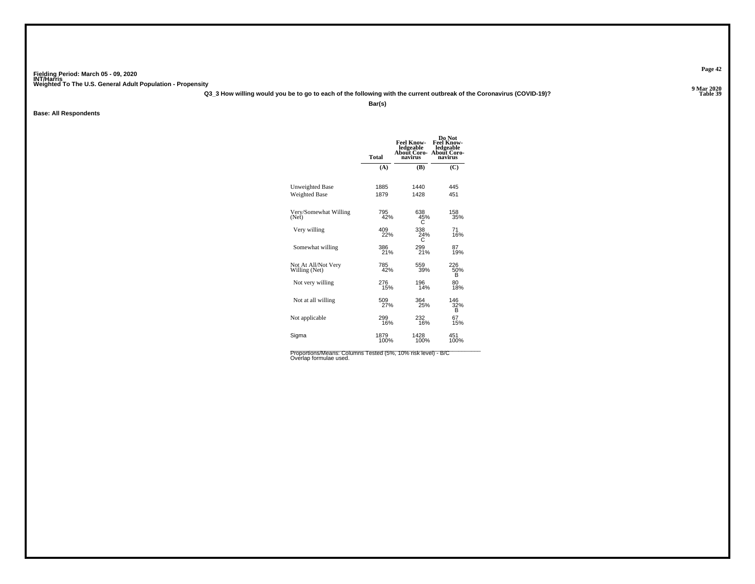Fielding Period: March 05 - 09, 2020
INT/Harris
Weighted To The U.S. General Adult Population - Propensity

9 Mar 2020
Table 39

**Q3_3 How willing would you be to go to each of the following with the current outbreak of the Coronavirus (COVID-19)?**

**Bar(s)**

**Base: All Respondents**

| | Total | Feel Knowledgeable About Coronavirus | Do Not Feel Knowledgeable About Coronavirus |
|---|---|---|---|
| | (A) | (B) | (C) |
| Unweighted Base | 1885 | 1440 | 445 |
| Weighted Base | 1879 | 1428 | 451 |
| Very/Somewhat Willing (Net) | 795<br>42% | 638<br>45%<br>C | 158<br>35% |
| Very willing | 409<br>22% | 338<br>24%<br>C | 71<br>16% |
| Somewhat willing | 386<br>21% | 299<br>21% | 87<br>19% |
| Not At All/Not Very Willing (Net) | 785<br>42% | 559<br>39% | 226<br>50%<br>B |
| Not very willing | 276<br>15% | 196<br>14% | 80<br>18% |
| Not at all willing | 509<br>27% | 364<br>25% | 146<br>32%<br>B |
| Not applicable | 299<br>16% | 232<br>16% | 67<br>15% |
| Sigma | 1879<br>100% | 1428<br>100% | 451<br>100% |

Proportions/Means: Columns Tested (5%, 10% risk level) - B/C
Overlap formulae used.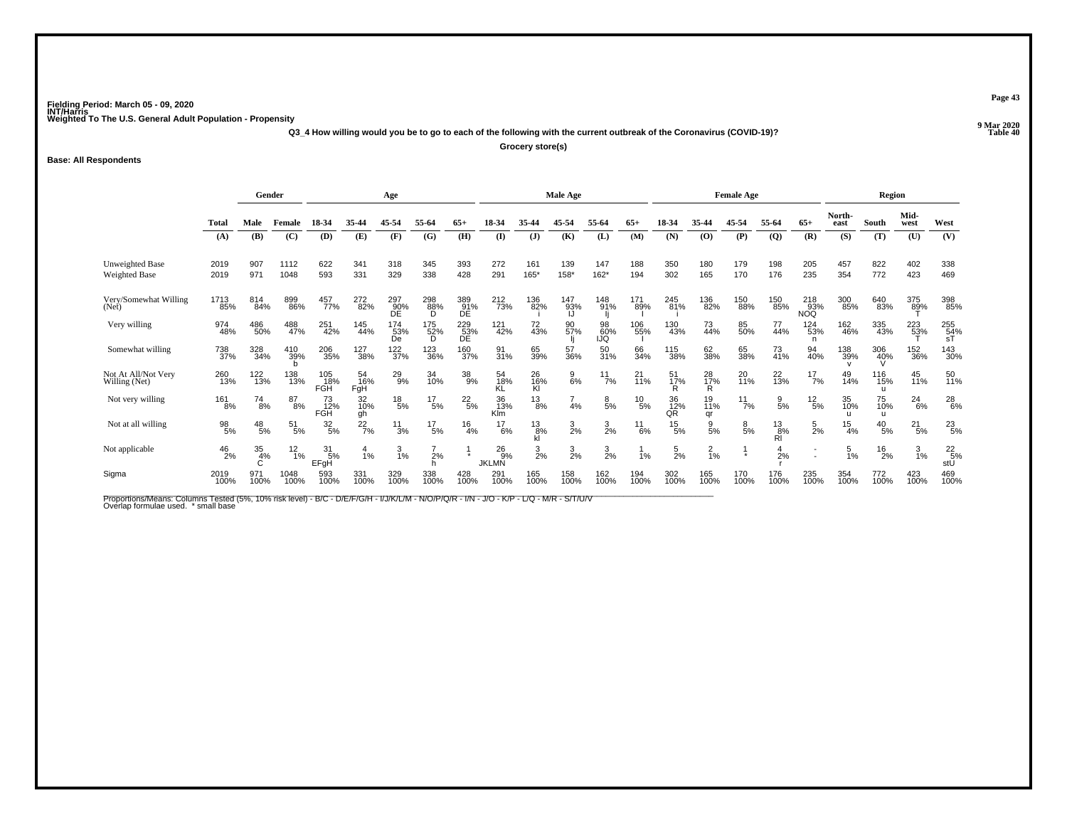Fielding Period: March 05 - 09, 2020
INT/Harris
Weighted To The U.S. General Adult Population - Propensity

9 Mar 2020
Table 40

**Q3_4 How willing would you be to go to each of the following with the current outbreak of the Coronavirus (COVID-19)?**

**Grocery store(s)**

**Base: All Respondents**

| | | Gender | | Age | | | | | Male Age | | | | | Female Age | | | | | Region | | | |
|---|---|---|---|---|---|---|---|---|---|---|---|---|---|---|---|---|---|---|---|---|---|---|
| | Total | Male | Female | 18-34 | 35-44 | 45-54 | 55-64 | 65+ | 18-34 | 35-44 | 45-54 | 55-64 | 65+ | 18-34 | 35-44 | 45-54 | 55-64 | 65+ | North-east | South | Mid-west | West |
| | (A) | (B) | (C) | (D) | (E) | (F) | (G) | (H) | (I) | (J) | (K) | (L) | (M) | (N) | (O) | (P) | (Q) | (R) | (S) | (T) | (U) | (V) |
| Unweighted Base | 2019 | 907 | 1112 | 622 | 341 | 318 | 345 | 393 | 272 | 161 | 139 | 147 | 188 | 350 | 180 | 179 | 198 | 205 | 457 | 822 | 402 | 338 |
| Weighted Base | 2019 | 971 | 1048 | 593 | 331 | 329 | 338 | 428 | 291 | 165* | 158* | 162* | 194 | 302 | 165 | 170 | 176 | 235 | 354 | 772 | 423 | 469 |
| Very/Somewhat Willing (Net) | 1713 85% | 814 84% | 899 86% | 457 77% | 272 82% | 297 90% DE | 298 88% D | 389 91% DE | 212 73% | 136 82% i | 147 93% IJ | 148 91% Ij | 171 89% I | 245 81% i | 136 82% | 150 88% | 150 85% | 218 93% NOQ | 300 85% | 640 83% | 375 89% T | 398 85% |
| Very willing | 974 48% | 486 50% | 488 47% | 251 42% | 145 44% | 174 53% De | 175 52% D | 229 53% DE | 121 42% | 72 43% | 90 57% Ij | 98 60% IJQ | 106 55% I | 130 43% | 73 44% | 85 50% | 77 44% | 124 53% n | 162 46% | 335 43% | 223 53% T | 255 54% sT |
| Somewhat willing | 738 37% | 328 34% | 410 39% b | 206 35% | 127 38% | 122 37% | 123 36% | 160 37% | 91 31% | 65 39% | 57 36% | 50 31% | 66 34% | 115 38% | 62 38% | 65 38% | 73 41% | 94 40% | 138 39% v | 306 40% V | 152 36% | 143 30% |
| Not At All/Not Very Willing (Net) | 260 13% | 122 13% | 138 13% | 105 18% FGH | 54 16% FgH | 29 9% | 34 10% | 38 9% | 54 18% KL | 26 16% Kl | 9 6% | 11 7% | 21 11% | 51 17% R | 28 17% R | 20 11% | 22 13% | 17 7% | 49 14% | 116 15% u | 45 11% | 50 11% |
| Not very willing | 161 8% | 74 8% | 87 8% | 73 12% FGH | 32 10% gh | 18 5% | 17 5% | 22 5% | 36 13% Klm | 13 8% | 7 4% | 8 5% | 10 5% | 36 12% QR | 19 11% qr | 11 7% | 9 5% | 12 5% | 35 10% u | 75 10% u | 24 6% | 28 6% |
| Not at all willing | 98 5% | 48 5% | 51 5% | 32 5% | 22 7% | 11 3% | 17 5% | 16 4% | 17 6% | 13 8% kl | 3 2% | 3 2% | 11 6% | 15 5% | 9 5% | 8 5% | 13 8% Rl | 5 2% | 15 4% | 40 5% | 21 5% | 23 5% |
| Not applicable | 46 2% | 35 4% C | 12 1% | 31 5% EFgH | 4 1% | 3 1% | 7 2% h | 1 * | 26 9% JKLMN | 3 2% | 3 2% | 3 2% | 1 1% | 5 2% | 2 1% | 1 * | 4 2% r | - - | 5 1% | 16 2% | 3 1% | 22 5% stU |
| Sigma | 2019 100% | 971 100% | 1048 100% | 593 100% | 331 100% | 329 100% | 338 100% | 428 100% | 291 100% | 165 100% | 158 100% | 162 100% | 194 100% | 302 100% | 165 100% | 170 100% | 176 100% | 235 100% | 354 100% | 772 100% | 423 100% | 469 100% |

Proportions/Means: Columns Tested (5%, 10% risk level) - B/C - D/E/F/G/H - I/J/K/L/M - N/O/P/Q/R - I/N - J/O - K/P - L/Q - M/R - S/T/U/V
Overlap formulae used. * small base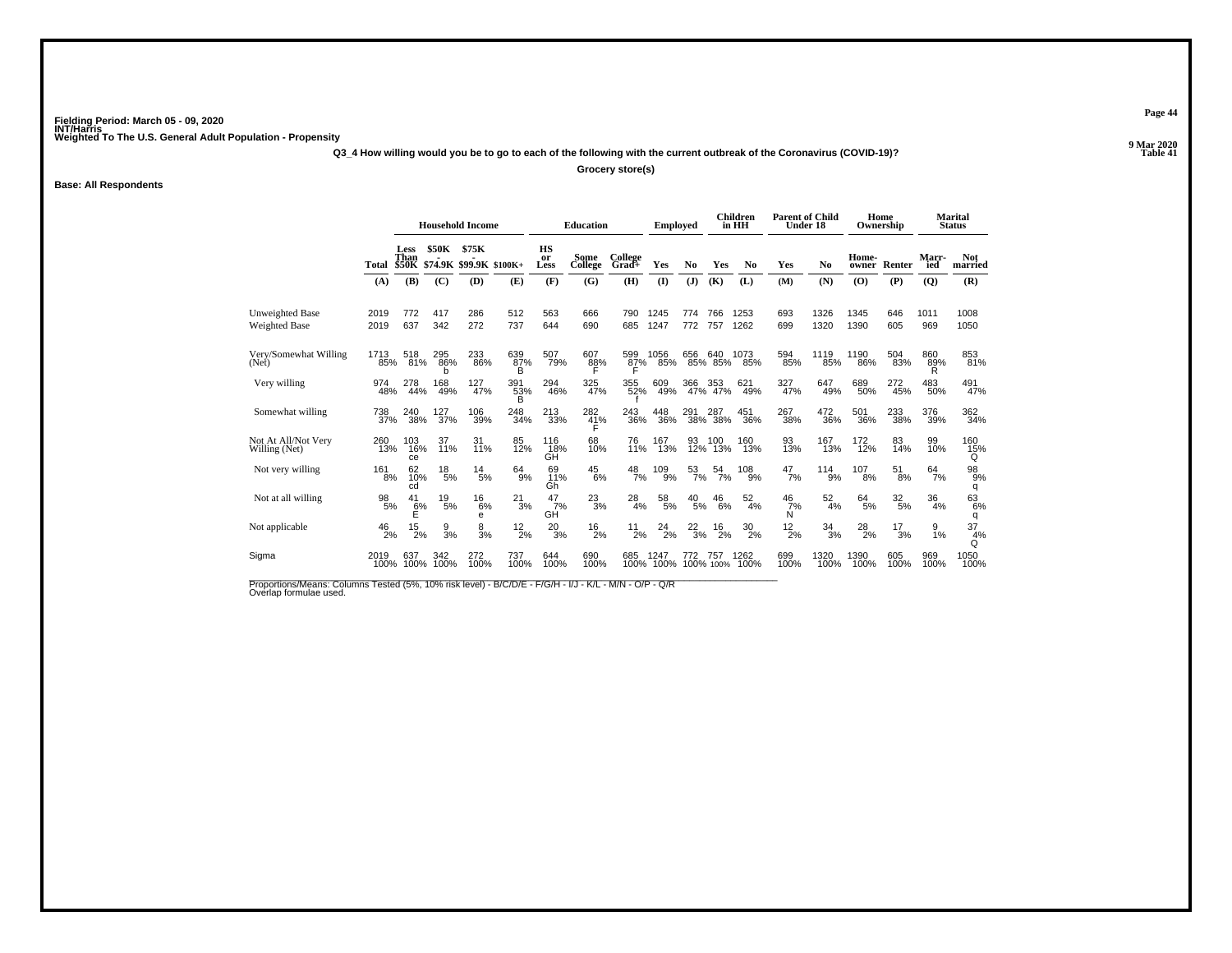Fielding Period: March 05 - 09, 2020
INT/Harris
Weighted To The U.S. General Adult Population - Propensity

9 Mar 2020
Table 41

Q3_4 How willing would you be to go to each of the following with the current outbreak of the Coronavirus (COVID-19)?

Grocery store(s)

Base: All Respondents

| | Total | Household Income | | | | Education | | | Employed | | Children in HH | | Parent of Child Under 18 | | Home Ownership | | Marital Status | |
|---|---|---|---|---|---|---|---|---|---|---|---|---|---|---|---|---|---|---|
| | | Less Than $50K | $50K - $74.9K | $75K - $99.9K | $100K+ | HS or Less | Some College | College Grad+ | Yes | No | Yes | No | Yes | No | Home-owner | Renter | Marr-ied | Not married |
| | (A) | (B) | (C) | (D) | (E) | (F) | (G) | (H) | (I) | (J) | (K) | (L) | (M) | (N) | (O) | (P) | (Q) | (R) |
| Unweighted Base | 2019 | 772 | 417 | 286 | 512 | 563 | 666 | 790 | 1245 | 774 | 766 | 1253 | 693 | 1326 | 1345 | 646 | 1011 | 1008 |
| Weighted Base | 2019 | 637 | 342 | 272 | 737 | 644 | 690 | 685 | 1247 | 772 | 757 | 1262 | 699 | 1320 | 1390 | 605 | 969 | 1050 |
| Very/Somewhat Willing (Net) | 1713 85% | 518 81% | 295 86% b | 233 86% | 639 87% B | 507 79% | 607 88% F | 599 87% F | 1056 85% | 656 85% | 640 85% | 1073 85% | 594 85% | 1119 85% | 1190 86% | 504 83% | 860 89% R | 853 81% |
| Very willing | 974 48% | 278 44% | 168 49% | 127 47% | 391 53% B | 294 46% | 325 47% | 355 52% f | 609 49% | 366 47% | 353 47% | 621 49% | 327 47% | 647 49% | 689 50% | 272 45% | 483 50% | 491 47% |
| Somewhat willing | 738 37% | 240 38% | 127 37% | 106 39% | 248 34% | 213 33% | 282 41% F | 243 36% | 448 36% | 291 38% | 287 38% | 451 36% | 267 38% | 472 36% | 501 36% | 233 38% | 376 39% | 362 34% |
| Not At All/Not Very Willing (Net) | 260 13% | 103 16% ce | 37 11% | 31 11% | 85 12% | 116 18% GH | 68 10% | 76 11% | 167 13% | 93 12% | 100 13% | 160 13% | 93 13% | 167 13% | 172 12% | 83 14% | 99 10% | 160 15% Q |
| Not very willing | 161 8% | 62 10% cd | 18 5% | 14 5% | 64 9% | 69 11% Gh | 45 6% | 48 7% | 109 9% | 53 7% | 54 7% | 108 9% | 47 7% | 114 9% | 107 8% | 51 8% | 64 7% | 98 9% q |
| Not at all willing | 98 5% | 41 6% E | 19 5% | 16 6% e | 21 3% | 47 7% GH | 23 3% | 28 4% | 58 5% | 40 5% | 46 6% | 52 4% | 46 7% N | 52 4% | 64 5% | 32 5% | 36 4% | 63 6% q |
| Not applicable | 46 2% | 15 2% | 9 3% | 8 3% | 12 2% | 20 3% | 16 2% | 11 2% | 24 2% | 22 3% | 16 2% | 30 2% | 12 2% | 34 3% | 28 2% | 17 3% | 9 1% | 37 4% Q |
| Sigma | 2019 100% | 637 100% | 342 100% | 272 100% | 737 100% | 644 100% | 690 100% | 685 100% | 1247 100% | 772 100% | 757 100% | 1262 100% | 699 100% | 1320 100% | 1390 100% | 605 100% | 969 100% | 1050 100% |

Proportions/Means: Columns Tested (5%, 10% risk level) - B/C/D/E - F/G/H - I/J - K/L - M/N - O/P - Q/R
Overlap formulae used.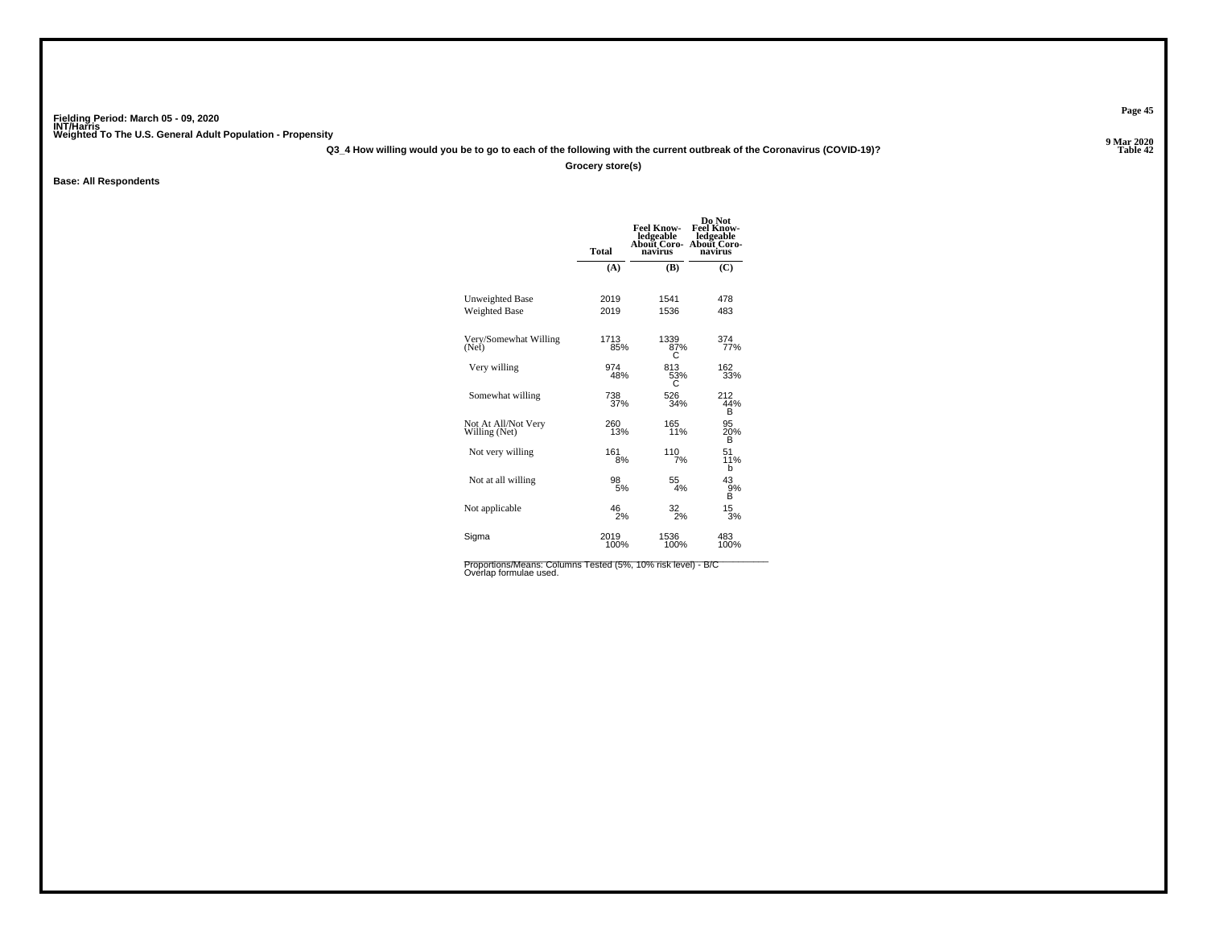Fielding Period: March 05 - 09, 2020
INT/Harris
Weighted To The U.S. General Adult Population - Propensity

9 Mar 2020
Table 42

Q3_4 How willing would you be to go to each of the following with the current outbreak of the Coronavirus (COVID-19)?

Grocery store(s)

Base: All Respondents

| | Total | Feel Knowledgeable About Coronavirus | Do Not Feel Knowledgeable About Coronavirus |
|---|---|---|---|
| | (A) | (B) | (C) |
| Unweighted Base | 2019 | 1541 | 478 |
| Weighted Base | 2019 | 1536 | 483 |
| Very/Somewhat Willing (Net) | 1713<br>85% | 1339<br>87%<br>C | 374<br>77% |
| Very willing | 974<br>48% | 813<br>53%<br>C | 162<br>33% |
| Somewhat willing | 738<br>37% | 526<br>34% | 212<br>44%<br>B |
| Not At All/Not Very Willing (Net) | 260<br>13% | 165<br>11% | 95<br>20%<br>B |
| Not very willing | 161<br>8% | 110<br>7% | 51<br>11%<br>b |
| Not at all willing | 98<br>5% | 55<br>4% | 43<br>9%<br>B |
| Not applicable | 46<br>2% | 32<br>2% | 15<br>3% |
| Sigma | 2019<br>100% | 1536<br>100% | 483<br>100% |

Proportions/Means: Columns Tested (5%, 10% risk level) - B/C
Overlap formulae used.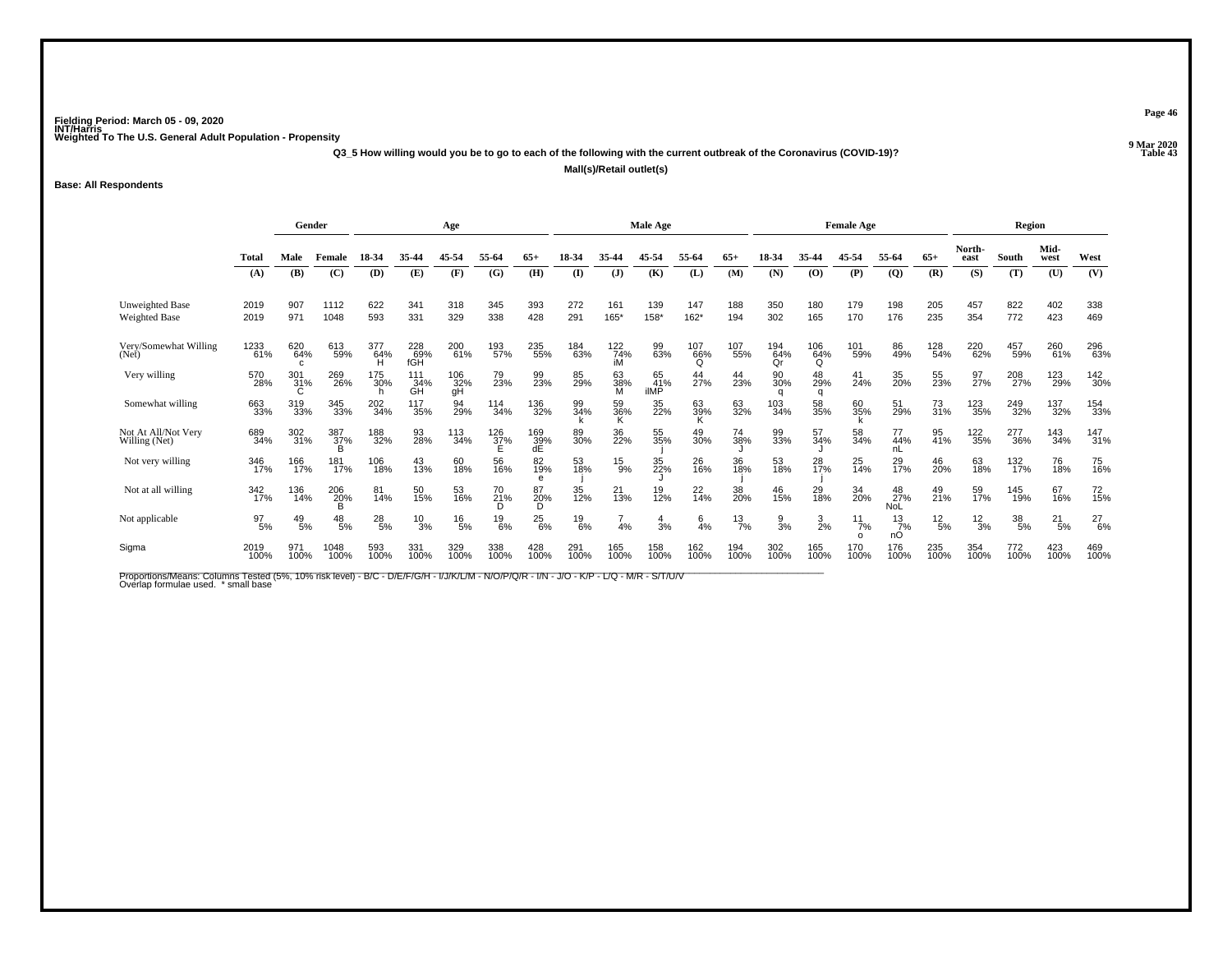Fielding Period: March 05 - 09, 2020
INT/Harris
Weighted To The U.S. General Adult Population - Propensity

9 Mar 2020
Table 43

**Q3_5 How willing would you be to go to each of the following with the current outbreak of the Coronavirus (COVID-19)?**

**Mall(s)/Retail outlet(s)**

**Base: All Respondents**

| | Total | Gender | | Age | | | | | Male Age | | | | | Female Age | | | | | Region | | | |
|---|---|---|---|---|---|---|---|---|---|---|---|---|---|---|---|---|---|---|---|---|---|---|
| | Total | Male | Female | 18-34 | 35-44 | 45-54 | 55-64 | 65+ | 18-34 | 35-44 | 45-54 | 55-64 | 65+ | 18-34 | 35-44 | 45-54 | 55-64 | 65+ | North-east | South | Mid-west | West |
| | (A) | (B) | (C) | (D) | (E) | (F) | (G) | (H) | (I) | (J) | (K) | (L) | (M) | (N) | (O) | (P) | (Q) | (R) | (S) | (T) | (U) | (V) |
| Unweighted Base | 2019 | 907 | 1112 | 622 | 341 | 318 | 345 | 393 | 272 | 161 | 139 | 147 | 188 | 350 | 180 | 179 | 198 | 205 | 457 | 822 | 402 | 338 |
| Weighted Base | 2019 | 971 | 1048 | 593 | 331 | 329 | 338 | 428 | 291 | 165* | 158* | 162* | 194 | 302 | 165 | 170 | 176 | 235 | 354 | 772 | 423 | 469 |
| Very/Somewhat Willing (Net) | 1233<br>61% | 620<br>64%<br>c | 613<br>59% | 377<br>64%<br>H | 228<br>69%<br>fGH | 200<br>61% | 193<br>57% | 235<br>55% | 184<br>63% | 122<br>74%<br>iM | 99<br>63% | 107<br>66%<br>Q | 107<br>55% | 194<br>64%<br>Qr | 106<br>64%<br>Q | 101<br>59% | 86<br>49% | 128<br>54% | 220<br>62% | 457<br>59% | 260<br>61% | 296<br>63% |
| Very willing | 570<br>28% | 301<br>31%<br>C | 269<br>26% | 175<br>30%<br>h | 111<br>34%<br>GH | 106<br>32%<br>gH | 79<br>23% | 99<br>23% | 85<br>29% | 63<br>38%<br>M | 65<br>41%<br>ilMP | 44<br>27% | 44<br>23% | 90<br>30%<br>q | 48<br>29%<br>q | 41<br>24% | 35<br>20% | 55<br>23% | 97<br>27% | 208<br>27% | 123<br>29% | 142<br>30% |
| Somewhat willing | 663<br>33% | 319<br>33% | 345<br>33% | 202<br>34% | 117<br>35% | 94<br>29% | 114<br>34% | 136<br>32% | 99<br>34%<br>k | 59<br>36%<br>K | 35<br>22% | 63<br>39%<br>K | 63<br>32% | 103<br>34% | 58<br>35% | 60<br>35%<br>k | 51<br>29% | 73<br>31% | 123<br>35% | 249<br>32% | 137<br>32% | 154<br>33% |
| Not At All/Not Very Willing (Net) | 689<br>34% | 302<br>31% | 387<br>37%<br>B | 188<br>32% | 93<br>28% | 113<br>34% | 126<br>37%<br>E | 169<br>39%<br>dE | 89<br>30% | 36<br>22% | 55<br>35%<br>j | 49<br>30% | 74<br>38%<br>J | 99<br>33% | 57<br>34%<br>J | 58<br>34% | 77<br>44%<br>nL | 95<br>41% | 122<br>35% | 277<br>36% | 143<br>34% | 147<br>31% |
| Not very willing | 346<br>17% | 166<br>17% | 181<br>17% | 106<br>18% | 43<br>13% | 60<br>18% | 56<br>16% | 82<br>19%<br>e | 53<br>18%<br>j | 15<br>9% | 35<br>22%<br>J | 26<br>16% | 36<br>18%<br>j | 53<br>18% | 28<br>17%<br>j | 25<br>14% | 29<br>17% | 46<br>20% | 63<br>18% | 132<br>17% | 76<br>18% | 75<br>16% |
| Not at all willing | 342<br>17% | 136<br>14% | 206<br>20%<br>B | 81<br>14% | 50<br>15% | 53<br>16% | 70<br>21%<br>D | 87<br>20%<br>D | 35<br>12% | 21<br>13% | 19<br>12% | 22<br>14% | 38<br>20% | 46<br>15% | 29<br>18% | 34<br>20% | 48<br>27%<br>NoL | 49<br>21% | 59<br>17% | 145<br>19% | 67<br>16% | 72<br>15% |
| Not applicable | 97<br>5% | 49<br>5% | 48<br>5% | 28<br>5% | 10<br>3% | 16<br>5% | 19<br>6% | 25<br>6% | 19<br>6% | 7<br>4% | 4<br>3% | 6<br>4% | 13<br>7% | 9<br>3% | 3<br>2% | 11<br>7%<br>o | 13<br>7%<br>nO | 12<br>5% | 12<br>3% | 38<br>5% | 21<br>5% | 27<br>6% |
| Sigma | 2019<br>100% | 971<br>100% | 1048<br>100% | 593<br>100% | 331<br>100% | 329<br>100% | 338<br>100% | 428<br>100% | 291<br>100% | 165<br>100% | 158<br>100% | 162<br>100% | 194<br>100% | 302<br>100% | 165<br>100% | 170<br>100% | 176<br>100% | 235<br>100% | 354<br>100% | 772<br>100% | 423<br>100% | 469<br>100% |

Proportions/Means: Columns Tested (5%, 10% risk level) - B/C - D/E/F/G/H - I/J/K/L/M - N/O/P/Q/R - I/N - J/O - K/P - L/Q - M/R - S/T/U/V
Overlap formulae used. * small base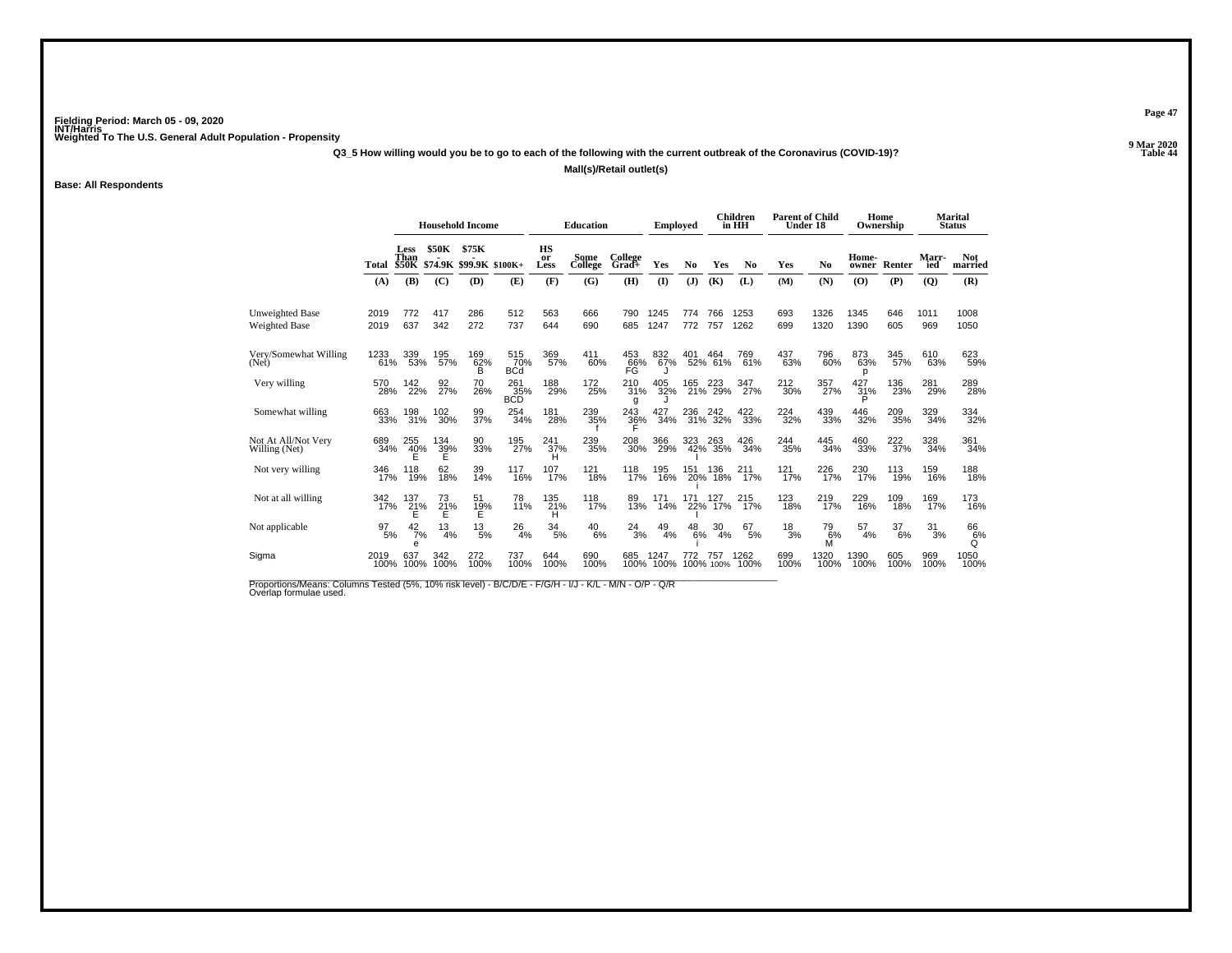Fielding Period: March 05 - 09, 2020
INT/Harris
Weighted To The U.S. General Adult Population - Propensity

9 Mar 2020
Table 44

**Q3_5 How willing would you be to go to each of the following with the current outbreak of the Coronavirus (COVID-19)?**

**Mall(s)/Retail outlet(s)**

**Base: All Respondents**

| | | Household Income | | | | Education | | | Employed | | Children in HH | | Parent of Child Under 18 | | Home Ownership | | Marital Status | |
|---|---|---|---|---|---|---|---|---|---|---|---|---|---|---|---|---|---|---|
| | Total | Less Than $50K | $50K - $74.9K | $75K - $99.9K | $100K+ | HS or Less | Some College | College Grad+ | Yes | No | Yes | No | Yes | No | Home-owner | Renter | Marr-ied | Not married |
| | (A) | (B) | (C) | (D) | (E) | (F) | (G) | (H) | (I) | (J) | (K) | (L) | (M) | (N) | (O) | (P) | (Q) | (R) |
| Unweighted Base | 2019 | 772 | 417 | 286 | 512 | 563 | 666 | 790 | 1245 | 774 | 766 | 1253 | 693 | 1326 | 1345 | 646 | 1011 | 1008 |
| Weighted Base | 2019 | 637 | 342 | 272 | 737 | 644 | 690 | 685 | 1247 | 772 | 757 | 1262 | 699 | 1320 | 1390 | 605 | 969 | 1050 |
| Very/Somewhat Willing (Net) | 1233 61% | 339 53% | 195 57% | 169 62% B | 515 70% BCd | 369 57% | 411 60% | 453 66% FG | 832 67% J | 401 52% | 464 61% | 769 61% | 437 63% | 796 60% | 873 63% p | 345 57% | 610 63% | 623 59% |
| Very willing | 570 28% | 142 22% | 92 27% | 70 26% | 261 35% BCD | 188 29% | 172 25% | 210 31% g | 405 32% J | 165 21% | 223 29% | 347 27% | 212 30% | 357 27% | 427 31% P | 136 23% | 281 29% | 289 28% |
| Somewhat willing | 663 33% | 198 31% | 102 30% | 99 37% | 254 34% | 181 28% | 239 35% f | 243 36% F | 427 34% | 236 31% | 242 32% | 422 33% | 224 32% | 439 33% | 446 32% | 209 35% | 329 34% | 334 32% |
| Not At All/Not Very Willing (Net) | 689 34% | 255 40% E | 134 39% E | 90 33% | 195 27% | 241 37% H | 239 35% | 208 30% | 366 29% | 323 42% I | 263 35% | 426 34% | 244 35% | 445 34% | 460 33% | 222 37% | 328 34% | 361 34% |
| Not very willing | 346 17% | 118 19% | 62 18% | 39 14% | 117 16% | 107 17% | 121 18% | 118 17% | 195 16% | 151 20% I | 136 18% | 211 17% | 121 17% | 226 17% | 230 17% | 113 19% | 159 16% | 188 18% |
| Not at all willing | 342 17% | 137 21% E | 73 21% E | 51 19% E | 78 11% | 135 21% H | 118 17% | 89 13% | 171 14% | 171 22% I | 127 17% | 215 17% | 123 18% | 219 17% | 229 16% | 109 18% | 169 17% | 173 16% |
| Not applicable | 97 5% | 42 7% e | 13 4% | 13 5% | 26 4% | 34 5% | 40 6% | 24 3% | 49 4% | 48 6% i | 30 4% | 67 5% | 18 3% | 79 6% M | 57 4% | 37 6% | 31 3% | 66 6% Q |
| Sigma | 2019 100% | 637 100% | 342 100% | 272 100% | 737 100% | 644 100% | 690 100% | 685 100% | 1247 100% | 772 100% | 757 100% | 1262 100% | 699 100% | 1320 100% | 1390 100% | 605 100% | 969 100% | 1050 100% |

Proportions/Means: Columns Tested (5%, 10% risk level) - B/C/D/E - F/G/H - I/J - K/L - M/N - O/P - Q/R
Overlap formulae used.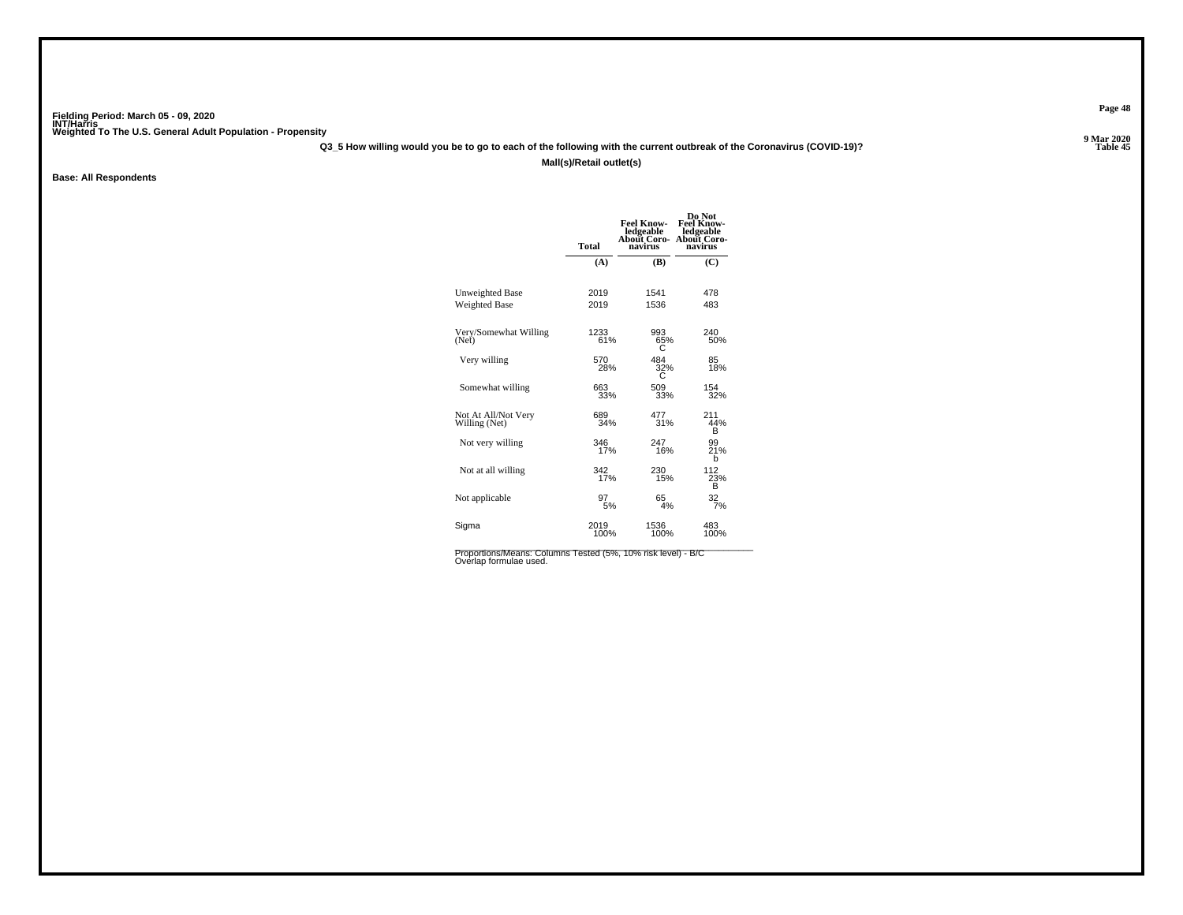Fielding Period: March 05 - 09, 2020
INT/Harris
Weighted To The U.S. General Adult Population - Propensity

9 Mar 2020
Table 45

**Q3_5 How willing would you be to go to each of the following with the current outbreak of the Coronavirus (COVID-19)?**

**Mall(s)/Retail outlet(s)**

**Base: All Respondents**

| | Total | Feel Know-ledgeable About Coro-navirus | Do Not Feel Know-ledgeable About Coro-navirus |
|---|---|---|---|
| | (A) | (B) | (C) |
| Unweighted Base | 2019 | 1541 | 478 |
| Weighted Base | 2019 | 1536 | 483 |
| Very/Somewhat Willing (Net) | 1233<br>61% | 993<br>65%<br>C | 240<br>50% |
| Very willing | 570<br>28% | 484<br>32%<br>C | 85<br>18% |
| Somewhat willing | 663<br>33% | 509<br>33% | 154<br>32% |
| Not At All/Not Very Willing (Net) | 689<br>34% | 477<br>31% | 211<br>44%<br>B |
| Not very willing | 346<br>17% | 247<br>16% | 99<br>21%<br>b |
| Not at all willing | 342<br>17% | 230<br>15% | 112<br>23%<br>B |
| Not applicable | 97<br>5% | 65<br>4% | 32<br>7% |
| Sigma | 2019<br>100% | 1536<br>100% | 483<br>100% |

Proportions/Means: Columns Tested (5%, 10% risk level) - B/C
Overlap formulae used.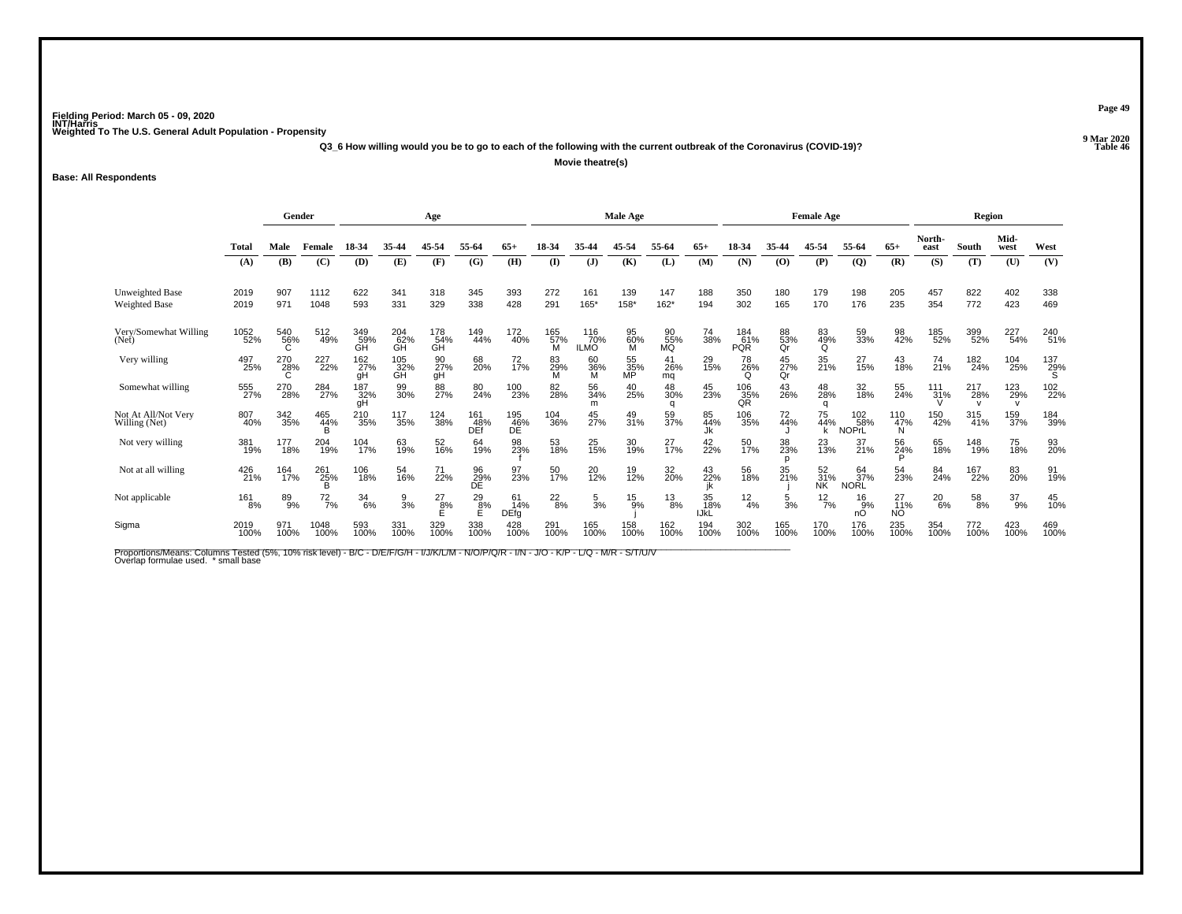Fielding Period: March 05 - 09, 2020
INT/Harris
Weighted To The U.S. General Adult Population - Propensity

9 Mar 2020
Table 46

Q3_6 How willing would you be to go to each of the following with the current outbreak of the Coronavirus (COVID-19)?

Movie theatre(s)

Base: All Respondents

| | Total | Gender | | Age | | | | | Male Age | | | | | Female Age | | | | | Region | | | |
|---|---|---|---|---|---|---|---|---|---|---|---|---|---|---|---|---|---|---|---|---|---|---|
| | Total | Male | Female | 18-34 | 35-44 | 45-54 | 55-64 | 65+ | 18-34 | 35-44 | 45-54 | 55-64 | 65+ | 18-34 | 35-44 | 45-54 | 55-64 | 65+ | North-east | South | Mid-west | West |
| | (A) | (B) | (C) | (D) | (E) | (F) | (G) | (H) | (I) | (J) | (K) | (L) | (M) | (N) | (O) | (P) | (Q) | (R) | (S) | (T) | (U) | (V) |
| Unweighted Base | 2019 | 907 | 1112 | 622 | 341 | 318 | 345 | 393 | 272 | 161 | 139 | 147 | 188 | 350 | 180 | 179 | 198 | 205 | 457 | 822 | 402 | 338 |
| Weighted Base | 2019 | 971 | 1048 | 593 | 331 | 329 | 338 | 428 | 291 | 165* | 158* | 162* | 194 | 302 | 165 | 170 | 176 | 235 | 354 | 772 | 423 | 469 |
| Very/Somewhat Willing (Net) | 1052 52% | 540 56% C | 512 49% | 349 59% GH | 204 62% GH | 178 54% GH | 149 44% | 172 40% | 165 57% M | 116 70% ILMO | 95 60% M | 90 55% MQ | 74 38% | 184 61% PQR | 88 53% Qr | 83 49% Q | 59 33% | 98 42% | 185 52% | 399 52% | 227 54% | 240 51% |
| Very willing | 497 25% | 270 28% C | 227 22% | 162 27% gH | 105 32% GH | 90 27% gH | 68 20% | 72 17% | 83 29% M | 60 36% M | 55 35% MP | 41 26% mq | 29 15% | 78 26% Q | 45 27% Qr | 35 21% | 27 15% | 43 18% | 74 21% | 182 24% | 104 25% | 137 29% S |
| Somewhat willing | 555 27% | 270 28% | 284 27% | 187 32% gH | 99 30% | 88 27% | 80 24% | 100 23% | 82 28% | 56 34% m | 40 25% | 48 30% q | 45 23% | 106 35% QR | 43 26% | 48 28% q | 32 18% | 55 24% | 111 31% V | 217 28% v | 123 29% v | 102 22% |
| Not At All/Not Very Willing (Net) | 807 40% | 342 35% | 465 44% B | 210 35% | 117 35% | 124 38% | 161 48% DEf | 195 46% DE | 104 36% | 45 27% | 49 31% | 59 37% | 85 44% Jk | 106 35% | 72 44% J | 75 44% k | 102 58% NOPrL | 110 47% N | 150 42% | 315 41% | 159 37% | 184 39% |
| Not very willing | 381 19% | 177 18% | 204 19% | 104 17% | 63 19% | 52 16% | 64 19% | 98 23% f | 53 18% | 25 15% | 30 19% | 27 17% | 42 22% | 50 17% | 38 23% p | 23 13% | 37 21% | 56 24% P | 65 18% | 148 19% | 75 18% | 93 20% |
| Not at all willing | 426 21% | 164 17% | 261 25% B | 106 18% | 54 16% | 71 22% | 96 29% DE | 97 23% | 50 17% | 20 12% | 19 12% | 32 20% | 43 22% jk | 56 18% | 35 21% j | 52 31% NK | 64 37% NORL | 54 23% | 84 24% | 167 22% | 83 20% | 91 19% |
| Not applicable | 161 8% | 89 9% | 72 7% | 34 6% | 9 3% | 27 8% E | 29 8% E | 61 14% DEfg | 22 8% | 5 3% | 15 9% j | 13 8% | 35 18% IJkL | 12 4% | 5 3% | 12 7% | 16 9% nO | 27 11% NO | 20 6% | 58 8% | 37 9% | 45 10% |
| Sigma | 2019 100% | 971 100% | 1048 100% | 593 100% | 331 100% | 329 100% | 338 100% | 428 100% | 291 100% | 165 100% | 158 100% | 162 100% | 194 100% | 302 100% | 165 100% | 170 100% | 176 100% | 235 100% | 354 100% | 772 100% | 423 100% | 469 100% |

Proportions/Means: Columns Tested (5%, 10% risk level) - B/C - D/E/F/G/H - I/J/K/L/M - N/O/P/Q/R - I/N - J/O - K/P - L/Q - M/R - S/T/U/V
Overlap formulae used. * small base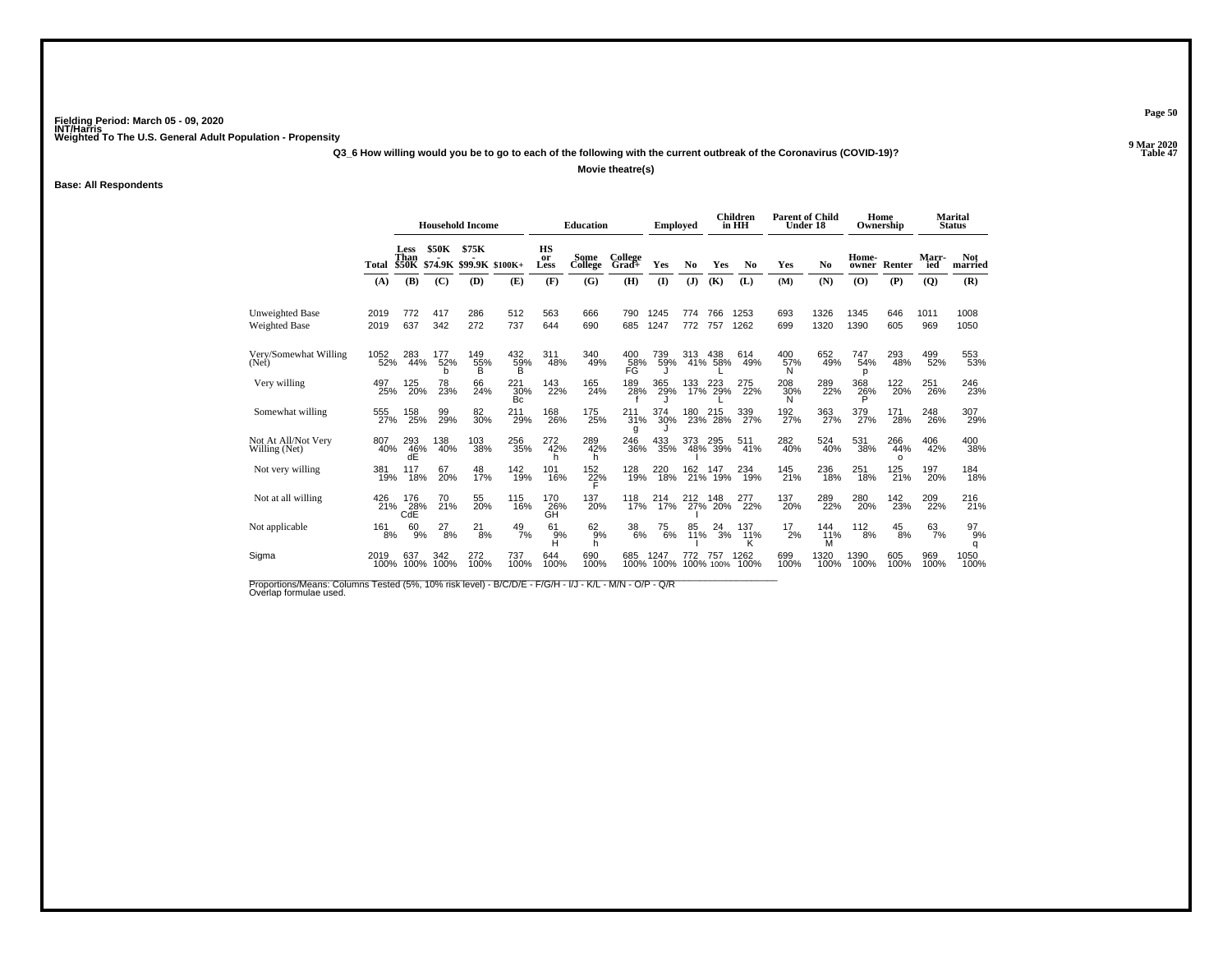Fielding Period: March 05 - 09, 2020
INT/Harris
Weighted To The U.S. General Adult Population - Propensity

9 Mar 2020
Table 47

Q3_6 How willing would you be to go to each of the following with the current outbreak of the Coronavirus (COVID-19)?

Movie theatre(s)

Base: All Respondents

| | Total | Household Income: Less Than $50K | $50K - $74.9K | $75K - $99.9K | $100K+ | Education: HS or Less | Some College | College Grad+ | Employed: Yes | No | Children in HH: Yes | No | Parent of Child Under 18: Yes | No | Home Ownership: Home-owner | Renter | Marital Status: Marr-ied | Not married |
|---|---|---|---|---|---|---|---|---|---|---|---|---|---|---|---|---|---|---|
| | (A) | (B) | (C) | (D) | (E) | (F) | (G) | (H) | (I) | (J) | (K) | (L) | (M) | (N) | (O) | (P) | (Q) | (R) |
| Unweighted Base | 2019 | 772 | 417 | 286 | 512 | 563 | 666 | 790 | 1245 | 774 | 766 | 1253 | 693 | 1326 | 1345 | 646 | 1011 | 1008 |
| Weighted Base | 2019 | 637 | 342 | 272 | 737 | 644 | 690 | 685 | 1247 | 772 | 757 | 1262 | 699 | 1320 | 1390 | 605 | 969 | 1050 |
| Very/Somewhat Willing (Net) | 1052 52% | 283 44% | 177 52% b | 149 55% B | 432 59% B | 311 48% | 340 49% | 400 58% FG | 739 59% J | 313 41% | 438 58% L | 614 49% | 400 57% N | 652 49% | 747 54% p | 293 48% | 499 52% | 553 53% |
| Very willing | 497 25% | 125 20% | 78 23% | 66 24% | 221 30% Bc | 143 22% | 165 24% | 189 28% f | 365 29% J | 133 17% | 223 29% L | 275 22% | 208 30% N | 289 22% | 368 26% P | 122 20% | 251 26% | 246 23% |
| Somewhat willing | 555 27% | 158 25% | 99 29% | 82 30% | 211 29% | 168 26% | 175 25% | 211 31% g | 374 30% J | 180 23% | 215 28% | 339 27% | 192 27% | 363 27% | 379 27% | 171 28% | 248 26% | 307 29% |
| Not At All/Not Very Willing (Net) | 807 40% | 293 46% dE | 138 40% | 103 38% | 256 35% | 272 42% h | 289 42% h | 246 36% | 433 35% | 373 48% I | 295 39% | 511 41% | 282 40% | 524 40% | 531 38% | 266 44% o | 406 42% | 400 38% |
| Not very willing | 381 19% | 117 18% | 67 20% | 48 17% | 142 19% | 101 16% | 152 22% F | 128 19% | 220 18% | 162 21% | 147 19% | 234 19% | 145 21% | 236 18% | 251 18% | 125 21% | 197 20% | 184 18% |
| Not at all willing | 426 21% | 176 28% CdE | 70 21% | 55 20% | 115 16% | 170 26% GH | 137 20% | 118 17% | 214 17% | 212 27% I | 148 20% | 277 22% | 137 20% | 289 22% | 280 20% | 142 23% | 209 22% | 216 21% |
| Not applicable | 161 8% | 60 9% | 27 8% | 21 8% | 49 7% | 61 9% H | 62 9% h | 38 6% | 75 6% | 85 11% I | 24 3% | 137 11% K | 17 2% | 144 11% M | 112 8% | 45 8% | 63 7% | 97 9% q |
| Sigma | 2019 100% | 637 100% | 342 100% | 272 100% | 737 100% | 644 100% | 690 100% | 685 100% | 1247 100% | 772 100% | 757 100% | 1262 100% | 699 100% | 1320 100% | 1390 100% | 605 100% | 969 100% | 1050 100% |

Proportions/Means: Columns Tested (5%, 10% risk level) - B/C/D/E - F/G/H - I/J - K/L - M/N - O/P - Q/R
Overlap formulae used.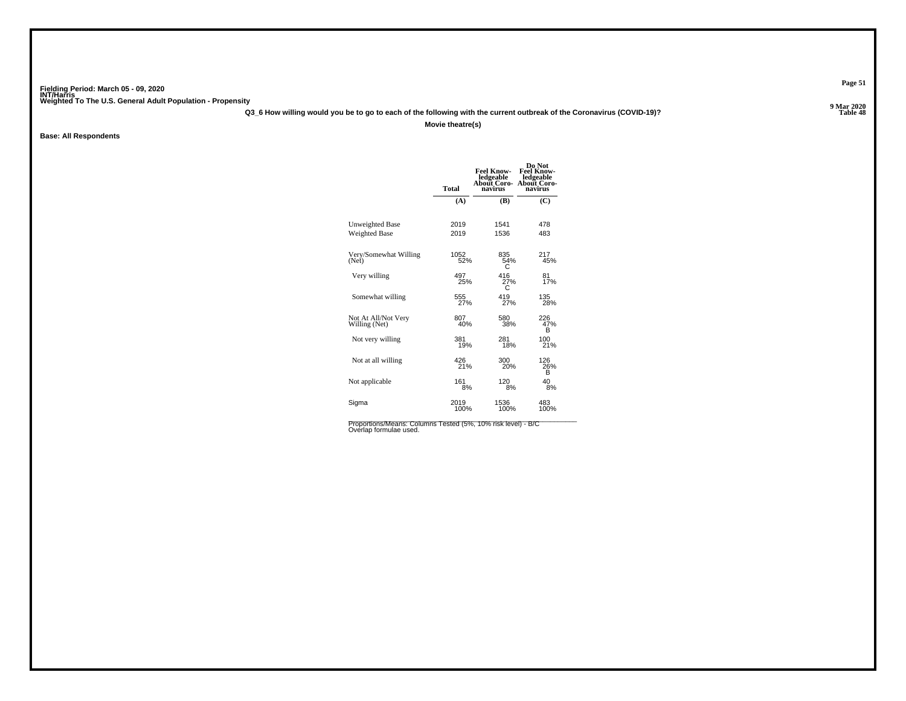Fielding Period: March 05 - 09, 2020
INT/Harris
Weighted To The U.S. General Adult Population - Propensity

9 Mar 2020
Table 48

**Q3_6 How willing would you be to go to each of the following with the current outbreak of the Coronavirus (COVID-19)?**

**Movie theatre(s)**

**Base: All Respondents**

| | Total | Feel Knowledgeable About Coronavirus | Do Not Feel Knowledgeable About Coronavirus |
|---|---|---|---|
| | (A) | (B) | (C) |
| Unweighted Base | 2019 | 1541 | 478 |
| Weighted Base | 2019 | 1536 | 483 |
| Very/Somewhat Willing (Net) | 1052<br>52% | 835<br>54%<br>C | 217<br>45% |
| Very willing | 497<br>25% | 416<br>27%<br>C | 81<br>17% |
| Somewhat willing | 555<br>27% | 419<br>27% | 135<br>28% |
| Not At All/Not Very Willing (Net) | 807<br>40% | 580<br>38% | 226<br>47%<br>B |
| Not very willing | 381<br>19% | 281<br>18% | 100<br>21% |
| Not at all willing | 426<br>21% | 300<br>20% | 126<br>26%<br>B |
| Not applicable | 161<br>8% | 120<br>8% | 40<br>8% |
| Sigma | 2019<br>100% | 1536<br>100% | 483<br>100% |

Proportions/Means: Columns Tested (5%, 10% risk level) - B/C
Overlap formulae used.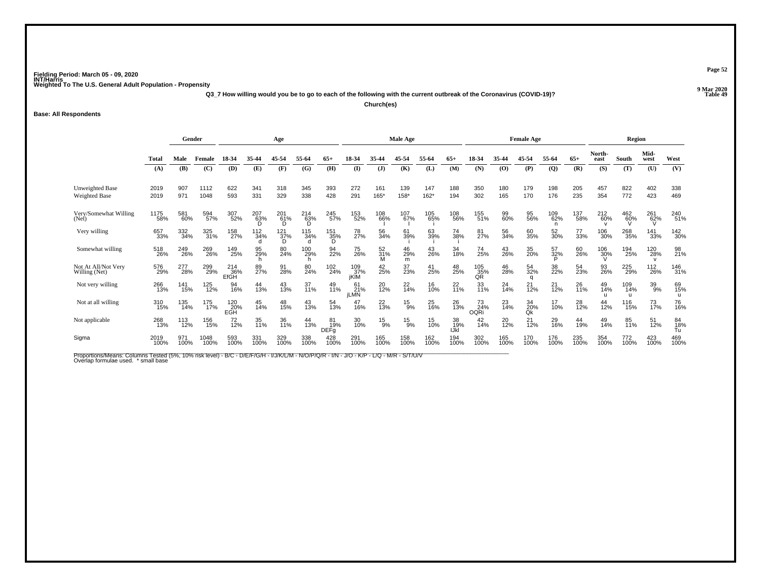Fielding Period: March 05 - 09, 2020
INT/Harris
Weighted To The U.S. General Adult Population - Propensity

9 Mar 2020
Table 49

**Q3_7 How willing would you be to go to each of the following with the current outbreak of the Coronavirus (COVID-19)?**

**Church(es)**

**Base: All Respondents**

| | Total | Gender | | Age | | | | | Male Age | | | | | Female Age | | | | | Region | | | |
|---|---|---|---|---|---|---|---|---|---|---|---|---|---|---|---|---|---|---|---|---|---|---|
| | Total | Male | Female | 18-34 | 35-44 | 45-54 | 55-64 | 65+ | 18-34 | 35-44 | 45-54 | 55-64 | 65+ | 18-34 | 35-44 | 45-54 | 55-64 | 65+ | North-east | South | Mid-west | West |
| | (A) | (B) | (C) | (D) | (E) | (F) | (G) | (H) | (I) | (J) | (K) | (L) | (M) | (N) | (O) | (P) | (Q) | (R) | (S) | (T) | (U) | (V) |
| Unweighted Base | 2019 | 907 | 1112 | 622 | 341 | 318 | 345 | 393 | 272 | 161 | 139 | 147 | 188 | 350 | 180 | 179 | 198 | 205 | 457 | 822 | 402 | 338 |
| Weighted Base | 2019 | 971 | 1048 | 593 | 331 | 329 | 338 | 428 | 291 | 165* | 158* | 162* | 194 | 302 | 165 | 170 | 176 | 235 | 354 | 772 | 423 | 469 |
| Very/Somewhat Willing (Net) | 1175 58% | 581 60% | 594 57% | 307 52% | 207 63% D | 201 61% D | 214 63% D | 245 57% | 153 52% | 108 66% I | 107 67% I | 105 65% i | 108 56% | 155 51% | 99 60% | 95 56% | 109 62% n | 137 58% | 212 60% v | 462 60% V | 261 62% V | 240 51% |
| Very willing | 657 33% | 332 34% | 325 31% | 158 27% | 112 34% d | 121 37% D | 115 34% d | 151 35% D | 78 27% | 56 34% | 61 39% i | 63 39% i | 74 38% i | 81 27% | 56 34% | 60 35% | 52 30% | 77 33% | 106 30% | 268 35% | 141 33% | 142 30% |
| Somewhat willing | 518 26% | 249 26% | 269 26% | 149 25% | 95 29% h | 80 24% | 100 29% h | 94 22% | 75 26% | 52 31% M | 46 29% m | 43 26% | 34 18% | 74 25% | 43 26% | 35 20% | 57 32% P | 60 26% | 106 30% V | 194 25% | 120 28% v | 98 21% |
| Not At All/Not Very Willing (Net) | 576 29% | 277 28% | 299 29% | 214 36% EfGH | 89 27% | 91 28% | 80 24% | 102 24% | 109 37% jKlM | 42 25% | 37 23% | 41 25% | 48 25% | 105 35% QR | 46 28% | 54 32% q | 38 22% | 54 23% | 93 26% | 225 29% | 112 26% | 146 31% |
| Not very willing | 266 13% | 141 15% | 125 12% | 94 16% | 44 13% | 43 13% | 37 11% | 49 11% | 61 21% jLMN | 20 12% | 22 14% | 16 10% | 22 11% | 33 11% | 24 14% | 21 12% | 21 12% | 26 11% | 49 14% u | 109 14% u | 39 9% | 69 15% u |
| Not at all willing | 310 15% | 135 14% | 175 17% | 120 20% EGH | 45 14% | 48 15% | 43 13% | 54 13% | 47 16% | 22 13% | 15 9% | 25 16% | 26 13% | 73 24% OQRi | 23 14% | 34 20% Qk | 17 10% | 28 12% | 44 12% | 116 15% | 73 17% | 76 16% |
| Not applicable | 268 13% | 113 12% | 156 15% | 72 12% | 35 11% | 36 11% | 44 13% | 81 19% DEFg | 30 10% | 15 9% | 15 9% | 15 10% | 38 19% IJkl | 42 14% | 20 12% | 21 12% | 29 16% | 44 19% | 49 14% | 85 11% | 51 12% | 84 18% Tu |
| Sigma | 2019 100% | 971 100% | 1048 100% | 593 100% | 331 100% | 329 100% | 338 100% | 428 100% | 291 100% | 165 100% | 158 100% | 162 100% | 194 100% | 302 100% | 165 100% | 170 100% | 176 100% | 235 100% | 354 100% | 772 100% | 423 100% | 469 100% |

Proportions/Means: Columns Tested (5%, 10% risk level) - B/C - D/E/F/G/H - I/J/K/L/M - N/O/P/Q/R - I/N - J/O - K/P - L/Q - M/R - S/T/U/V
Overlap formulae used. * small base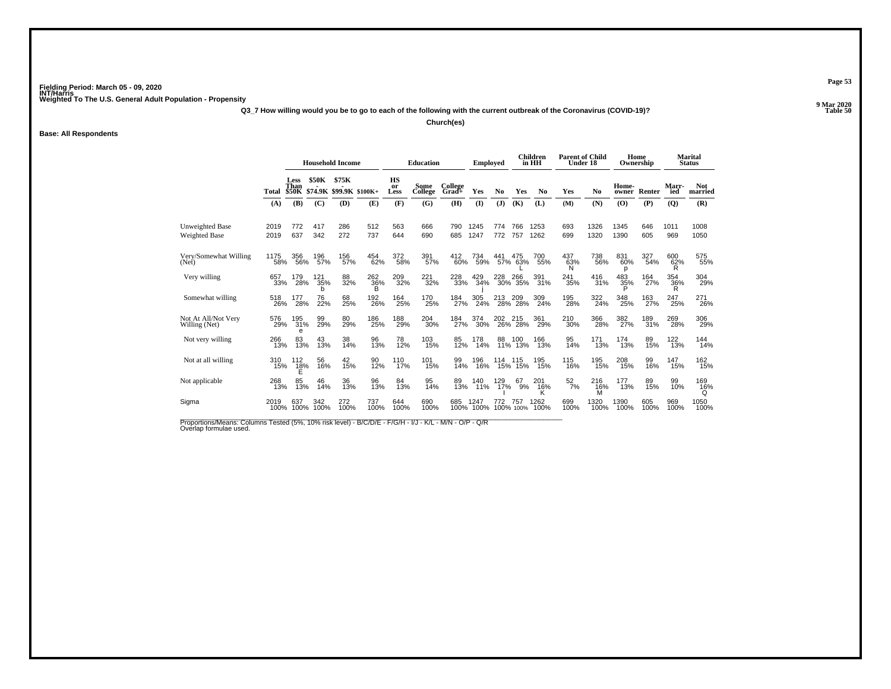Fielding Period: March 05 - 09, 2020
INT/Harris
Weighted To The U.S. General Adult Population - Propensity

9 Mar 2020
Table 50

**Q3_7 How willing would you be to go to each of the following with the current outbreak of the Coronavirus (COVID-19)?**

**Church(es)**

**Base: All Respondents**

| | Total | Household Income | | | | Education | | | Employed | | Children in HH | | Parent of Child Under 18 | | Home Ownership | | Marital Status | |
|---|---|---|---|---|---|---|---|---|---|---|---|---|---|---|---|---|---|---|
| | Total | Less Than $50K | $50K - $74.9K | $75K - $99.9K | $100K+ | HS or Less | Some College | College Grad+ | Yes | No | Yes | No | Yes | No | Home-owner | Renter | Marr-ied | Not married |
| | (A) | (B) | (C) | (D) | (E) | (F) | (G) | (H) | (I) | (J) | (K) | (L) | (M) | (N) | (O) | (P) | (Q) | (R) |
| Unweighted Base | 2019 | 772 | 417 | 286 | 512 | 563 | 666 | 790 | 1245 | 774 | 766 | 1253 | 693 | 1326 | 1345 | 646 | 1011 | 1008 |
| Weighted Base | 2019 | 637 | 342 | 272 | 737 | 644 | 690 | 685 | 1247 | 772 | 757 | 1262 | 699 | 1320 | 1390 | 605 | 969 | 1050 |
| Very/Somewhat Willing (Net) | 1175 58% | 356 56% | 196 57% | 156 57% | 454 62% | 372 58% | 391 57% | 412 60% | 734 59% | 441 57% | 475 63% L | 700 55% | 437 63% N | 738 56% | 831 60% p | 327 54% | 600 62% R | 575 55% |
| Very willing | 657 33% | 179 28% | 121 35% b | 88 32% | 262 36% B | 209 32% | 221 32% | 228 33% | 429 34% j | 228 30% | 266 35% | 391 31% | 241 35% | 416 31% | 483 35% P | 164 27% | 354 36% R | 304 29% |
| Somewhat willing | 518 26% | 177 28% | 76 22% | 68 25% | 192 26% | 164 25% | 170 25% | 184 27% | 305 24% | 213 28% | 209 28% | 309 24% | 195 28% | 322 24% | 348 25% | 163 27% | 247 25% | 271 26% |
| Not At All/Not Very Willing (Net) | 576 29% | 195 31% e | 99 29% | 80 29% | 186 25% | 188 29% | 204 30% | 184 27% | 374 30% | 202 26% | 215 28% | 361 29% | 210 30% | 366 28% | 382 27% | 189 31% | 269 28% | 306 29% |
| Not very willing | 266 13% | 83 13% | 43 13% | 38 14% | 96 13% | 78 12% | 103 15% | 85 12% | 178 14% | 88 11% | 100 13% | 166 13% | 95 14% | 171 13% | 174 13% | 89 15% | 122 13% | 144 14% |
| Not at all willing | 310 15% | 112 18% E | 56 16% | 42 15% | 90 12% | 110 17% | 101 15% | 99 14% | 196 16% | 114 15% | 115 15% | 195 15% | 115 16% | 195 15% | 208 15% | 99 16% | 147 15% | 162 15% |
| Not applicable | 268 13% | 85 13% | 46 14% | 36 13% | 96 13% | 84 13% | 95 14% | 89 13% | 140 11% | 129 17% I | 67 9% | 201 16% K | 52 7% | 216 16% M | 177 13% | 89 15% | 99 10% | 169 16% Q |
| Sigma | 2019 100% | 637 100% | 342 100% | 272 100% | 737 100% | 644 100% | 690 100% | 685 100% | 1247 100% | 772 100% | 757 100% | 1262 100% | 699 100% | 1320 100% | 1390 100% | 605 100% | 969 100% | 1050 100% |

Proportions/Means: Columns Tested (5%, 10% risk level) - B/C/D/E - F/G/H - I/J - K/L - M/N - O/P - Q/R
Overlap formulae used.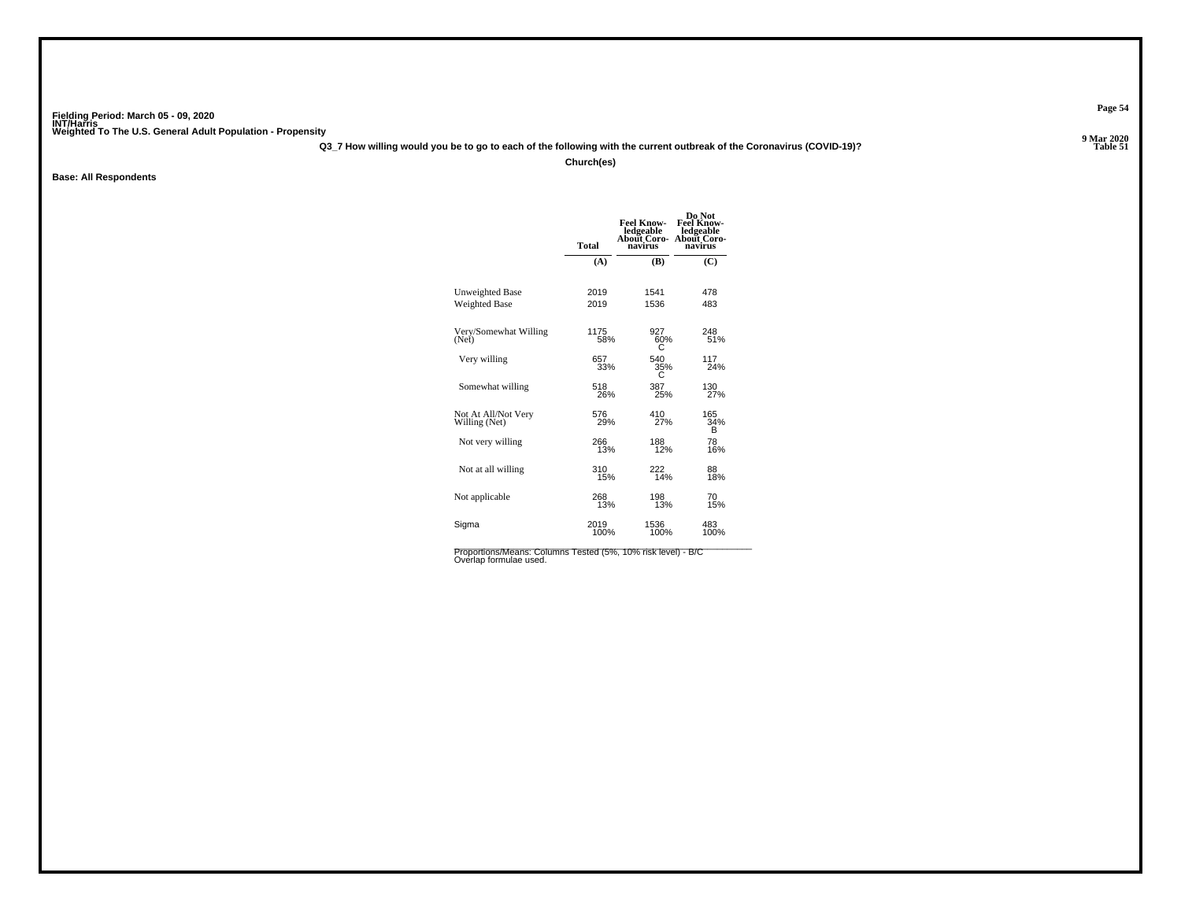Fielding Period: March 05 - 09, 2020
INT/Harris
Weighted To The U.S. General Adult Population - Propensity

9 Mar 2020
Table 51

**Q3_7 How willing would you be to go to each of the following with the current outbreak of the Coronavirus (COVID-19)?**

**Church(es)**

**Base: All Respondents**

| | Total | Feel Knowledgeable About Coronavirus | Do Not Feel Knowledgeable About Coronavirus |
|---|---|---|---|
| | (A) | (B) | (C) |
| Unweighted Base | 2019 | 1541 | 478 |
| Weighted Base | 2019 | 1536 | 483 |
| Very/Somewhat Willing (Net) | 1175<br>58% | 927<br>60%<br>C | 248<br>51% |
| Very willing | 657<br>33% | 540<br>35%<br>C | 117<br>24% |
| Somewhat willing | 518<br>26% | 387<br>25% | 130<br>27% |
| Not At All/Not Very Willing (Net) | 576<br>29% | 410<br>27% | 165<br>34%<br>B |
| Not very willing | 266<br>13% | 188<br>12% | 78<br>16% |
| Not at all willing | 310<br>15% | 222<br>14% | 88<br>18% |
| Not applicable | 268<br>13% | 198<br>13% | 70<br>15% |
| Sigma | 2019<br>100% | 1536<br>100% | 483<br>100% |

Proportions/Means: Columns Tested (5%, 10% risk level) - B/C
Overlap formulae used.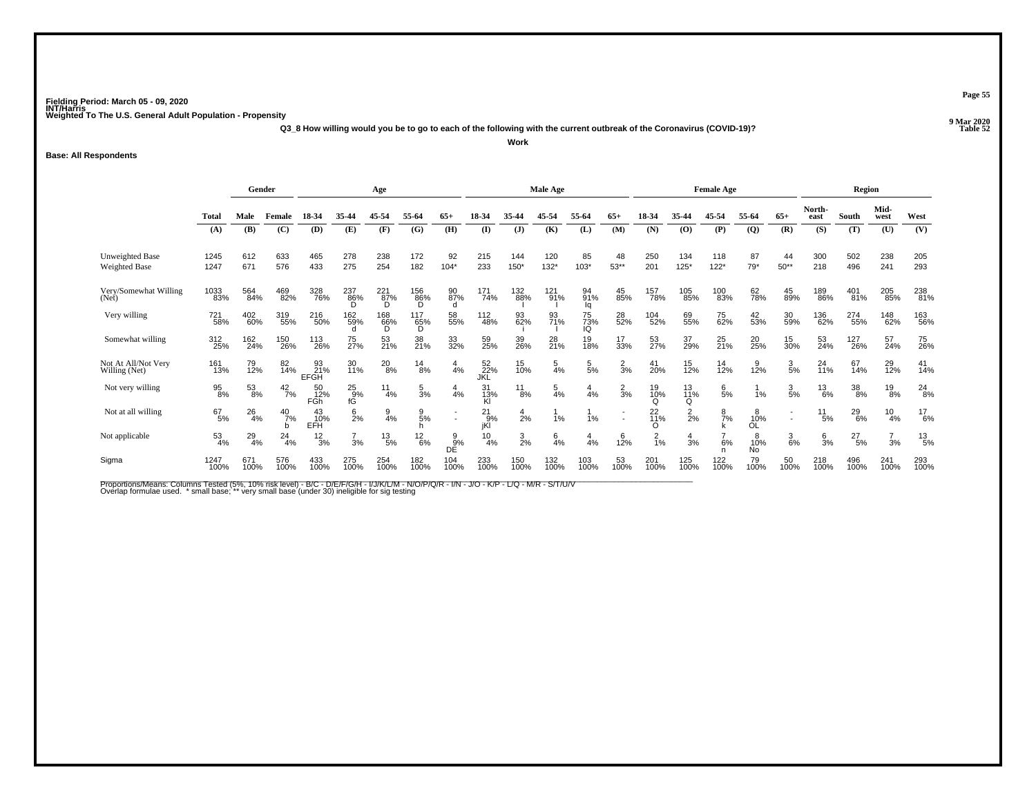Fielding Period: March 05 - 09, 2020
INT/Harris
Weighted To The U.S. General Adult Population - Propensity

9 Mar 2020
Table 52

Q3_8 How willing would you be to go to each of the following with the current outbreak of the Coronavirus (COVID-19)?

Work

Base: All Respondents

| | Total | Gender | | Age | | | | | Male Age | | | | | Female Age | | | | | Region | | | |
|---|---|---|---|---|---|---|---|---|---|---|---|---|---|---|---|---|---|---|---|---|---|---|
| | Total | Male | Female | 18-34 | 35-44 | 45-54 | 55-64 | 65+ | 18-34 | 35-44 | 45-54 | 55-64 | 65+ | 18-34 | 35-44 | 45-54 | 55-64 | 65+ | North-east | South | Mid-west | West |
| | (A) | (B) | (C) | (D) | (E) | (F) | (G) | (H) | (I) | (J) | (K) | (L) | (M) | (N) | (O) | (P) | (Q) | (R) | (S) | (T) | (U) | (V) |
| Unweighted Base | 1245 | 612 | 633 | 465 | 278 | 238 | 172 | 92 | 215 | 144 | 120 | 85 | 48 | 250 | 134 | 118 | 87 | 44 | 300 | 502 | 238 | 205 |
| Weighted Base | 1247 | 671 | 576 | 433 | 275 | 254 | 182 | 104* | 233 | 150* | 132* | 103* | 53** | 201 | 125* | 122* | 79* | 50** | 218 | 496 | 241 | 293 |
| Very/Somewhat Willing (Net) | 1033 83% | 564 84% | 469 82% | 328 76% | 237 86% D | 221 87% D | 156 86% D | 90 87% d | 171 74% | 132 88% I | 121 91% I | 94 91% Iq | 45 85% | 157 78% | 105 85% | 100 83% | 62 78% | 45 89% | 189 86% | 401 81% | 205 85% | 238 81% |
| Very willing | 721 58% | 402 60% | 319 55% | 216 50% | 162 59% d | 168 66% D | 117 65% D | 58 55% | 112 48% | 93 62% i | 93 71% I | 75 73% IQ | 28 52% | 104 52% | 69 55% | 75 62% | 42 53% | 30 59% | 136 62% | 274 55% | 148 62% | 163 56% |
| Somewhat willing | 312 25% | 162 24% | 150 26% | 113 26% | 75 27% | 53 21% | 38 21% | 33 32% | 59 25% | 39 26% | 28 21% | 19 18% | 17 33% | 53 27% | 37 29% | 25 21% | 20 25% | 15 30% | 53 24% | 127 26% | 57 24% | 75 26% |
| Not At All/Not Very Willing (Net) | 161 13% | 79 12% | 82 14% | 93 21% EFGH | 30 11% | 20 8% | 14 8% | 4 4% | 52 22% JKL | 15 10% | 5 4% | 5 5% | 2 3% | 41 20% | 15 12% | 14 12% | 9 12% | 3 5% | 24 11% | 67 14% | 29 12% | 41 14% |
| Not very willing | 95 8% | 53 8% | 42 7% | 50 12% FGh | 25 9% fG | 11 4% | 5 3% | 4 4% | 31 13% Kl | 11 8% | 5 4% | 4 4% | 2 3% | 19 10% Q | 13 11% Q | 6 5% | 1 1% | 3 5% | 13 6% | 38 8% | 19 8% | 24 8% |
| Not at all willing | 67 5% | 26 4% | 40 7% b | 43 10% EFH | 6 2% | 9 4% | 9 5% h | - - | 21 9% jKl | 4 2% | 1 1% | 1 1% | - - | 22 11% O | 2 2% | 8 7% k | 8 10% OL | - - | 11 5% | 29 6% | 10 4% | 17 6% |
| Not applicable | 53 4% | 29 4% | 24 4% | 12 3% | 7 3% | 13 5% | 12 6% | 9 9% DE | 10 4% | 3 2% | 6 4% | 4 4% | 6 12% | 2 1% | 4 3% | 7 6% n | 8 10% No | 3 6% | 6 3% | 27 5% | 7 3% | 13 5% |
| Sigma | 1247 100% | 671 100% | 576 100% | 433 100% | 275 100% | 254 100% | 182 100% | 104 100% | 233 100% | 150 100% | 132 100% | 103 100% | 53 100% | 201 100% | 125 100% | 122 100% | 79 100% | 50 100% | 218 100% | 496 100% | 241 100% | 293 100% |

Proportions/Means: Columns Tested (5%, 10% risk level) - B/C - D/E/F/G/H - I/J/K/L/M - N/O/P/Q/R - I/N - J/O - K/P - L/Q - M/R - S/T/U/V
Overlap formulae used. * small base; ** very small base (under 30) ineligible for sig testing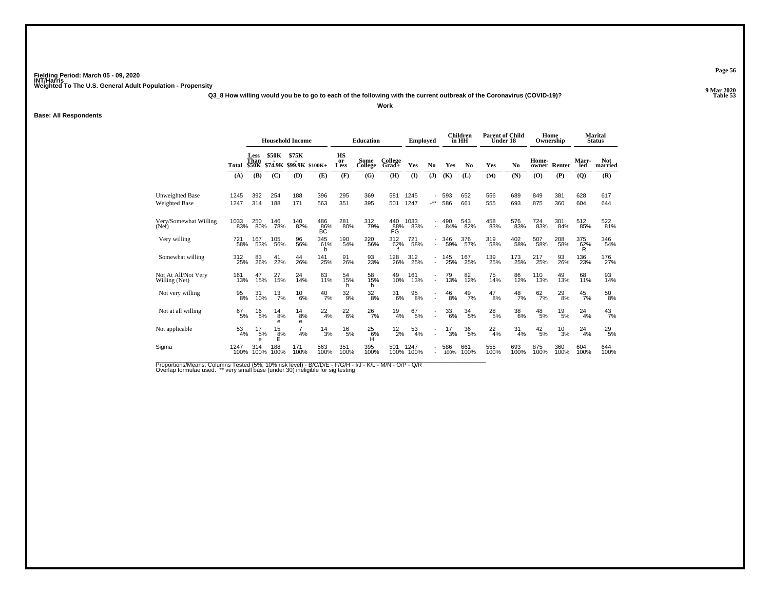Fielding Period: March 05 - 09, 2020
INT/Harris
Weighted To The U.S. General Adult Population - Propensity

9 Mar 2020
Table 53

**Q3_8 How willing would you be to go to each of the following with the current outbreak of the Coronavirus (COVID-19)?**

**Work**

**Base: All Respondents**

| | Total | Household Income | | | | Education | | | Employed | | Children in HH | | Parent of Child Under 18 | | Home Ownership | | Marital Status | |
|---|---|---|---|---|---|---|---|---|---|---|---|---|---|---|---|---|---|---|
| | Total | Less Than $50K | $50K - $74.9K | $75K - $99.9K | $100K+ | HS or Less | Some College | College Grad+ | Yes | No | Yes | No | Yes | No | Home-owner | Renter | Marr-ied | Not married |
| | (A) | (B) | (C) | (D) | (E) | (F) | (G) | (H) | (I) | (J) | (K) | (L) | (M) | (N) | (O) | (P) | (Q) | (R) |
| Unweighted Base | 1245 | 392 | 254 | 188 | 396 | 295 | 369 | 581 | 1245 | - | 593 | 652 | 556 | 689 | 849 | 381 | 628 | 617 |
| Weighted Base | 1247 | 314 | 188 | 171 | 563 | 351 | 395 | 501 | 1247 | -** | 586 | 661 | 555 | 693 | 875 | 360 | 604 | 644 |
| Very/Somewhat Willing (Net) | 1033 83% | 250 80% | 146 78% | 140 82% | 486 86% BC | 281 80% | 312 79% | 440 88% FG | 1033 83% | - - | 490 84% | 543 82% | 458 83% | 576 83% | 724 83% | 301 84% | 512 85% | 522 81% |
| Very willing | 721 58% | 167 53% | 105 56% | 96 56% | 345 61% b | 190 54% | 220 56% | 312 62% f | 721 58% | - - | 346 59% | 376 57% | 319 58% | 402 58% | 507 58% | 208 58% | 375 62% R | 346 54% |
| Somewhat willing | 312 25% | 83 26% | 41 22% | 44 26% | 141 25% | 91 26% | 93 23% | 128 26% | 312 25% | - - | 145 25% | 167 25% | 139 25% | 173 25% | 217 25% | 93 26% | 136 23% | 176 27% |
| Not At All/Not Very Willing (Net) | 161 13% | 47 15% | 27 15% | 24 14% | 63 11% | 54 15% h | 58 15% h | 49 10% | 161 13% | - - | 79 13% | 82 12% | 75 14% | 86 12% | 110 13% | 49 13% | 68 11% | 93 14% |
| Not very willing | 95 8% | 31 10% | 13 7% | 10 6% | 40 7% | 32 9% | 32 8% | 31 6% | 95 8% | - - | 46 8% | 49 7% | 47 8% | 48 7% | 62 7% | 29 8% | 45 7% | 50 8% |
| Not at all willing | 67 5% | 16 5% | 14 8% e | 14 8% e | 22 4% | 22 6% | 26 7% | 19 4% | 67 5% | - - | 33 6% | 34 5% | 28 5% | 38 6% | 48 5% | 19 5% | 24 4% | 43 7% |
| Not applicable | 53 4% | 17 5% e | 15 8% E | 7 4% | 14 3% | 16 5% | 25 6% H | 12 2% | 53 4% | - - | 17 3% | 36 5% | 22 4% | 31 4% | 42 5% | 10 3% | 24 4% | 29 5% |
| Sigma | 1247 100% | 314 100% | 188 100% | 171 100% | 563 100% | 351 100% | 395 100% | 501 100% | 1247 100% | - - | 586 100% | 661 100% | 555 100% | 693 100% | 875 100% | 360 100% | 604 100% | 644 100% |

Proportions/Means: Columns Tested (5%, 10% risk level) - B/C/D/E - F/G/H - I/J - K/L - M/N - O/P - Q/R
Overlap formulae used. ** very small base (under 30) ineligible for sig testing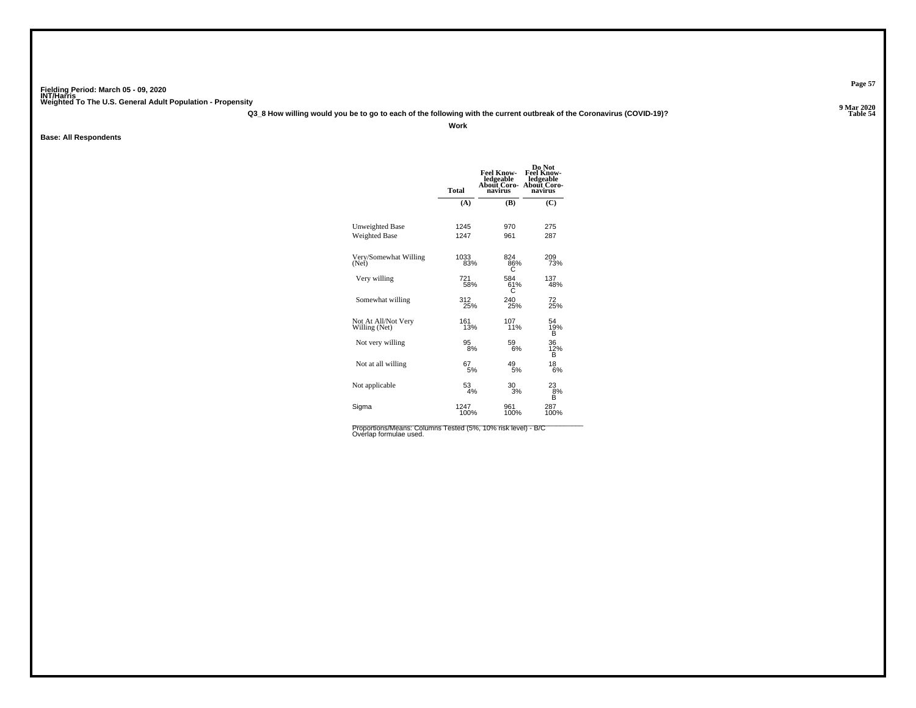Fielding Period: March 05 - 09, 2020
INT/Harris
Weighted To The U.S. General Adult Population - Propensity

9 Mar 2020
Table 54

**Q3_8 How willing would you be to go to each of the following with the current outbreak of the Coronavirus (COVID-19)?**

**Work**

**Base: All Respondents**

| | Total | Feel Knowledgeable About Coronavirus | Do Not Feel Knowledgeable About Coronavirus |
|---|---|---|---|
| | (A) | (B) | (C) |
| Unweighted Base | 1245 | 970 | 275 |
| Weighted Base | 1247 | 961 | 287 |
| Very/Somewhat Willing (Net) | 1033<br>83% | 824<br>86%<br>C | 209<br>73% |
| Very willing | 721<br>58% | 584<br>61%<br>C | 137<br>48% |
| Somewhat willing | 312<br>25% | 240<br>25% | 72<br>25% |
| Not At All/Not Very Willing (Net) | 161<br>13% | 107<br>11% | 54<br>19%<br>B |
| Not very willing | 95<br>8% | 59<br>6% | 36<br>12%<br>B |
| Not at all willing | 67<br>5% | 49<br>5% | 18<br>6% |
| Not applicable | 53<br>4% | 30<br>3% | 23<br>8%<br>B |
| Sigma | 1247<br>100% | 961<br>100% | 287<br>100% |

Proportions/Means: Columns Tested (5%, 10% risk level) - B/C
Overlap formulae used.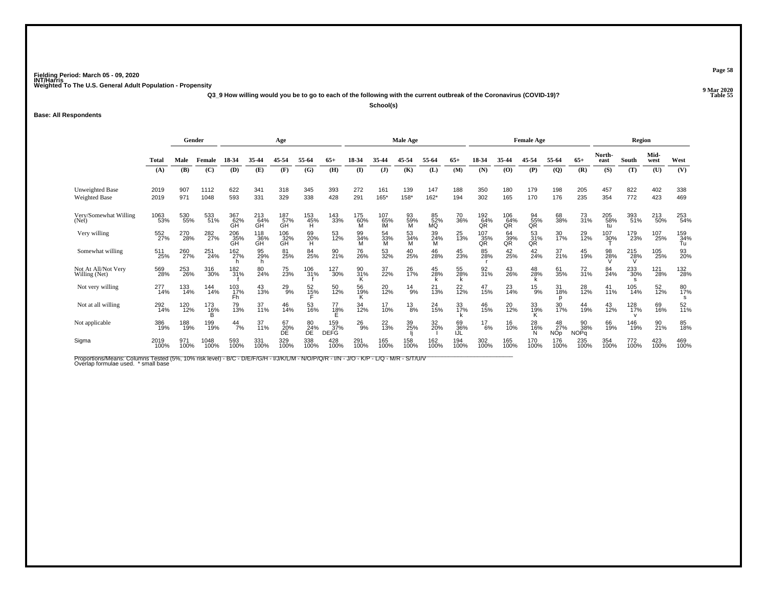Fielding Period: March 05 - 09, 2020
INT/Harris
Weighted To The U.S. General Adult Population - Propensity

9 Mar 2020
Table 55

**Q3_9 How willing would you be to go to each of the following with the current outbreak of the Coronavirus (COVID-19)?**

**School(s)**

**Base: All Respondents**

| | Total | Gender | | Age | | | | | Male Age | | | | | Female Age | | | | | Region | | | |
|---|---|---|---|---|---|---|---|---|---|---|---|---|---|---|---|---|---|---|---|---|---|---|
| | Total | Male | Female | 18-34 | 35-44 | 45-54 | 55-64 | 65+ | 18-34 | 35-44 | 45-54 | 55-64 | 65+ | 18-34 | 35-44 | 45-54 | 55-64 | 65+ | North-east | South | Mid-west | West |
| | (A) | (B) | (C) | (D) | (E) | (F) | (G) | (H) | (I) | (J) | (K) | (L) | (M) | (N) | (O) | (P) | (Q) | (R) | (S) | (T) | (U) | (V) |
| Unweighted Base | 2019 | 907 | 1112 | 622 | 341 | 318 | 345 | 393 | 272 | 161 | 139 | 147 | 188 | 350 | 180 | 179 | 198 | 205 | 457 | 822 | 402 | 338 |
| Weighted Base | 2019 | 971 | 1048 | 593 | 331 | 329 | 338 | 428 | 291 | 165* | 158* | 162* | 194 | 302 | 165 | 170 | 176 | 235 | 354 | 772 | 423 | 469 |
| Very/Somewhat Willing (Net) | 1063 | 530 | 533 | 367 | 213 | 187 | 153 | 143 | 175 | 107 | 93 | 85 | 70 | 192 | 106 | 94 | 68 | 73 | 205 | 393 | 213 | 253 |
| | 53% | 55% | 51% | 62% | 64% | 57% | 45% | 33% | 60% | 65% | 59% | 52% | 36% | 64% | 64% | 55% | 38% | 31% | 58% | 51% | 50% | 54% |
| | | | | GH | GH | GH | H | | M | IM | M | MQ | | QR | QR | QR | | | tu | | | |
| Very willing | 552 | 270 | 282 | 206 | 118 | 106 | 69 | 53 | 99 | 54 | 53 | 39 | 25 | 107 | 64 | 53 | 30 | 29 | 107 | 179 | 107 | 159 |
| | 27% | 28% | 27% | 35% | 36% | 32% | 20% | 12% | 34% | 33% | 34% | 24% | 13% | 35% | 39% | 31% | 17% | 12% | 30% | 23% | 25% | 34% |
| | | | | GH | GH | GH | H | | M | M | M | M | | QR | QR | QR | | | T | | | Tu |
| Somewhat willing | 511 | 260 | 251 | 162 | 95 | 81 | 84 | 90 | 76 | 53 | 40 | 46 | 45 | 85 | 42 | 42 | 37 | 45 | 98 | 215 | 105 | 93 |
| | 25% | 27% | 24% | 27% | 29% | 25% | 25% | 21% | 26% | 32% | 25% | 28% | 23% | 28% | 25% | 24% | 21% | 19% | 28% | 28% | 25% | 20% |
| | | | | h | h | | | | | | | | | r | | | | | V | V | | |
| Not At All/Not Very Willing (Net) | 569 | 253 | 316 | 182 | 80 | 75 | 106 | 127 | 90 | 37 | 26 | 45 | 55 | 92 | 43 | 48 | 61 | 72 | 84 | 233 | 121 | 132 |
| | 28% | 26% | 30% | 31% | 24% | 23% | 31% | 30% | 31% | 22% | 17% | 28% | 28% | 31% | 26% | 28% | 35% | 31% | 24% | 30% | 28% | 28% |
| | | | | f | | | f | | K | | | k | k | | | k | | | | s | | |
| Not very willing | 277 | 133 | 144 | 103 | 43 | 29 | 52 | 50 | 56 | 20 | 14 | 21 | 22 | 47 | 23 | 15 | 31 | 28 | 41 | 105 | 52 | 80 |
| | 14% | 14% | 14% | 17% | 13% | 9% | 15% | 12% | 19% | 12% | 9% | 13% | 12% | 15% | 14% | 9% | 18% | 12% | 11% | 14% | 12% | 17% |
| | | | | Fh | | | F | | K | | | | | | | | p | | | | | s |
| Not at all willing | 292 | 120 | 173 | 79 | 37 | 46 | 53 | 77 | 34 | 17 | 13 | 24 | 33 | 46 | 20 | 33 | 30 | 44 | 43 | 128 | 69 | 52 |
| | 14% | 12% | 16% | 13% | 11% | 14% | 16% | 18% | 12% | 10% | 8% | 15% | 17% | 15% | 12% | 19% | 17% | 19% | 12% | 17% | 16% | 11% |
| | | | B | | | | | E | | | | | k | | | K | | | | v | | |
| Not applicable | 386 | 188 | 199 | 44 | 37 | 67 | 80 | 159 | 26 | 22 | 39 | 32 | 69 | 17 | 16 | 28 | 48 | 90 | 66 | 146 | 90 | 85 |
| | 19% | 19% | 19% | 7% | 11% | 20% | 24% | 37% | 9% | 13% | 25% | 20% | 36% | 6% | 10% | 16% | 27% | 38% | 19% | 19% | 21% | 18% |
| | | | | | | DE | DE | DEFG | | | Ij | I | IJL | | | N | NOp | NOPq | | | | |
| Sigma | 2019 | 971 | 1048 | 593 | 331 | 329 | 338 | 428 | 291 | 165 | 158 | 162 | 194 | 302 | 165 | 170 | 176 | 235 | 354 | 772 | 423 | 469 |
| | 100% | 100% | 100% | 100% | 100% | 100% | 100% | 100% | 100% | 100% | 100% | 100% | 100% | 100% | 100% | 100% | 100% | 100% | 100% | 100% | 100% | 100% |

Proportions/Means: Columns Tested (5%, 10% risk level) - B/C - D/E/F/G/H - I/J/K/L/M - N/O/P/Q/R - I/N - J/O - K/P - L/Q - M/R - S/T/U/V
Overlap formulae used. * small base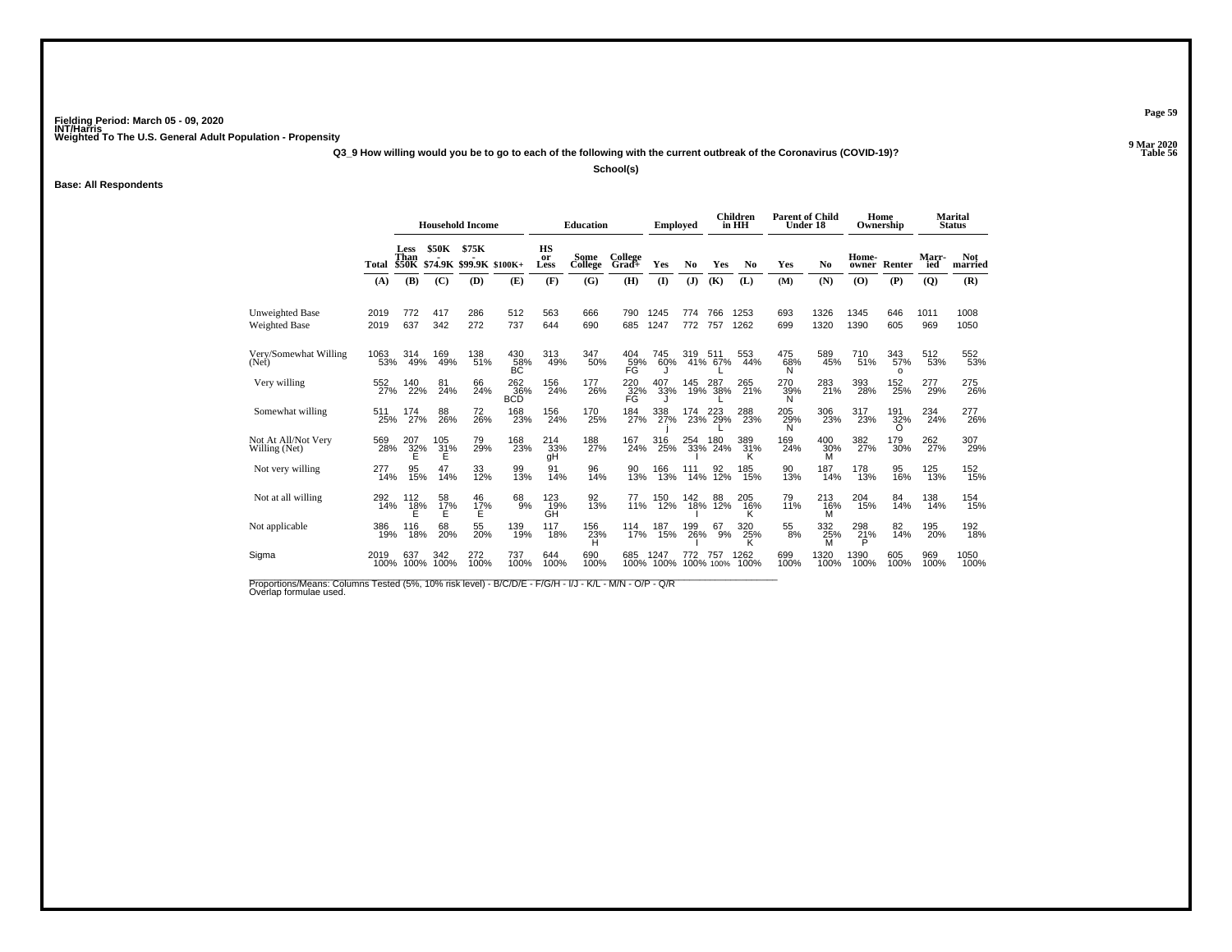Fielding Period: March 05 - 09, 2020
INT/Harris
Weighted To The U.S. General Adult Population - Propensity

9 Mar 2020
Table 56

**Q3_9 How willing would you be to go to each of the following with the current outbreak of the Coronavirus (COVID-19)?**

**School(s)**

**Base: All Respondents**

| | | Household Income | | | | Education | | | Employed | | Children in HH | | Parent of Child Under 18 | | Home Ownership | | Marital Status | |
|---|---|---|---|---|---|---|---|---|---|---|---|---|---|---|---|---|---|---|
| | Total | Less Than $50K | $50K - $74.9K | $75K - $99.9K | $100K+ | HS or Less | Some College | College Grad+ | Yes | No | Yes | No | Yes | No | Home-owner | Renter | Marr-ied | Not married |
| | (A) | (B) | (C) | (D) | (E) | (F) | (G) | (H) | (I) | (J) | (K) | (L) | (M) | (N) | (O) | (P) | (Q) | (R) |
| Unweighted Base | 2019 | 772 | 417 | 286 | 512 | 563 | 666 | 790 | 1245 | 774 | 766 | 1253 | 693 | 1326 | 1345 | 646 | 1011 | 1008 |
| Weighted Base | 2019 | 637 | 342 | 272 | 737 | 644 | 690 | 685 | 1247 | 772 | 757 | 1262 | 699 | 1320 | 1390 | 605 | 969 | 1050 |
| Very/Somewhat Willing (Net) | 1063 53% | 314 49% | 169 49% | 138 51% | 430 58% BC | 313 49% | 347 50% | 404 59% FG | 745 60% J | 319 41% | 511 67% L | 553 44% | 475 68% N | 589 45% | 710 51% | 343 57% o | 512 53% | 552 53% |
| Very willing | 552 27% | 140 22% | 81 24% | 66 24% | 262 36% BCD | 156 24% | 177 26% | 220 32% FG | 407 33% J | 145 19% | 287 38% L | 265 21% | 270 39% N | 283 21% | 393 28% | 152 25% | 277 29% | 275 26% |
| Somewhat willing | 511 25% | 174 27% | 88 26% | 72 26% | 168 23% | 156 24% | 170 25% | 184 27% | 338 27% j | 174 23% | 223 29% L | 288 23% | 205 29% N | 306 23% | 317 23% | 191 32% O | 234 24% | 277 26% |
| Not At All/Not Very Willing (Net) | 569 28% | 207 32% E | 105 31% E | 79 29% | 168 23% | 214 33% gH | 188 27% | 167 24% | 316 25% | 254 33% I | 180 24% | 389 31% K | 169 24% | 400 30% M | 382 27% | 179 30% | 262 27% | 307 29% |
| Not very willing | 277 14% | 95 15% | 47 14% | 33 12% | 99 13% | 91 14% | 96 14% | 90 13% | 166 13% | 111 14% | 92 12% | 185 15% | 90 13% | 187 14% | 178 13% | 95 16% | 125 13% | 152 15% |
| Not at all willing | 292 14% | 112 18% E | 58 17% E | 46 17% E | 68 9% | 123 19% GH | 92 13% | 77 11% | 150 12% | 142 18% I | 88 12% | 205 16% K | 79 11% | 213 16% M | 204 15% | 84 14% | 138 14% | 154 15% |
| Not applicable | 386 19% | 116 18% | 68 20% | 55 20% | 139 19% | 117 18% | 156 23% H | 114 17% | 187 15% | 199 26% I | 67 9% | 320 25% K | 55 8% | 332 25% M | 298 21% P | 82 14% | 195 20% | 192 18% |
| Sigma | 2019 100% | 637 100% | 342 100% | 272 100% | 737 100% | 644 100% | 690 100% | 685 100% | 1247 100% | 772 100% | 757 100% | 1262 100% | 699 100% | 1320 100% | 1390 100% | 605 100% | 969 100% | 1050 100% |

Proportions/Means: Columns Tested (5%, 10% risk level) - B/C/D/E - F/G/H - I/J - K/L - M/N - O/P - Q/R
Overlap formulae used.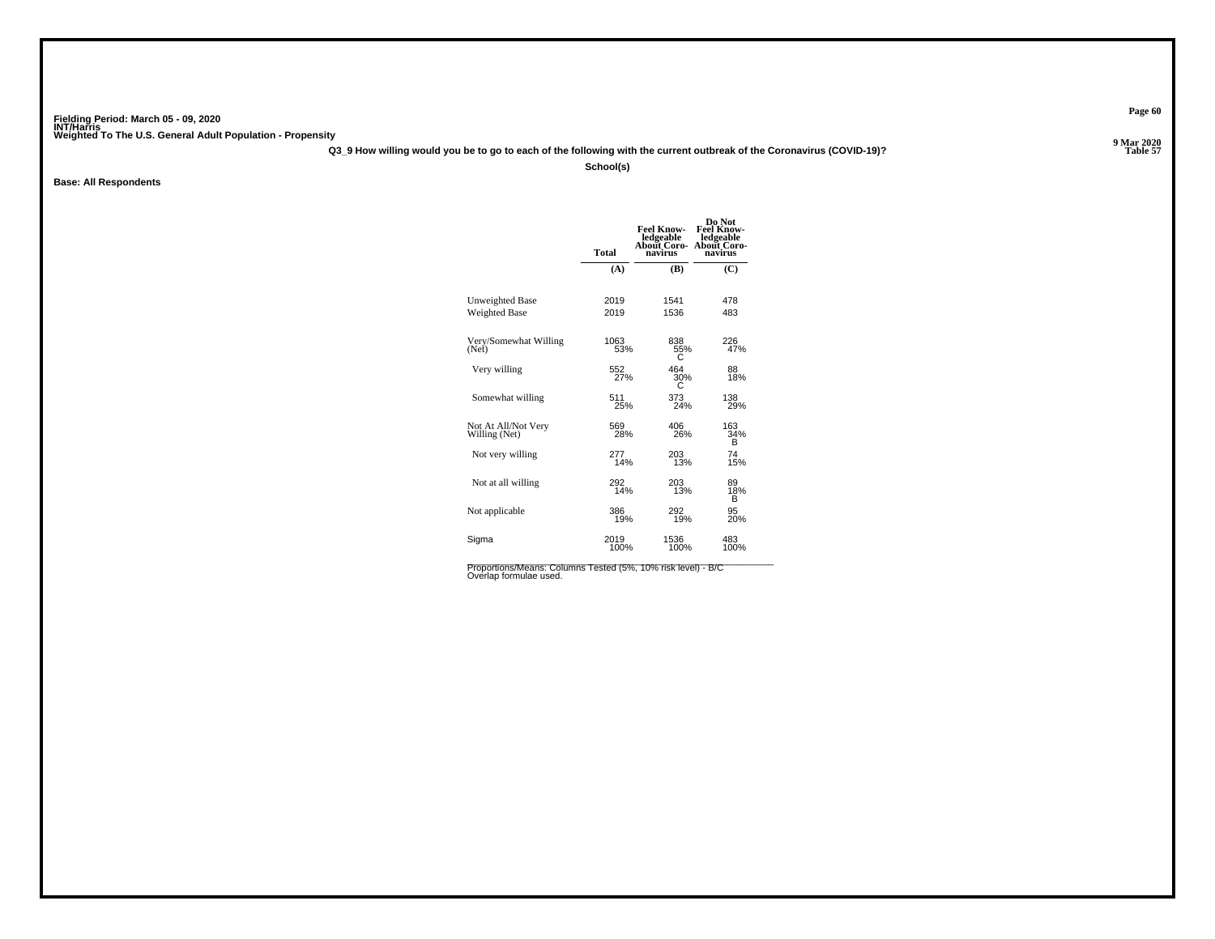Fielding Period: March 05 - 09, 2020
INT/Harris
Weighted To The U.S. General Adult Population - Propensity

9 Mar 2020
Table 57

Q3_9 How willing would you be to go to each of the following with the current outbreak of the Coronavirus (COVID-19)?

School(s)

**Base: All Respondents**

| | Total | Feel Knowledgeable About Coronavirus | Do Not Feel Knowledgeable About Coronavirus |
|---|---|---|---|
| | (A) | (B) | (C) |
| Unweighted Base | 2019 | 1541 | 478 |
| Weighted Base | 2019 | 1536 | 483 |
| Very/Somewhat Willing (Net) | 1063<br>53% | 838<br>55%<br>C | 226<br>47% |
| Very willing | 552<br>27% | 464<br>30%<br>C | 88<br>18% |
| Somewhat willing | 511<br>25% | 373<br>24% | 138<br>29% |
| Not At All/Not Very Willing (Net) | 569<br>28% | 406<br>26% | 163<br>34%<br>B |
| Not very willing | 277<br>14% | 203<br>13% | 74<br>15% |
| Not at all willing | 292<br>14% | 203<br>13% | 89<br>18%<br>B |
| Not applicable | 386<br>19% | 292<br>19% | 95<br>20% |
| Sigma | 2019<br>100% | 1536<br>100% | 483<br>100% |

Proportions/Means: Columns Tested (5%, 10% risk level) - B/C
Overlap formulae used.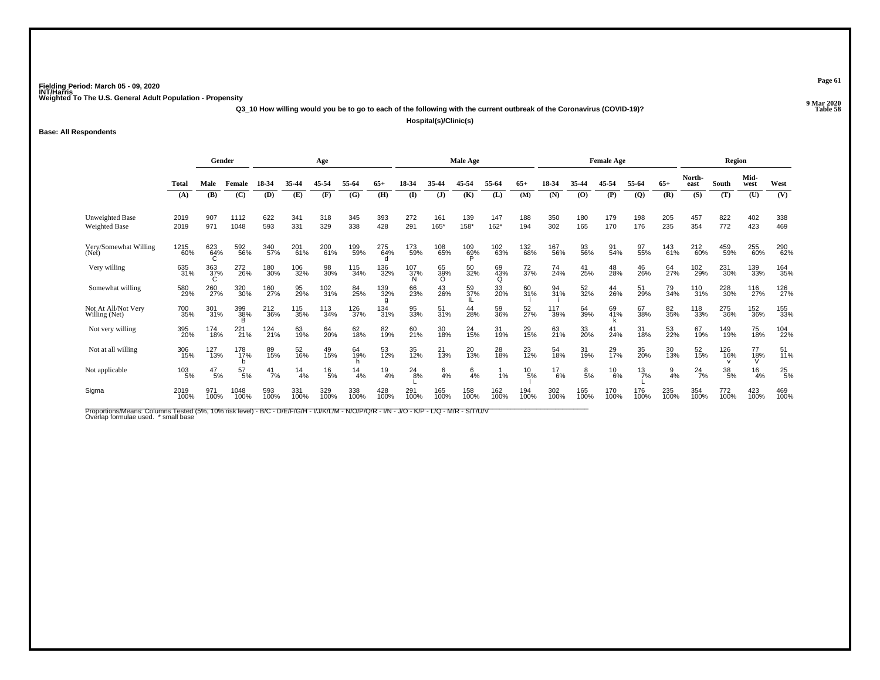Fielding Period: March 05 - 09, 2020
INT/Harris
Weighted To The U.S. General Adult Population - Propensity

9 Mar 2020
Table 58

**Q3_10 How willing would you be to go to each of the following with the current outbreak of the Coronavirus (COVID-19)?**

**Hospital(s)/Clinic(s)**

**Base: All Respondents**

| | Total | Gender | | Age | | | | | Male Age | | | | | Female Age | | | | | Region | | | |
|---|---|---|---|---|---|---|---|---|---|---|---|---|---|---|---|---|---|---|---|---|---|---|
| | Total | Male | Female | 18-34 | 35-44 | 45-54 | 55-64 | 65+ | 18-34 | 35-44 | 45-54 | 55-64 | 65+ | 18-34 | 35-44 | 45-54 | 55-64 | 65+ | North-east | South | Mid-west | West |
| | (A) | (B) | (C) | (D) | (E) | (F) | (G) | (H) | (I) | (J) | (K) | (L) | (M) | (N) | (O) | (P) | (Q) | (R) | (S) | (T) | (U) | (V) |
| Unweighted Base | 2019 | 907 | 1112 | 622 | 341 | 318 | 345 | 393 | 272 | 161 | 139 | 147 | 188 | 350 | 180 | 179 | 198 | 205 | 457 | 822 | 402 | 338 |
| Weighted Base | 2019 | 971 | 1048 | 593 | 331 | 329 | 338 | 428 | 291 | 165* | 158* | 162* | 194 | 302 | 165 | 170 | 176 | 235 | 354 | 772 | 423 | 469 |
| Very/Somewhat Willing (Net) | 1215 60% | 623 64% C | 592 56% | 340 57% | 201 61% | 200 61% | 199 59% | 275 64% d | 173 59% | 108 65% | 109 69% P | 102 63% | 132 68% | 167 56% | 93 56% | 91 54% | 97 55% | 143 61% | 212 60% | 459 59% | 255 60% | 290 62% |
| Very willing | 635 31% | 363 37% C | 272 26% | 180 30% | 106 32% | 98 30% | 115 34% | 136 32% | 107 37% N | 65 39% O | 50 32% | 69 43% Q | 72 37% | 74 24% | 41 25% | 48 28% | 46 26% | 64 27% | 102 29% | 231 30% | 139 33% | 164 35% |
| Somewhat willing | 580 29% | 260 27% | 320 30% | 160 27% | 95 29% | 102 31% | 84 25% | 139 32% g | 66 23% | 43 26% | 59 37% IL | 33 20% | 60 31% I | 94 31% i | 52 32% | 44 26% | 51 29% | 79 34% | 110 31% | 228 30% | 116 27% | 126 27% |
| Not At All/Not Very Willing (Net) | 700 35% | 301 31% | 399 38% B | 212 36% | 115 35% | 113 34% | 126 37% | 134 31% | 95 33% | 51 31% | 44 28% | 59 36% | 52 27% | 117 39% | 64 39% | 69 41% k | 67 38% | 82 35% | 118 33% | 275 36% | 152 36% | 155 33% |
| Not very willing | 395 20% | 174 18% | 221 21% | 124 21% | 63 19% | 64 20% | 62 18% | 82 19% | 60 21% | 30 18% | 24 15% | 31 19% | 29 15% | 63 21% | 33 20% | 41 24% | 31 18% | 53 22% | 67 19% | 149 19% | 75 18% | 104 22% |
| Not at all willing | 306 15% | 127 13% | 178 17% b | 89 15% | 52 16% | 49 15% | 64 19% h | 53 12% | 35 12% | 21 13% | 20 13% | 28 18% | 23 12% | 54 18% | 31 19% | 29 17% | 35 20% | 30 13% | 52 15% | 126 16% v | 77 18% V | 51 11% |
| Not applicable | 103 5% | 47 5% | 57 5% | 41 7% | 14 4% | 16 5% | 14 4% | 19 4% | 24 8% L | 6 4% | 6 4% | 1 1% | 10 5% I | 17 6% | 8 5% | 10 6% | 13 7% L | 9 4% | 24 7% | 38 5% | 16 4% | 25 5% |
| Sigma | 2019 100% | 971 100% | 1048 100% | 593 100% | 331 100% | 329 100% | 338 100% | 428 100% | 291 100% | 165 100% | 158 100% | 162 100% | 194 100% | 302 100% | 165 100% | 170 100% | 176 100% | 235 100% | 354 100% | 772 100% | 423 100% | 469 100% |

Proportions/Means: Columns Tested (5%, 10% risk level) - B/C - D/E/F/G/H - I/J/K/L/M - N/O/P/Q/R - I/N - J/O - K/P - L/Q - M/R - S/T/U/V
Overlap formulae used. * small base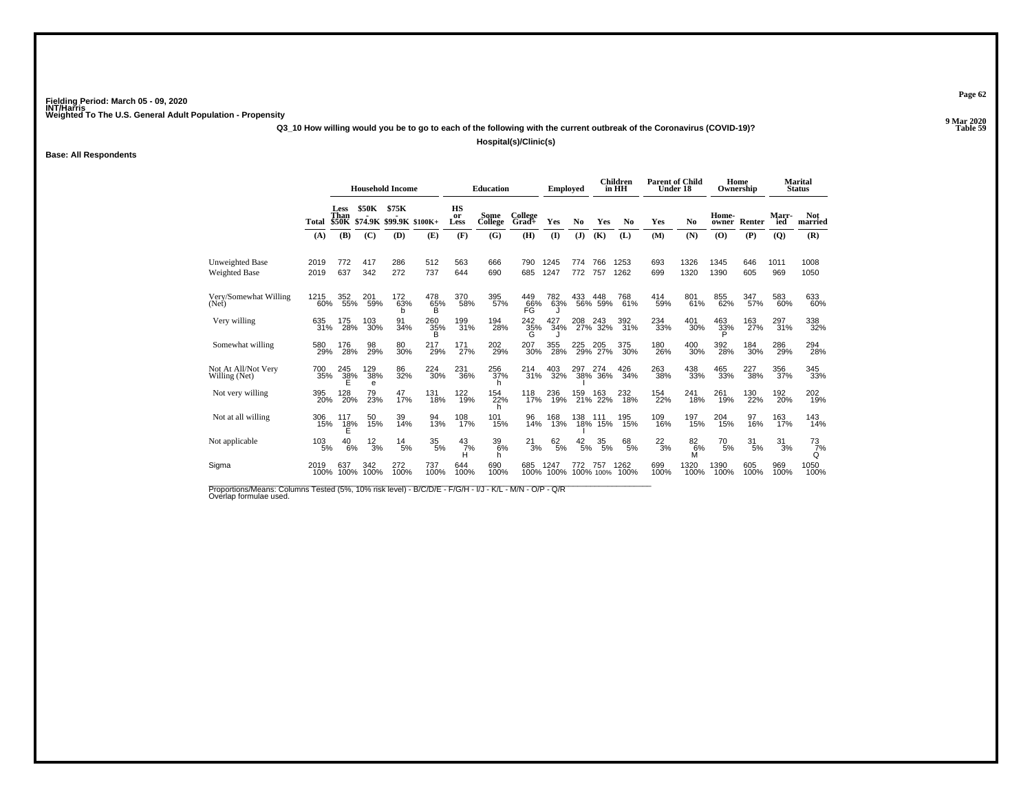Fielding Period: March 05 - 09, 2020
INT/Harris
Weighted To The U.S. General Adult Population - Propensity

9 Mar 2020
Table 59

**Q3_10 How willing would you be to go to each of the following with the current outbreak of the Coronavirus (COVID-19)?**

**Hospital(s)/Clinic(s)**

**Base: All Respondents**

| | Total | Household Income: Less Than $50K | $50K - $74.9K | $75K - $99.9K | $100K+ | Education: HS or Less | Some College | College Grad+ | Employed: Yes | No | Children in HH: Yes | No | Parent of Child Under 18: Yes | No | Home Ownership: Home-owner | Renter | Marital Status: Marr-ied | Not married |
|---|---|---|---|---|---|---|---|---|---|---|---|---|---|---|---|---|---|---|
| | (A) | (B) | (C) | (D) | (E) | (F) | (G) | (H) | (I) | (J) | (K) | (L) | (M) | (N) | (O) | (P) | (Q) | (R) |
| Unweighted Base | 2019 | 772 | 417 | 286 | 512 | 563 | 666 | 790 | 1245 | 774 | 766 | 1253 | 693 | 1326 | 1345 | 646 | 1011 | 1008 |
| Weighted Base | 2019 | 637 | 342 | 272 | 737 | 644 | 690 | 685 | 1247 | 772 | 757 | 1262 | 699 | 1320 | 1390 | 605 | 969 | 1050 |
| Very/Somewhat Willing (Net) | 1215 60% | 352 55% | 201 59% | 172 63% b | 478 65% B | 370 58% | 395 57% | 449 66% FG | 782 63% J | 433 56% | 448 59% | 768 61% | 414 59% | 801 61% | 855 62% | 347 57% | 583 60% | 633 60% |
| Very willing | 635 31% | 175 28% | 103 30% | 91 34% | 260 35% B | 199 31% | 194 28% | 242 35% G | 427 34% J | 208 27% | 243 32% | 392 31% | 234 33% | 401 30% | 463 33% P | 163 27% | 297 31% | 338 32% |
| Somewhat willing | 580 29% | 176 28% | 98 29% | 80 30% | 217 29% | 171 27% | 202 29% | 207 30% | 355 28% | 225 29% | 205 27% | 375 30% | 180 26% | 400 30% | 392 28% | 184 30% | 286 29% | 294 28% |
| Not At All/Not Very Willing (Net) | 700 35% | 245 38% E | 129 38% e | 86 32% | 224 30% | 231 36% | 256 37% h | 214 31% | 403 32% | 297 38% I | 274 36% | 426 34% | 263 38% | 438 33% | 465 33% | 227 38% | 356 37% | 345 33% |
| Not very willing | 395 20% | 128 20% | 79 23% | 47 17% | 131 18% | 122 19% | 154 22% h | 118 17% | 236 19% | 159 21% | 163 22% | 232 18% | 154 22% | 241 18% | 261 19% | 130 22% | 192 20% | 202 19% |
| Not at all willing | 306 15% | 117 18% E | 50 15% | 39 14% | 94 13% | 108 17% | 101 15% | 96 14% | 168 13% | 138 18% I | 111 15% | 195 15% | 109 16% | 197 15% | 204 15% | 97 16% | 163 17% | 143 14% |
| Not applicable | 103 5% | 40 6% | 12 3% | 14 5% | 35 5% | 43 7% H | 39 6% h | 21 3% | 62 5% | 42 5% | 35 5% | 68 5% | 22 3% | 82 6% M | 70 5% | 31 5% | 31 3% | 73 7% Q |
| Sigma | 2019 100% | 637 100% | 342 100% | 272 100% | 737 100% | 644 100% | 690 100% | 685 100% | 1247 100% | 772 100% | 757 100% | 1262 100% | 699 100% | 1320 100% | 1390 100% | 605 100% | 969 100% | 1050 100% |

Proportions/Means: Columns Tested (5%, 10% risk level) - B/C/D/E - F/G/H - I/J - K/L - M/N - O/P - Q/R
Overlap formulae used.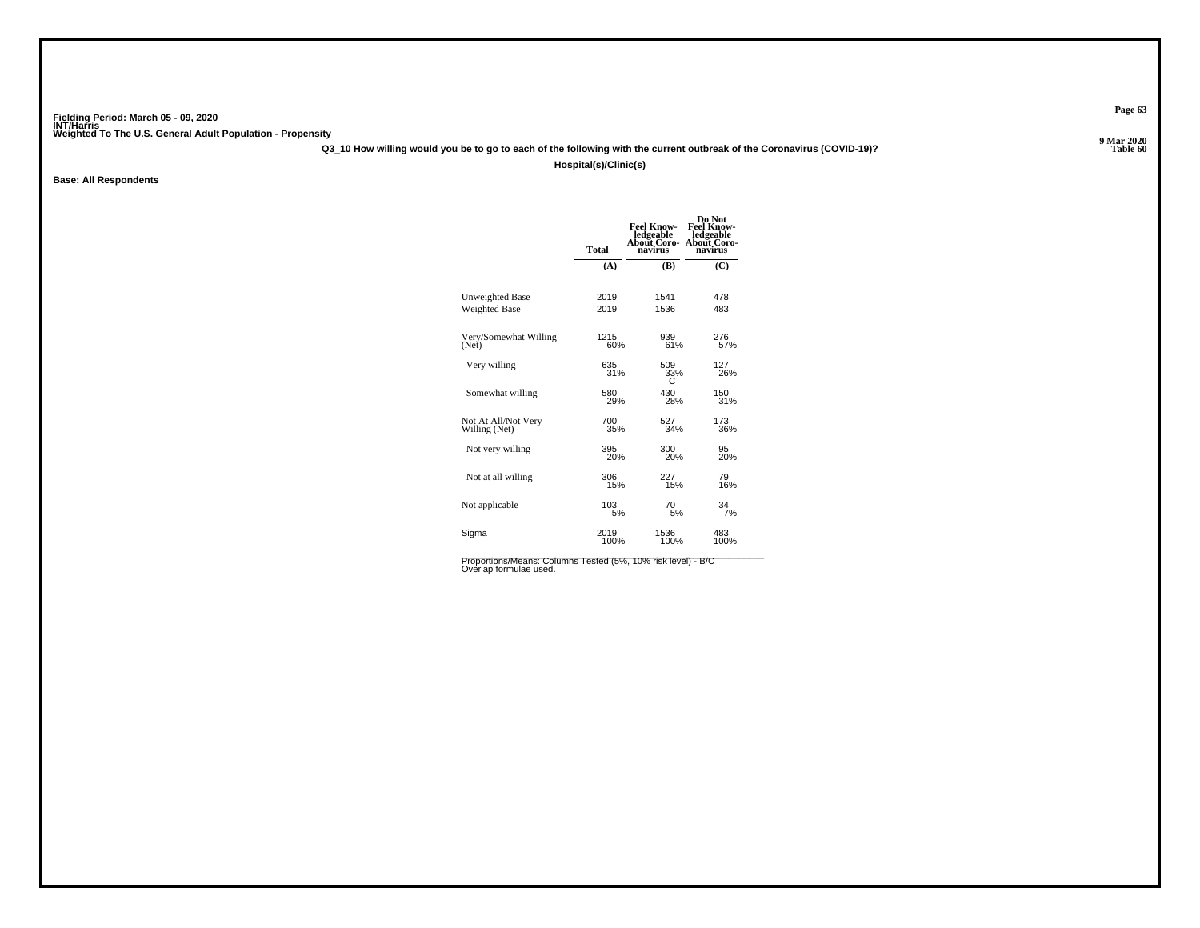Fielding Period: March 05 - 09, 2020
INT/Harris
Weighted To The U.S. General Adult Population - Propensity

9 Mar 2020
Table 60

**Q3_10 How willing would you be to go to each of the following with the current outbreak of the Coronavirus (COVID-19)?**

**Hospital(s)/Clinic(s)**

**Base: All Respondents**

| | Total | Feel Know-ledgeable About Coro-navirus | Do Not Feel Know-ledgeable About Coro-navirus |
|---|---|---|---|
| | (A) | (B) | (C) |
| Unweighted Base | 2019 | 1541 | 478 |
| Weighted Base | 2019 | 1536 | 483 |
| Very/Somewhat Willing (Net) | 1215<br>60% | 939<br>61% | 276<br>57% |
| Very willing | 635<br>31% | 509<br>33%<br>C | 127<br>26% |
| Somewhat willing | 580<br>29% | 430<br>28% | 150<br>31% |
| Not At All/Not Very Willing (Net) | 700<br>35% | 527<br>34% | 173<br>36% |
| Not very willing | 395<br>20% | 300<br>20% | 95<br>20% |
| Not at all willing | 306<br>15% | 227<br>15% | 79<br>16% |
| Not applicable | 103<br>5% | 70<br>5% | 34<br>7% |
| Sigma | 2019<br>100% | 1536<br>100% | 483<br>100% |

Proportions/Means: Columns Tested (5%, 10% risk level) - B/C
Overlap formulae used.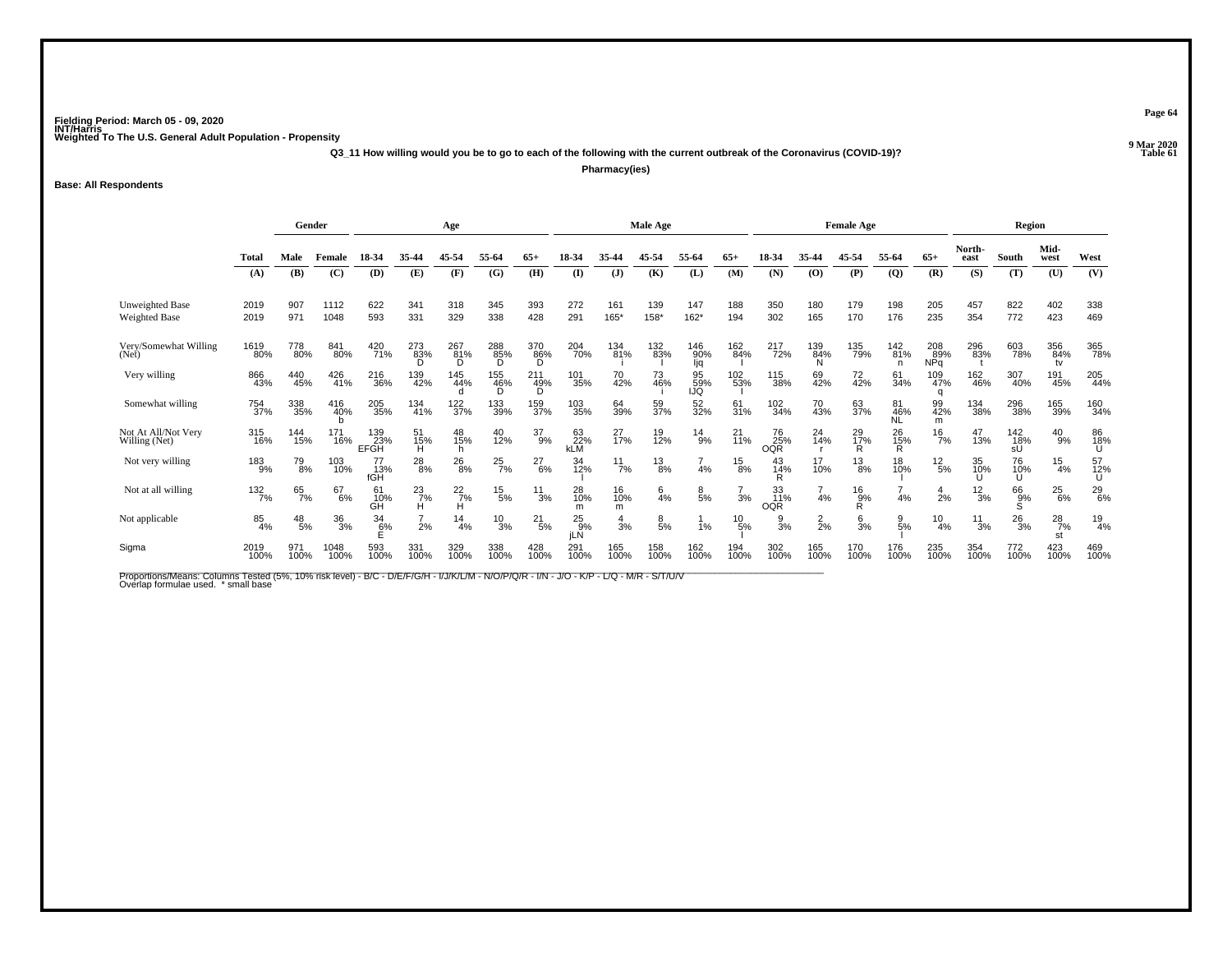Fielding Period: March 05 - 09, 2020
INT/Harris
Weighted To The U.S. General Adult Population - Propensity

9 Mar 2020
Table 61

**Q3_11 How willing would you be to go to each of the following with the current outbreak of the Coronavirus (COVID-19)?**

**Pharmacy(ies)**

**Base: All Respondents**

| | | Gender | | Age | | | | | Male Age | | | | | Female Age | | | | | Region | | | |
|---|---|---|---|---|---|---|---|---|---|---|---|---|---|---|---|---|---|---|---|---|---|---|
| | Total | Male | Female | 18-34 | 35-44 | 45-54 | 55-64 | 65+ | 18-34 | 35-44 | 45-54 | 55-64 | 65+ | 18-34 | 35-44 | 45-54 | 55-64 | 65+ | North-east | South | Mid-west | West |
| | (A) | (B) | (C) | (D) | (E) | (F) | (G) | (H) | (I) | (J) | (K) | (L) | (M) | (N) | (O) | (P) | (Q) | (R) | (S) | (T) | (U) | (V) |
| Unweighted Base | 2019 | 907 | 1112 | 622 | 341 | 318 | 345 | 393 | 272 | 161 | 139 | 147 | 188 | 350 | 180 | 179 | 198 | 205 | 457 | 822 | 402 | 338 |
| Weighted Base | 2019 | 971 | 1048 | 593 | 331 | 329 | 338 | 428 | 291 | 165* | 158* | 162* | 194 | 302 | 165 | 170 | 176 | 235 | 354 | 772 | 423 | 469 |
| Very/Somewhat Willing (Net) | 1619 80% | 778 80% | 841 80% | 420 71% | 273 83% D | 267 81% D | 288 85% D | 370 86% D | 204 70% | 134 81% i | 132 83% I | 146 90% Ijq | 162 84% I | 217 72% | 139 84% N | 135 79% | 142 81% n | 208 89% NPq | 296 83% t | 603 78% | 356 84% tv | 365 78% |
| Very willing | 866 43% | 440 45% | 426 41% | 216 36% | 139 42% | 145 44% d | 155 46% D | 211 49% D | 101 35% | 70 42% | 73 46% i | 95 59% IJQ | 102 53% I | 115 38% | 69 42% | 72 42% | 61 34% | 109 47% q | 162 46% | 307 40% | 191 45% | 205 44% |
| Somewhat willing | 754 37% | 338 35% | 416 40% b | 205 35% | 134 41% | 122 37% | 133 39% | 159 37% | 103 35% | 64 39% | 59 37% | 52 32% | 61 31% | 102 34% | 70 43% | 63 37% | 81 46% NL | 99 42% m | 134 38% | 296 38% | 165 39% | 160 34% |
| Not At All/Not Very Willing (Net) | 315 16% | 144 15% | 171 16% | 139 23% EFGH | 51 15% H | 48 15% h | 40 12% | 37 9% | 63 22% kLM | 27 17% | 19 12% | 14 9% | 21 11% | 76 25% OQR | 24 14% r | 29 17% R | 26 15% R | 16 7% | 47 13% | 142 18% sU | 40 9% | 86 18% U |
| Not very willing | 183 9% | 79 8% | 103 10% | 77 13% fGH | 28 8% | 26 8% | 25 7% | 27 6% | 34 12% l | 11 7% | 13 8% | 7 4% | 15 8% | 43 14% R | 17 10% | 13 8% | 18 10% l | 12 5% | 35 10% U | 76 10% U | 15 4% | 57 12% U |
| Not at all willing | 132 7% | 65 7% | 67 6% | 61 10% GH | 23 7% H | 22 7% H | 15 5% | 11 3% | 28 10% m | 16 10% m | 6 4% | 8 5% | 7 3% | 33 11% OQR | 7 4% | 16 9% R | 7 4% | 4 2% | 12 3% | 66 9% S | 25 6% | 29 6% |
| Not applicable | 85 4% | 48 5% | 36 3% | 34 6% E | 7 2% | 14 4% | 10 3% | 21 5% | 25 9% jLN | 4 3% | 8 5% | 1 1% | 10 5% l | 9 3% | 2 2% | 6 3% | 9 5% l | 10 4% | 11 3% | 26 3% | 28 7% st | 19 4% |
| Sigma | 2019 100% | 971 100% | 1048 100% | 593 100% | 331 100% | 329 100% | 338 100% | 428 100% | 291 100% | 165 100% | 158 100% | 162 100% | 194 100% | 302 100% | 165 100% | 170 100% | 176 100% | 235 100% | 354 100% | 772 100% | 423 100% | 469 100% |

Proportions/Means: Columns Tested (5%, 10% risk level) - B/C - D/E/F/G/H - I/J/K/L/M - N/O/P/Q/R - I/N - J/O - K/P - L/Q - M/R - S/T/U/V
Overlap formulae used. * small base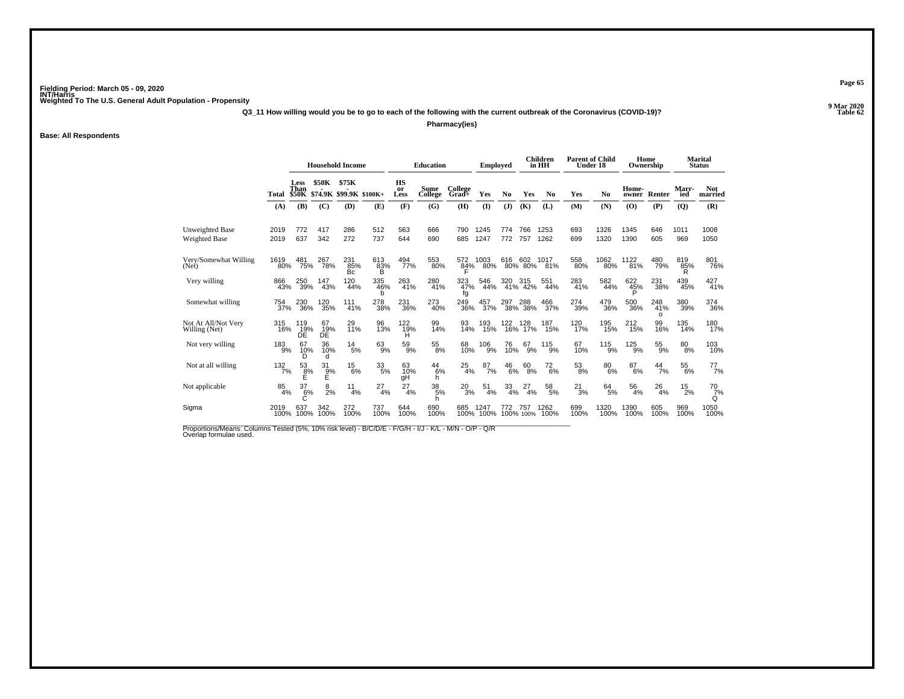Fielding Period: March 05 - 09, 2020
INT/Harris
Weighted To The U.S. General Adult Population - Propensity

9 Mar 2020
Table 62

Q3_11 How willing would you be to go to each of the following with the current outbreak of the Coronavirus (COVID-19)?

**Pharmacy(ies)**

**Base: All Respondents**

| | Total | Household Income: Less Than $50K | Household Income: $50K - $74.9K | Household Income: $75K - $99.9K | Household Income: $100K+ | Education: HS or Less | Education: Some College | Education: College Grad+ | Employed: Yes | Employed: No | Children in HH: Yes | Children in HH: No | Parent of Child Under 18: Yes | Parent of Child Under 18: No | Home Ownership: Home-owner | Home Ownership: Renter | Marital Status: Marr-ied | Marital Status: Not married |
|---|---|---|---|---|---|---|---|---|---|---|---|---|---|---|---|---|---|---|
| | (A) | (B) | (C) | (D) | (E) | (F) | (G) | (H) | (I) | (J) | (K) | (L) | (M) | (N) | (O) | (P) | (Q) | (R) |
| Unweighted Base | 2019 | 772 | 417 | 286 | 512 | 563 | 666 | 790 | 1245 | 774 | 766 | 1253 | 693 | 1326 | 1345 | 646 | 1011 | 1008 |
| Weighted Base | 2019 | 637 | 342 | 272 | 737 | 644 | 690 | 685 | 1247 | 772 | 757 | 1262 | 699 | 1320 | 1390 | 605 | 969 | 1050 |
| Very/Somewhat Willing (Net) | 1619 | 481 | 267 | 231 | 613 | 494 | 553 | 572 | 1003 | 616 | 602 | 1017 | 558 | 1062 | 1122 | 480 | 819 | 801 |
| | 80% | 75% | 78% | 85% | 83% | 77% | 80% | 84% | 80% | 80% | 80% | 81% | 80% | 80% | 81% | 79% | 85% | 76% |
| | | | | Bc | B | | | F | | | | | | | | | R | |
| Very willing | 866 | 250 | 147 | 120 | 335 | 263 | 280 | 323 | 546 | 320 | 315 | 551 | 283 | 582 | 622 | 231 | 439 | 427 |
| | 43% | 39% | 43% | 44% | 46% | 41% | 41% | 47% | 44% | 41% | 42% | 44% | 41% | 44% | 45% | 38% | 45% | 41% |
| | | | | | b | | | fg | | | | | | | P | | | |
| Somewhat willing | 754 | 230 | 120 | 111 | 278 | 231 | 273 | 249 | 457 | 297 | 288 | 466 | 274 | 479 | 500 | 248 | 380 | 374 |
| | 37% | 36% | 35% | 41% | 38% | 36% | 40% | 36% | 37% | 38% | 38% | 37% | 39% | 36% | 36% | 41% | 39% | 36% |
| | | | | | | | | | | | | | | | | o | | |
| Not At All/Not Very Willing (Net) | 315 | 119 | 67 | 29 | 96 | 122 | 99 | 93 | 193 | 122 | 128 | 187 | 120 | 195 | 212 | 99 | 135 | 180 |
| | 16% | 19% | 19% | 11% | 13% | 19% | 14% | 14% | 15% | 16% | 17% | 15% | 17% | 15% | 15% | 16% | 14% | 17% |
| | | DE | DE | | | H | | | | | | | | | | | | |
| Not very willing | 183 | 67 | 36 | 14 | 63 | 59 | 55 | 68 | 106 | 76 | 67 | 115 | 67 | 115 | 125 | 55 | 80 | 103 |
| | 9% | 10% | 10% | 5% | 9% | 9% | 8% | 10% | 9% | 10% | 9% | 9% | 10% | 9% | 9% | 9% | 8% | 10% |
| | | D | d | | | | | | | | | | | | | | | |
| Not at all willing | 132 | 53 | 31 | 15 | 33 | 63 | 44 | 25 | 87 | 46 | 60 | 72 | 53 | 80 | 87 | 44 | 55 | 77 |
| | 7% | 8% | 9% | 6% | 5% | 10% | 6% | 4% | 7% | 6% | 8% | 6% | 8% | 6% | 6% | 7% | 6% | 7% |
| | | E | E | | | gH | h | | | | | | | | | | | |
| Not applicable | 85 | 37 | 8 | 11 | 27 | 27 | 38 | 20 | 51 | 33 | 27 | 58 | 21 | 64 | 56 | 26 | 15 | 70 |
| | 4% | 6% | 2% | 4% | 4% | 4% | 5% | 3% | 4% | 4% | 4% | 5% | 3% | 5% | 4% | 4% | 2% | 7% |
| | | C | | | | | h | | | | | | | | | | | Q |
| Sigma | 2019 | 637 | 342 | 272 | 737 | 644 | 690 | 685 | 1247 | 772 | 757 | 1262 | 699 | 1320 | 1390 | 605 | 969 | 1050 |
| | 100% | 100% | 100% | 100% | 100% | 100% | 100% | 100% | 100% | 100% | 100% | 100% | 100% | 100% | 100% | 100% | 100% | 100% |

Proportions/Means: Columns Tested (5%, 10% risk level) - B/C/D/E - F/G/H - I/J - K/L - M/N - O/P - Q/R
Overlap formulae used.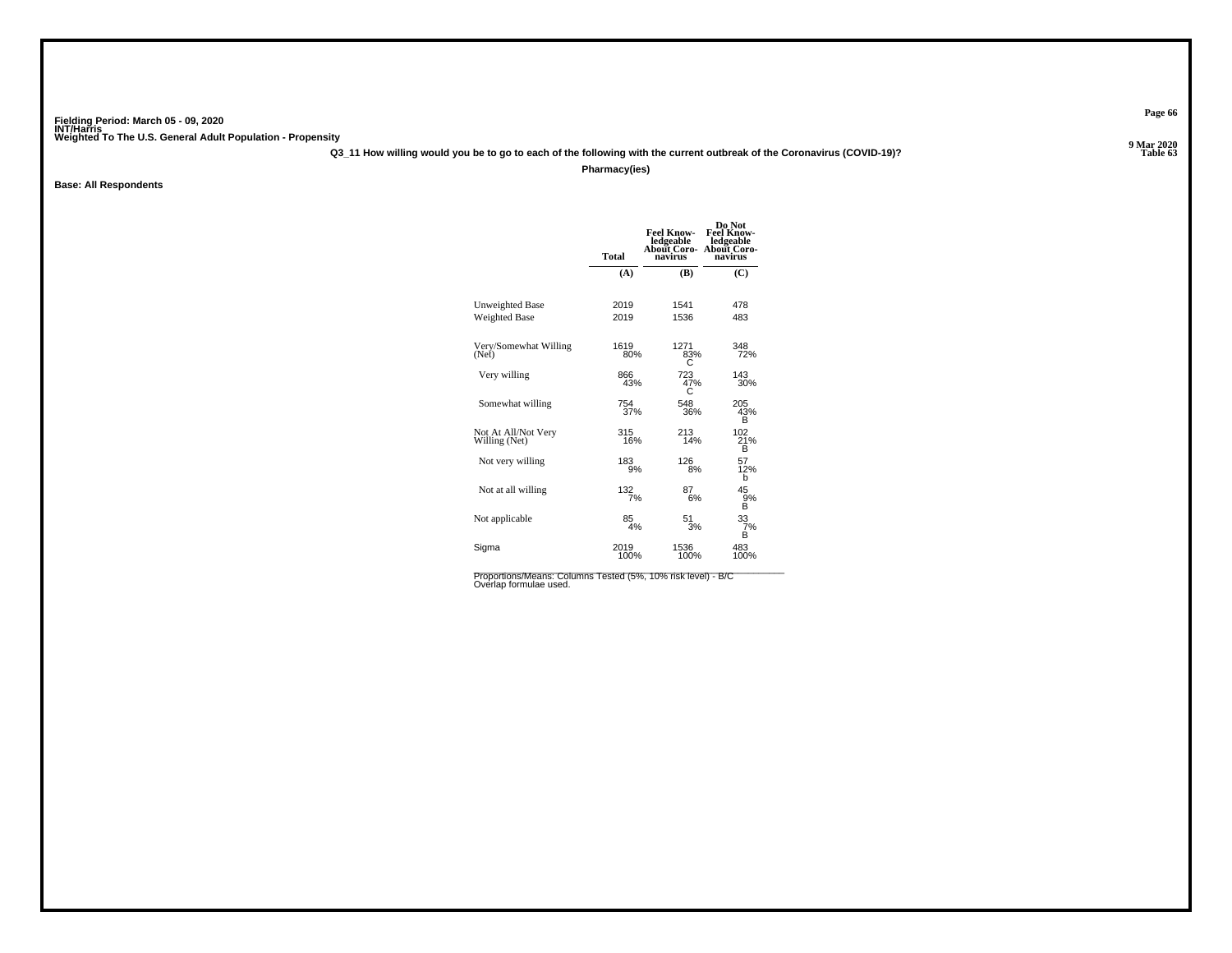Fielding Period: March 05 - 09, 2020
INT/Harris
Weighted To The U.S. General Adult Population - Propensity

9 Mar 2020
Table 63

**Q3_11 How willing would you be to go to each of the following with the current outbreak of the Coronavirus (COVID-19)?**

**Pharmacy(ies)**

**Base: All Respondents**

| | Total | Feel Knowledgeable About Coronavirus | Do Not Feel Knowledgeable About Coronavirus |
|---|---|---|---|
| | (A) | (B) | (C) |
| Unweighted Base | 2019 | 1541 | 478 |
| Weighted Base | 2019 | 1536 | 483 |
| Very/Somewhat Willing (Net) | 1619<br>80% | 1271<br>83%<br>C | 348<br>72% |
| Very willing | 866<br>43% | 723<br>47%<br>C | 143<br>30% |
| Somewhat willing | 754<br>37% | 548<br>36% | 205<br>43%<br>B |
| Not At All/Not Very Willing (Net) | 315<br>16% | 213<br>14% | 102<br>21%<br>B |
| Not very willing | 183<br>9% | 126<br>8% | 57<br>12%<br>b |
| Not at all willing | 132<br>7% | 87<br>6% | 45<br>9%<br>B |
| Not applicable | 85<br>4% | 51<br>3% | 33<br>7%<br>B |
| Sigma | 2019<br>100% | 1536<br>100% | 483<br>100% |

Proportions/Means: Columns Tested (5%, 10% risk level) - B/C
Overlap formulae used.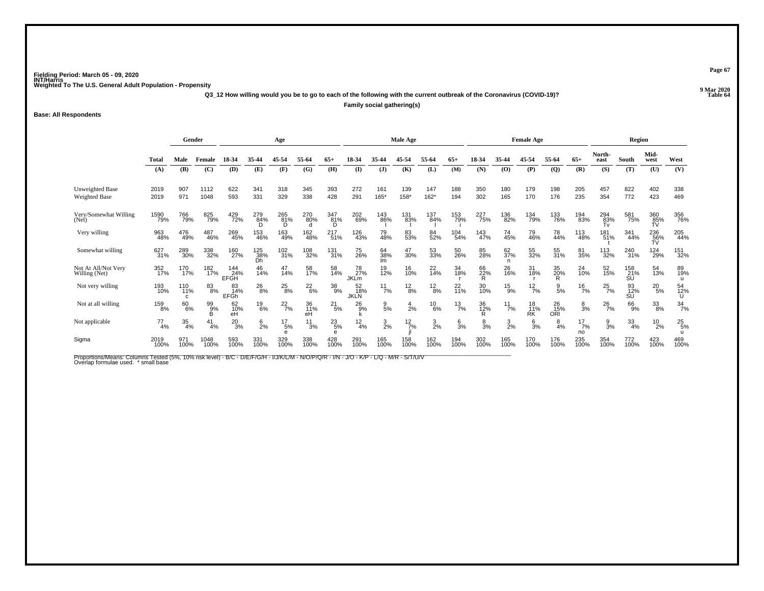Fielding Period: March 05 - 09, 2020
INT/Harris
Weighted To The U.S. General Adult Population - Propensity

9 Mar 2020
Table 64

**Q3_12 How willing would you be to go to each of the following with the current outbreak of the Coronavirus (COVID-19)?**

**Family social gathering(s)**

**Base: All Respondents**

| | Total | Gender | | Age | | | | | Male Age | | | | | Female Age | | | | | Region | | | |
|---|---|---|---|---|---|---|---|---|---|---|---|---|---|---|---|---|---|---|---|---|---|---|
| | Total | Male | Female | 18-34 | 35-44 | 45-54 | 55-64 | 65+ | 18-34 | 35-44 | 45-54 | 55-64 | 65+ | 18-34 | 35-44 | 45-54 | 55-64 | 65+ | North-east | South | Mid-west | West |
| | (A) | (B) | (C) | (D) | (E) | (F) | (G) | (H) | (I) | (J) | (K) | (L) | (M) | (N) | (O) | (P) | (Q) | (R) | (S) | (T) | (U) | (V) |
| Unweighted Base | 2019 | 907 | 1112 | 622 | 341 | 318 | 345 | 393 | 272 | 161 | 139 | 147 | 188 | 350 | 180 | 179 | 198 | 205 | 457 | 822 | 402 | 338 |
| Weighted Base | 2019 | 971 | 1048 | 593 | 331 | 329 | 338 | 428 | 291 | 165* | 158* | 162* | 194 | 302 | 165 | 170 | 176 | 235 | 354 | 772 | 423 | 469 |
| Very/Somewhat Willing (Net) | 1590 79% | 766 79% | 825 79% | 429 72% | 279 84% D | 265 81% D | 270 80% d | 347 81% D | 202 69% | 143 86% I | 131 83% I | 137 84% I | 153 79% i | 227 75% | 136 82% | 134 79% | 133 76% | 194 83% | 294 83% Tv | 581 75% | 360 85% TV | 356 76% |
| Very willing | 963 48% | 476 49% | 487 46% | 269 45% | 153 46% | 163 49% | 162 48% | 217 51% | 126 43% | 79 48% | 83 53% | 84 52% | 104 54% | 143 47% | 74 45% | 79 46% | 78 44% | 113 48% | 181 51% t | 341 44% | 236 56% TV | 205 44% |
| Somewhat willing | 627 31% | 289 30% | 338 32% | 160 27% | 125 38% Dh | 102 31% | 108 32% | 131 31% | 75 26% | 64 38% lm | 47 30% | 53 33% | 50 26% | 85 28% | 62 37% n | 55 32% | 55 31% | 81 35% | 113 32% | 240 31% | 124 29% | 151 32% |
| Not At All/Not Very Willing (Net) | 352 17% | 170 17% | 182 17% | 144 24% EFGH | 46 14% | 47 14% | 58 17% | 58 14% | 78 27% JKLm | 19 12% | 16 10% | 22 14% | 34 18% r | 66 22% R | 26 16% | 31 18% r | 35 20% R | 24 10% | 52 15% | 158 21% SU | 54 13% | 89 19% u |
| Not very willing | 193 10% | 110 11% c | 83 8% | 83 14% EFGh | 26 8% | 25 8% | 22 6% | 38 9% | 52 18% JKLN | 11 7% | 12 8% | 12 8% | 22 11% | 30 10% | 15 9% | 12 7% | 9 5% | 16 7% | 25 7% | 93 12% SU | 20 5% | 54 12% U |
| Not at all willing | 159 8% | 60 6% | 99 9% B | 62 10% eH | 19 6% | 22 7% | 36 11% eH | 21 5% | 26 9% k | 9 5% | 4 2% | 10 6% | 13 7% | 36 12% R | 11 7% | 18 11% RK | 26 15% ORl | 8 3% | 26 7% | 66 9% | 33 8% | 34 7% |
| Not applicable | 77 4% | 35 4% | 41 4% | 20 3% | 6 2% | 17 5% e | 11 3% | 23 5% e | 12 4% | 3 2% | 12 7% jl | 3 2% | 6 3% | 8 3% | 3 2% | 6 3% | 8 4% | 17 7% no | 9 3% | 33 4% | 10 2% | 25 5% u |
| Sigma | 2019 100% | 971 100% | 1048 100% | 593 100% | 331 100% | 329 100% | 338 100% | 428 100% | 291 100% | 165 100% | 158 100% | 162 100% | 194 100% | 302 100% | 165 100% | 170 100% | 176 100% | 235 100% | 354 100% | 772 100% | 423 100% | 469 100% |

Proportions/Means: Columns Tested (5%, 10% risk level) - B/C - D/E/F/G/H - I/J/K/L/M - N/O/P/Q/R - I/N - J/O - K/P - L/Q - M/R - S/T/U/V
Overlap formulae used. * small base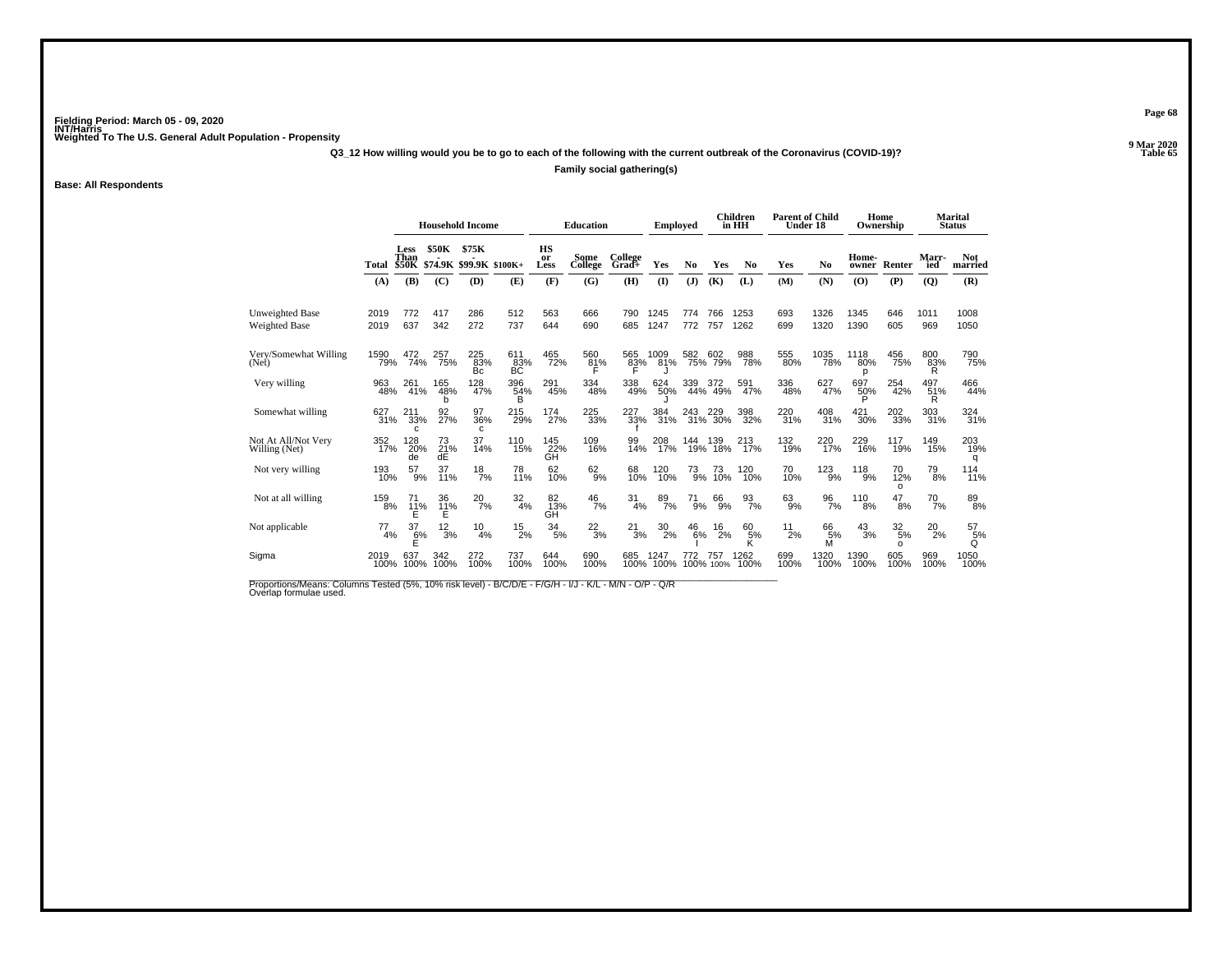Fielding Period: March 05 - 09, 2020
INT/Harris
Weighted To The U.S. General Adult Population - Propensity

9 Mar 2020
Table 65

**Q3_12 How willing would you be to go to each of the following with the current outbreak of the Coronavirus (COVID-19)?**

**Family social gathering(s)**

**Base: All Respondents**

| | Total | Household Income | | | | Education | | | Employed | | Children in HH | | Parent of Child Under 18 | | Home Ownership | | Marital Status | |
|---|---|---|---|---|---|---|---|---|---|---|---|---|---|---|---|---|---|---|
| | | Less Than $50K | $50K - $74.9K | $75K - $99.9K | $100K+ | HS or Less | Some College | College Grad+ | Yes | No | Yes | No | Yes | No | Home-owner | Renter | Marr-ied | Not married |
| | (A) | (B) | (C) | (D) | (E) | (F) | (G) | (H) | (I) | (J) | (K) | (L) | (M) | (N) | (O) | (P) | (Q) | (R) |
| Unweighted Base | 2019 | 772 | 417 | 286 | 512 | 563 | 666 | 790 | 1245 | 774 | 766 | 1253 | 693 | 1326 | 1345 | 646 | 1011 | 1008 |
| Weighted Base | 2019 | 637 | 342 | 272 | 737 | 644 | 690 | 685 | 1247 | 772 | 757 | 1262 | 699 | 1320 | 1390 | 605 | 969 | 1050 |
| Very/Somewhat Willing (Net) | 1590 79% | 472 74% | 257 75% | 225 83% Bc | 611 83% BC | 465 72% | 560 81% F | 565 83% F | 1009 81% J | 582 75% | 602 79% | 988 78% | 555 80% | 1035 78% | 1118 80% p | 456 75% | 800 83% R | 790 75% |
| Very willing | 963 48% | 261 41% | 165 48% b | 128 47% | 396 54% B | 291 45% | 334 48% | 338 49% | 624 50% J | 339 44% | 372 49% | 591 47% | 336 48% | 627 47% | 697 50% P | 254 42% | 497 51% R | 466 44% |
| Somewhat willing | 627 31% | 211 33% c | 92 27% | 97 36% c | 215 29% | 174 27% | 225 33% | 227 33% f | 384 31% | 243 31% | 229 30% | 398 32% | 220 31% | 408 31% | 421 30% | 202 33% | 303 31% | 324 31% |
| Not At All/Not Very Willing (Net) | 352 17% | 128 20% de | 73 21% dE | 37 14% | 110 15% | 145 22% GH | 109 16% | 99 14% | 208 17% | 144 19% | 139 18% | 213 17% | 132 19% | 220 17% | 229 16% | 117 19% | 149 15% | 203 19% q |
| Not very willing | 193 10% | 57 9% | 37 11% | 18 7% | 78 11% | 62 10% | 62 9% | 68 10% | 120 10% | 73 9% | 73 10% | 120 10% | 70 10% | 123 9% | 118 9% | 70 12% o | 79 8% | 114 11% |
| Not at all willing | 159 8% | 71 11% E | 36 11% E | 20 7% | 32 4% | 82 13% GH | 46 7% | 31 4% | 89 7% | 71 9% | 66 9% | 93 7% | 63 9% | 96 7% | 110 8% | 47 8% | 70 7% | 89 8% |
| Not applicable | 77 4% | 37 6% E | 12 3% | 10 4% | 15 2% | 34 5% | 22 3% | 21 3% | 30 2% | 46 6% I | 16 2% | 60 5% K | 11 2% | 66 5% M | 43 3% | 32 5% o | 20 2% | 57 5% Q |
| Sigma | 2019 100% | 637 100% | 342 100% | 272 100% | 737 100% | 644 100% | 690 100% | 685 100% | 1247 100% | 772 100% | 757 100% | 1262 100% | 699 100% | 1320 100% | 1390 100% | 605 100% | 969 100% | 1050 100% |

Proportions/Means: Columns Tested (5%, 10% risk level) - B/C/D/E - F/G/H - I/J - K/L - M/N - O/P - Q/R
Overlap formulae used.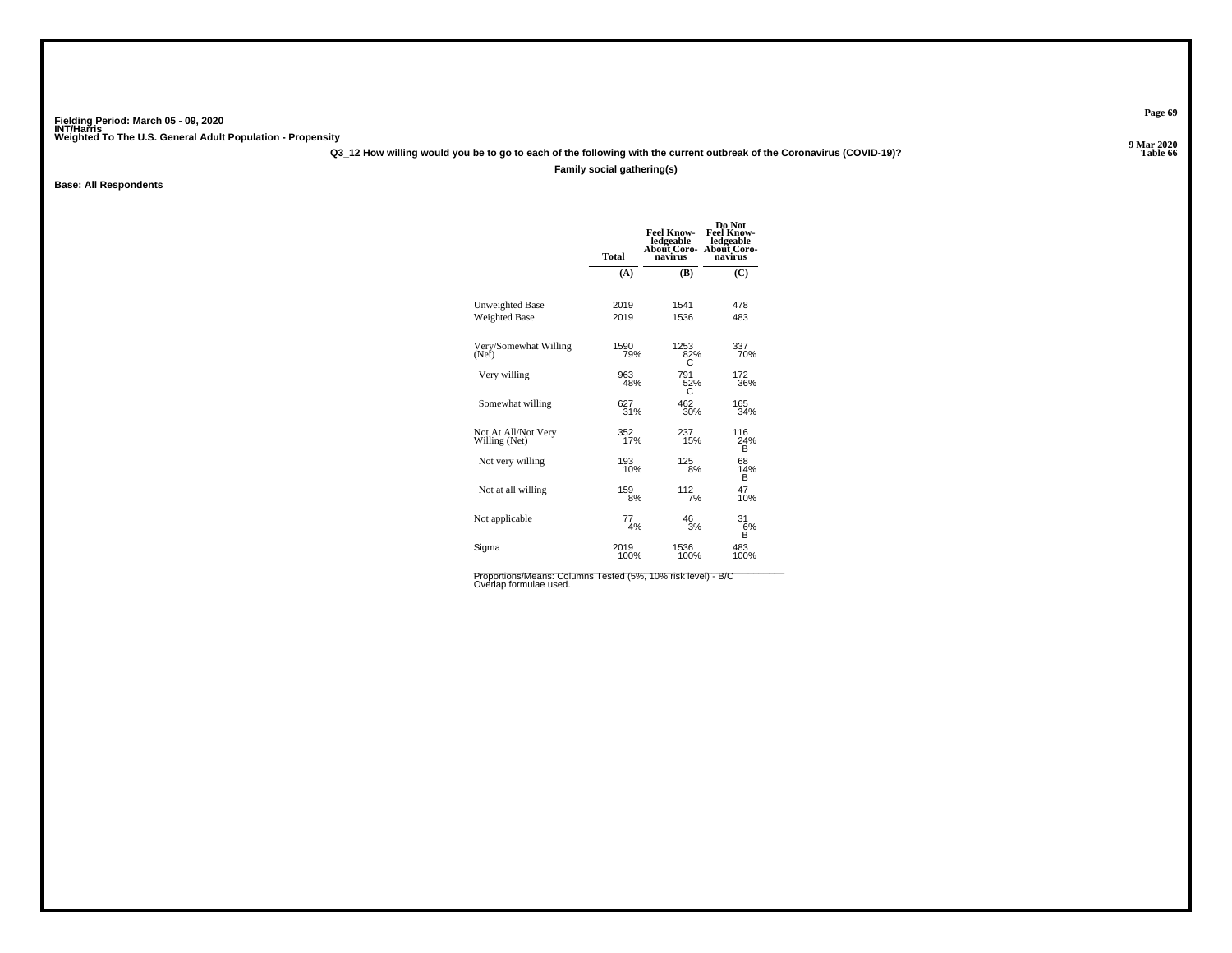Fielding Period: March 05 - 09, 2020
INT/Harris
Weighted To The U.S. General Adult Population - Propensity

9 Mar 2020
Table 66

Q3_12 How willing would you be to go to each of the following with the current outbreak of the Coronavirus (COVID-19)?

Family social gathering(s)

Base: All Respondents

| | Total | Feel Know-ledgeable About Coro-navirus | Do Not Feel Know-ledgeable About Coro-navirus |
|---|---|---|---|
| | (A) | (B) | (C) |
| Unweighted Base | 2019 | 1541 | 478 |
| Weighted Base | 2019 | 1536 | 483 |
| Very/Somewhat Willing (Net) | 1590<br>79% | 1253<br>82%<br>C | 337<br>70% |
| Very willing | 963<br>48% | 791<br>52%<br>C | 172<br>36% |
| Somewhat willing | 627<br>31% | 462<br>30% | 165<br>34% |
| Not At All/Not Very Willing (Net) | 352<br>17% | 237<br>15% | 116<br>24%<br>B |
| Not very willing | 193<br>10% | 125<br>8% | 68<br>14%<br>B |
| Not at all willing | 159<br>8% | 112<br>7% | 47<br>10% |
| Not applicable | 77<br>4% | 46<br>3% | 31<br>6%<br>B |
| Sigma | 2019<br>100% | 1536<br>100% | 483<br>100% |

Proportions/Means: Columns Tested (5%, 10% risk level) - B/C
Overlap formulae used.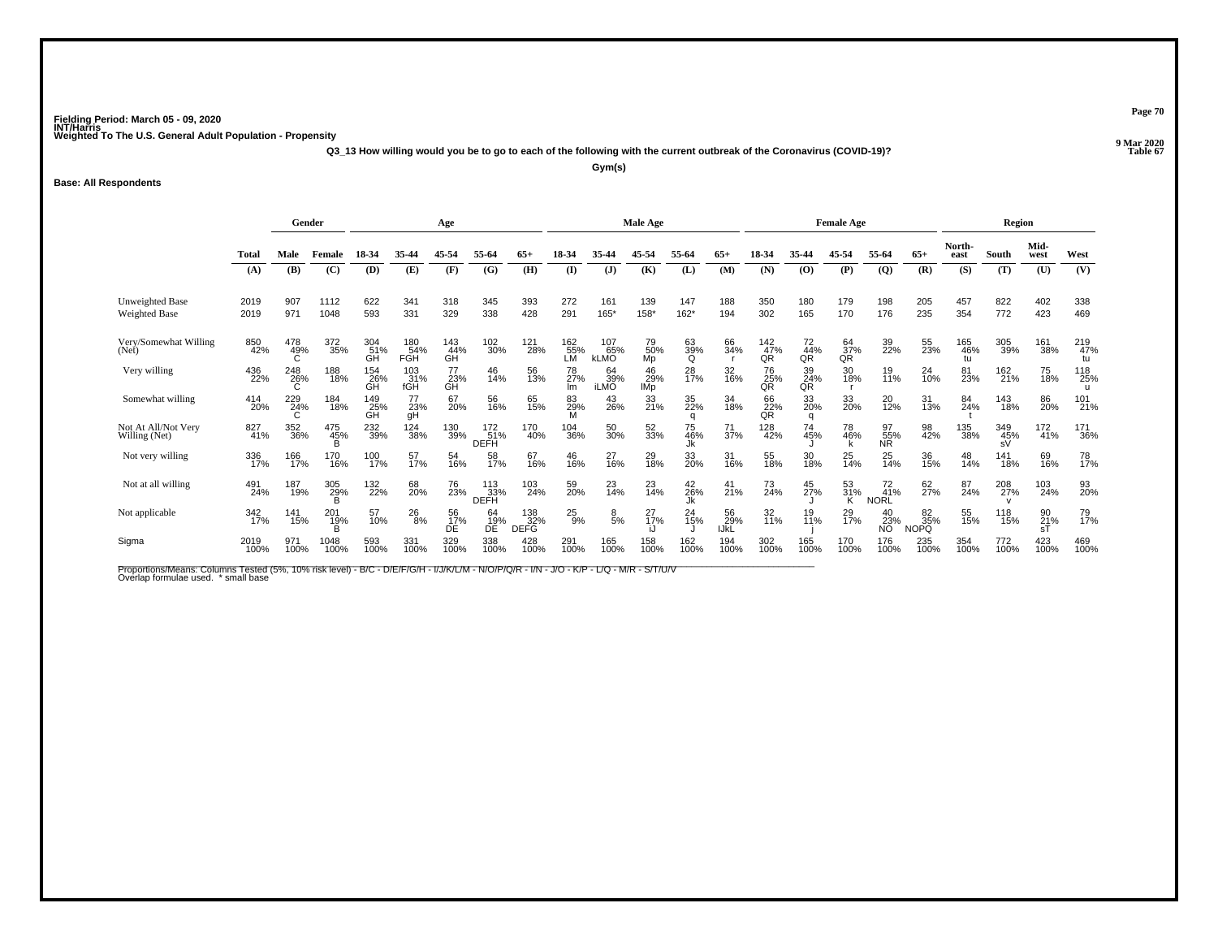Fielding Period: March 05 - 09, 2020
INT/Harris
Weighted To The U.S. General Adult Population - Propensity

9 Mar 2020
Table 67

**Q3_13 How willing would you be to go to each of the following with the current outbreak of the Coronavirus (COVID-19)?**

**Gym(s)**

**Base: All Respondents**

| | Total | Gender | | Age | | | | | Male Age | | | | | Female Age | | | | | Region | | | |
|---|---|---|---|---|---|---|---|---|---|---|---|---|---|---|---|---|---|---|---|---|---|---|
| | Total | Male | Female | 18-34 | 35-44 | 45-54 | 55-64 | 65+ | 18-34 | 35-44 | 45-54 | 55-64 | 65+ | 18-34 | 35-44 | 45-54 | 55-64 | 65+ | North-east | South | Mid-west | West |
| | (A) | (B) | (C) | (D) | (E) | (F) | (G) | (H) | (I) | (J) | (K) | (L) | (M) | (N) | (O) | (P) | (Q) | (R) | (S) | (T) | (U) | (V) |
| Unweighted Base | 2019 | 907 | 1112 | 622 | 341 | 318 | 345 | 393 | 272 | 161 | 139 | 147 | 188 | 350 | 180 | 179 | 198 | 205 | 457 | 822 | 402 | 338 |
| Weighted Base | 2019 | 971 | 1048 | 593 | 331 | 329 | 338 | 428 | 291 | 165* | 158* | 162* | 194 | 302 | 165 | 170 | 176 | 235 | 354 | 772 | 423 | 469 |
| Very/Somewhat Willing (Net) | 850 42% | 478 49% C | 372 35% | 304 51% GH | 180 54% FGH | 143 44% GH | 102 30% | 121 28% | 162 55% LM | 107 65% kLMO | 79 50% Mp | 63 39% Q | 66 34% r | 142 47% QR | 72 44% QR | 64 37% QR | 39 22% | 55 23% | 165 46% tu | 305 39% | 161 38% | 219 47% tu |
| Very willing | 436 22% | 248 26% C | 188 18% | 154 26% GH | 103 31% fGH | 77 23% GH | 46 14% | 56 13% | 78 27% lm | 64 39% iLMO | 46 29% lMp | 28 17% | 32 16% | 76 25% QR | 39 24% QR | 30 18% r | 19 11% | 24 10% | 81 23% | 162 21% | 75 18% | 118 25% u |
| Somewhat willing | 414 20% | 229 24% C | 184 18% | 149 25% GH | 77 23% gH | 67 20% | 56 16% | 65 15% | 83 29% M | 43 26% | 33 21% | 35 22% q | 34 18% | 66 22% QR | 33 20% q | 33 20% | 20 12% | 31 13% | 84 24% t | 143 18% | 86 20% | 101 21% |
| Not At All/Not Very Willing (Net) | 827 41% | 352 36% | 475 45% B | 232 39% | 124 38% | 130 39% | 172 51% DEFH | 170 40% | 104 36% | 50 30% | 52 33% | 75 46% Jk | 71 37% | 128 42% | 74 45% J | 78 46% k | 97 55% NR | 98 42% | 135 38% | 349 45% sV | 172 41% | 171 36% |
| Not very willing | 336 17% | 166 17% | 170 16% | 100 17% | 57 17% | 54 16% | 58 17% | 67 16% | 46 16% | 27 16% | 29 18% | 33 20% | 31 16% | 55 18% | 30 18% | 25 14% | 25 14% | 36 15% | 48 14% | 141 18% | 69 16% | 78 17% |
| Not at all willing | 491 24% | 187 19% | 305 29% B | 132 22% | 68 20% | 76 23% | 113 33% DEFH | 103 24% | 59 20% | 23 14% | 23 14% | 42 26% Jk | 41 21% | 73 24% | 45 27% J | 53 31% K | 72 41% NORL | 62 27% | 87 24% | 208 27% v | 103 24% | 93 20% |
| Not applicable | 342 17% | 141 15% | 201 19% B | 57 10% | 26 8% | 56 17% DE | 64 19% DE | 138 32% DEFG | 25 9% | 8 5% | 27 17% iJ | 24 15% J | 56 29% IJkL | 32 11% | 19 11% j | 29 17% | 40 23% NO | 82 35% NOPQ | 55 15% | 118 15% | 90 21% sT | 79 17% |
| Sigma | 2019 100% | 971 100% | 1048 100% | 593 100% | 331 100% | 329 100% | 338 100% | 428 100% | 291 100% | 165 100% | 158 100% | 162 100% | 194 100% | 302 100% | 165 100% | 170 100% | 176 100% | 235 100% | 354 100% | 772 100% | 423 100% | 469 100% |

Proportions/Means: Columns Tested (5%, 10% risk level) - B/C - D/E/F/G/H - I/J/K/L/M - N/O/P/Q/R - I/N - J/O - K/P - L/Q - M/R - S/T/U/V
Overlap formulae used. * small base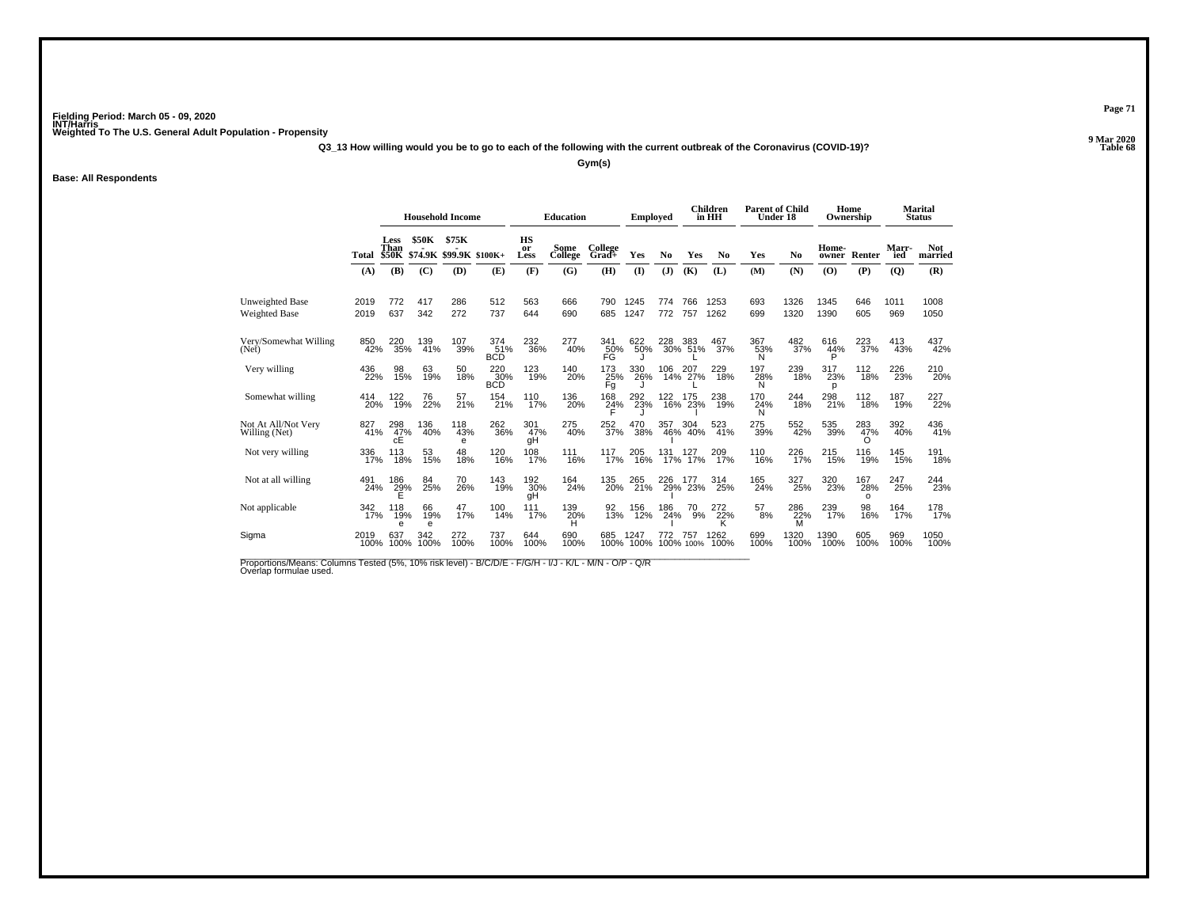Fielding Period: March 05 - 09, 2020
INT/Harris
Weighted To The U.S. General Adult Population - Propensity

9 Mar 2020
Table 68

**Q3_13 How willing would you be to go to each of the following with the current outbreak of the Coronavirus (COVID-19)?**

**Gym(s)**

**Base: All Respondents**

| | Total | Household Income | | | | Education | | | Employed | | Children in HH | | Parent of Child Under 18 | | Home Ownership | | Marital Status | |
|---|---|---|---|---|---|---|---|---|---|---|---|---|---|---|---|---|---|---|
| | | Less Than $50K | $50K - $74.9K | $75K - $99.9K | $100K+ | HS or Less | Some College | College Grad+ | Yes | No | Yes | No | Yes | No | Home-owner | Renter | Marr-ied | Not married |
| | (A) | (B) | (C) | (D) | (E) | (F) | (G) | (H) | (I) | (J) | (K) | (L) | (M) | (N) | (O) | (P) | (Q) | (R) |
| Unweighted Base | 2019 | 772 | 417 | 286 | 512 | 563 | 666 | 790 | 1245 | 774 | 766 | 1253 | 693 | 1326 | 1345 | 646 | 1011 | 1008 |
| Weighted Base | 2019 | 637 | 342 | 272 | 737 | 644 | 690 | 685 | 1247 | 772 | 757 | 1262 | 699 | 1320 | 1390 | 605 | 969 | 1050 |
| Very/Somewhat Willing (Net) | 850 42% | 220 35% | 139 41% | 107 39% | 374 51% BCD | 232 36% | 277 40% | 341 50% FG | 622 50% J | 228 30% | 383 51% L | 467 37% | 367 53% N | 482 37% | 616 44% P | 223 37% | 413 43% | 437 42% |
| Very willing | 436 22% | 98 15% | 63 19% | 50 18% | 220 30% BCD | 123 19% | 140 20% | 173 25% Fg | 330 26% J | 106 14% | 207 27% L | 229 18% | 197 28% N | 239 18% | 317 23% p | 112 18% | 226 23% | 210 20% |
| Somewhat willing | 414 20% | 122 19% | 76 22% | 57 21% | 154 21% | 110 17% | 136 20% | 168 24% F | 292 23% J | 122 16% | 175 23% I | 238 19% | 170 24% N | 244 18% | 298 21% | 112 18% | 187 19% | 227 22% |
| Not At All/Not Very Willing (Net) | 827 41% | 298 47% cE | 136 40% | 118 43% e | 262 36% | 301 47% gH | 275 40% | 252 37% | 470 38% | 357 46% I | 304 40% | 523 41% | 275 39% | 552 42% | 535 39% | 283 47% O | 392 40% | 436 41% |
| Not very willing | 336 17% | 113 18% | 53 15% | 48 18% | 120 16% | 108 17% | 111 16% | 117 17% | 205 16% | 131 17% | 127 17% | 209 17% | 110 16% | 226 17% | 215 15% | 116 19% | 145 15% | 191 18% |
| Not at all willing | 491 24% | 186 29% E | 84 25% | 70 26% | 143 19% | 192 30% gH | 164 24% | 135 20% | 265 21% | 226 29% I | 177 23% | 314 25% | 165 24% | 327 25% | 320 23% | 167 28% o | 247 25% | 244 23% |
| Not applicable | 342 17% | 118 19% e | 66 19% e | 47 17% | 100 14% | 111 17% | 139 20% H | 92 13% | 156 12% | 186 24% I | 70 9% | 272 22% K | 57 8% | 286 22% M | 239 17% | 98 16% | 164 17% | 178 17% |
| Sigma | 2019 100% | 637 100% | 342 100% | 272 100% | 737 100% | 644 100% | 690 100% | 685 100% | 1247 100% | 772 100% | 757 100% | 1262 100% | 699 100% | 1320 100% | 1390 100% | 605 100% | 969 100% | 1050 100% |

Proportions/Means: Columns Tested (5%, 10% risk level) - B/C/D/E - F/G/H - I/J - K/L - M/N - O/P - Q/R
Overlap formulae used.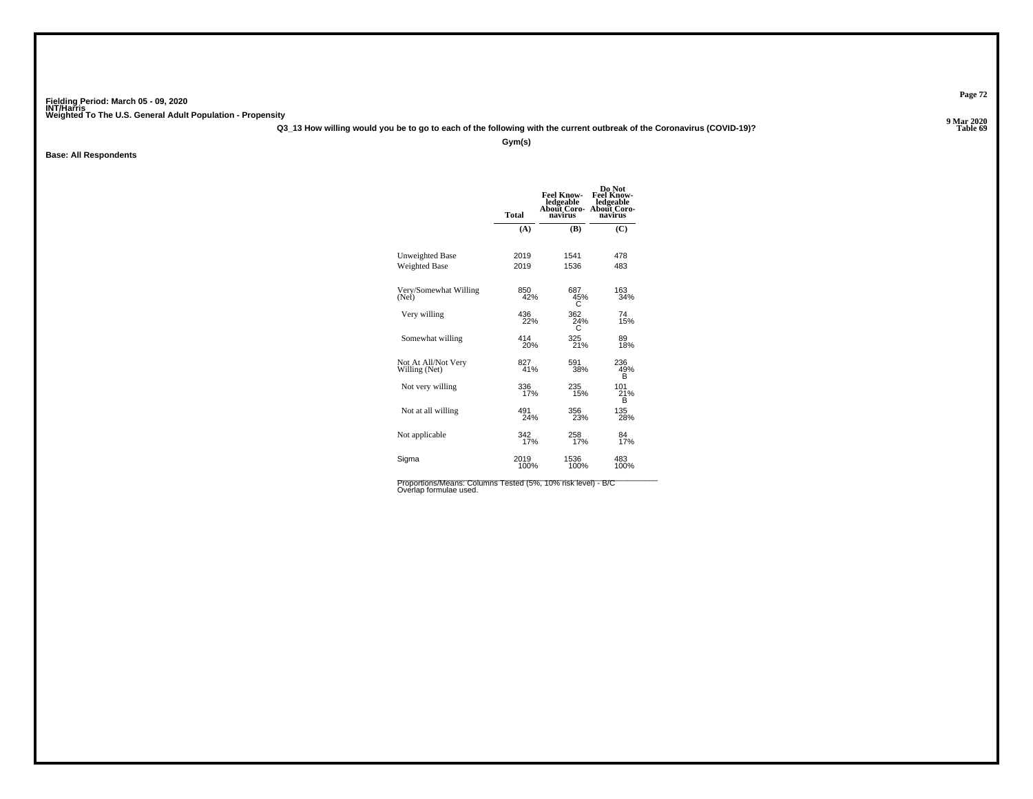Fielding Period: March 05 - 09, 2020
INT/Harris
Weighted To The U.S. General Adult Population - Propensity

9 Mar 2020
Table 69

**Q3_13 How willing would you be to go to each of the following with the current outbreak of the Coronavirus (COVID-19)?**

**Gym(s)**

**Base: All Respondents**

| | Total | Feel Knowledgeable About Coronavirus | Do Not Feel Knowledgeable About Coronavirus |
|---|---|---|---|
| | (A) | (B) | (C) |
| Unweighted Base | 2019 | 1541 | 478 |
| Weighted Base | 2019 | 1536 | 483 |
| Very/Somewhat Willing (Net) | 850<br>42% | 687<br>45%<br>C | 163<br>34% |
| Very willing | 436<br>22% | 362<br>24%<br>C | 74<br>15% |
| Somewhat willing | 414<br>20% | 325<br>21% | 89<br>18% |
| Not At All/Not Very Willing (Net) | 827<br>41% | 591<br>38% | 236<br>49%<br>B |
| Not very willing | 336<br>17% | 235<br>15% | 101<br>21%<br>B |
| Not at all willing | 491<br>24% | 356<br>23% | 135<br>28% |
| Not applicable | 342<br>17% | 258<br>17% | 84<br>17% |
| Sigma | 2019<br>100% | 1536<br>100% | 483<br>100% |

Proportions/Means: Columns Tested (5%, 10% risk level) - B/C
Overlap formulae used.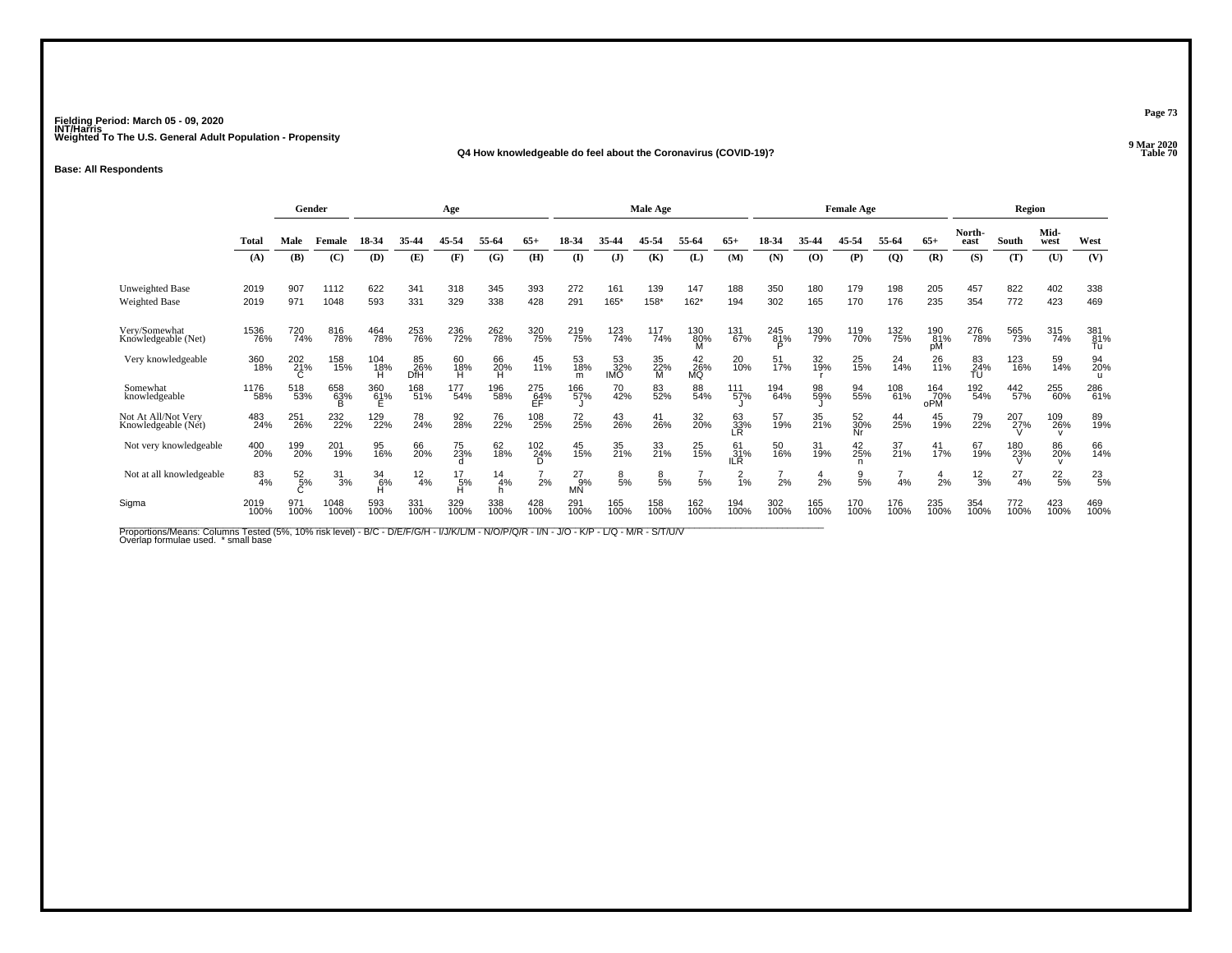Fielding Period: March 05 - 09, 2020
INT/Harris
Weighted To The U.S. General Adult Population - Propensity

9 Mar 2020
Table 70

### Q4 How knowledgeable do feel about the Coronavirus (COVID-19)?

**Base: All Respondents**

| | Total | Gender | | Age | | | | | Male Age | | | | | Female Age | | | | | Region | | | |
|---|---|---|---|---|---|---|---|---|---|---|---|---|---|---|---|---|---|---|---|---|---|---|
| | Total | Male | Female | 18-34 | 35-44 | 45-54 | 55-64 | 65+ | 18-34 | 35-44 | 45-54 | 55-64 | 65+ | 18-34 | 35-44 | 45-54 | 55-64 | 65+ | North-east | South | Mid-west | West |
| | (A) | (B) | (C) | (D) | (E) | (F) | (G) | (H) | (I) | (J) | (K) | (L) | (M) | (N) | (O) | (P) | (Q) | (R) | (S) | (T) | (U) | (V) |
| Unweighted Base | 2019 | 907 | 1112 | 622 | 341 | 318 | 345 | 393 | 272 | 161 | 139 | 147 | 188 | 350 | 180 | 179 | 198 | 205 | 457 | 822 | 402 | 338 |
| Weighted Base | 2019 | 971 | 1048 | 593 | 331 | 329 | 338 | 428 | 291 | 165* | 158* | 162* | 194 | 302 | 165 | 170 | 176 | 235 | 354 | 772 | 423 | 469 |
| Very/Somewhat Knowledgeable (Net) | 1536 76% | 720 74% | 816 78% | 464 78% | 253 76% | 236 72% | 262 78% | 320 75% | 219 75% | 123 74% | 117 74% | 130 80% M | 131 67% | 245 81% P | 130 79% | 119 70% | 132 75% | 190 81% pM | 276 78% | 565 73% | 315 74% | 381 81% Tu |
| Very knowledgeable | 360 18% | 202 21% C | 158 15% | 104 18% H | 85 26% DfH | 60 18% H | 66 20% H | 45 11% | 53 18% m | 53 32% IMO | 35 22% M | 42 26% MQ | 20 10% | 51 17% | 32 19% r | 25 15% | 24 14% | 26 11% | 83 24% TU | 123 16% | 59 14% | 94 20% u |
| Somewhat knowledgeable | 1176 58% | 518 53% | 658 63% B | 360 61% E | 168 51% | 177 54% | 196 58% | 275 64% EF | 166 57% J | 70 42% | 83 52% | 88 54% | 111 57% J | 194 64% | 98 59% J | 94 55% | 108 61% | 164 70% oPM | 192 54% | 442 57% | 255 60% | 286 61% |
| Not At All/Not Very Knowledgeable (Net) | 483 24% | 251 26% | 232 22% | 129 22% | 78 24% | 92 28% | 76 22% | 108 25% | 72 25% | 43 26% | 41 26% | 32 20% | 63 33% LR | 57 19% | 35 21% | 52 30% Nr | 44 25% | 45 19% | 79 22% | 207 27% V | 109 26% v | 89 19% |
| Not very knowledgeable | 400 20% | 199 20% | 201 19% | 95 16% | 66 20% | 75 23% d | 62 18% | 102 24% D | 45 15% | 35 21% | 33 21% | 25 15% | 61 31% ILR | 50 16% | 31 19% | 42 25% n | 37 21% | 41 17% | 67 19% | 180 23% V | 86 20% v | 66 14% |
| Not at all knowledgeable | 83 4% | 52 5% C | 31 3% | 34 6% H | 12 4% | 17 5% H | 14 4% h | 7 2% | 27 9% MN | 8 5% | 8 5% | 7 5% | 2 1% | 7 2% | 4 2% | 9 5% | 7 4% | 4 2% | 12 3% | 27 4% | 22 5% | 23 5% |
| Sigma | 2019 100% | 971 100% | 1048 100% | 593 100% | 331 100% | 329 100% | 338 100% | 428 100% | 291 100% | 165 100% | 158 100% | 162 100% | 194 100% | 302 100% | 165 100% | 170 100% | 176 100% | 235 100% | 354 100% | 772 100% | 423 100% | 469 100% |

Proportions/Means: Columns Tested (5%, 10% risk level) - B/C - D/E/F/G/H - I/J/K/L/M - N/O/P/Q/R - I/N - J/O - K/P - L/Q - M/R - S/T/U/V
Overlap formulae used. * small base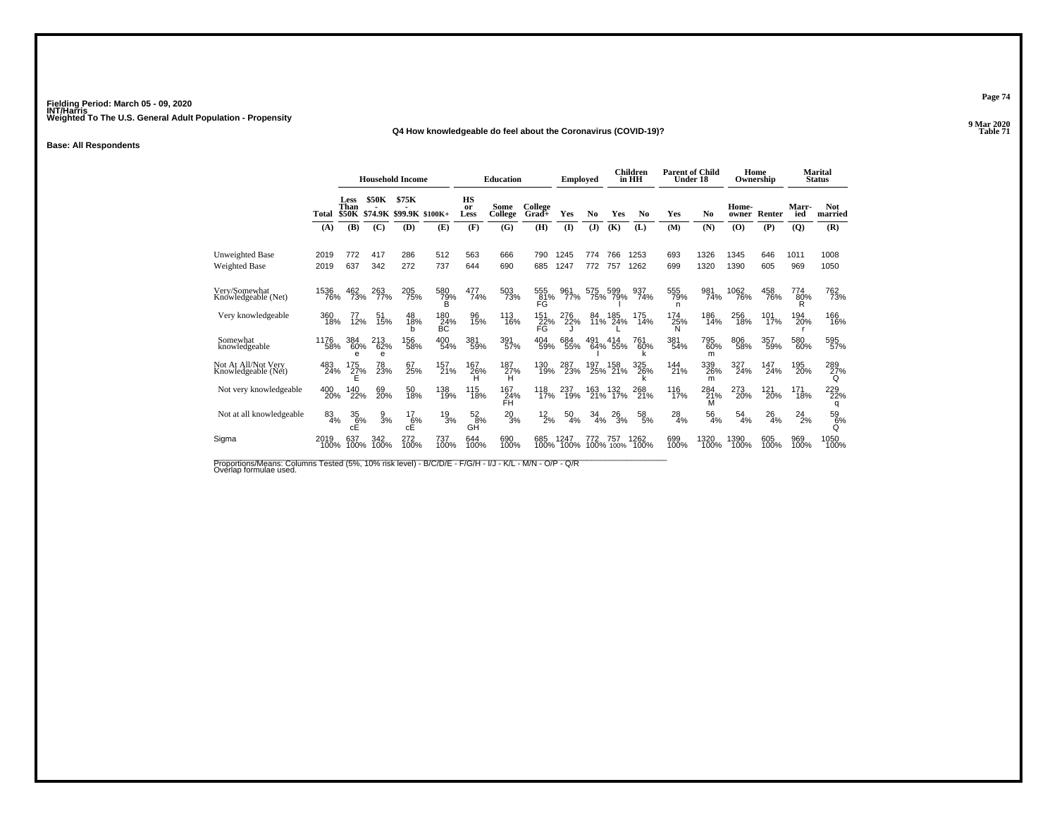Fielding Period: March 05 - 09, 2020
INT/Harris
Weighted To The U.S. General Adult Population - Propensity

9 Mar 2020
Table 71

## Q4 How knowledgeable do feel about the Coronavirus (COVID-19)?

**Base: All Respondents**

| | Total | Household Income: Less Than $50K | Household Income: $50K - $74.9K | Household Income: $75K - $99.9K | Household Income: $100K+ | Education: HS or Less | Education: Some College | Education: College Grad+ | Employed: Yes | Employed: No | Children in HH: Yes | Children in HH: No | Parent of Child Under 18: Yes | Parent of Child Under 18: No | Home Ownership: Home-owner | Home Ownership: Renter | Marital Status: Marr-ied | Marital Status: Not married |
|---|---|---|---|---|---|---|---|---|---|---|---|---|---|---|---|---|---|---|
| | (A) | (B) | (C) | (D) | (E) | (F) | (G) | (H) | (I) | (J) | (K) | (L) | (M) | (N) | (O) | (P) | (Q) | (R) |
| Unweighted Base | 2019 | 772 | 417 | 286 | 512 | 563 | 666 | 790 | 1245 | 774 | 766 | 1253 | 693 | 1326 | 1345 | 646 | 1011 | 1008 |
| Weighted Base | 2019 | 637 | 342 | 272 | 737 | 644 | 690 | 685 | 1247 | 772 | 757 | 1262 | 699 | 1320 | 1390 | 605 | 969 | 1050 |
| Very/Somewhat Knowledgeable (Net) | 1536<br>76% | 462<br>73% | 263<br>77% | 205<br>75% | 580<br>79%<br>B | 477<br>74% | 503<br>73% | 555<br>81%<br>FG | 961<br>77% | 575<br>75% | 599<br>79%<br>l | 937<br>74% | 555<br>79%<br>n | 981<br>74% | 1062<br>76% | 458<br>76% | 774<br>80%<br>R | 762<br>73% |
| Very knowledgeable | 360<br>18% | 77<br>12% | 51<br>15% | 48<br>18%<br>b | 180<br>24%<br>BC | 96<br>15% | 113<br>16% | 151<br>22%<br>FG | 276<br>22%<br>J | 84<br>11% | 185<br>24%<br>L | 175<br>14% | 174<br>25%<br>N | 186<br>14% | 256<br>18% | 101<br>17% | 194<br>20%<br>r | 166<br>16% |
| Somewhat knowledgeable | 1176<br>58% | 384<br>60%<br>e | 213<br>62%<br>e | 156<br>58% | 400<br>54% | 381<br>59% | 391<br>57% | 404<br>59% | 684<br>55% | 491<br>64%<br>I | 414<br>55% | 761<br>60%<br>k | 381<br>54% | 795<br>60%<br>m | 806<br>58% | 357<br>59% | 580<br>60% | 595<br>57% |
| Not At All/Not Very Knowledgeable (Net) | 483<br>24% | 175<br>27%<br>E | 78<br>23% | 67<br>25% | 157<br>21% | 167<br>26%<br>H | 187<br>27%<br>H | 130<br>19% | 287<br>23% | 197<br>25% | 158<br>21% | 325<br>26%<br>k | 144<br>21% | 339<br>26%<br>m | 327<br>24% | 147<br>24% | 195<br>20% | 289<br>27%<br>Q |
| Not very knowledgeable | 400<br>20% | 140<br>22% | 69<br>20% | 50<br>18% | 138<br>19% | 115<br>18% | 167<br>24%<br>FH | 118<br>17% | 237<br>19% | 163<br>21% | 132<br>17% | 268<br>21% | 116<br>17% | 284<br>21%<br>M | 273<br>20% | 121<br>20% | 171<br>18% | 229<br>22%<br>q |
| Not at all knowledgeable | 83<br>4% | 35<br>6%<br>cE | 9<br>3% | 17<br>6%<br>cE | 19<br>3% | 52<br>8%<br>GH | 20<br>3% | 12<br>2% | 50<br>4% | 34<br>4% | 26<br>3% | 58<br>5% | 28<br>4% | 56<br>4% | 54<br>4% | 26<br>4% | 24<br>2% | 59<br>6%<br>Q |
| Sigma | 2019<br>100% | 637<br>100% | 342<br>100% | 272<br>100% | 737<br>100% | 644<br>100% | 690<br>100% | 685<br>100% | 1247<br>100% | 772<br>100% | 757<br>100% | 1262<br>100% | 699<br>100% | 1320<br>100% | 1390<br>100% | 605<br>100% | 969<br>100% | 1050<br>100% |

Proportions/Means: Columns Tested (5%, 10% risk level) - B/C/D/E - F/G/H - I/J - K/L - M/N - O/P - Q/R
Overlap formulae used.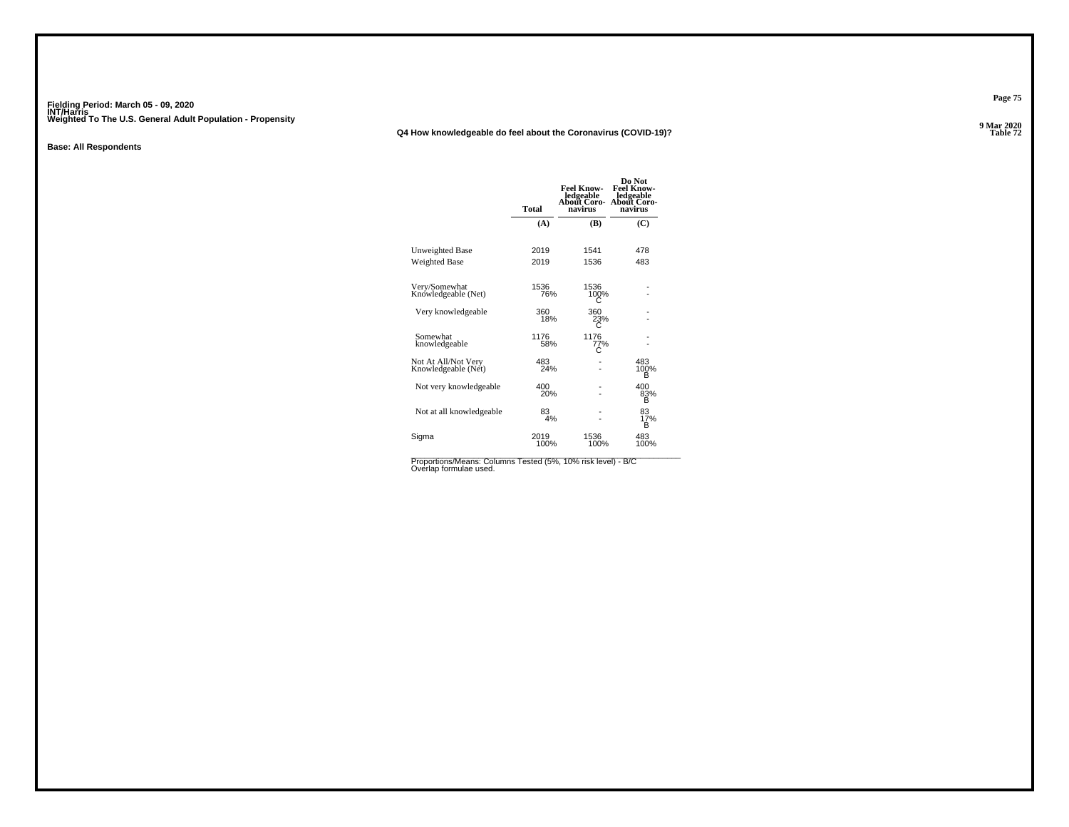Fielding Period: March 05 - 09, 2020
INT/Harris
Weighted To The U.S. General Adult Population - Propensity

9 Mar 2020
Table 72

### Q4 How knowledgeable do feel about the Coronavirus (COVID-19)?

**Base: All Respondents**

| | Total | Feel Knowledgeable About Coronavirus | Do Not Feel Knowledgeable About Coronavirus |
|---|---|---|---|
| | (A) | (B) | (C) |
| Unweighted Base | 2019 | 1541 | 478 |
| Weighted Base | 2019 | 1536 | 483 |
| Very/Somewhat Knowledgeable (Net) | 1536 76% | 1536 100% C | - - |
| Very knowledgeable | 360 18% | 360 23% C | - - |
| Somewhat knowledgeable | 1176 58% | 1176 77% C | - - |
| Not At All/Not Very Knowledgeable (Net) | 483 24% | - - | 483 100% B |
| Not very knowledgeable | 400 20% | - - | 400 83% B |
| Not at all knowledgeable | 83 4% | - - | 83 17% B |
| Sigma | 2019 100% | 1536 100% | 483 100% |

Proportions/Means: Columns Tested (5%, 10% risk level) - B/C
Overlap formulae used.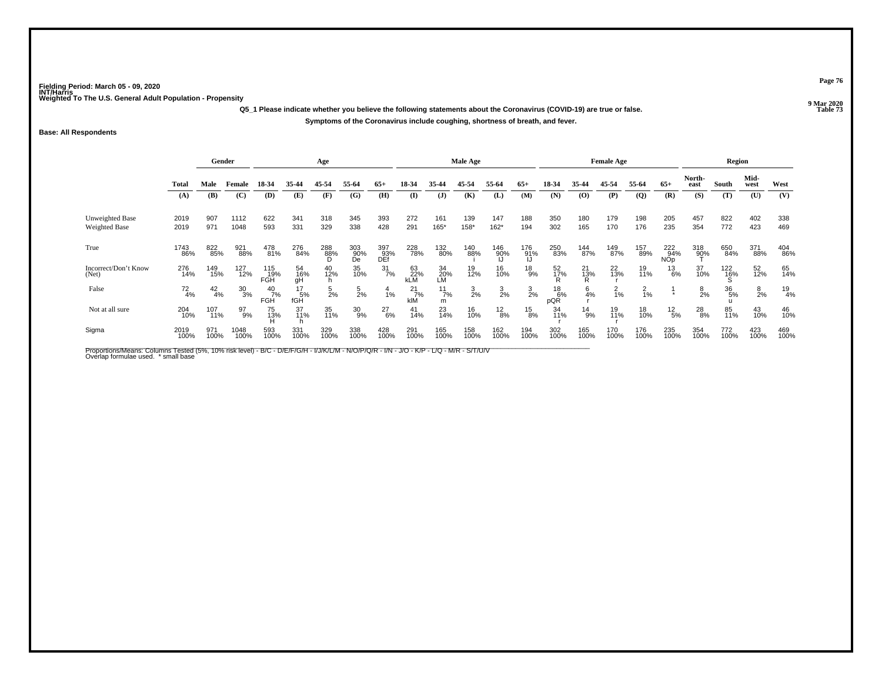Fielding Period: March 05 - 09, 2020
INT/Harris
Weighted To The U.S. General Adult Population - Propensity

9 Mar 2020
Table 73

**Q5_1 Please indicate whether you believe the following statements about the Coronavirus (COVID-19) are true or false.**

**Symptoms of the Coronavirus include coughing, shortness of breath, and fever.**

**Base: All Respondents**

| | Total | Gender | | Age | | | | | Male Age | | | | | Female Age | | | | | Region | | | |
|---|---|---|---|---|---|---|---|---|---|---|---|---|---|---|---|---|---|---|---|---|---|---|
| | Total | Male | Female | 18-34 | 35-44 | 45-54 | 55-64 | 65+ | 18-34 | 35-44 | 45-54 | 55-64 | 65+ | 18-34 | 35-44 | 45-54 | 55-64 | 65+ | North-east | South | Mid-west | West |
| | (A) | (B) | (C) | (D) | (E) | (F) | (G) | (H) | (I) | (J) | (K) | (L) | (M) | (N) | (O) | (P) | (Q) | (R) | (S) | (T) | (U) | (V) |
| Unweighted Base | 2019 | 907 | 1112 | 622 | 341 | 318 | 345 | 393 | 272 | 161 | 139 | 147 | 188 | 350 | 180 | 179 | 198 | 205 | 457 | 822 | 402 | 338 |
| Weighted Base | 2019 | 971 | 1048 | 593 | 331 | 329 | 338 | 428 | 291 | 165* | 158* | 162* | 194 | 302 | 165 | 170 | 176 | 235 | 354 | 772 | 423 | 469 |
| True | 1743 86% | 822 85% | 921 88% | 478 81% | 276 84% | 288 88% D | 303 90% De | 397 93% DEf | 228 78% | 132 80% | 140 88% i | 146 90% IJ | 176 91% IJ | 250 83% | 144 87% | 149 87% | 157 89% | 222 94% NOp | 318 90% T | 650 84% | 371 88% | 404 86% |
| Incorrect/Don't Know (Net) | 276 14% | 149 15% | 127 12% | 115 19% FGH | 54 16% gH | 40 12% h | 35 10% | 31 7% | 63 22% kLM | 34 20% LM | 19 12% | 16 10% | 18 9% | 52 17% R | 21 13% R | 22 13% r | 19 11% | 13 6% | 37 10% | 122 16% S | 52 12% | 65 14% |
| False | 72 4% | 42 4% | 30 3% | 40 7% FGH | 17 5% fGH | 5 2% | 5 2% | 4 1% | 21 7% klM | 11 7% m | 3 2% | 3 2% | 3 2% | 18 6% pQR | 6 4% r | 2 1% | 2 1% | 1 * | 8 2% | 36 5% u | 8 2% | 19 4% |
| Not at all sure | 204 10% | 107 11% | 97 9% | 75 13% H | 37 11% h | 35 11% | 30 9% | 27 6% | 41 14% | 23 14% | 16 10% | 12 8% | 15 8% | 34 11% r | 14 9% | 19 11% r | 18 10% | 12 5% | 28 8% | 85 11% | 43 10% | 46 10% |
| Sigma | 2019 100% | 971 100% | 1048 100% | 593 100% | 331 100% | 329 100% | 338 100% | 428 100% | 291 100% | 165 100% | 158 100% | 162 100% | 194 100% | 302 100% | 165 100% | 170 100% | 176 100% | 235 100% | 354 100% | 772 100% | 423 100% | 469 100% |

Proportions/Means: Columns Tested (5%, 10% risk level) - B/C - D/E/F/G/H - I/J/K/L/M - N/O/P/Q/R - I/N - J/O - K/P - L/Q - M/R - S/T/U/V
Overlap formulae used. * small base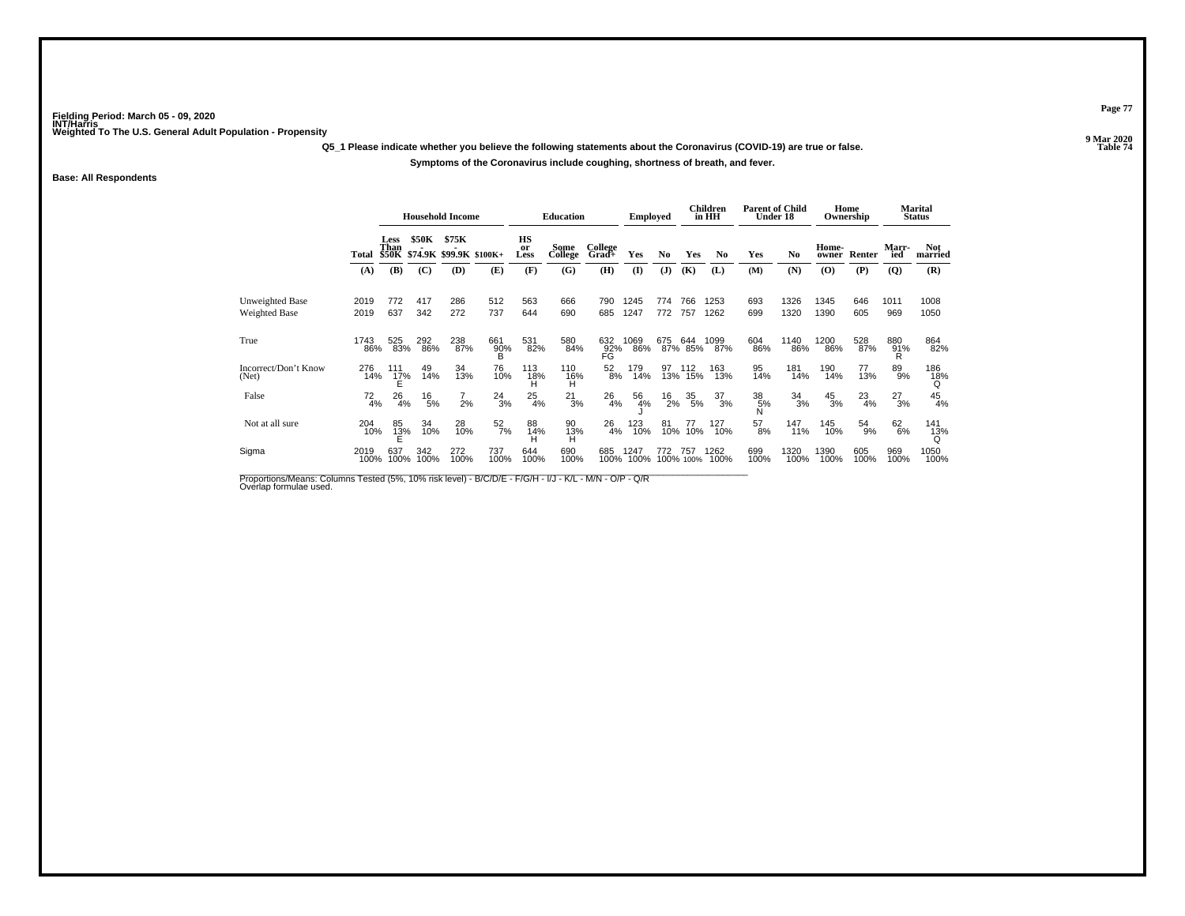Fielding Period: March 05 - 09, 2020
INT/Harris
Weighted To The U.S. General Adult Population - Propensity

9 Mar 2020
Table 74

**Q5_1 Please indicate whether you believe the following statements about the Coronavirus (COVID-19) are true or false.**

**Symptoms of the Coronavirus include coughing, shortness of breath, and fever.**

**Base: All Respondents**

| | | Household Income | | | | Education | | | Employed | | Children in HH | | Parent of Child Under 18 | | Home Ownership | | Marital Status | |
|---|---|---|---|---|---|---|---|---|---|---|---|---|---|---|---|---|---|---|
| | Total | Less Than $50K | $50K - $74.9K | $75K - $99.9K | $100K+ | HS or Less | Some College | College Grad+ | Yes | No | Yes | No | Yes | No | Home-owner | Renter | Marr-ied | Not married |
| | (A) | (B) | (C) | (D) | (E) | (F) | (G) | (H) | (I) | (J) | (K) | (L) | (M) | (N) | (O) | (P) | (Q) | (R) |
| Unweighted Base | 2019 | 772 | 417 | 286 | 512 | 563 | 666 | 790 | 1245 | 774 | 766 | 1253 | 693 | 1326 | 1345 | 646 | 1011 | 1008 |
| Weighted Base | 2019 | 637 | 342 | 272 | 737 | 644 | 690 | 685 | 1247 | 772 | 757 | 1262 | 699 | 1320 | 1390 | 605 | 969 | 1050 |
| True | 1743 86% | 525 83% | 292 86% | 238 87% | 661 90% B | 531 82% | 580 84% | 632 92% FG | 1069 86% | 675 87% | 644 85% | 1099 87% | 604 86% | 1140 86% | 1200 86% | 528 87% | 880 91% R | 864 82% |
| Incorrect/Don't Know (Net) | 276 14% | 111 17% E | 49 14% | 34 13% | 76 10% | 113 18% H | 110 16% H | 52 8% | 179 14% | 97 13% | 112 15% | 163 13% | 95 14% | 181 14% | 190 14% | 77 13% | 89 9% | 186 18% Q |
| False | 72 4% | 26 4% | 16 5% | 7 2% | 24 3% | 25 4% | 21 3% | 26 4% | 56 4% J | 16 2% | 35 5% | 37 3% | 38 5% N | 34 3% | 45 3% | 23 4% | 27 3% | 45 4% |
| Not at all sure | 204 10% | 85 13% E | 34 10% | 28 10% | 52 7% | 88 14% H | 90 13% H | 26 4% | 123 10% | 81 10% | 77 10% | 127 10% | 57 8% | 147 11% | 145 10% | 54 9% | 62 6% | 141 13% Q |
| Sigma | 2019 100% | 637 100% | 342 100% | 272 100% | 737 100% | 644 100% | 690 100% | 685 100% | 1247 100% | 772 100% | 757 100% | 1262 100% | 699 100% | 1320 100% | 1390 100% | 605 100% | 969 100% | 1050 100% |

Proportions/Means: Columns Tested (5%, 10% risk level) - B/C/D/E - F/G/H - I/J - K/L - M/N - O/P - Q/R
Overlap formulae used.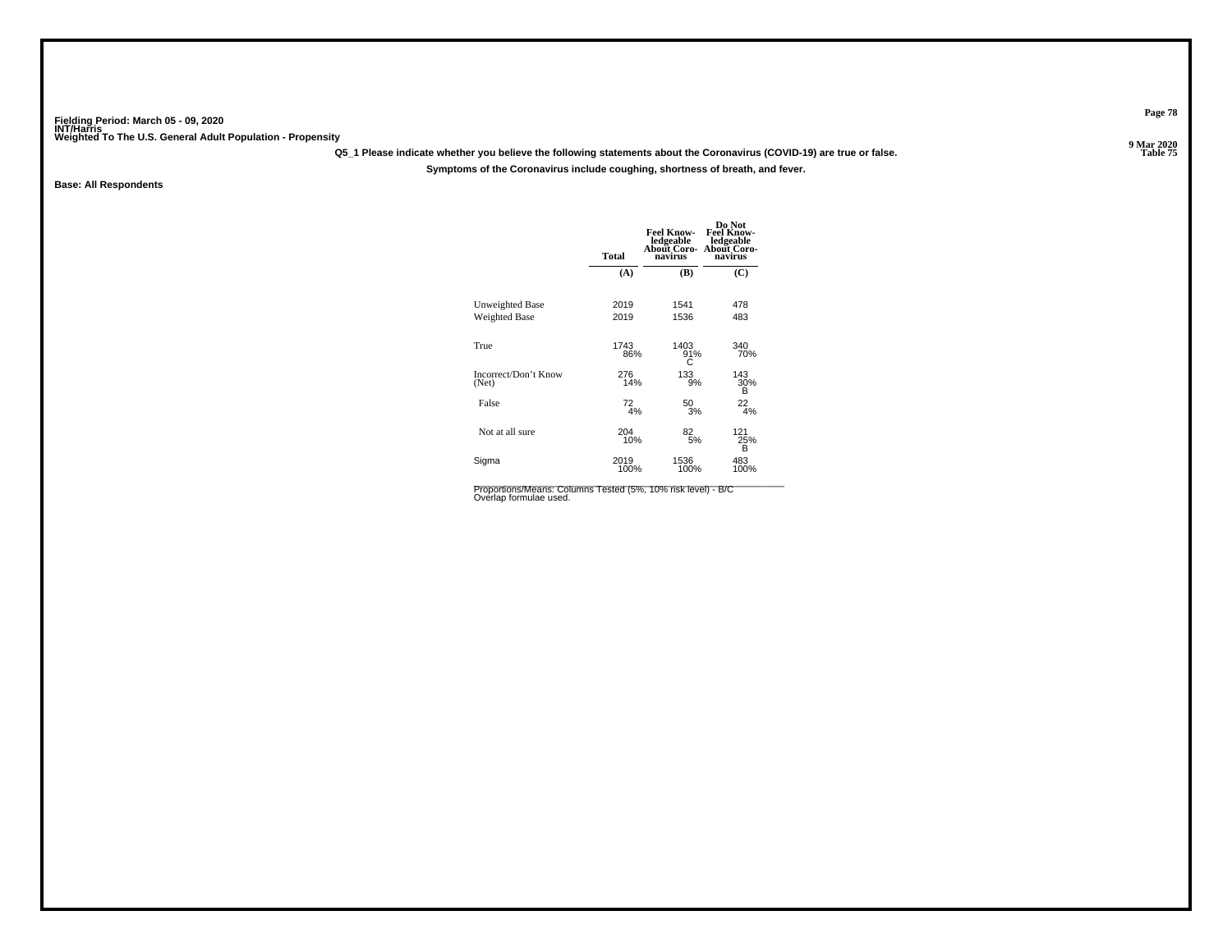Fielding Period: March 05 - 09, 2020
INT/Harris
Weighted To The U.S. General Adult Population - Propensity

9 Mar 2020
Table 75

Q5_1 Please indicate whether you believe the following statements about the Coronavirus (COVID-19) are true or false.

Symptoms of the Coronavirus include coughing, shortness of breath, and fever.

Base: All Respondents

| | Total | Feel Knowledgeable About Coronavirus | Do Not Feel Knowledgeable About Coronavirus |
|---|---|---|---|
| | (A) | (B) | (C) |
| Unweighted Base | 2019 | 1541 | 478 |
| Weighted Base | 2019 | 1536 | 483 |
| True | 1743<br>86% | 1403<br>91%<br>C | 340<br>70% |
| Incorrect/Don't Know (Net) | 276<br>14% | 133<br>9% | 143<br>30%<br>B |
| False | 72<br>4% | 50<br>3% | 22<br>4% |
| Not at all sure | 204<br>10% | 82<br>5% | 121<br>25%<br>B |
| Sigma | 2019<br>100% | 1536<br>100% | 483<br>100% |

Proportions/Means: Columns Tested (5%, 10% risk level) - B/C
Overlap formulae used.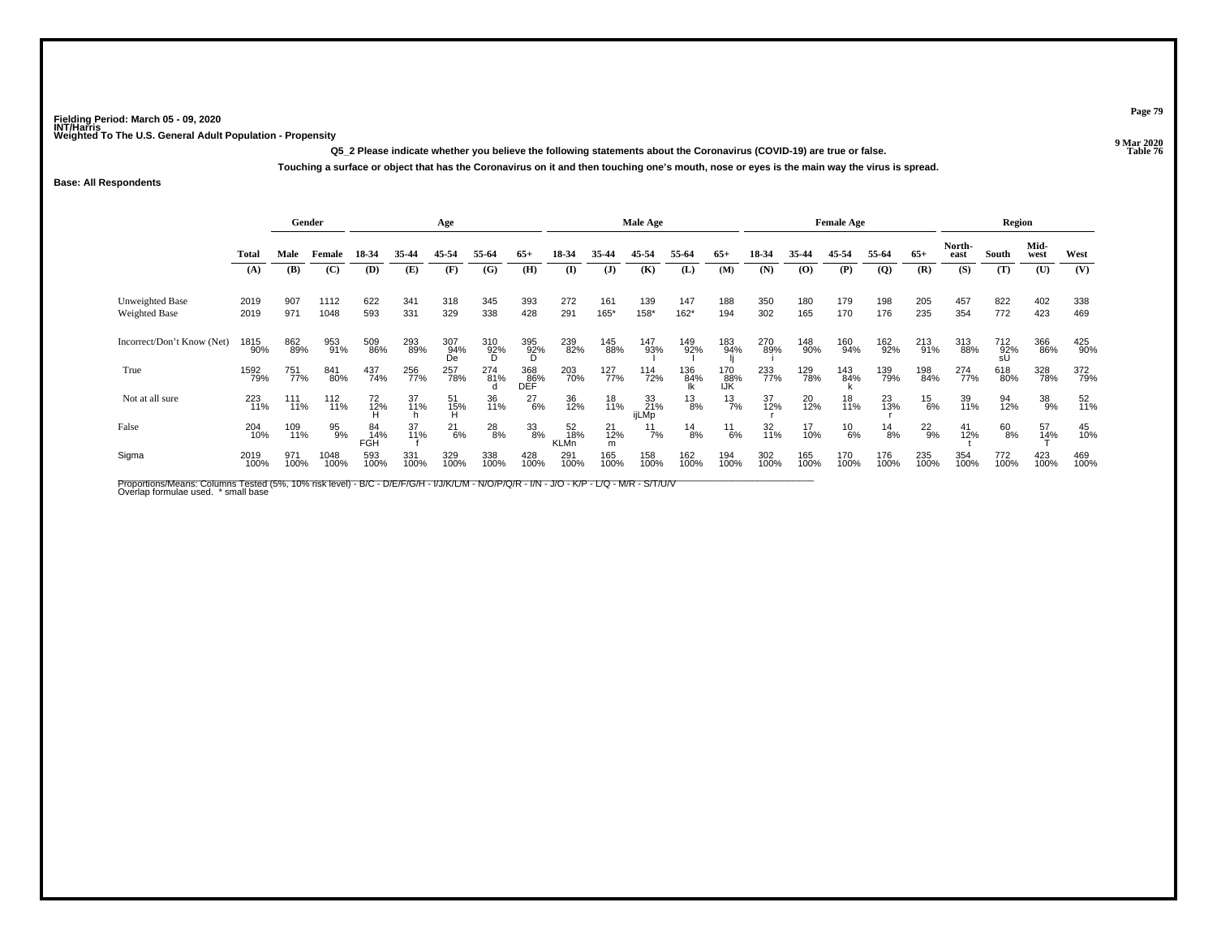Fielding Period: March 05 - 09, 2020
INT/Harris
Weighted To The U.S. General Adult Population - Propensity

9 Mar 2020
Table 76

**Q5_2 Please indicate whether you believe the following statements about the Coronavirus (COVID-19) are true or false.**

**Touching a surface or object that has the Coronavirus on it and then touching one's mouth, nose or eyes is the main way the virus is spread.**

**Base: All Respondents**

| | Total | Gender | | Age | | | | | Male Age | | | | | Female Age | | | | | Region | | | |
|---|---|---|---|---|---|---|---|---|---|---|---|---|---|---|---|---|---|---|---|---|---|---|
| | Total | Male | Female | 18-34 | 35-44 | 45-54 | 55-64 | 65+ | 18-34 | 35-44 | 45-54 | 55-64 | 65+ | 18-34 | 35-44 | 45-54 | 55-64 | 65+ | North-east | South | Mid-west | West |
| | (A) | (B) | (C) | (D) | (E) | (F) | (G) | (H) | (I) | (J) | (K) | (L) | (M) | (N) | (O) | (P) | (Q) | (R) | (S) | (T) | (U) | (V) |
| Unweighted Base | 2019 | 907 | 1112 | 622 | 341 | 318 | 345 | 393 | 272 | 161 | 139 | 147 | 188 | 350 | 180 | 179 | 198 | 205 | 457 | 822 | 402 | 338 |
| Weighted Base | 2019 | 971 | 1048 | 593 | 331 | 329 | 338 | 428 | 291 | 165* | 158* | 162* | 194 | 302 | 165 | 170 | 176 | 235 | 354 | 772 | 423 | 469 |
| Incorrect/Don't Know (Net) | 1815 | 862 | 953 | 509 | 293 | 307 | 310 | 395 | 239 | 145 | 147 | 149 | 183 | 270 | 148 | 160 | 162 | 213 | 313 | 712 | 366 | 425 |
| | 90% | 89% | 91% | 86% | 89% | 94% | 92% | 92% | 82% | 88% | 93% | 92% | 94% | 89% | 90% | 94% | 92% | 91% | 88% | 92% | 86% | 90% |
| | | | | | | De | D | D | | | I | I | Ij | i | | | | | | sU | | |
| True | 1592 | 751 | 841 | 437 | 256 | 257 | 274 | 368 | 203 | 127 | 114 | 136 | 170 | 233 | 129 | 143 | 139 | 198 | 274 | 618 | 328 | 372 |
| | 79% | 77% | 80% | 74% | 77% | 78% | 81% | 86% | 70% | 77% | 72% | 84% | 88% | 77% | 78% | 84% | 79% | 84% | 77% | 80% | 78% | 79% |
| | | | | | | | d | DEF | | | | Ik | IJK | | | k | | | | | | |
| Not at all sure | 223 | 111 | 112 | 72 | 37 | 51 | 36 | 27 | 36 | 18 | 33 | 13 | 13 | 37 | 20 | 18 | 23 | 15 | 39 | 94 | 38 | 52 |
| | 11% | 11% | 11% | 12% | 11% | 15% | 11% | 6% | 12% | 11% | 21% | 8% | 7% | 12% | 12% | 11% | 13% | 6% | 11% | 12% | 9% | 11% |
| | | | | H | h | H | | | | | ijLMp | | | r | | | r | | | | | |
| False | 204 | 109 | 95 | 84 | 37 | 21 | 28 | 33 | 52 | 21 | 11 | 14 | 11 | 32 | 17 | 10 | 14 | 22 | 41 | 60 | 57 | 45 |
| | 10% | 11% | 9% | 14% | 11% | 6% | 8% | 8% | 18% | 12% | 7% | 8% | 6% | 11% | 10% | 6% | 8% | 9% | 12% | 8% | 14% | 10% |
| | | | | FGH | f | | | | KLMn | m | | | | | | | | | t | | T | |
| Sigma | 2019 | 971 | 1048 | 593 | 331 | 329 | 338 | 428 | 291 | 165 | 158 | 162 | 194 | 302 | 165 | 170 | 176 | 235 | 354 | 772 | 423 | 469 |
| | 100% | 100% | 100% | 100% | 100% | 100% | 100% | 100% | 100% | 100% | 100% | 100% | 100% | 100% | 100% | 100% | 100% | 100% | 100% | 100% | 100% | 100% |

Proportions/Means: Columns Tested (5%, 10% risk level) - B/C - D/E/F/G/H - I/J/K/L/M - N/O/P/Q/R - I/N - J/O - K/P - L/Q - M/R - S/T/U/V
Overlap formulae used. * small base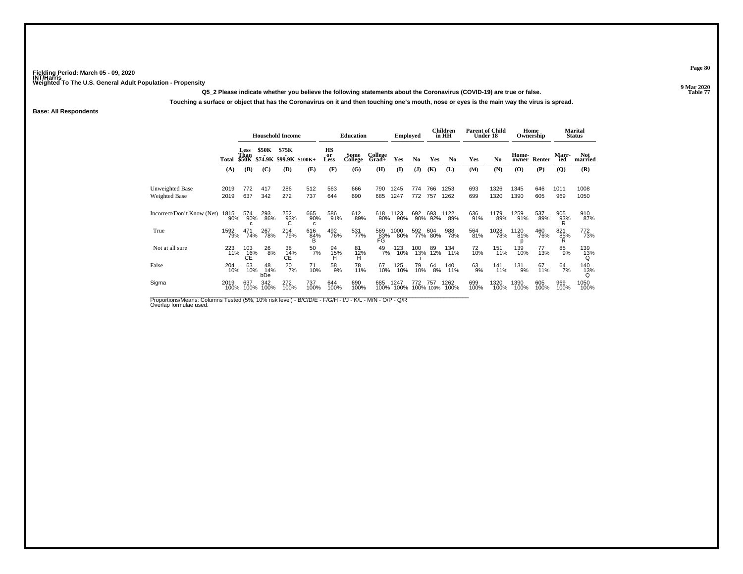Fielding Period: March 05 - 09, 2020
INT/Harris
Weighted To The U.S. General Adult Population - Propensity

9 Mar 2020
Table 77

Q5_2 Please indicate whether you believe the following statements about the Coronavirus (COVID-19) are true or false.

Touching a surface or object that has the Coronavirus on it and then touching one's mouth, nose or eyes is the main way the virus is spread.

**Base: All Respondents**

| | | Household Income | | | | Education | | | Employed | | Children in HH | | Parent of Child Under 18 | | Home Ownership | | Marital Status | |
|---|---|---|---|---|---|---|---|---|---|---|---|---|---|---|---|---|---|---|
| | Total | Less Than $50K | $50K - $74.9K | $75K - $99.9K | $100K+ | HS or Less | Some College | College Grad+ | Yes | No | Yes | No | Yes | No | Home-owner | Renter | Marr-ied | Not married |
| | (A) | (B) | (C) | (D) | (E) | (F) | (G) | (H) | (I) | (J) | (K) | (L) | (M) | (N) | (O) | (P) | (Q) | (R) |
| Unweighted Base | 2019 | 772 | 417 | 286 | 512 | 563 | 666 | 790 | 1245 | 774 | 766 | 1253 | 693 | 1326 | 1345 | 646 | 1011 | 1008 |
| Weighted Base | 2019 | 637 | 342 | 272 | 737 | 644 | 690 | 685 | 1247 | 772 | 757 | 1262 | 699 | 1320 | 1390 | 605 | 969 | 1050 |
| Incorrect/Don't Know (Net) | 1815 90% | 574 90% c | 293 86% | 252 93% C | 665 90% c | 586 91% | 612 89% | 618 90% | 1123 90% | 692 90% | 693 92% | 1122 89% | 636 91% | 1179 89% | 1259 91% | 537 89% | 905 93% R | 910 87% |
| True | 1592 79% | 471 74% | 267 78% | 214 79% | 616 84% B | 492 76% | 531 77% | 569 83% FG | 1000 80% | 592 77% | 604 80% | 988 78% | 564 81% | 1028 78% | 1120 81% p | 460 76% | 821 85% R | 772 73% |
| Not at all sure | 223 11% | 103 16% CE | 26 8% | 38 14% CE | 50 7% | 94 15% H | 81 12% H | 49 7% | 123 10% | 100 13% i | 89 12% | 134 11% | 72 10% | 151 11% | 139 10% | 77 13% | 85 9% | 139 13% Q |
| False | 204 10% | 63 10% | 48 14% bDe | 20 7% | 71 10% | 58 9% | 78 11% | 67 10% | 125 10% | 79 10% | 64 8% | 140 11% | 63 9% | 141 11% | 131 9% | 67 11% | 64 7% | 140 13% Q |
| Sigma | 2019 100% | 637 100% | 342 100% | 272 100% | 737 100% | 644 100% | 690 100% | 685 100% | 1247 100% | 772 100% | 757 100% | 1262 100% | 699 100% | 1320 100% | 1390 100% | 605 100% | 969 100% | 1050 100% |

Proportions/Means: Columns Tested (5%, 10% risk level) - B/C/D/E - F/G/H - I/J - K/L - M/N - O/P - Q/R
Overlap formulae used.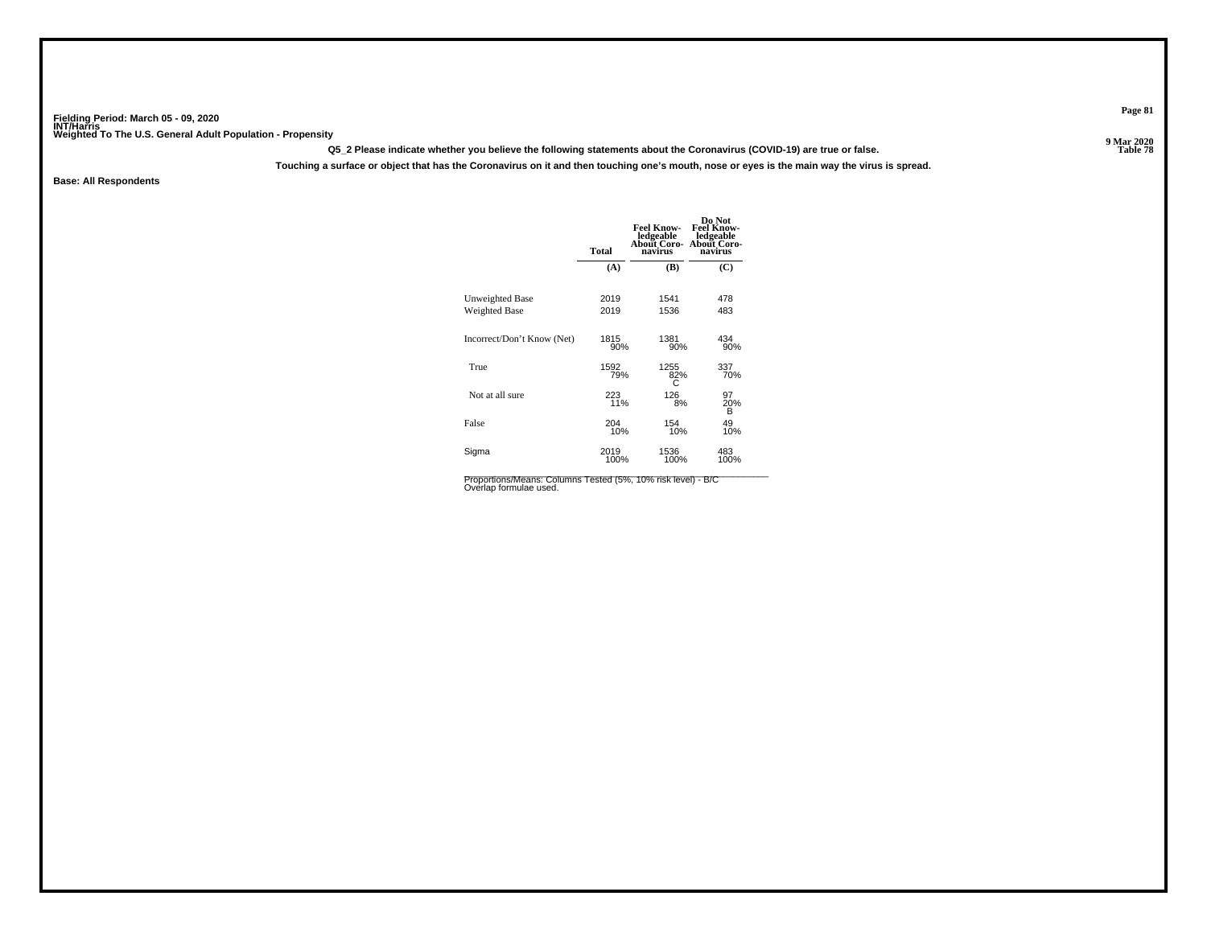Fielding Period: March 05 - 09, 2020
INT/Harris
Weighted To The U.S. General Adult Population - Propensity

Table 78

**Q5_2 Please indicate whether you believe the following statements about the Coronavirus (COVID-19) are true or false.**

**Touching a surface or object that has the Coronavirus on it and then touching one's mouth, nose or eyes is the main way the virus is spread.**

**Base: All Respondents**

| | Total | Feel Knowledgeable About Coronavirus | Do Not Feel Knowledgeable About Coronavirus |
|---|---|---|---|
| | (A) | (B) | (C) |
| Unweighted Base | 2019 | 1541 | 478 |
| Weighted Base | 2019 | 1536 | 483 |
| Incorrect/Don't Know (Net) | 1815 | 1381 | 434 |
| | 90% | 90% | 90% |
| True | 1592 | 1255 | 337 |
| | 79% | 82% | 70% |
| | | C | |
| Not at all sure | 223 | 126 | 97 |
| | 11% | 8% | 20% |
| | | | B |
| False | 204 | 154 | 49 |
| | 10% | 10% | 10% |
| Sigma | 2019 | 1536 | 483 |
| | 100% | 100% | 100% |

Proportions/Means: Columns Tested (5%, 10% risk level) - B/C
Overlap formulae used.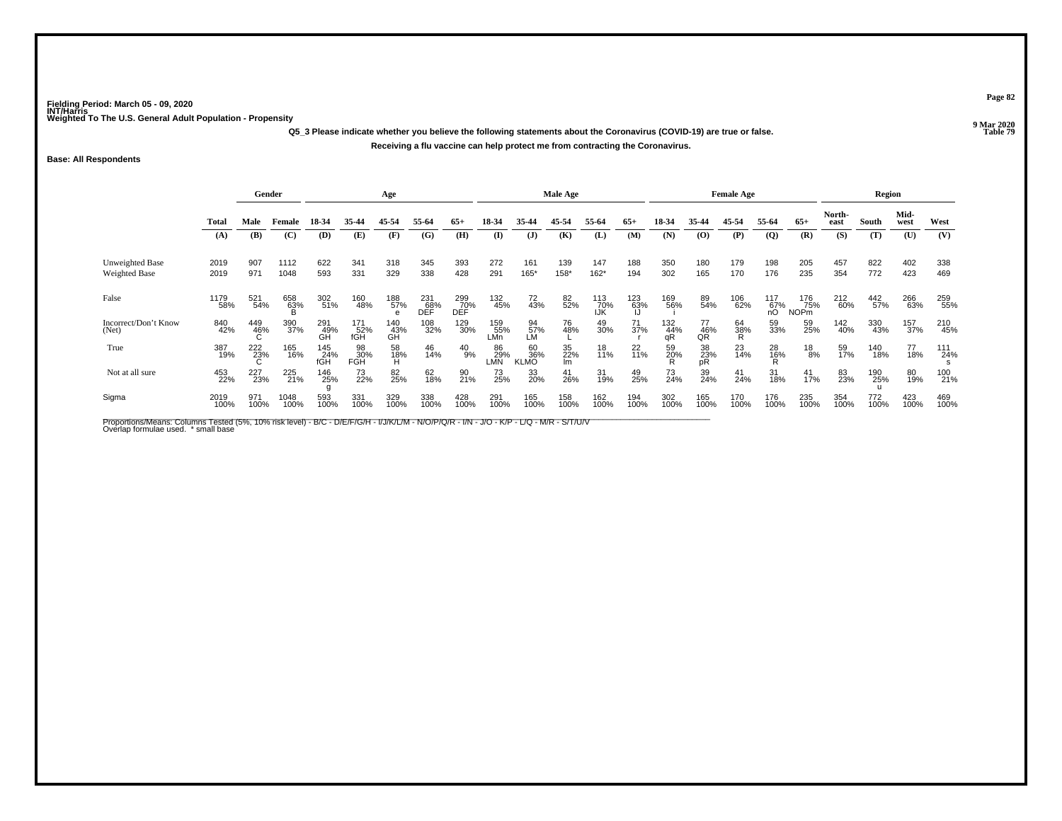Fielding Period: March 05 - 09, 2020
INT/Harris
Weighted To The U.S. General Adult Population - Propensity

9 Mar 2020
Table 79

**Q5_3 Please indicate whether you believe the following statements about the Coronavirus (COVID-19) are true or false.**

**Receiving a flu vaccine can help protect me from contracting the Coronavirus.**

**Base: All Respondents**

| | | Gender | | Age | | | | | Male Age | | | | | Female Age | | | | | Region | | | |
|---|---|---|---|---|---|---|---|---|---|---|---|---|---|---|---|---|---|---|---|---|---|---|
| | Total | Male | Female | 18-34 | 35-44 | 45-54 | 55-64 | 65+ | 18-34 | 35-44 | 45-54 | 55-64 | 65+ | 18-34 | 35-44 | 45-54 | 55-64 | 65+ | North-east | South | Mid-west | West |
| | (A) | (B) | (C) | (D) | (E) | (F) | (G) | (H) | (I) | (J) | (K) | (L) | (M) | (N) | (O) | (P) | (Q) | (R) | (S) | (T) | (U) | (V) |
| Unweighted Base | 2019 | 907 | 1112 | 622 | 341 | 318 | 345 | 393 | 272 | 161 | 139 | 147 | 188 | 350 | 180 | 179 | 198 | 205 | 457 | 822 | 402 | 338 |
| Weighted Base | 2019 | 971 | 1048 | 593 | 331 | 329 | 338 | 428 | 291 | 165* | 158* | 162* | 194 | 302 | 165 | 170 | 176 | 235 | 354 | 772 | 423 | 469 |
| False | 1179 58% | 521 54% | 658 63% B | 302 51% | 160 48% | 188 57% e | 231 68% DEF | 299 70% DEF | 132 45% | 72 43% | 82 52% | 113 70% IJK | 123 63% IJ | 169 56% i | 89 54% | 106 62% | 117 67% nO | 176 75% NOPm | 212 60% | 442 57% | 266 63% | 259 55% |
| Incorrect/Don't Know (Net) | 840 42% | 449 46% C | 390 37% | 291 49% GH | 171 52% fGH | 140 43% GH | 108 32% | 129 30% | 159 55% LMn | 94 57% LM | 76 48% L | 49 30% | 71 37% r | 132 44% qR | 77 46% QR | 64 38% R | 59 33% | 59 25% | 142 40% | 330 43% | 157 37% | 210 45% |
| True | 387 19% | 222 23% C | 165 16% | 145 24% fGH | 98 30% FGH | 58 18% H | 46 14% | 40 9% | 86 29% LMN | 60 36% KLMO | 35 22% lm | 18 11% | 22 11% | 59 20% R | 38 23% pR | 23 14% | 28 16% R | 18 8% | 59 17% | 140 18% | 77 18% | 111 24% s |
| Not at all sure | 453 22% | 227 23% | 225 21% | 146 25% g | 73 22% | 82 25% | 62 18% | 90 21% | 73 25% | 33 20% | 41 26% | 31 19% | 49 25% | 73 24% | 39 24% | 41 24% | 31 18% | 41 17% | 83 23% | 190 25% u | 80 19% | 100 21% |
| Sigma | 2019 100% | 971 100% | 1048 100% | 593 100% | 331 100% | 329 100% | 338 100% | 428 100% | 291 100% | 165 100% | 158 100% | 162 100% | 194 100% | 302 100% | 165 100% | 170 100% | 176 100% | 235 100% | 354 100% | 772 100% | 423 100% | 469 100% |

Proportions/Means: Columns Tested (5%, 10% risk level) - B/C - D/E/F/G/H - I/J/K/L/M - N/O/P/Q/R - I/N - J/O - K/P - L/Q - M/R - S/T/U/V
Overlap formulae used. * small base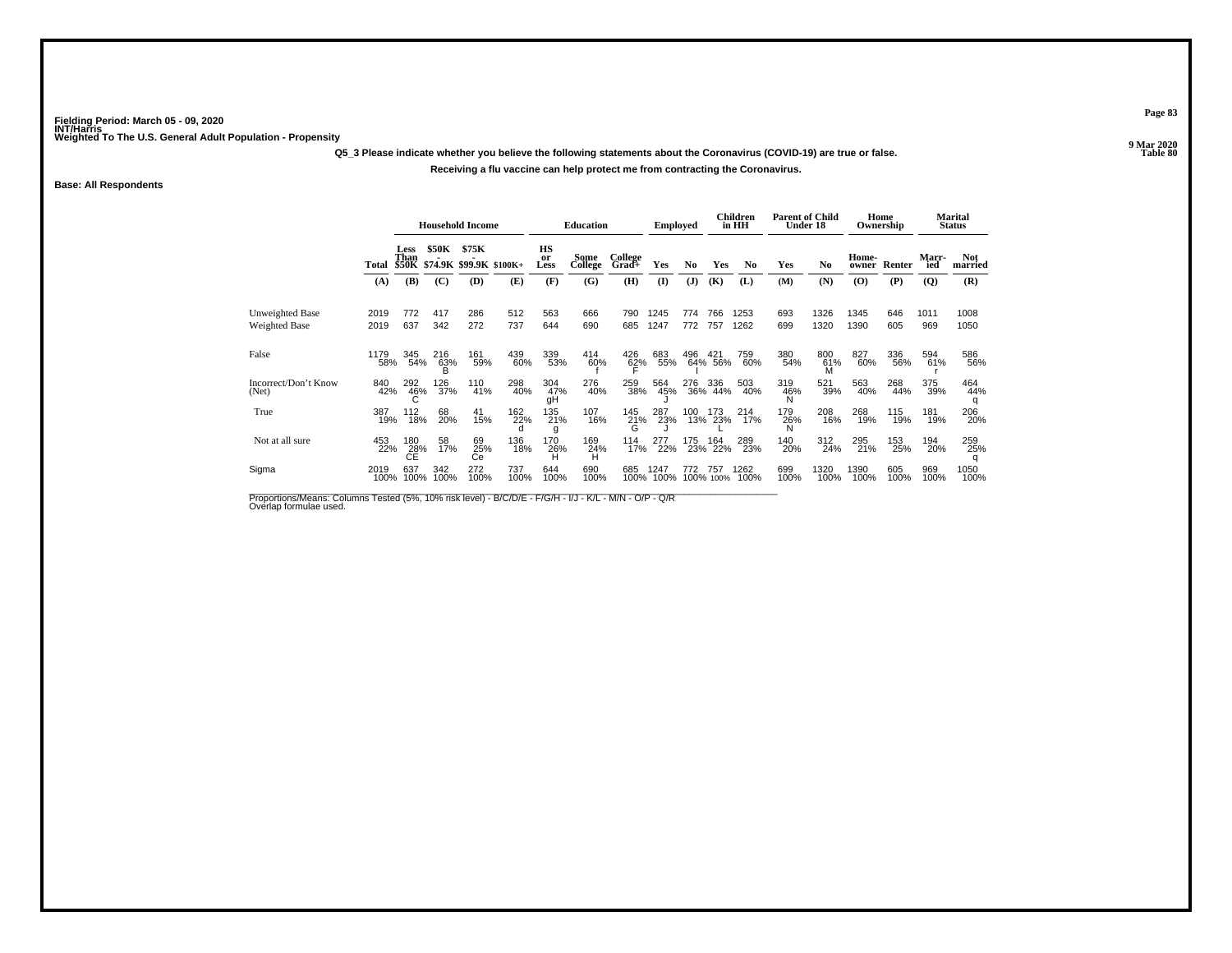Fielding Period: March 05 - 09, 2020
INT/Harris
Weighted To The U.S. General Adult Population - Propensity

9 Mar 2020
Table 80

Q5_3 Please indicate whether you believe the following statements about the Coronavirus (COVID-19) are true or false.

Receiving a flu vaccine can help protect me from contracting the Coronavirus.

Base: All Respondents

| | Total | Household Income | | | | Education | | | Employed | | Children in HH | | Parent of Child Under 18 | | Home Ownership | | Marital Status | |
|---|---|---|---|---|---|---|---|---|---|---|---|---|---|---|---|---|---|---|
| | Total | Less Than $50K | $50K - $74.9K | $75K - $99.9K | $100K+ | HS or Less | Some College | College Grad+ | Yes | No | Yes | No | Yes | No | Home-owner | Renter | Marr-ied | Not married |
| | (A) | (B) | (C) | (D) | (E) | (F) | (G) | (H) | (I) | (J) | (K) | (L) | (M) | (N) | (O) | (P) | (Q) | (R) |
| Unweighted Base | 2019 | 772 | 417 | 286 | 512 | 563 | 666 | 790 | 1245 | 774 | 766 | 1253 | 693 | 1326 | 1345 | 646 | 1011 | 1008 |
| Weighted Base | 2019 | 637 | 342 | 272 | 737 | 644 | 690 | 685 | 1247 | 772 | 757 | 1262 | 699 | 1320 | 1390 | 605 | 969 | 1050 |
| False | 1179 58% | 345 54% | 216 63% B | 161 59% | 439 60% | 339 53% | 414 60% f | 426 62% F | 683 55% | 496 64% I | 421 56% | 759 60% | 380 54% | 800 61% M | 827 60% | 336 56% | 594 61% r | 586 56% |
| Incorrect/Don't Know (Net) | 840 42% | 292 46% C | 126 37% | 110 41% | 298 40% | 304 47% gH | 276 40% | 259 38% | 564 45% J | 276 36% | 336 44% | 503 40% | 319 46% N | 521 39% | 563 40% | 268 44% | 375 39% | 464 44% q |
| True | 387 19% | 112 18% | 68 20% | 41 15% | 162 22% d | 135 21% g | 107 16% | 145 21% G | 287 23% J | 100 13% | 173 23% L | 214 17% | 179 26% N | 208 16% | 268 19% | 115 19% | 181 19% | 206 20% |
| Not at all sure | 453 22% | 180 28% CE | 58 17% | 69 25% Ce | 136 18% | 170 26% H | 169 24% H | 114 17% | 277 22% | 175 23% | 164 22% | 289 23% | 140 20% | 312 24% | 295 21% | 153 25% | 194 20% | 259 25% q |
| Sigma | 2019 100% | 637 100% | 342 100% | 272 100% | 737 100% | 644 100% | 690 100% | 685 100% | 1247 100% | 772 100% | 757 100% | 1262 100% | 699 100% | 1320 100% | 1390 100% | 605 100% | 969 100% | 1050 100% |

Proportions/Means: Columns Tested (5%, 10% risk level) - B/C/D/E - F/G/H - I/J - K/L - M/N - O/P - Q/R
Overlap formulae used.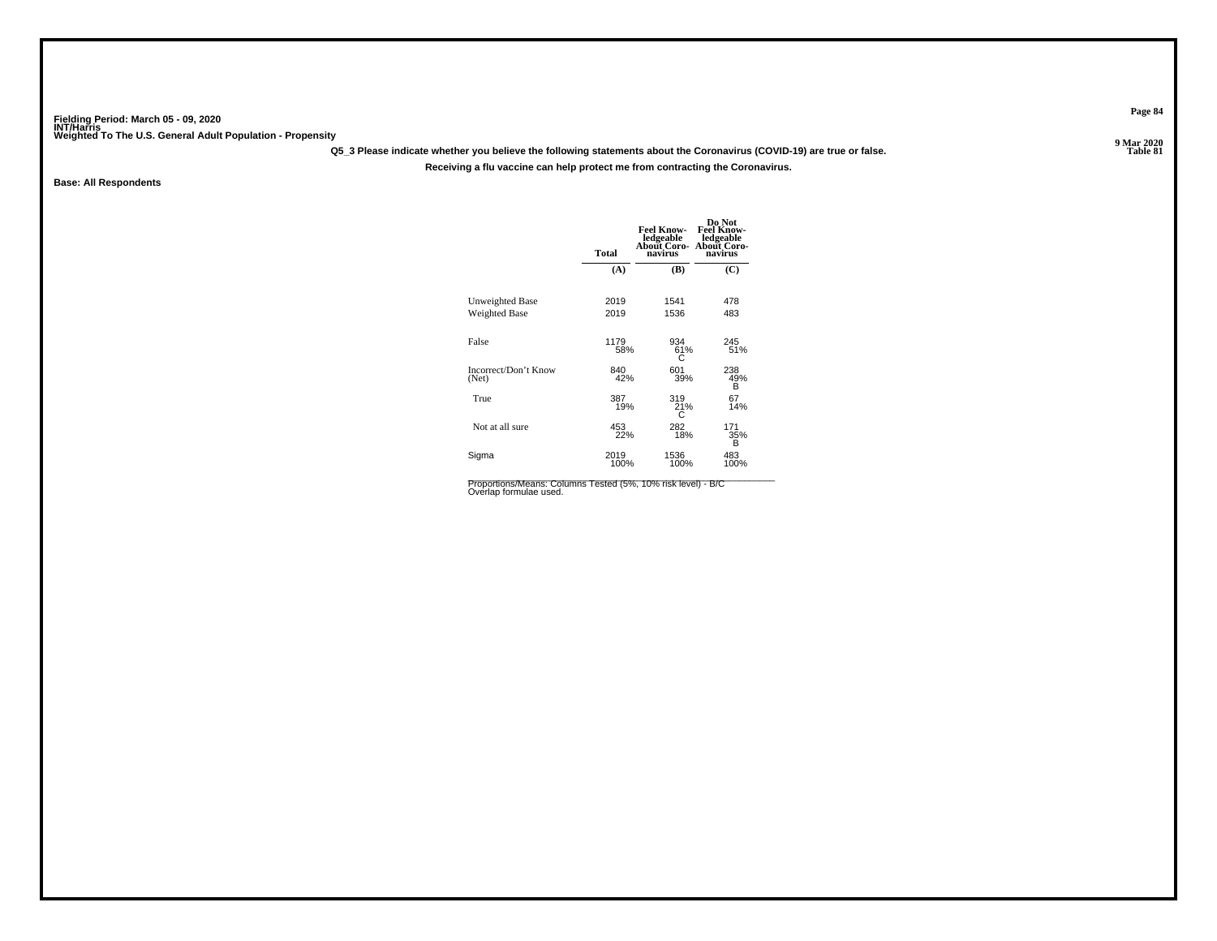Fielding Period: March 05 - 09, 2020
INT/Harris
Weighted To The U.S. General Adult Population - Propensity

9 Mar 2020
Table 81

**Q5_3 Please indicate whether you believe the following statements about the Coronavirus (COVID-19) are true or false.**

**Receiving a flu vaccine can help protect me from contracting the Coronavirus.**

**Base: All Respondents**

| | Total | Feel Knowledgeable About Coronavirus | Do Not Feel Knowledgeable About Coronavirus |
|---|---|---|---|
| | (A) | (B) | (C) |
| Unweighted Base | 2019 | 1541 | 478 |
| Weighted Base | 2019 | 1536 | 483 |
| False | 1179<br>58% | 934<br>61%<br>C | 245<br>51% |
| Incorrect/Don't Know (Net) | 840<br>42% | 601<br>39% | 238<br>49%<br>B |
| True | 387<br>19% | 319<br>21%<br>C | 67<br>14% |
| Not at all sure | 453<br>22% | 282<br>18% | 171<br>35%<br>B |
| Sigma | 2019<br>100% | 1536<br>100% | 483<br>100% |

Proportions/Means: Columns Tested (5%, 10% risk level) - B/C
Overlap formulae used.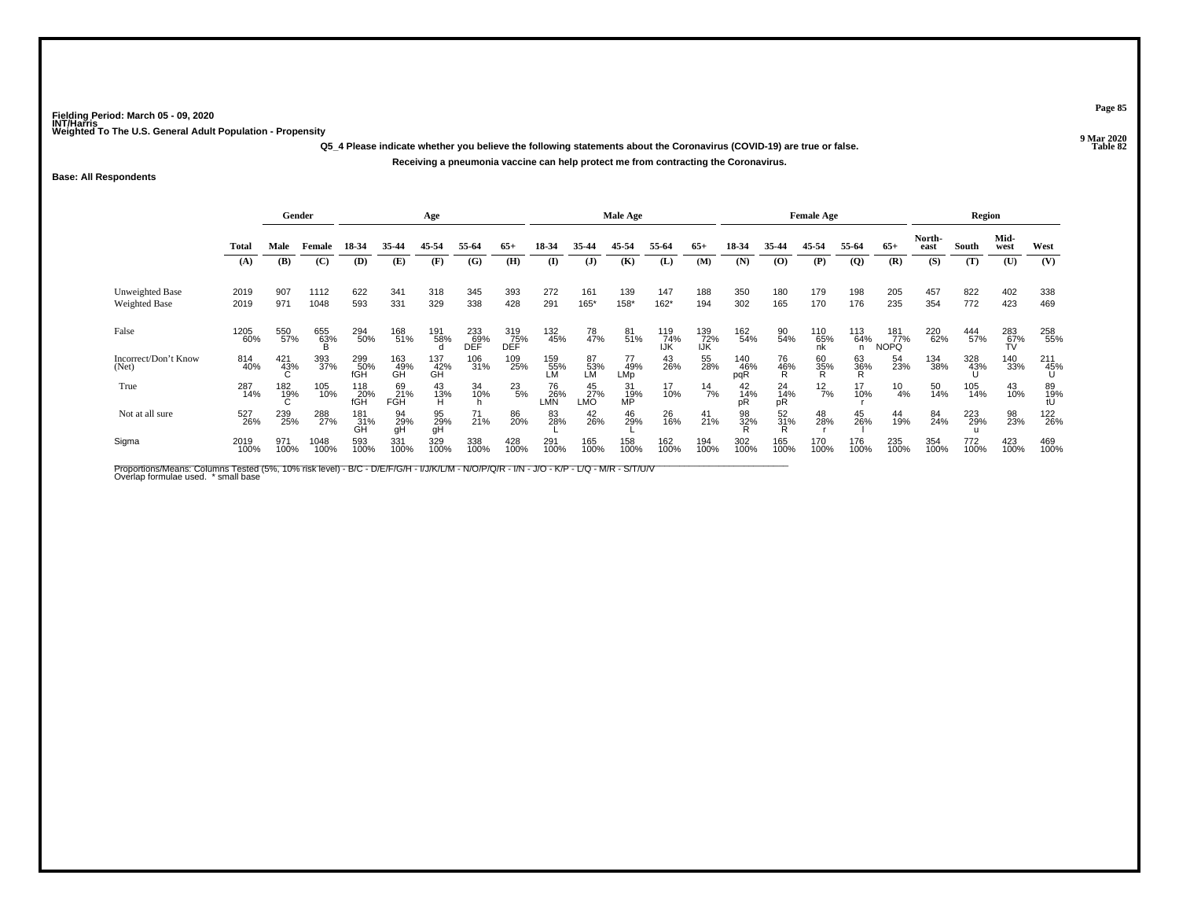Fielding Period: March 05 - 09, 2020
INT/Harris
Weighted To The U.S. General Adult Population - Propensity

9 Mar 2020
Table 82

Q5_4 Please indicate whether you believe the following statements about the Coronavirus (COVID-19) are true or false.

Receiving a pneumonia vaccine can help protect me from contracting the Coronavirus.

Base: All Respondents

| | Total | Gender | | Age | | | | | Male Age | | | | | Female Age | | | | | Region | | | |
|---|---|---|---|---|---|---|---|---|---|---|---|---|---|---|---|---|---|---|---|---|---|---|
| | Total | Male | Female | 18-34 | 35-44 | 45-54 | 55-64 | 65+ | 18-34 | 35-44 | 45-54 | 55-64 | 65+ | 18-34 | 35-44 | 45-54 | 55-64 | 65+ | North-east | South | Mid-west | West |
| | (A) | (B) | (C) | (D) | (E) | (F) | (G) | (H) | (I) | (J) | (K) | (L) | (M) | (N) | (O) | (P) | (Q) | (R) | (S) | (T) | (U) | (V) |
| Unweighted Base | 2019 | 907 | 1112 | 622 | 341 | 318 | 345 | 393 | 272 | 161 | 139 | 147 | 188 | 350 | 180 | 179 | 198 | 205 | 457 | 822 | 402 | 338 |
| Weighted Base | 2019 | 971 | 1048 | 593 | 331 | 329 | 338 | 428 | 291 | 165* | 158* | 162* | 194 | 302 | 165 | 170 | 176 | 235 | 354 | 772 | 423 | 469 |
| False | 1205 | 550 | 655 | 294 | 168 | 191 | 233 | 319 | 132 | 78 | 81 | 119 | 139 | 162 | 90 | 110 | 113 | 181 | 220 | 444 | 283 | 258 |
| | 60% | 57% | 63% | 50% | 51% | 58% | 69% | 75% | 45% | 47% | 51% | 74% | 72% | 54% | 54% | 65% | 64% | 77% | 62% | 57% | 67% | 55% |
| | | | B | | | d | DEF | DEF | | | | IJK | IJK | | | nk | n | NOPQ | | | TV | |
| Incorrect/Don't Know (Net) | 814 | 421 | 393 | 299 | 163 | 137 | 106 | 109 | 159 | 87 | 77 | 43 | 55 | 140 | 76 | 60 | 63 | 54 | 134 | 328 | 140 | 211 |
| | 40% | 43% | 37% | 50% | 49% | 42% | 31% | 25% | 55% | 53% | 49% | 26% | 28% | 46% | 46% | 35% | 36% | 23% | 38% | 43% | 33% | 45% |
| | | C | | fGH | GH | GH | | | LM | LM | LMp | | | pqR | R | R | R | | | U | | U |
| True | 287 | 182 | 105 | 118 | 69 | 43 | 34 | 23 | 76 | 45 | 31 | 17 | 14 | 42 | 24 | 12 | 17 | 10 | 50 | 105 | 43 | 89 |
| | 14% | 19% | 10% | 20% | 21% | 13% | 10% | 5% | 26% | 27% | 19% | 10% | 7% | 14% | 14% | 7% | 10% | 4% | 14% | 14% | 10% | 19% |
| | | C | | fGH | FGH | H | h | | LMN | LMO | MP | | | pR | pR | | r | | | | | tU |
| Not at all sure | 527 | 239 | 288 | 181 | 94 | 95 | 71 | 86 | 83 | 42 | 46 | 26 | 41 | 98 | 52 | 48 | 45 | 44 | 84 | 223 | 98 | 122 |
| | 26% | 25% | 27% | 31% | 29% | 29% | 21% | 20% | 28% | 26% | 29% | 16% | 21% | 32% | 31% | 28% | 26% | 19% | 24% | 29% | 23% | 26% |
| | | | | GH | gH | gH | | | L | | L | | | R | R | r | l | | | u | | |
| Sigma | 2019 | 971 | 1048 | 593 | 331 | 329 | 338 | 428 | 291 | 165 | 158 | 162 | 194 | 302 | 165 | 170 | 176 | 235 | 354 | 772 | 423 | 469 |
| | 100% | 100% | 100% | 100% | 100% | 100% | 100% | 100% | 100% | 100% | 100% | 100% | 100% | 100% | 100% | 100% | 100% | 100% | 100% | 100% | 100% | 100% |

Proportions/Means: Columns Tested (5%, 10% risk level) - B/C - D/E/F/G/H - I/J/K/L/M - N/O/P/Q/R - I/N - J/O - K/P - L/Q - M/R - S/T/U/V
Overlap formulae used. * small base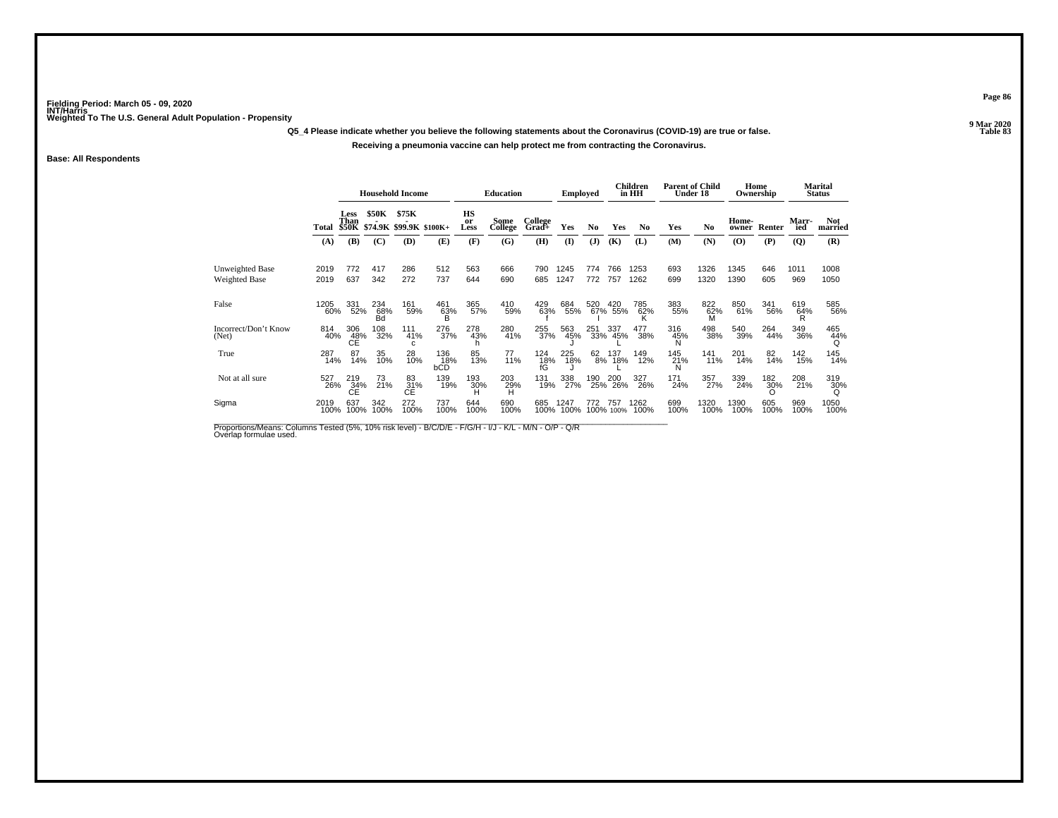Fielding Period: March 05 - 09, 2020
INT/Harris
Weighted To The U.S. General Adult Population - Propensity

9 Mar 2020
Table 83

**Q5_4 Please indicate whether you believe the following statements about the Coronavirus (COVID-19) are true or false.**

**Receiving a pneumonia vaccine can help protect me from contracting the Coronavirus.**

**Base: All Respondents**

| | Total | Household Income | | | | Education | | | Employed | | Children in HH | | Parent of Child Under 18 | | Home Ownership | | Marital Status | |
|---|---|---|---|---|---|---|---|---|---|---|---|---|---|---|---|---|---|---|
| | | Less Than $50K | $50K - $74.9K | $75K - $99.9K | $100K+ | HS or Less | Some College | College Grad+ | Yes | No | Yes | No | Yes | No | Home-owner | Renter | Marr-ied | Not married |
| | (A) | (B) | (C) | (D) | (E) | (F) | (G) | (H) | (I) | (J) | (K) | (L) | (M) | (N) | (O) | (P) | (Q) | (R) |
| Unweighted Base | 2019 | 772 | 417 | 286 | 512 | 563 | 666 | 790 | 1245 | 774 | 766 | 1253 | 693 | 1326 | 1345 | 646 | 1011 | 1008 |
| Weighted Base | 2019 | 637 | 342 | 272 | 737 | 644 | 690 | 685 | 1247 | 772 | 757 | 1262 | 699 | 1320 | 1390 | 605 | 969 | 1050 |
| False | 1205 | 331 | 234 | 161 | 461 | 365 | 410 | 429 | 684 | 520 | 420 | 785 | 383 | 822 | 850 | 341 | 619 | 585 |
| | 60% | 52% | 68% | 59% | 63% | 57% | 59% | 63% | 55% | 67% | 55% | 62% | 55% | 62% | 61% | 56% | 64% | 56% |
| | | | Bd | | B | | | f | | I | | K | | M | | | R | |
| Incorrect/Don't Know (Net) | 814 | 306 | 108 | 111 | 276 | 278 | 280 | 255 | 563 | 251 | 337 | 477 | 316 | 498 | 540 | 264 | 349 | 465 |
| | 40% | 48% | 32% | 41% | 37% | 43% | 41% | 37% | 45% | 33% | 45% | 38% | 45% | 38% | 39% | 44% | 36% | 44% |
| | | CE | | c | | h | | | J | | L | | N | | | | | Q |
| True | 287 | 87 | 35 | 28 | 136 | 85 | 77 | 124 | 225 | 62 | 137 | 149 | 145 | 141 | 201 | 82 | 142 | 145 |
| | 14% | 14% | 10% | 10% | 18% | 13% | 11% | 18% | 18% | 8% | 18% | 12% | 21% | 11% | 14% | 14% | 15% | 14% |
| | | | | | bCD | | | fG | J | | L | | N | | | | | |
| Not at all sure | 527 | 219 | 73 | 83 | 139 | 193 | 203 | 131 | 338 | 190 | 200 | 327 | 171 | 357 | 339 | 182 | 208 | 319 |
| | 26% | 34% | 21% | 31% | 19% | 30% | 29% | 19% | 27% | 25% | 26% | 26% | 24% | 27% | 24% | 30% | 21% | 30% |
| | | CE | | CE | | H | H | | | | | | | | | O | | Q |
| Sigma | 2019 | 637 | 342 | 272 | 737 | 644 | 690 | 685 | 1247 | 772 | 757 | 1262 | 699 | 1320 | 1390 | 605 | 969 | 1050 |
| | 100% | 100% | 100% | 100% | 100% | 100% | 100% | 100% | 100% | 100% | 100% | 100% | 100% | 100% | 100% | 100% | 100% | 100% |

Proportions/Means: Columns Tested (5%, 10% risk level) - B/C/D/E - F/G/H - I/J - K/L - M/N - O/P - Q/R
Overlap formulae used.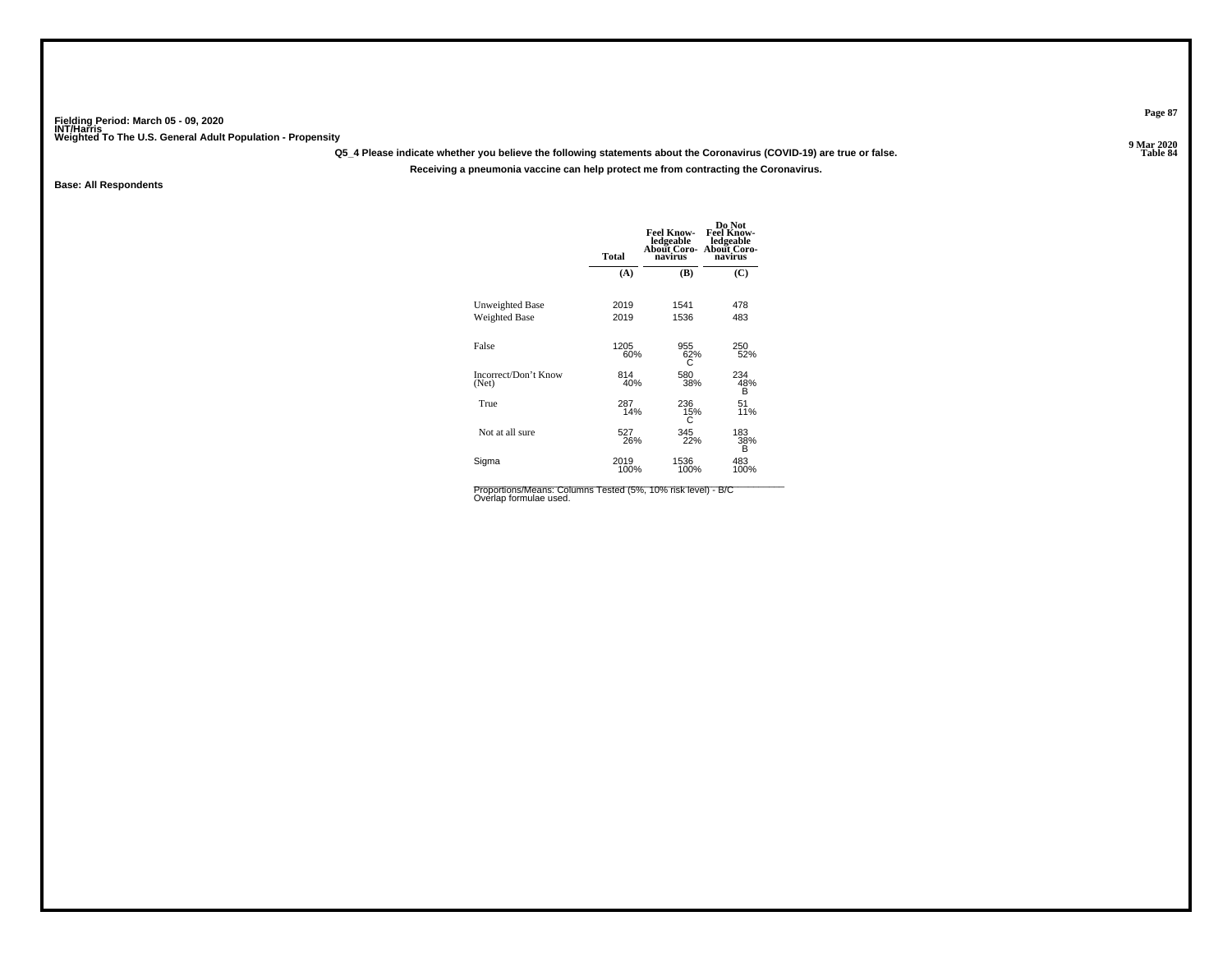Fielding Period: March 05 - 09, 2020
INT/Harris
Weighted To The U.S. General Adult Population - Propensity

9 Mar 2020
Table 84

**Q5_4 Please indicate whether you believe the following statements about the Coronavirus (COVID-19) are true or false.**

**Receiving a pneumonia vaccine can help protect me from contracting the Coronavirus.**

**Base: All Respondents**

| | Total | Feel Knowledgeable About Coronavirus | Do Not Feel Knowledgeable About Coronavirus |
|---|---|---|---|
| | (A) | (B) | (C) |
| Unweighted Base | 2019 | 1541 | 478 |
| Weighted Base | 2019 | 1536 | 483 |
| False | 1205<br>60% | 955<br>62%<br>C | 250<br>52% |
| Incorrect/Don't Know (Net) | 814<br>40% | 580<br>38% | 234<br>48%<br>B |
| True | 287<br>14% | 236<br>15%<br>C | 51<br>11% |
| Not at all sure | 527<br>26% | 345<br>22% | 183<br>38%<br>B |
| Sigma | 2019<br>100% | 1536<br>100% | 483<br>100% |

Proportions/Means: Columns Tested (5%, 10% risk level) - B/C
Overlap formulae used.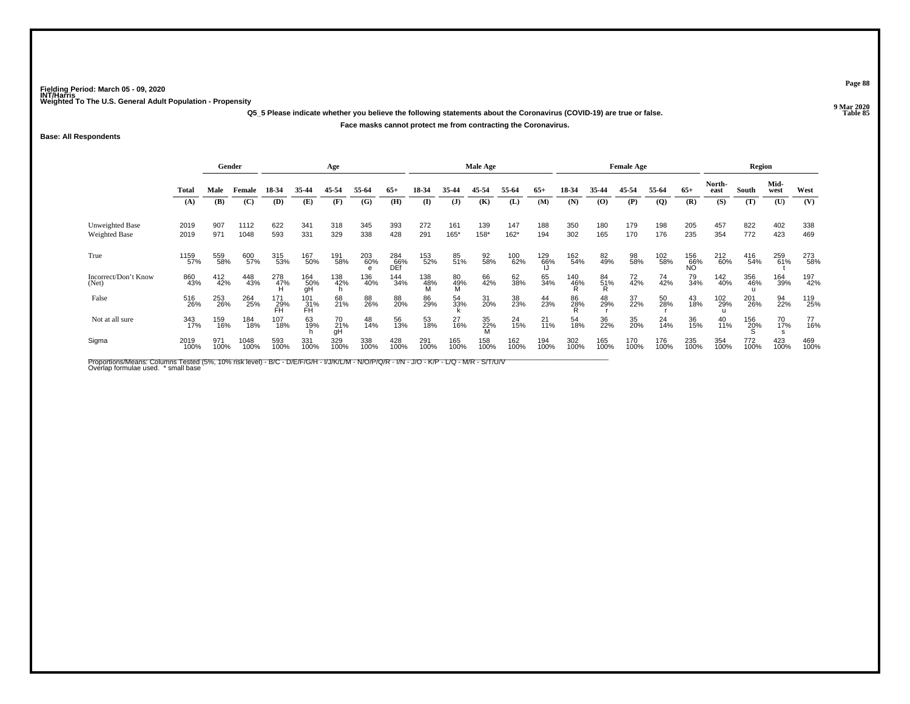Fielding Period: March 05 - 09, 2020
INT/Harris
Weighted To The U.S. General Adult Population - Propensity

9 Mar 2020
Table 85

**Q5_5 Please indicate whether you believe the following statements about the Coronavirus (COVID-19) are true or false.**

**Face masks cannot protect me from contracting the Coronavirus.**

**Base: All Respondents**

| | | Gender | | Age | | | | | Male Age | | | | | Female Age | | | | | Region | | | |
|---|---|---|---|---|---|---|---|---|---|---|---|---|---|---|---|---|---|---|---|---|---|---|
| | Total | Male | Female | 18-34 | 35-44 | 45-54 | 55-64 | 65+ | 18-34 | 35-44 | 45-54 | 55-64 | 65+ | 18-34 | 35-44 | 45-54 | 55-64 | 65+ | North-east | South | Mid-west | West |
| | (A) | (B) | (C) | (D) | (E) | (F) | (G) | (H) | (I) | (J) | (K) | (L) | (M) | (N) | (O) | (P) | (Q) | (R) | (S) | (T) | (U) | (V) |
| Unweighted Base | 2019 | 907 | 1112 | 622 | 341 | 318 | 345 | 393 | 272 | 161 | 139 | 147 | 188 | 350 | 180 | 179 | 198 | 205 | 457 | 822 | 402 | 338 |
| Weighted Base | 2019 | 971 | 1048 | 593 | 331 | 329 | 338 | 428 | 291 | 165* | 158* | 162* | 194 | 302 | 165 | 170 | 176 | 235 | 354 | 772 | 423 | 469 |
| True | 1159 57% | 559 58% | 600 57% | 315 53% | 167 50% | 191 58% | 203 60% e | 284 66% DEf | 153 52% | 85 51% | 92 58% | 100 62% | 129 66% IJ | 162 54% | 82 49% | 98 58% | 102 58% | 156 66% NO | 212 60% | 416 54% | 259 61% t | 273 58% |
| Incorrect/Don't Know (Net) | 860 43% | 412 42% | 448 43% | 278 47% H | 164 50% gH | 138 42% h | 136 40% | 144 34% | 138 48% M | 80 49% M | 66 42% | 62 38% | 65 34% | 140 46% R | 84 51% R | 72 42% | 74 42% | 79 34% | 142 40% | 356 46% u | 164 39% | 197 42% |
| False | 516 26% | 253 26% | 264 25% | 171 29% FH | 101 31% FH | 68 21% | 88 26% | 88 20% | 86 29% | 54 33% k | 31 20% | 38 23% | 44 23% | 86 28% R | 48 29% r | 37 22% | 50 28% r | 43 18% | 102 29% u | 201 26% | 94 22% | 119 25% |
| Not at all sure | 343 17% | 159 16% | 184 18% | 107 18% | 63 19% h | 70 21% gH | 48 14% | 56 13% | 53 18% | 27 16% | 35 22% M | 24 15% | 21 11% | 54 18% | 36 22% | 35 20% | 24 14% | 36 15% | 40 11% | 156 20% S | 70 17% s | 77 16% |
| Sigma | 2019 100% | 971 100% | 1048 100% | 593 100% | 331 100% | 329 100% | 338 100% | 428 100% | 291 100% | 165 100% | 158 100% | 162 100% | 194 100% | 302 100% | 165 100% | 170 100% | 176 100% | 235 100% | 354 100% | 772 100% | 423 100% | 469 100% |

Proportions/Means: Columns Tested (5%, 10% risk level) - B/C - D/E/F/G/H - I/J/K/L/M - N/O/P/Q/R - I/N - J/O - K/P - L/Q - M/R - S/T/U/V
Overlap formulae used. * small base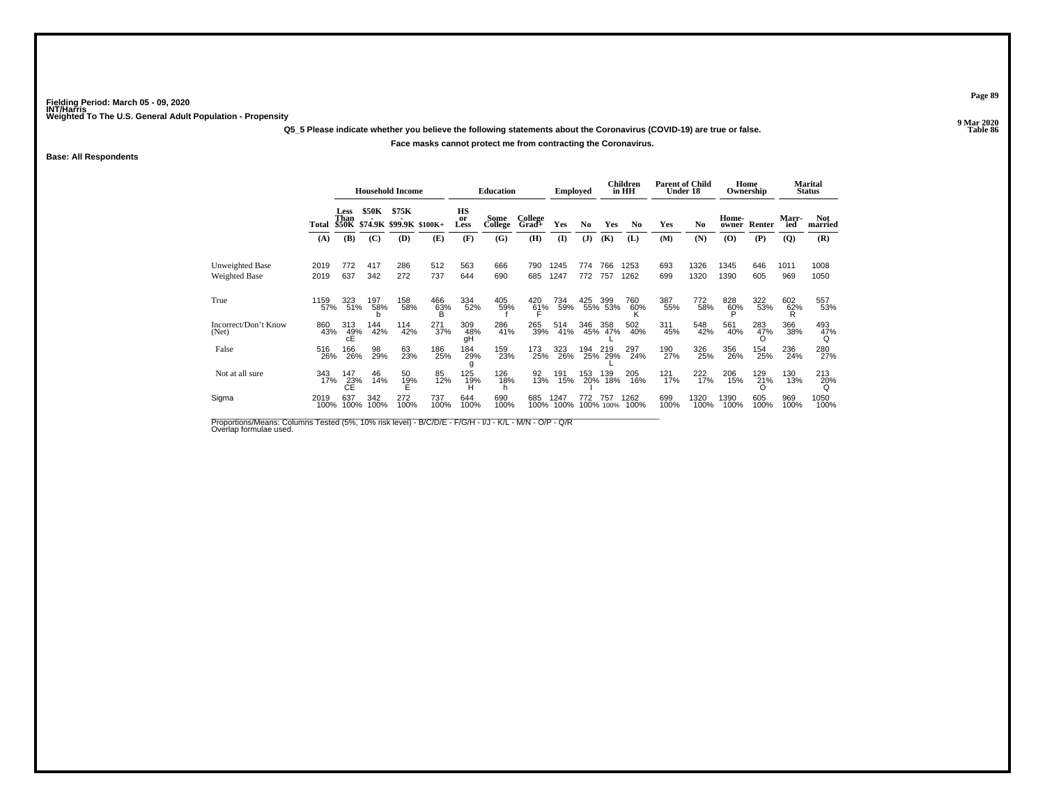Fielding Period: March 05 - 09, 2020
INT/Harris
Weighted To The U.S. General Adult Population - Propensity

9 Mar 2020
Table 86

**Q5_5 Please indicate whether you believe the following statements about the Coronavirus (COVID-19) are true or false.**

**Face masks cannot protect me from contracting the Coronavirus.**

**Base: All Respondents**

| | | Household Income | | | | Education | | | Employed | | Children in HH | | Parent of Child Under 18 | | Home Ownership | | Marital Status | |
|---|---|---|---|---|---|---|---|---|---|---|---|---|---|---|---|---|---|---|
| | Total | Less Than $50K | $50K - $74.9K | $75K - $99.9K | $100K+ | HS or Less | Some College | College Grad+ | Yes | No | Yes | No | Yes | No | Home-owner | Renter | Married | Not married |
| | (A) | (B) | (C) | (D) | (E) | (F) | (G) | (H) | (I) | (J) | (K) | (L) | (M) | (N) | (O) | (P) | (Q) | (R) |
| Unweighted Base | 2019 | 772 | 417 | 286 | 512 | 563 | 666 | 790 | 1245 | 774 | 766 | 1253 | 693 | 1326 | 1345 | 646 | 1011 | 1008 |
| Weighted Base | 2019 | 637 | 342 | 272 | 737 | 644 | 690 | 685 | 1247 | 772 | 757 | 1262 | 699 | 1320 | 1390 | 605 | 969 | 1050 |
| True | 1159 57% | 323 51% | 197 58% b | 158 58% | 466 63% B | 334 52% | 405 59% f | 420 61% F | 734 59% | 425 55% | 399 53% | 760 60% K | 387 55% | 772 58% | 828 60% P | 322 53% | 602 62% R | 557 53% |
| Incorrect/Don't Know (Net) | 860 43% | 313 49% cE | 144 42% | 114 42% | 271 37% | 309 48% gH | 286 41% | 265 39% | 514 41% | 346 45% | 358 47% L | 502 40% | 311 45% | 548 42% | 561 40% | 283 47% O | 366 38% | 493 47% Q |
| False | 516 26% | 166 26% | 98 29% | 63 23% | 186 25% | 184 29% g | 159 23% | 173 25% | 323 26% | 194 25% | 219 29% L | 297 24% | 190 27% | 326 25% | 356 26% | 154 25% | 236 24% | 280 27% |
| Not at all sure | 343 17% | 147 23% CE | 46 14% | 50 19% E | 85 12% | 125 19% H | 126 18% h | 92 13% | 191 15% | 153 20% I | 139 18% | 205 16% | 121 17% | 222 17% | 206 15% | 129 21% O | 130 13% | 213 20% Q |
| Sigma | 2019 100% | 637 100% | 342 100% | 272 100% | 737 100% | 644 100% | 690 100% | 685 100% | 1247 100% | 772 100% | 757 100% | 1262 100% | 699 100% | 1320 100% | 1390 100% | 605 100% | 969 100% | 1050 100% |

Proportions/Means: Columns Tested (5%, 10% risk level) - B/C/D/E - F/G/H - I/J - K/L - M/N - O/P - Q/R
Overlap formulae used.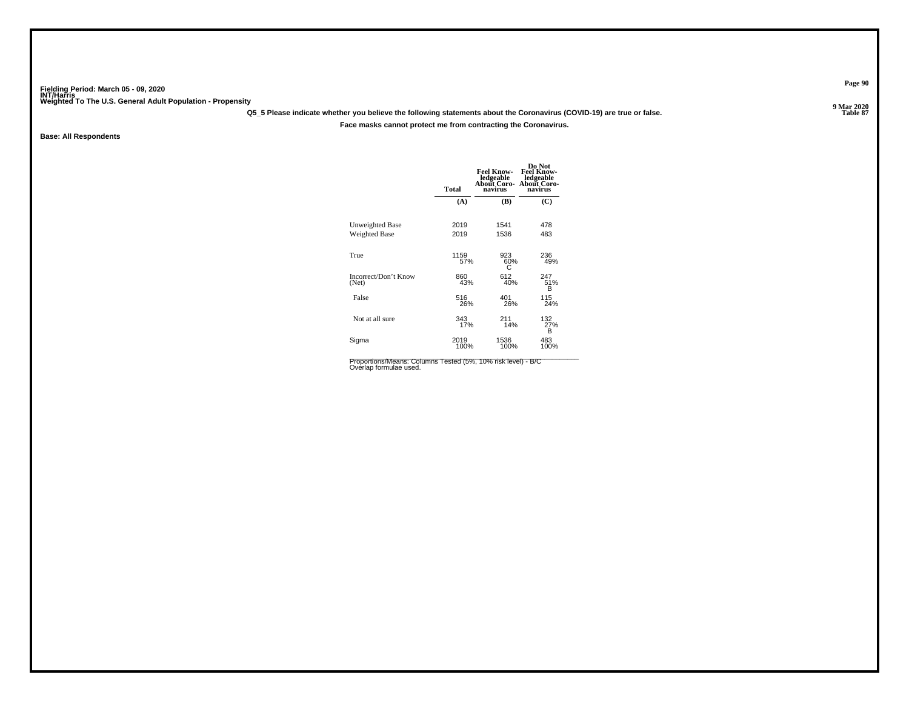Fielding Period: March 05 - 09, 2020
INT/Harris
Weighted To The U.S. General Adult Population - Propensity

9 Mar 2020
Table 87

**Q5_5 Please indicate whether you believe the following statements about the Coronavirus (COVID-19) are true or false.**

**Face masks cannot protect me from contracting the Coronavirus.**

**Base: All Respondents**

| | Total | Feel Know-ledgeable About Coro-navirus | Do Not Feel Know-ledgeable About Coro-navirus |
|---|---|---|---|
| | (A) | (B) | (C) |
| Unweighted Base | 2019 | 1541 | 478 |
| Weighted Base | 2019 | 1536 | 483 |
| True | 1159 | 923 | 236 |
| | 57% | 60% | 49% |
| | | C | |
| Incorrect/Don't Know (Net) | 860 | 612 | 247 |
| | 43% | 40% | 51% |
| | | | B |
| False | 516 | 401 | 115 |
| | 26% | 26% | 24% |
| Not at all sure | 343 | 211 | 132 |
| | 17% | 14% | 27% |
| | | | B |
| Sigma | 2019 | 1536 | 483 |
| | 100% | 100% | 100% |

Proportions/Means: Columns Tested (5%, 10% risk level) - B/C
Overlap formulae used.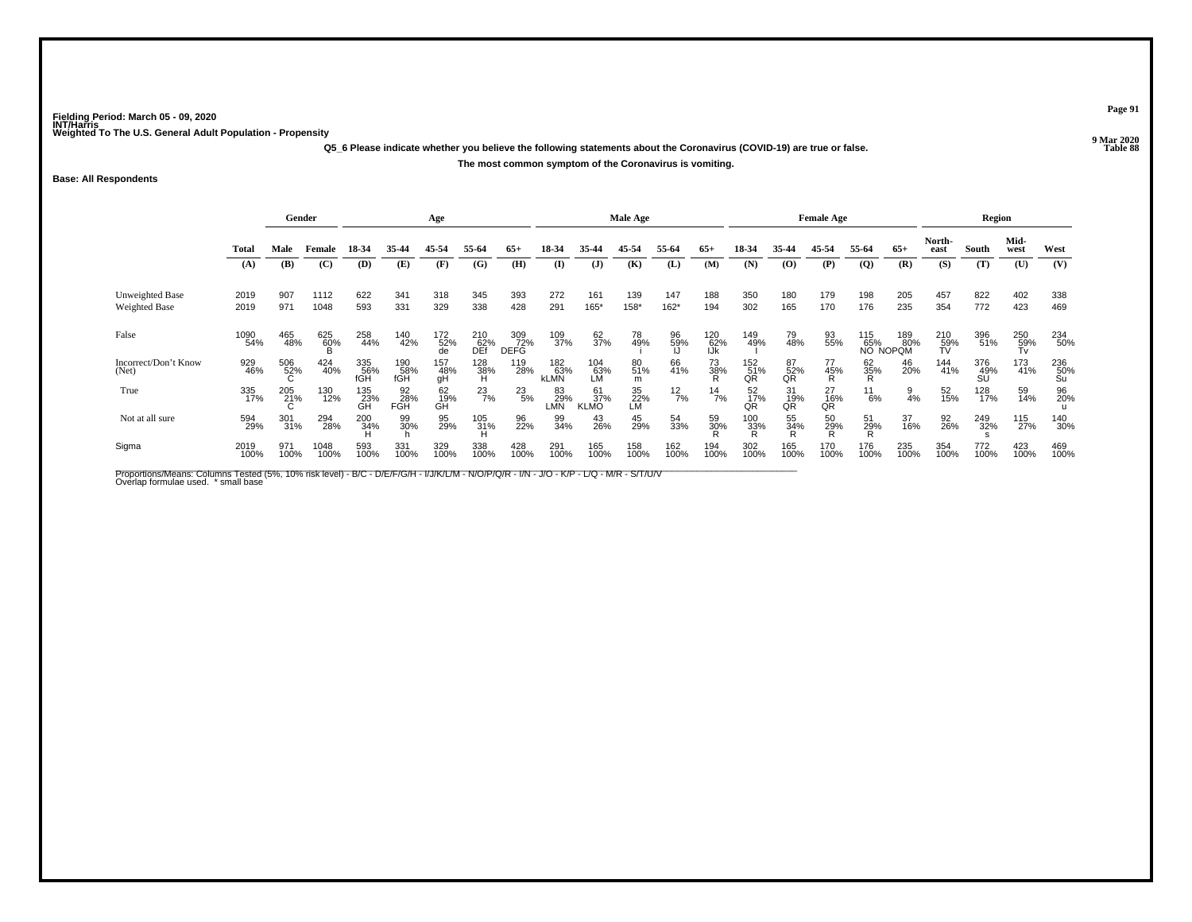Fielding Period: March 05 - 09, 2020
INT/Harris
Weighted To The U.S. General Adult Population - Propensity

9 Mar 2020
Table 88

Q5_6 Please indicate whether you believe the following statements about the Coronavirus (COVID-19) are true or false.

The most common symptom of the Coronavirus is vomiting.

Base: All Respondents

| | | Gender | | Age | | | | | Male Age | | | | | Female Age | | | | | Region | | | |
|---|---|---|---|---|---|---|---|---|---|---|---|---|---|---|---|---|---|---|---|---|---|---|
| | Total | Male | Female | 18-34 | 35-44 | 45-54 | 55-64 | 65+ | 18-34 | 35-44 | 45-54 | 55-64 | 65+ | 18-34 | 35-44 | 45-54 | 55-64 | 65+ | North-east | South | Mid-west | West |
| | (A) | (B) | (C) | (D) | (E) | (F) | (G) | (H) | (I) | (J) | (K) | (L) | (M) | (N) | (O) | (P) | (Q) | (R) | (S) | (T) | (U) | (V) |
| Unweighted Base | 2019 | 907 | 1112 | 622 | 341 | 318 | 345 | 393 | 272 | 161 | 139 | 147 | 188 | 350 | 180 | 179 | 198 | 205 | 457 | 822 | 402 | 338 |
| Weighted Base | 2019 | 971 | 1048 | 593 | 331 | 329 | 338 | 428 | 291 | 165* | 158* | 162* | 194 | 302 | 165 | 170 | 176 | 235 | 354 | 772 | 423 | 469 |
| False | 1090 54% | 465 48% | 625 60% B | 258 44% | 140 42% | 172 52% de | 210 62% DEf | 309 72% DEFG | 109 37% | 62 37% | 78 49% i | 96 59% IJ | 120 62% IJk | 149 49% I | 79 48% | 93 55% | 115 65% NO | 189 80% NOPQM | 210 59% TV | 396 51% | 250 59% Tv | 234 50% |
| Incorrect/Don't Know (Net) | 929 46% | 506 52% C | 424 40% | 335 56% fGH | 190 58% fGH | 157 48% gH | 128 38% H | 119 28% | 182 63% kLMN | 104 63% LM | 80 51% m | 66 41% | 73 38% R | 152 51% QR | 87 52% QR | 77 45% R | 62 35% R | 46 20% | 144 41% | 376 49% SU | 173 41% | 236 50% Su |
| True | 335 17% | 205 21% C | 130 12% | 135 23% GH | 92 28% FGH | 62 19% GH | 23 7% | 23 5% | 83 29% LMN | 61 37% KLMO | 35 22% LM | 12 7% | 14 7% | 52 17% QR | 31 19% QR | 27 16% QR | 11 6% | 9 4% | 52 15% | 128 17% | 59 14% | 96 20% u |
| Not at all sure | 594 29% | 301 31% | 294 28% | 200 34% H | 99 30% h | 95 29% | 105 31% H | 96 22% | 99 34% | 43 26% | 45 29% | 54 33% | 59 30% R | 100 33% R | 55 34% R | 50 29% R | 51 29% R | 37 16% | 92 26% | 249 32% s | 115 27% | 140 30% |
| Sigma | 2019 100% | 971 100% | 1048 100% | 593 100% | 331 100% | 329 100% | 338 100% | 428 100% | 291 100% | 165 100% | 158 100% | 162 100% | 194 100% | 302 100% | 165 100% | 170 100% | 176 100% | 235 100% | 354 100% | 772 100% | 423 100% | 469 100% |

Proportions/Means: Columns Tested (5%, 10% risk level) - B/C - D/E/F/G/H - I/J/K/L/M - N/O/P/Q/R - I/N - J/O - K/P - L/Q - M/R - S/T/U/V
Overlap formulae used. * small base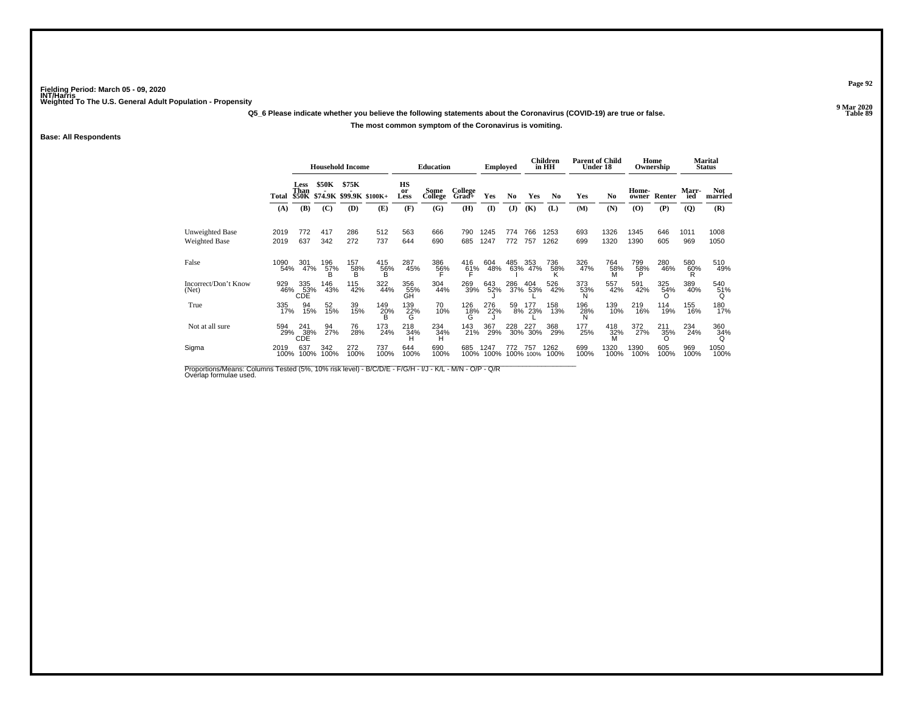Fielding Period: March 05 - 09, 2020
INT/Harris
Weighted To The U.S. General Adult Population - Propensity

9 Mar 2020
Table 89

Q5_6 Please indicate whether you believe the following statements about the Coronavirus (COVID-19) are true or false.

The most common symptom of the Coronavirus is vomiting.

Base: All Respondents

| | | Household Income | | | | Education | | | Employed | | Children in HH | | Parent of Child Under 18 | | Home Ownership | | Marital Status | |
|---|---|---|---|---|---|---|---|---|---|---|---|---|---|---|---|---|---|---|
| | Total | Less Than $50K | $50K - $74.9K | $75K - $99.9K | $100K+ | HS or Less | Some College | College Grad+ | Yes | No | Yes | No | Yes | No | Home-owner | Renter | Marr-ied | Not married |
| | (A) | (B) | (C) | (D) | (E) | (F) | (G) | (H) | (I) | (J) | (K) | (L) | (M) | (N) | (O) | (P) | (Q) | (R) |
| Unweighted Base | 2019 | 772 | 417 | 286 | 512 | 563 | 666 | 790 | 1245 | 774 | 766 | 1253 | 693 | 1326 | 1345 | 646 | 1011 | 1008 |
| Weighted Base | 2019 | 637 | 342 | 272 | 737 | 644 | 690 | 685 | 1247 | 772 | 757 | 1262 | 699 | 1320 | 1390 | 605 | 969 | 1050 |
| False | 1090 54% | 301 47% | 196 57% B | 157 58% B | 415 56% B | 287 45% | 386 56% F | 416 61% F | 604 48% | 485 63% I | 353 47% | 736 58% K | 326 47% | 764 58% M | 799 58% P | 280 46% | 580 60% R | 510 49% |
| Incorrect/Don't Know (Net) | 929 46% | 335 53% CDE | 146 43% | 115 42% | 322 44% | 356 55% GH | 304 44% | 269 39% | 643 52% J | 286 37% | 404 53% L | 526 42% | 373 53% N | 557 42% | 591 42% | 325 54% O | 389 40% | 540 51% Q |
| True | 335 17% | 94 15% | 52 15% | 39 15% | 149 20% B | 139 22% G | 70 10% | 126 18% G | 276 22% J | 59 8% | 177 23% L | 158 13% | 196 28% N | 139 10% | 219 16% | 114 19% | 155 16% | 180 17% |
| Not at all sure | 594 29% | 241 38% CDE | 94 27% | 76 28% | 173 24% | 218 34% H | 234 34% H | 143 21% | 367 29% | 228 30% | 227 30% | 368 29% | 177 25% | 418 32% M | 372 27% | 211 35% O | 234 24% | 360 34% Q |
| Sigma | 2019 100% | 637 100% | 342 100% | 272 100% | 737 100% | 644 100% | 690 100% | 685 100% | 1247 100% | 772 100% | 757 100% | 1262 100% | 699 100% | 1320 100% | 1390 100% | 605 100% | 969 100% | 1050 100% |

Proportions/Means: Columns Tested (5%, 10% risk level) - B/C/D/E - F/G/H - I/J - K/L - M/N - O/P - Q/R
Overlap formulae used.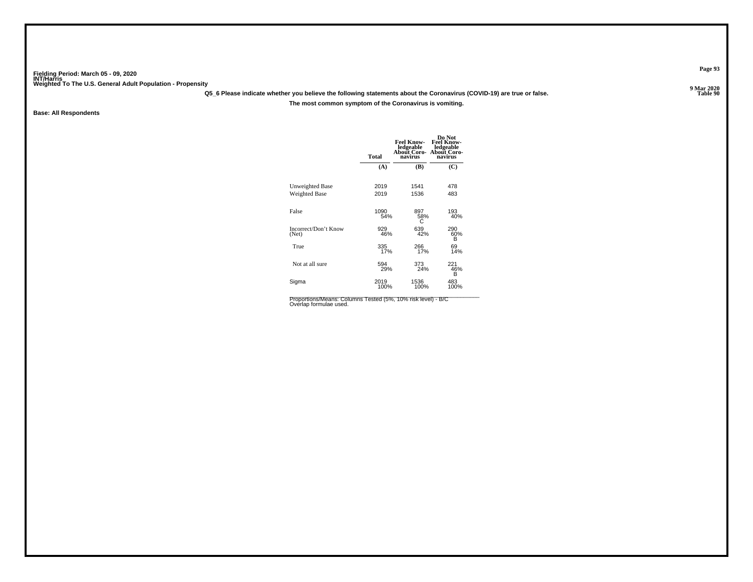Fielding Period: March 05 - 09, 2020
INT/Harris
Weighted To The U.S. General Adult Population - Propensity

9 Mar 2020
Table 90

**Q5_6 Please indicate whether you believe the following statements about the Coronavirus (COVID-19) are true or false.**

**The most common symptom of the Coronavirus is vomiting.**

**Base: All Respondents**

| | Total | Feel Know-ledgeable About Coro-navirus | Do Not Feel Know-ledgeable About Coro-navirus |
|---|---|---|---|
| | (A) | (B) | (C) |
| Unweighted Base | 2019 | 1541 | 478 |
| Weighted Base | 2019 | 1536 | 483 |
| False | 1090<br>54% | 897<br>58%<br>C | 193<br>40% |
| Incorrect/Don't Know (Net) | 929<br>46% | 639<br>42% | 290<br>60%<br>B |
| True | 335<br>17% | 266<br>17% | 69<br>14% |
| Not at all sure | 594<br>29% | 373<br>24% | 221<br>46%<br>B |
| Sigma | 2019<br>100% | 1536<br>100% | 483<br>100% |

Proportions/Means: Columns Tested (5%, 10% risk level) - B/C
Overlap formulae used.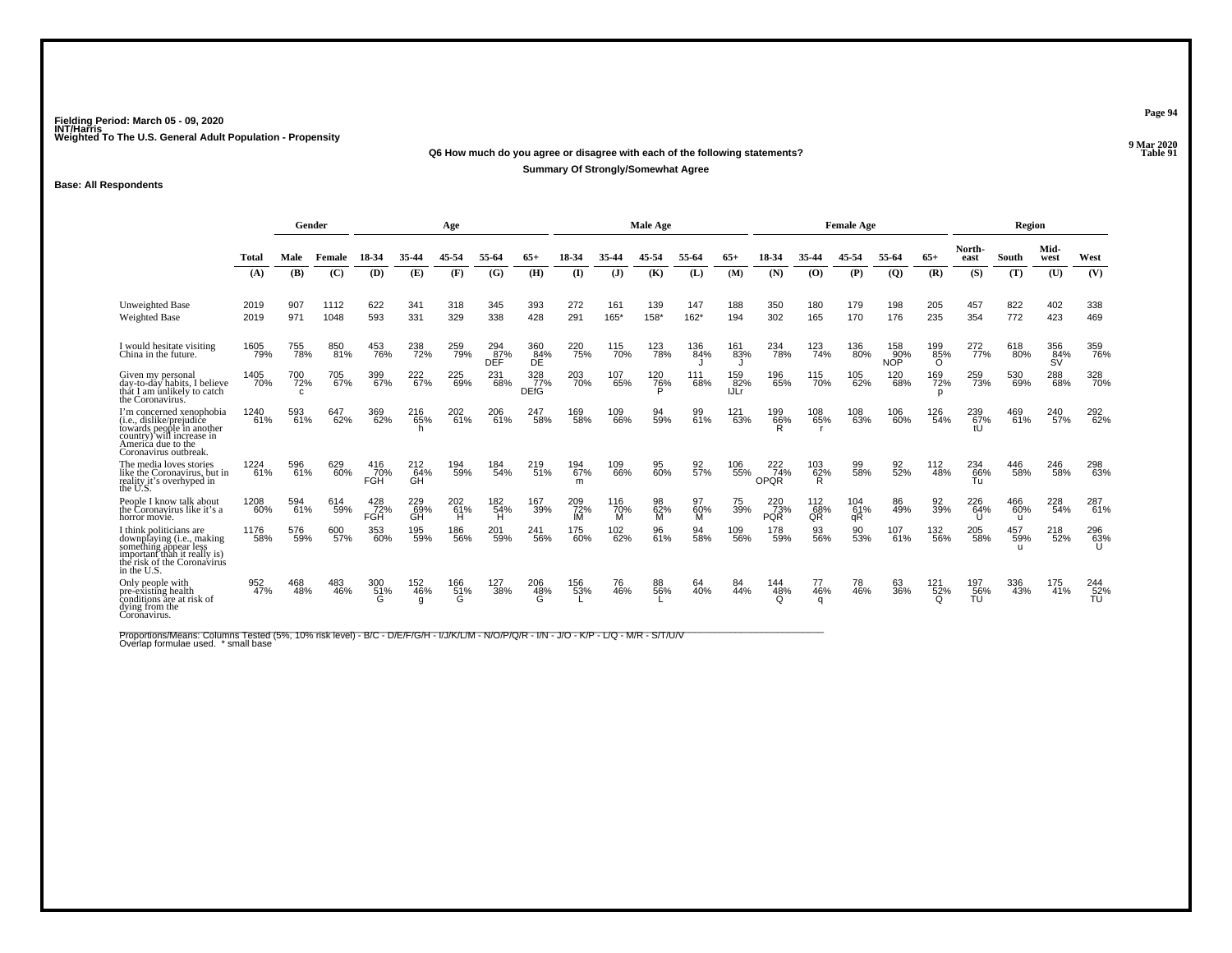Fielding Period: March 05 - 09, 2020
INT/Harris
Weighted To The U.S. General Adult Population - Propensity

9 Mar 2020
Table 91

**Q6 How much do you agree or disagree with each of the following statements?**

**Summary Of Strongly/Somewhat Agree**

**Base: All Respondents**

| | Total | Gender | | Age | | | | | Male Age | | | | | Female Age | | | | | Region | | | |
|---|---|---|---|---|---|---|---|---|---|---|---|---|---|---|---|---|---|---|---|---|---|---|
| | Total | Male | Female | 18-34 | 35-44 | 45-54 | 55-64 | 65+ | 18-34 | 35-44 | 45-54 | 55-64 | 65+ | 18-34 | 35-44 | 45-54 | 55-64 | 65+ | North-east | South | Mid-west | West |
| | (A) | (B) | (C) | (D) | (E) | (F) | (G) | (H) | (I) | (J) | (K) | (L) | (M) | (N) | (O) | (P) | (Q) | (R) | (S) | (T) | (U) | (V) |
| Unweighted Base | 2019 | 907 | 1112 | 622 | 341 | 318 | 345 | 393 | 272 | 161 | 139 | 147 | 188 | 350 | 180 | 179 | 198 | 205 | 457 | 822 | 402 | 338 |
| Weighted Base | 2019 | 971 | 1048 | 593 | 331 | 329 | 338 | 428 | 291 | 165* | 158* | 162* | 194 | 302 | 165 | 170 | 176 | 235 | 354 | 772 | 423 | 469 |
| I would hesitate visiting China in the future. | 1605 79% | 755 78% | 850 81% | 453 76% | 238 72% | 259 79% | 294 87% DEF | 360 84% DE | 220 75% | 115 70% | 123 78% | 136 84% J | 161 83% J | 234 78% | 123 74% | 136 80% | 158 90% NOP | 199 85% O | 272 77% | 618 80% | 356 84% SV | 359 76% |
| Given my personal day-to-day habits, I believe that I am unlikely to catch the Coronavirus. | 1405 70% | 700 72% c | 705 67% | 399 67% | 222 67% | 225 69% | 231 68% | 328 77% DEfG | 203 70% | 107 65% | 120 76% P | 111 68% | 159 82% IJLr | 196 65% | 115 70% | 105 62% | 120 68% | 169 72% p | 259 73% | 530 69% | 288 68% | 328 70% |
| I'm concerned xenophobia (i.e., dislike/prejudice towards people in another country) will increase in America due to the Coronavirus outbreak. | 1240 61% | 593 61% | 647 62% | 369 62% | 216 65% h | 202 61% | 206 61% | 247 58% | 169 58% | 109 66% | 94 59% | 99 61% | 121 63% | 199 66% R | 108 65% r | 108 63% | 106 60% | 126 54% | 239 67% tU | 469 61% | 240 57% | 292 62% |
| The media loves stories like the Coronavirus, but in reality it's overhyped in the U.S. | 1224 61% | 596 61% | 629 60% | 416 70% FGH | 212 64% GH | 194 59% | 184 54% | 219 51% | 194 67% m | 109 66% | 95 60% | 92 57% | 106 55% | 222 74% OPQR | 103 62% R | 99 58% | 92 52% | 112 48% | 234 66% Tu | 446 58% | 246 58% | 298 63% |
| People I know talk about the Coronavirus like it's a horror movie. | 1208 60% | 594 61% | 614 59% | 428 72% FGH | 229 69% GH | 202 61% H | 182 54% H | 167 39% | 209 72% IM | 116 70% M | 98 62% M | 97 60% M | 75 39% | 220 73% PQR | 112 68% QR | 104 61% qR | 86 49% | 92 39% | 226 64% U | 466 60% u | 228 54% | 287 61% |
| I think politicians are downplaying (i.e., making something appear less important than it really is) the risk of the Coronavirus in the U.S. | 1176 58% | 576 59% | 600 57% | 353 60% | 195 59% | 186 56% | 201 59% | 241 56% | 175 60% | 102 62% | 96 61% | 94 58% | 109 56% | 178 59% | 93 56% | 90 53% | 107 61% | 132 56% | 205 58% | 457 59% u | 218 52% | 296 63% U |
| Only people with pre-existing health conditions are at risk of dying from the Coronavirus. | 952 47% | 468 48% | 483 46% | 300 51% G | 152 46% g | 166 51% G | 127 38% | 206 48% G | 156 53% L | 76 46% | 88 56% L | 64 40% | 84 44% | 144 48% Q | 77 46% q | 78 46% | 63 36% | 121 52% Q | 197 56% TU | 336 43% | 175 41% | 244 52% TU |

Proportions/Means: Columns Tested (5%, 10% risk level) - B/C - D/E/F/G/H - I/J/K/L/M - N/O/P/Q/R - I/N - J/O - K/P - L/Q - M/R - S/T/U/V
Overlap formulae used. * small base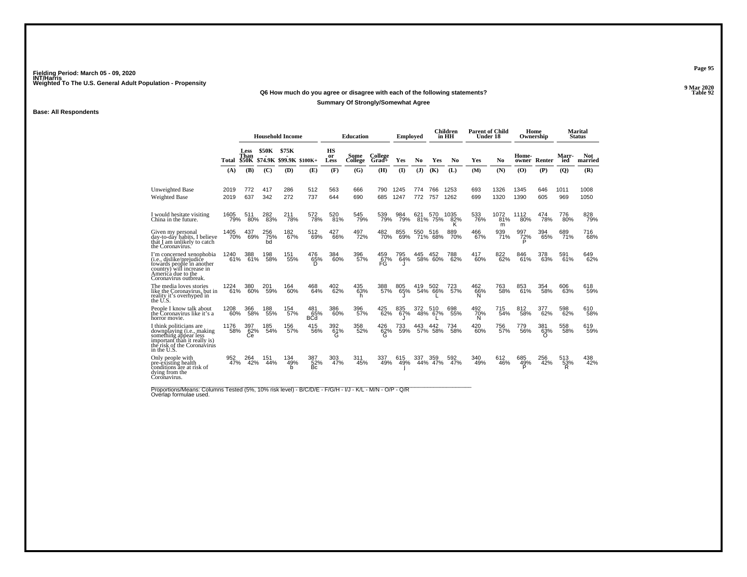Fielding Period: March 05 - 09, 2020
INT/Harris
Weighted To The U.S. General Adult Population - Propensity

9 Mar 2020
Table 92

**Q6 How much do you agree or disagree with each of the following statements?**

**Summary Of Strongly/Somewhat Agree**

**Base: All Respondents**

| | | Household Income | | | | Education | | | Employed | | Children in HH | | Parent of Child Under 18 | | Home Ownership | | Marital Status | |
|---|---|---|---|---|---|---|---|---|---|---|---|---|---|---|---|---|---|---|
| | Total | Less Than $50K | $50K - $74.9K | $75K - $99.9K | $100K+ | HS or Less | Some College | College Grad+ | Yes | No | Yes | No | Yes | No | Home-owner | Renter | Married | Not married |
| | (A) | (B) | (C) | (D) | (E) | (F) | (G) | (H) | (I) | (J) | (K) | (L) | (M) | (N) | (O) | (P) | (Q) | (R) |
| Unweighted Base | 2019 | 772 | 417 | 286 | 512 | 563 | 666 | 790 | 1245 | 774 | 766 | 1253 | 693 | 1326 | 1345 | 646 | 1011 | 1008 |
| Weighted Base | 2019 | 637 | 342 | 272 | 737 | 644 | 690 | 685 | 1247 | 772 | 757 | 1262 | 699 | 1320 | 1390 | 605 | 969 | 1050 |
| I would hesitate visiting China in the future. | 1605 79% | 511 80% | 282 83% | 211 78% | 572 78% | 520 81% | 545 79% | 539 79% | 984 79% | 621 81% | 570 75% | 1035 82% K | 533 76% | 1072 81% m | 1112 80% | 474 78% | 776 80% | 828 79% |
| Given my personal day-to-day habits, I believe that I am unlikely to catch the Coronavirus. | 1405 70% | 437 69% | 256 75% bd | 182 67% | 512 69% | 427 66% | 497 72% | 482 70% | 855 69% | 550 71% | 516 68% | 889 70% | 466 67% | 939 71% | 997 72% P | 394 65% | 689 71% | 716 68% |
| I'm concerned xenophobia (i.e., dislike/prejudice towards people in another country) will increase in America due to the Coronavirus outbreak. | 1240 61% | 388 61% | 198 58% | 151 55% | 476 65% D | 384 60% | 396 57% | 459 67% FG | 795 64% J | 445 58% | 452 60% | 788 62% | 417 60% | 822 62% | 846 61% | 378 63% | 591 61% | 649 62% |
| The media loves stories like the Coronavirus, but in reality it's overhyped in the U.S. | 1224 61% | 380 60% | 201 59% | 164 60% | 468 64% | 402 62% | 435 63% h | 388 57% | 805 65% J | 419 54% | 502 66% L | 723 57% | 462 66% N | 763 58% | 853 61% | 354 58% | 606 63% | 618 59% |
| People I know talk about the Coronavirus like it's a horror movie. | 1208 60% | 366 58% | 188 55% | 154 57% | 481 65% BCd | 386 60% | 396 57% | 425 62% | 835 67% J | 372 48% | 510 67% L | 698 55% | 492 70% N | 715 54% | 812 58% | 377 62% | 598 62% | 610 58% |
| I think politicians are downplaying (i.e., making something appear less important than it really is) the risk of the Coronavirus in the U.S. | 1176 58% | 397 62% Ce | 185 54% | 156 57% | 415 56% | 392 61% G | 358 52% | 426 62% G | 733 59% | 443 57% | 442 58% | 734 58% | 420 60% | 756 57% | 779 56% | 381 63% O | 558 58% | 619 59% |
| Only people with pre-existing health conditions are at risk of dying from the Coronavirus. | 952 47% | 264 42% | 151 44% | 134 49% b | 387 52% Bc | 303 47% | 311 45% | 337 49% | 615 49% j | 337 44% | 359 47% | 592 47% | 340 49% | 612 46% | 685 49% P | 256 42% | 513 53% R | 438 42% |

Proportions/Means: Columns Tested (5%, 10% risk level) - B/C/D/E - F/G/H - I/J - K/L - M/N - O/P - Q/R
Overlap formulae used.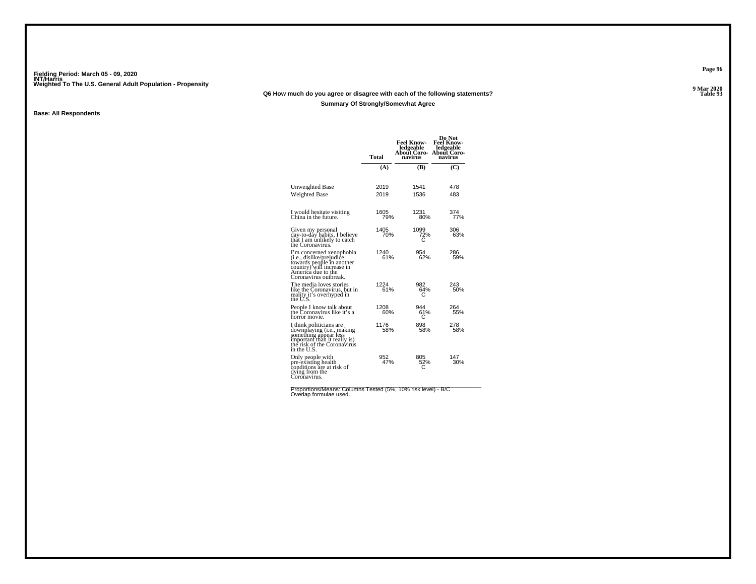Fielding Period: March 05 - 09, 2020
INT/Harris
Weighted To The U.S. General Adult Population - Propensity

9 Mar 2020
Table 93

**Q6 How much do you agree or disagree with each of the following statements?**

**Summary Of Strongly/Somewhat Agree**

**Base: All Respondents**

| | Total | Feel Knowledgeable About Coronavirus | Do Not Feel Knowledgeable About Coronavirus |
|---|---|---|---|
| | (A) | (B) | (C) |
| Unweighted Base | 2019 | 1541 | 478 |
| Weighted Base | 2019 | 1536 | 483 |
| I would hesitate visiting China in the future. | 1605<br>79% | 1231<br>80% | 374<br>77% |
| Given my personal day-to-day habits, I believe that I am unlikely to catch the Coronavirus. | 1405<br>70% | 1099<br>72%<br>C | 306<br>63% |
| I'm concerned xenophobia (i.e., dislike/prejudice towards people in another country) will increase in America due to the Coronavirus outbreak. | 1240<br>61% | 954<br>62% | 286<br>59% |
| The media loves stories like the Coronavirus, but in reality it's overhyped in the U.S. | 1224<br>61% | 982<br>64%<br>C | 243<br>50% |
| People I know talk about the Coronavirus like it's a horror movie. | 1208<br>60% | 944<br>61%<br>C | 264<br>55% |
| I think politicians are downplaying (i.e., making something appear less important than it really is) the risk of the Coronavirus in the U.S. | 1176<br>58% | 898<br>58% | 278<br>58% |
| Only people with pre-existing health conditions are at risk of dying from the Coronavirus. | 952<br>47% | 805<br>52%<br>C | 147<br>30% |

Proportions/Means: Columns Tested (5%, 10% risk level) - B/C
Overlap formulae used.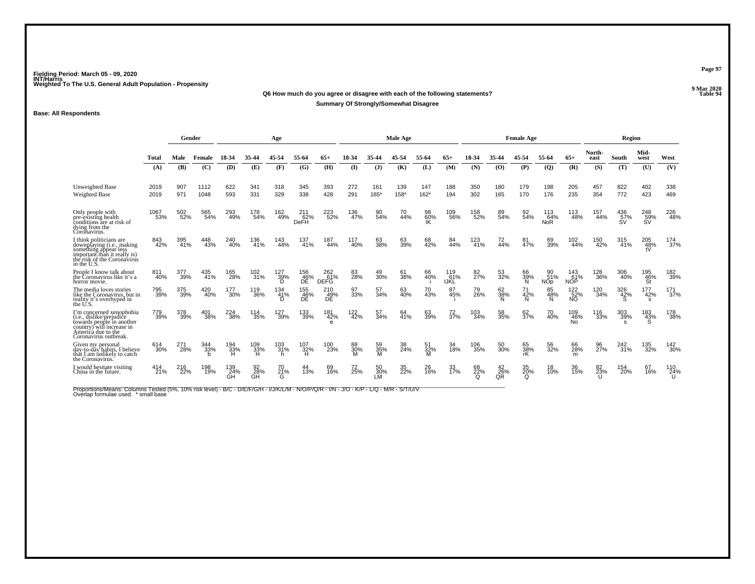Fielding Period: March 05 - 09, 2020
INT/Harris
Weighted To The U.S. General Adult Population - Propensity

9 Mar 2020
Table 94

**Q6 How much do you agree or disagree with each of the following statements?**

**Summary Of Strongly/Somewhat Disagree**

**Base: All Respondents**

| | Total | Gender | | Age | | | | | Male Age | | | | | Female Age | | | | | Region | | | |
|---|---|---|---|---|---|---|---|---|---|---|---|---|---|---|---|---|---|---|---|---|---|---|
| | Total | Male | Female | 18-34 | 35-44 | 45-54 | 55-64 | 65+ | 18-34 | 35-44 | 45-54 | 55-64 | 65+ | 18-34 | 35-44 | 45-54 | 55-64 | 65+ | North-east | South | Mid-west | West |
| | (A) | (B) | (C) | (D) | (E) | (F) | (G) | (H) | (I) | (J) | (K) | (L) | (M) | (N) | (O) | (P) | (Q) | (R) | (S) | (T) | (U) | (V) |
| Unweighted Base | 2019 | 907 | 1112 | 622 | 341 | 318 | 345 | 393 | 272 | 161 | 139 | 147 | 188 | 350 | 180 | 179 | 198 | 205 | 457 | 822 | 402 | 338 |
| Weighted Base | 2019 | 971 | 1048 | 593 | 331 | 329 | 338 | 428 | 291 | 165* | 158* | 162* | 194 | 302 | 165 | 170 | 176 | 235 | 354 | 772 | 423 | 469 |
| Only people with pre-existing health conditions are at risk of dying from the Coronavirus. | 1067 | 502 | 565 | 293 | 178 | 162 | 211 | 223 | 136 | 90 | 70 | 98 | 109 | 158 | 89 | 92 | 113 | 113 | 157 | 436 | 248 | 226 |
| | 53% | 52% | 54% | 49% | 54% | 49% | 62% | 52% | 47% | 54% | 44% | 60% | 56% | 52% | 54% | 54% | 64% | 48% | 44% | 57% | 59% | 48% |
| | | | | | | | DeFH | | | | | IK | | | | | NoR | | | SV | SV | |
| I think politicians are downplaying (i.e., making something appear less important than it really is) the risk of the Coronavirus in the U.S. | 843 | 395 | 448 | 240 | 136 | 143 | 137 | 187 | 117 | 63 | 63 | 68 | 84 | 123 | 72 | 81 | 69 | 102 | 150 | 315 | 205 | 174 |
| | 42% | 41% | 43% | 40% | 41% | 44% | 41% | 44% | 40% | 38% | 39% | 42% | 44% | 41% | 44% | 47% | 39% | 44% | 42% | 41% | 48% | 37% |
| | | | | | | | | | | | | | | | | | | | | | tV | |
| People I know talk about the Coronavirus like it's a horror movie. | 811 | 377 | 435 | 165 | 102 | 127 | 156 | 262 | 83 | 49 | 61 | 66 | 119 | 82 | 53 | 66 | 90 | 143 | 128 | 306 | 195 | 182 |
| | 40% | 39% | 41% | 28% | 31% | 39% | 46% | 61% | 28% | 30% | 38% | 40% | 61% | 27% | 32% | 39% | 51% | 61% | 36% | 40% | 46% | 39% |
| | | | | | | D | DE | DEFG | | | | i | IJKL | | | N | NOp | NOP | | | St | |
| The media loves stories like the Coronavirus, but in reality it's overhyped in the U.S. | 795 | 375 | 420 | 177 | 119 | 134 | 155 | 210 | 97 | 57 | 63 | 70 | 87 | 79 | 62 | 71 | 85 | 122 | 120 | 326 | 177 | 171 |
| | 39% | 39% | 40% | 30% | 36% | 41% | 46% | 49% | 33% | 34% | 40% | 43% | 45% | 26% | 38% | 42% | 48% | 52% | 34% | 42% | 42% | 37% |
| | | | | | | D | DE | DE | | | | | i | | N | N | N | NO | | S | s | |
| I'm concerned xenophobia (i.e., dislike/prejudice towards people in another country) will increase in America due to the Coronavirus outbreak. | 779 | 378 | 401 | 224 | 114 | 127 | 133 | 181 | 122 | 57 | 64 | 63 | 72 | 103 | 58 | 62 | 70 | 109 | 116 | 303 | 183 | 178 |
| | 39% | 39% | 38% | 38% | 35% | 39% | 39% | 42% | 42% | 34% | 41% | 39% | 37% | 34% | 35% | 37% | 40% | 46% | 33% | 39% | 43% | 38% |
| | | | | | | | | e | | | | | | | | | | No | | s | S | |
| Given my personal day-to-day habits, I believe that I am unlikely to catch the Coronavirus. | 614 | 271 | 344 | 194 | 109 | 103 | 107 | 100 | 88 | 59 | 38 | 51 | 34 | 106 | 50 | 65 | 56 | 66 | 96 | 242 | 135 | 142 |
| | 30% | 28% | 33% | 33% | 33% | 31% | 32% | 23% | 30% | 35% | 24% | 32% | 18% | 35% | 30% | 38% | 32% | 28% | 27% | 31% | 32% | 30% |
| | | | b | H | H | h | H | | M | M | | M | | | | rK | | m | | | | |
| I would hesitate visiting China in the future. | 414 | 216 | 198 | 139 | 92 | 70 | 44 | 69 | 72 | 50 | 35 | 26 | 33 | 68 | 42 | 35 | 18 | 36 | 82 | 154 | 67 | 110 |
| | 21% | 22% | 19% | 24% | 28% | 21% | 13% | 16% | 25% | 30% | 22% | 16% | 17% | 22% | 26% | 20% | 10% | 15% | 23% | 20% | 16% | 24% |
| | | | | GH | GH | G | | | | LM | | | | Q | QR | Q | | | U | | | U |

Proportions/Means: Columns Tested (5%, 10% risk level) - B/C - D/E/F/G/H - I/J/K/L/M - N/O/P/Q/R - I/N - J/O - K/P - L/Q - M/R - S/T/U/V
Overlap formulae used. * small base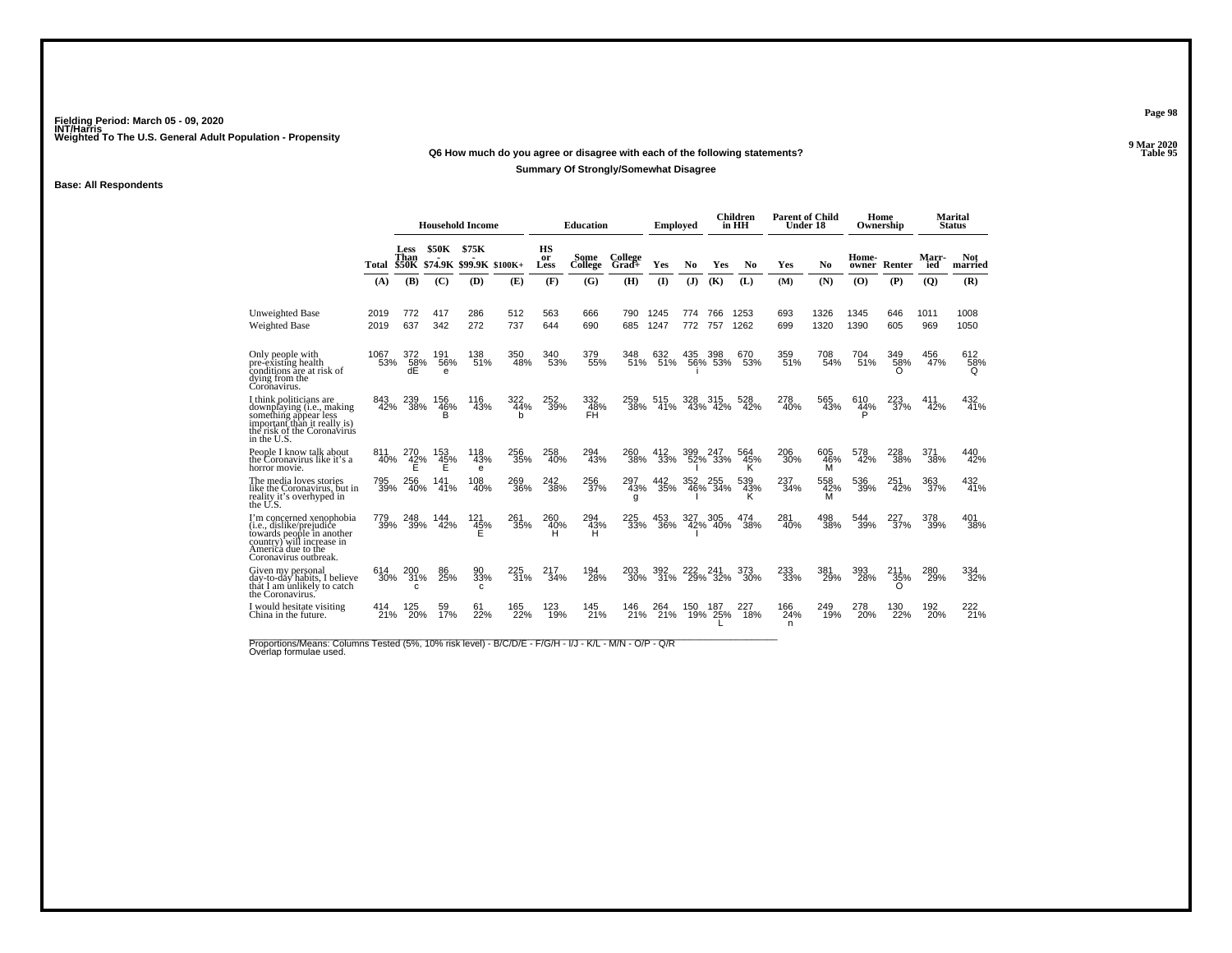Fielding Period: March 05 - 09, 2020
INT/Harris
Weighted To The U.S. General Adult Population - Propensity

9 Mar 2020
Table 95

**Q6 How much do you agree or disagree with each of the following statements?**

**Summary Of Strongly/Somewhat Disagree**

**Base: All Respondents**

| | Total | Household Income: Less Than $50K | $50K - $74.9K | $75K - $99.9K | $100K+ | Education: HS or Less | Some College | College Grad+ | Employed: Yes | No | Children in HH: Yes | No | Parent of Child Under 18: Yes | No | Home Ownership: Home-owner | Renter | Marital Status: Marr-ied | Not married |
|---|---|---|---|---|---|---|---|---|---|---|---|---|---|---|---|---|---|---|
| | (A) | (B) | (C) | (D) | (E) | (F) | (G) | (H) | (I) | (J) | (K) | (L) | (M) | (N) | (O) | (P) | (Q) | (R) |
| Unweighted Base | 2019 | 772 | 417 | 286 | 512 | 563 | 666 | 790 | 1245 | 774 | 766 | 1253 | 693 | 1326 | 1345 | 646 | 1011 | 1008 |
| Weighted Base | 2019 | 637 | 342 | 272 | 737 | 644 | 690 | 685 | 1247 | 772 | 757 | 1262 | 699 | 1320 | 1390 | 605 | 969 | 1050 |
| Only people with pre-existing health conditions are at risk of dying from the Coronavirus. | 1067 53% | 372 58% dE | 191 56% e | 138 51% | 350 48% | 340 53% | 379 55% | 348 51% | 632 51% | 435 56% i | 398 53% | 670 53% | 359 51% | 708 54% | 704 51% | 349 58% O | 456 47% | 612 58% Q |
| I think politicians are downplaying (i.e., making something appear less important than it really is) the risk of the Coronavirus in the U.S. | 843 42% | 239 38% | 156 46% B | 116 43% | 322 44% b | 252 39% | 332 48% FH | 259 38% | 515 41% | 328 43% | 315 42% | 528 42% | 278 40% | 565 43% | 610 44% P | 223 37% | 411 42% | 432 41% |
| People I know talk about the Coronavirus like it's a horror movie. | 811 40% | 270 42% E | 153 45% E | 118 43% e | 256 35% | 258 40% | 294 43% | 260 38% | 412 33% | 399 52% I | 247 33% | 564 45% K | 206 30% | 605 46% M | 578 42% | 228 38% | 371 38% | 440 42% |
| The media loves stories like the Coronavirus, but in reality it's overhyped in the U.S. | 795 39% | 256 40% | 141 41% | 108 40% | 269 36% | 242 38% | 256 37% | 297 43% g | 442 35% | 352 46% I | 255 34% | 539 43% K | 237 34% | 558 42% M | 536 39% | 251 42% | 363 37% | 432 41% |
| I'm concerned xenophobia (i.e., dislike/prejudice towards people in another country) will increase in America due to the Coronavirus outbreak. | 779 39% | 248 39% | 144 42% | 121 45% E | 261 35% | 260 40% H | 294 43% H | 225 33% | 453 36% | 327 42% I | 305 40% | 474 38% | 281 40% | 498 38% | 544 39% | 227 37% | 378 39% | 401 38% |
| Given my personal day-to-day habits, I believe that I am unlikely to catch the Coronavirus. | 614 30% | 200 31% c | 86 25% | 90 33% c | 225 31% | 217 34% | 194 28% | 203 30% | 392 31% | 222 29% | 241 32% | 373 30% | 233 33% | 381 29% | 393 28% | 211 35% O | 280 29% | 334 32% |
| I would hesitate visiting China in the future. | 414 21% | 125 20% | 59 17% | 61 22% | 165 22% | 123 19% | 145 21% | 146 21% | 264 21% | 150 19% | 187 25% L | 227 18% | 166 24% n | 249 19% | 278 20% | 130 22% | 192 20% | 222 21% |

Proportions/Means: Columns Tested (5%, 10% risk level) - B/C/D/E - F/G/H - I/J - K/L - M/N - O/P - Q/R
Overlap formulae used.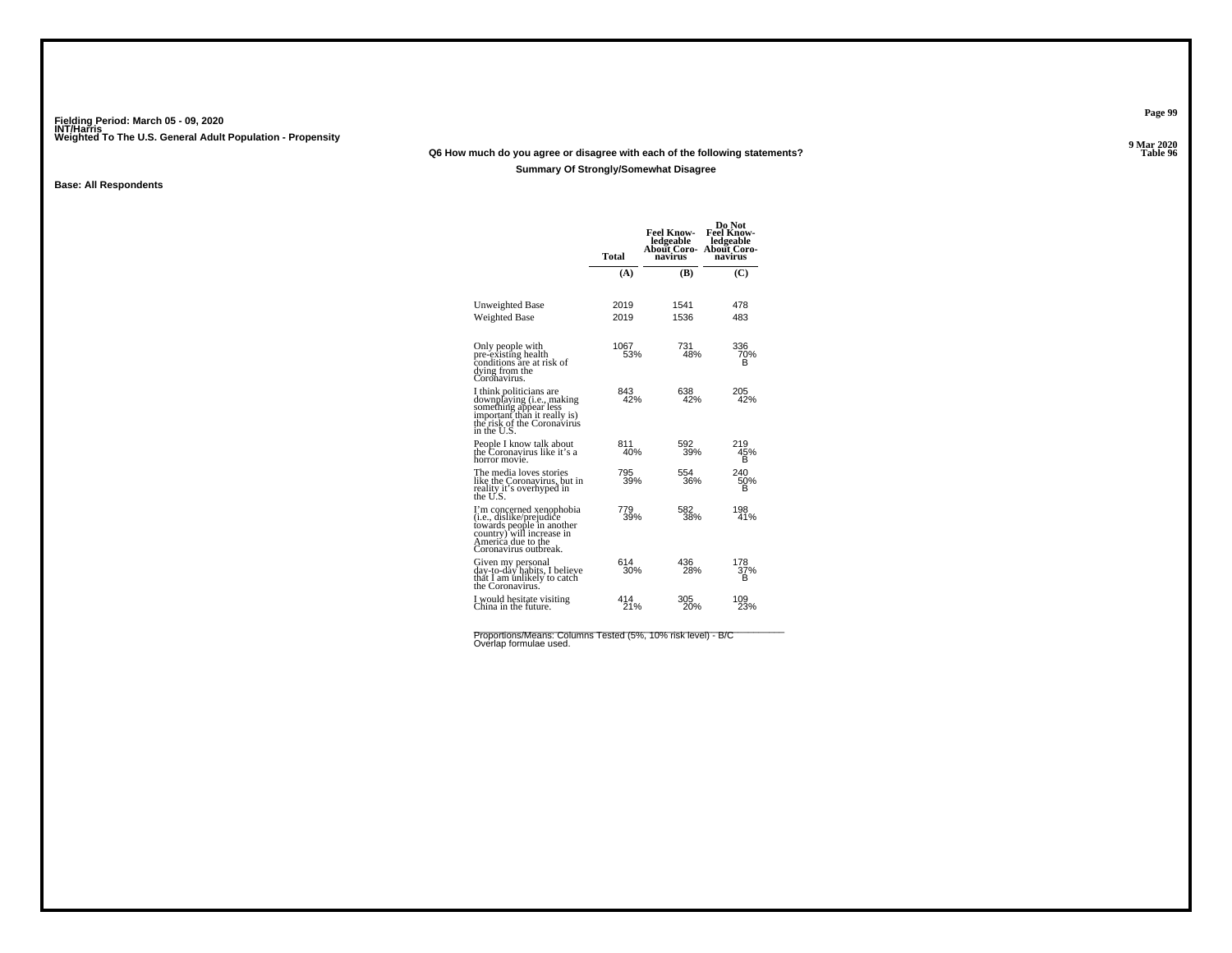Fielding Period: March 05 - 09, 2020
INT/Harris
Weighted To The U.S. General Adult Population - Propensity

Table 96

**Q6 How much do you agree or disagree with each of the following statements?**

**Summary Of Strongly/Somewhat Disagree**

**Base: All Respondents**

| | Total | Feel Knowledgeable About Coronavirus | Do Not Feel Knowledgeable About Coronavirus |
|---|---|---|---|
| | (A) | (B) | (C) |
| Unweighted Base | 2019 | 1541 | 478 |
| Weighted Base | 2019 | 1536 | 483 |
| Only people with pre-existing health conditions are at risk of dying from the Coronavirus. | 1067<br>53% | 731<br>48% | 336<br>70%<br>B |
| I think politicians are downplaying (i.e., making something appear less important than it really is) the risk of the Coronavirus in the U.S. | 843<br>42% | 638<br>42% | 205<br>42% |
| People I know talk about the Coronavirus like it's a horror movie. | 811<br>40% | 592<br>39% | 219<br>45%<br>B |
| The media loves stories like the Coronavirus, but in reality it's overhyped in the U.S. | 795<br>39% | 554<br>36% | 240<br>50%<br>B |
| I'm concerned xenophobia (i.e., dislike/prejudice towards people in another country) will increase in America due to the Coronavirus outbreak. | 779<br>39% | 582<br>38% | 198<br>41% |
| Given my personal day-to-day habits, I believe that I am unlikely to catch the Coronavirus. | 614<br>30% | 436<br>28% | 178<br>37%<br>B |
| I would hesitate visiting China in the future. | 414<br>21% | 305<br>20% | 109<br>23% |

Proportions/Means: Columns Tested (5%, 10% risk level) - B/C
Overlap formulae used.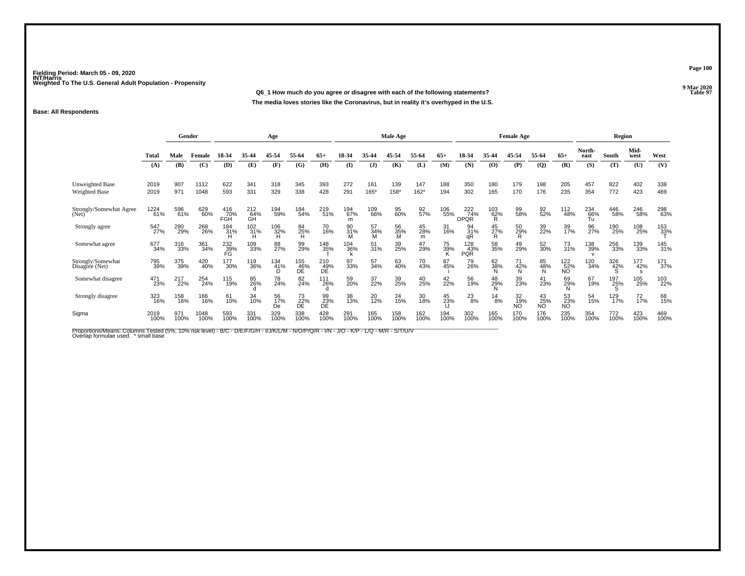Fielding Period: March 05 - 09, 2020
INT/Harris
Weighted To The U.S. General Adult Population - Propensity

9 Mar 2020
Table 97

**Q6_1 How much do you agree or disagree with each of the following statements?**

**The media loves stories like the Coronavirus, but in reality it's overhyped in the U.S.**

**Base: All Respondents**

| | | Gender | | Age | | | | | Male Age | | | | | Female Age | | | | | Region | | | |
|---|---|---|---|---|---|---|---|---|---|---|---|---|---|---|---|---|---|---|---|---|---|---|
| | Total | Male | Female | 18-34 | 35-44 | 45-54 | 55-64 | 65+ | 18-34 | 35-44 | 45-54 | 55-64 | 65+ | 18-34 | 35-44 | 45-54 | 55-64 | 65+ | North-east | South | Mid-west | West |
| | (A) | (B) | (C) | (D) | (E) | (F) | (G) | (H) | (I) | (J) | (K) | (L) | (M) | (N) | (O) | (P) | (Q) | (R) | (S) | (T) | (U) | (V) |
| Unweighted Base | 2019 | 907 | 1112 | 622 | 341 | 318 | 345 | 393 | 272 | 161 | 139 | 147 | 188 | 350 | 180 | 179 | 198 | 205 | 457 | 822 | 402 | 338 |
| Weighted Base | 2019 | 971 | 1048 | 593 | 331 | 329 | 338 | 428 | 291 | 165* | 158* | 162* | 194 | 302 | 165 | 170 | 176 | 235 | 354 | 772 | 423 | 469 |
| Strongly/Somewhat Agree (Net) | 1224 61% | 596 61% | 629 60% | 416 70% FGH | 212 64% GH | 194 59% | 184 54% | 219 51% | 194 67% m | 109 66% | 95 60% | 92 57% | 106 55% | 222 74% OPQR | 103 62% R | 99 58% | 92 52% | 112 48% | 234 66% Tu | 446 58% | 246 58% | 298 63% |
| Strongly agree | 547 27% | 280 29% | 268 26% | 184 31% H | 102 31% H | 106 32% H | 84 25% H | 70 16% | 90 31% M | 57 34% M | 56 35% M | 45 28% m | 31 16% | 94 31% qR | 45 27% R | 50 29% R | 39 22% | 39 17% | 96 27% | 190 25% | 108 25% | 153 33% T |
| Somewhat agree | 677 34% | 316 33% | 361 34% | 232 39% FG | 109 33% | 88 27% | 99 29% | 148 35% f | 104 36% k | 51 31% | 39 25% | 47 29% | 75 39% K | 128 43% PQR | 58 35% | 49 29% | 52 30% | 73 31% | 138 39% v | 256 33% | 139 33% | 145 31% |
| Strongly/Somewhat Disagree (Net) | 795 39% | 375 39% | 420 40% | 177 30% | 119 36% | 134 41% D | 155 46% DE | 210 49% DE | 97 33% | 57 34% | 63 40% | 70 43% | 87 45% i | 79 26% | 62 38% N | 71 42% N | 85 48% N | 122 52% NO | 120 34% | 326 42% S | 177 42% s | 171 37% |
| Somewhat disagree | 471 23% | 217 22% | 254 24% | 115 19% | 85 26% d | 78 24% | 82 24% | 111 26% d | 59 20% | 37 22% | 39 25% | 40 25% | 42 22% | 56 19% | 48 29% N | 39 23% | 41 23% | 69 29% N | 67 19% | 197 25% S | 105 25% | 103 22% |
| Strongly disagree | 323 16% | 158 16% | 166 16% | 61 10% | 34 10% | 56 17% De | 73 22% DE | 99 23% DE | 38 13% | 20 12% | 24 15% | 30 18% | 45 23% IJ | 23 8% | 14 8% | 32 19% NO | 43 25% NO | 53 23% NO | 54 15% | 129 17% | 72 17% | 68 15% |
| Sigma | 2019 100% | 971 100% | 1048 100% | 593 100% | 331 100% | 329 100% | 338 100% | 428 100% | 291 100% | 165 100% | 158 100% | 162 100% | 194 100% | 302 100% | 165 100% | 170 100% | 176 100% | 235 100% | 354 100% | 772 100% | 423 100% | 469 100% |

Proportions/Means: Columns Tested (5%, 10% risk level) - B/C - D/E/F/G/H - I/J/K/L/M - N/O/P/Q/R - I/N - J/O - K/P - L/Q - M/R - S/T/U/V
Overlap formulae used. * small base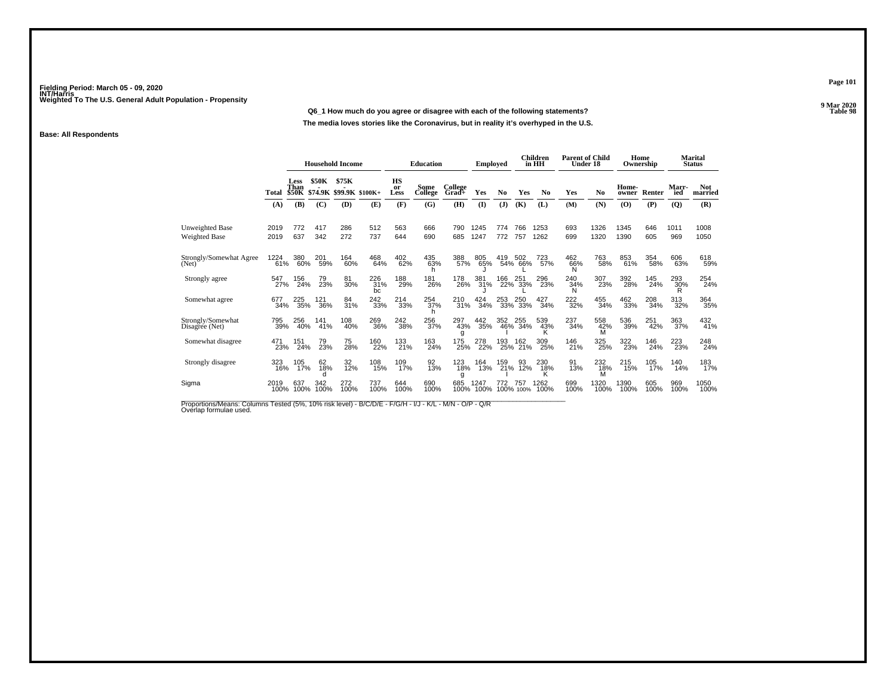Fielding Period: March 05 - 09, 2020
INT/Harris
Weighted To The U.S. General Adult Population - Propensity

9 Mar 2020
Table 98

**Q6_1 How much do you agree or disagree with each of the following statements?**

**The media loves stories like the Coronavirus, but in reality it's overhyped in the U.S.**

**Base: All Respondents**

| | Total | Household Income | | | | Education | | | Employed | | Children in HH | | Parent of Child Under 18 | | Home Ownership | | Marital Status | |
|---|---|---|---|---|---|---|---|---|---|---|---|---|---|---|---|---|---|---|
| | Total | Less Than $50K | $50K - $74.9K | $75K - $99.9K | $100K+ | HS or Less | Some College | College Grad+ | Yes | No | Yes | No | Yes | No | Home-owner | Renter | Marr-ied | Not married |
| | (A) | (B) | (C) | (D) | (E) | (F) | (G) | (H) | (I) | (J) | (K) | (L) | (M) | (N) | (O) | (P) | (Q) | (R) |
| Unweighted Base | 2019 | 772 | 417 | 286 | 512 | 563 | 666 | 790 | 1245 | 774 | 766 | 1253 | 693 | 1326 | 1345 | 646 | 1011 | 1008 |
| Weighted Base | 2019 | 637 | 342 | 272 | 737 | 644 | 690 | 685 | 1247 | 772 | 757 | 1262 | 699 | 1320 | 1390 | 605 | 969 | 1050 |
| Strongly/Somewhat Agree (Net) | 1224 | 380 | 201 | 164 | 468 | 402 | 435 | 388 | 805 | 419 | 502 | 723 | 462 | 763 | 853 | 354 | 606 | 618 |
| | 61% | 60% | 59% | 60% | 64% | 62% | 63% h | 57% | 65% J | 54% | 66% L | 57% | 66% N | 58% | 61% | 58% | 63% | 59% |
| Strongly agree | 547 | 156 | 79 | 81 | 226 | 188 | 181 | 178 | 381 | 166 | 251 | 296 | 240 | 307 | 392 | 145 | 293 | 254 |
| | 27% | 24% | 23% | 30% | 31% bc | 29% | 26% | 26% | 31% J | 22% | 33% L | 23% | 34% N | 23% | 28% | 24% | 30% R | 24% |
| Somewhat agree | 677 | 225 | 121 | 84 | 242 | 214 | 254 | 210 | 424 | 253 | 250 | 427 | 222 | 455 | 462 | 208 | 313 | 364 |
| | 34% | 35% | 36% | 31% | 33% | 33% | 37% h | 31% | 34% | 33% | 33% | 34% | 32% | 34% | 33% | 34% | 32% | 35% |
| Strongly/Somewhat Disagree (Net) | 795 | 256 | 141 | 108 | 269 | 242 | 256 | 297 | 442 | 352 | 255 | 539 | 237 | 558 | 536 | 251 | 363 | 432 |
| | 39% | 40% | 41% | 40% | 36% | 38% | 37% | 43% g | 35% | 46% I | 34% | 43% K | 34% | 42% M | 39% | 42% | 37% | 41% |
| Somewhat disagree | 471 | 151 | 79 | 75 | 160 | 133 | 163 | 175 | 278 | 193 | 162 | 309 | 146 | 325 | 322 | 146 | 223 | 248 |
| | 23% | 24% | 23% | 28% | 22% | 21% | 24% | 25% | 22% | 25% | 21% | 25% | 21% | 25% | 23% | 24% | 23% | 24% |
| Strongly disagree | 323 | 105 | 62 | 32 | 108 | 109 | 92 | 123 | 164 | 159 | 93 | 230 | 91 | 232 | 215 | 105 | 140 | 183 |
| | 16% | 17% | 18% d | 12% | 15% | 17% | 13% | 18% g | 13% | 21% I | 12% | 18% K | 13% | 18% M | 15% | 17% | 14% | 17% |
| Sigma | 2019 | 637 | 342 | 272 | 737 | 644 | 690 | 685 | 1247 | 772 | 757 | 1262 | 699 | 1320 | 1390 | 605 | 969 | 1050 |
| | 100% | 100% | 100% | 100% | 100% | 100% | 100% | 100% | 100% | 100% | 100% | 100% | 100% | 100% | 100% | 100% | 100% | 100% |

Proportions/Means: Columns Tested (5%, 10% risk level) - B/C/D/E - F/G/H - I/J - K/L - M/N - O/P - Q/R
Overlap formulae used.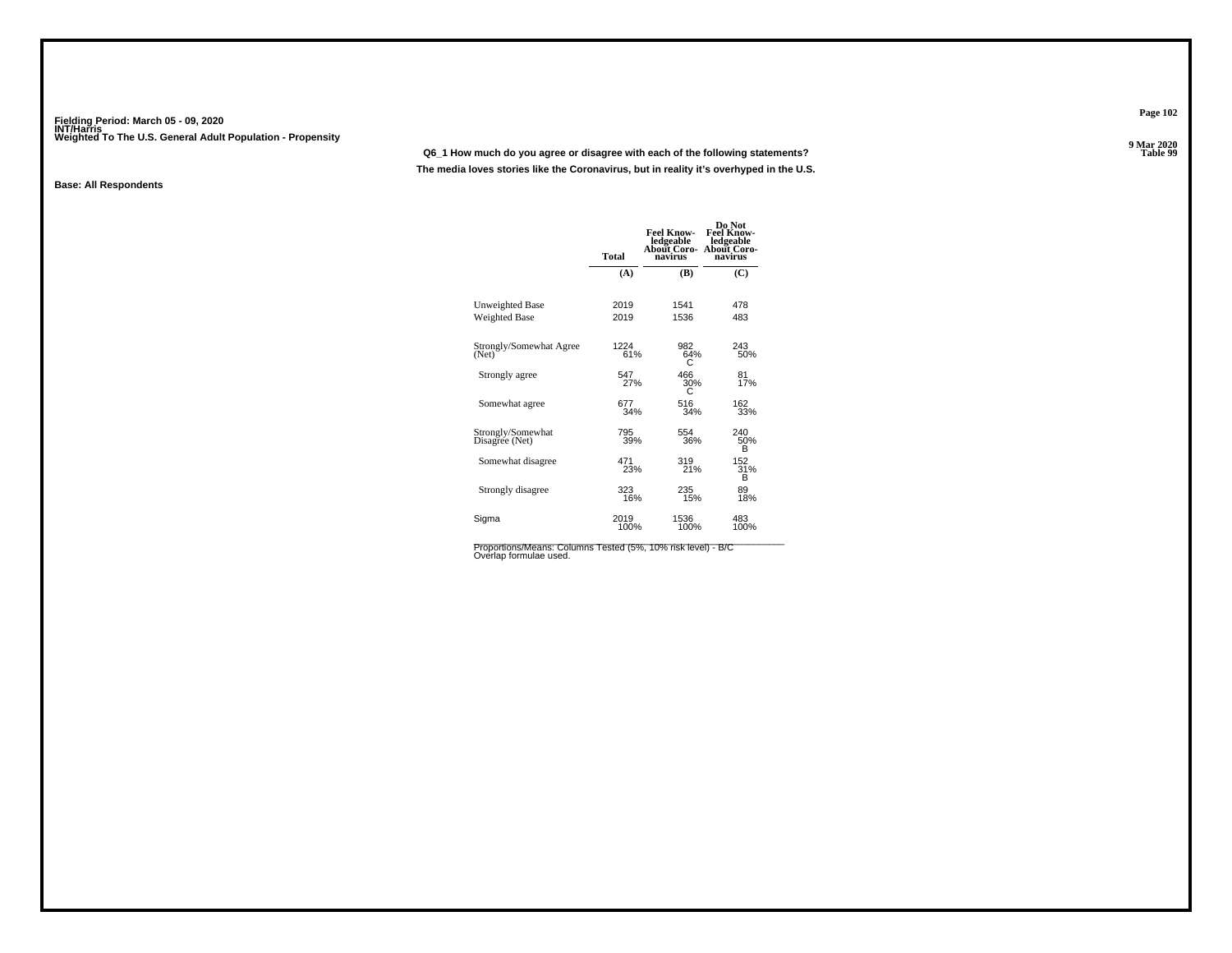Fielding Period: March 05 - 09, 2020
INT/Harris
Weighted To The U.S. General Adult Population - Propensity

9 Mar 2020
Table 99

**Q6_1 How much do you agree or disagree with each of the following statements?**

**The media loves stories like the Coronavirus, but in reality it's overhyped in the U.S.**

**Base: All Respondents**

| | Total | Feel Knowledgeable About Coronavirus | Do Not Feel Knowledgeable About Coronavirus |
|---|---|---|---|
| | (A) | (B) | (C) |
| Unweighted Base | 2019 | 1541 | 478 |
| Weighted Base | 2019 | 1536 | 483 |
| Strongly/Somewhat Agree (Net) | 1224<br>61% | 982<br>64%<br>C | 243<br>50% |
| Strongly agree | 547<br>27% | 466<br>30%<br>C | 81<br>17% |
| Somewhat agree | 677<br>34% | 516<br>34% | 162<br>33% |
| Strongly/Somewhat Disagree (Net) | 795<br>39% | 554<br>36% | 240<br>50%<br>B |
| Somewhat disagree | 471<br>23% | 319<br>21% | 152<br>31%<br>B |
| Strongly disagree | 323<br>16% | 235<br>15% | 89<br>18% |
| Sigma | 2019<br>100% | 1536<br>100% | 483<br>100% |

Proportions/Means: Columns Tested (5%, 10% risk level) - B/C
Overlap formulae used.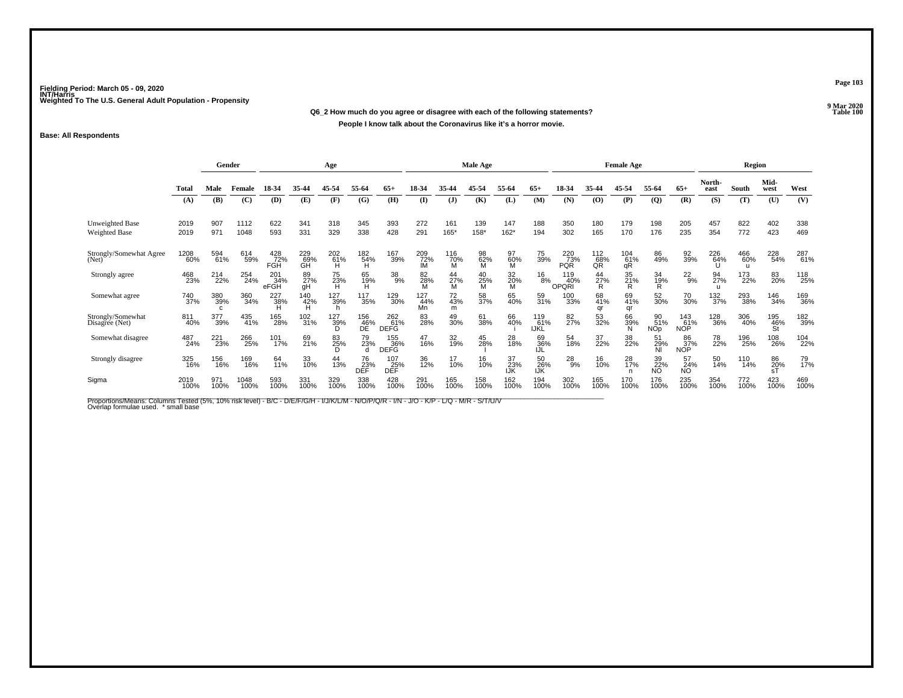Fielding Period: March 05 - 09, 2020
INT/Harris
Weighted To The U.S. General Adult Population - Propensity

9 Mar 2020
Table 100

**Q6_2 How much do you agree or disagree with each of the following statements?**

**People I know talk about the Coronavirus like it's a horror movie.**

**Base: All Respondents**

| | Total | Gender | | Age | | | | | Male Age | | | | | Female Age | | | | | Region | | | |
|---|---|---|---|---|---|---|---|---|---|---|---|---|---|---|---|---|---|---|---|---|---|---|
| | Total | Male | Female | 18-34 | 35-44 | 45-54 | 55-64 | 65+ | 18-34 | 35-44 | 45-54 | 55-64 | 65+ | 18-34 | 35-44 | 45-54 | 55-64 | 65+ | North-east | South | Mid-west | West |
| | (A) | (B) | (C) | (D) | (E) | (F) | (G) | (H) | (I) | (J) | (K) | (L) | (M) | (N) | (O) | (P) | (Q) | (R) | (S) | (T) | (U) | (V) |
| Unweighted Base | 2019 | 907 | 1112 | 622 | 341 | 318 | 345 | 393 | 272 | 161 | 139 | 147 | 188 | 350 | 180 | 179 | 198 | 205 | 457 | 822 | 402 | 338 |
| Weighted Base | 2019 | 971 | 1048 | 593 | 331 | 329 | 338 | 428 | 291 | 165* | 158* | 162* | 194 | 302 | 165 | 170 | 176 | 235 | 354 | 772 | 423 | 469 |
| Strongly/Somewhat Agree (Net) | 1208 | 594 | 614 | 428 | 229 | 202 | 182 | 167 | 209 | 116 | 98 | 97 | 75 | 220 | 112 | 104 | 86 | 92 | 226 | 466 | 228 | 287 |
| | 60% | 61% | 59% | 72% | 69% | 61% | 54% | 39% | 72% | 70% | 62% | 60% | 39% | 73% | 68% | 61% | 49% | 39% | 64% | 60% | 54% | 61% |
| | | | | FGH | GH | H | H | | IM | M | M | M | | PQR | QR | qR | | | U | u | | |
| Strongly agree | 468 | 214 | 254 | 201 | 89 | 75 | 65 | 38 | 82 | 44 | 40 | 32 | 16 | 119 | 44 | 35 | 34 | 22 | 94 | 173 | 83 | 118 |
| | 23% | 22% | 24% | 34% | 27% | 23% | 19% | 9% | 28% | 27% | 25% | 20% | 8% | 40% | 27% | 21% | 19% | 9% | 27% | 22% | 20% | 25% |
| | | | | eFGH | gH | H | H | | M | M | M | M | | OPQRl | R | R | R | | u | | | |
| Somewhat agree | 740 | 380 | 360 | 227 | 140 | 127 | 117 | 129 | 127 | 72 | 58 | 65 | 59 | 100 | 68 | 69 | 52 | 70 | 132 | 293 | 146 | 169 |
| | 37% | 39% | 34% | 38% | 42% | 39% | 35% | 30% | 44% | 43% | 37% | 40% | 31% | 33% | 41% | 41% | 30% | 30% | 37% | 38% | 34% | 36% |
| | | c | | H | H | h | | | Mn | m | | | | | qr | qr | | | | | | |
| Strongly/Somewhat Disagree (Net) | 811 | 377 | 435 | 165 | 102 | 127 | 156 | 262 | 83 | 49 | 61 | 66 | 119 | 82 | 53 | 66 | 90 | 143 | 128 | 306 | 195 | 182 |
| | 40% | 39% | 41% | 28% | 31% | 39% | 46% | 61% | 28% | 30% | 38% | 40% | 61% | 27% | 32% | 39% | 51% | 61% | 36% | 40% | 46% | 39% |
| | | | | | | D | DE | DEFG | | | | i | IJKL | | | N | NOp | NOP | | | St | |
| Somewhat disagree | 487 | 221 | 266 | 101 | 69 | 83 | 79 | 155 | 47 | 32 | 45 | 28 | 69 | 54 | 37 | 38 | 51 | 86 | 78 | 196 | 108 | 104 |
| | 24% | 23% | 25% | 17% | 21% | 25% | 23% | 36% | 16% | 19% | 28% | 18% | 36% | 18% | 22% | 22% | 29% | 37% | 22% | 25% | 26% | 22% |
| | | | | | | D | d | DEFG | | | I | | IJL | | | | Nl | NOP | | | | |
| Strongly disagree | 325 | 156 | 169 | 64 | 33 | 44 | 76 | 107 | 36 | 17 | 16 | 37 | 50 | 28 | 16 | 28 | 39 | 57 | 50 | 110 | 86 | 79 |
| | 16% | 16% | 16% | 11% | 10% | 13% | 23% | 25% | 12% | 10% | 10% | 23% | 26% | 9% | 10% | 17% | 22% | 24% | 14% | 14% | 20% | 17% |
| | | | | | | | DEF | DEF | | | | IJK | IJK | | | n | NO | NO | | | sT | |
| Sigma | 2019 | 971 | 1048 | 593 | 331 | 329 | 338 | 428 | 291 | 165 | 158 | 162 | 194 | 302 | 165 | 170 | 176 | 235 | 354 | 772 | 423 | 469 |
| | 100% | 100% | 100% | 100% | 100% | 100% | 100% | 100% | 100% | 100% | 100% | 100% | 100% | 100% | 100% | 100% | 100% | 100% | 100% | 100% | 100% | 100% |

Proportions/Means: Columns Tested (5%, 10% risk level) - B/C - D/E/F/G/H - I/J/K/L/M - N/O/P/Q/R - I/N - J/O - K/P - L/Q - M/R - S/T/U/V
Overlap formulae used. * small base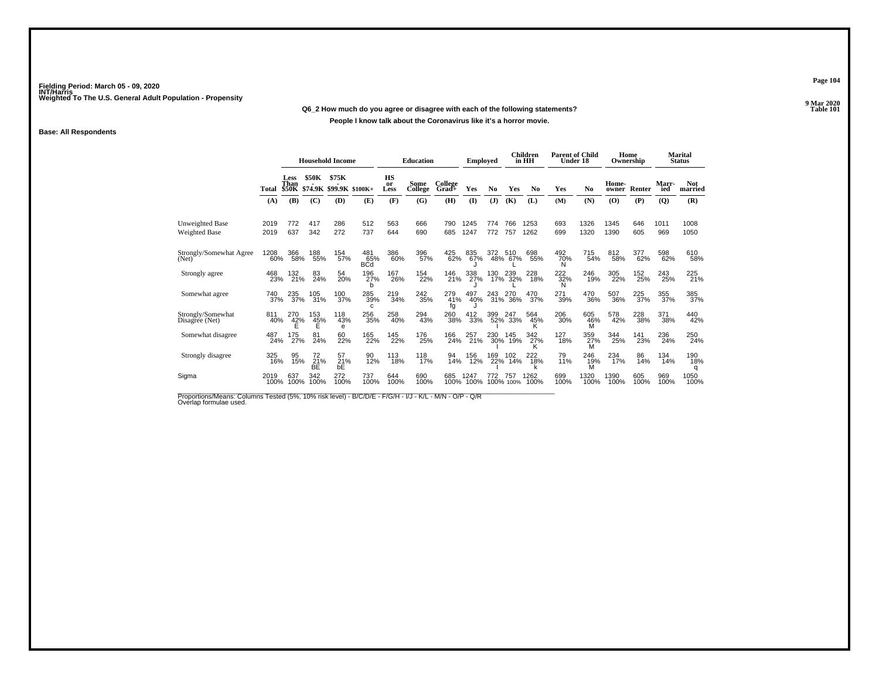Fielding Period: March 05 - 09, 2020
INT/Harris
Weighted To The U.S. General Adult Population - Propensity

9 Mar 2020
Table 101

**Q6_2 How much do you agree or disagree with each of the following statements?**

**People I know talk about the Coronavirus like it's a horror movie.**

**Base: All Respondents**

| | Total | Household Income: Less Than $50K | Household Income: $50K - $74.9K | Household Income: $75K - $99.9K | Household Income: $100K+ | Education: HS or Less | Education: Some College | Education: College Grad+ | Employed: Yes | Employed: No | Children in HH: Yes | Children in HH: No | Parent of Child Under 18: Yes | Parent of Child Under 18: No | Home Ownership: Home-owner | Home Ownership: Renter | Marital Status: Marr-ied | Marital Status: Not married |
|---|---|---|---|---|---|---|---|---|---|---|---|---|---|---|---|---|---|---|
| | (A) | (B) | (C) | (D) | (E) | (F) | (G) | (H) | (I) | (J) | (K) | (L) | (M) | (N) | (O) | (P) | (Q) | (R) |
| Unweighted Base | 2019 | 772 | 417 | 286 | 512 | 563 | 666 | 790 | 1245 | 774 | 766 | 1253 | 693 | 1326 | 1345 | 646 | 1011 | 1008 |
| Weighted Base | 2019 | 637 | 342 | 272 | 737 | 644 | 690 | 685 | 1247 | 772 | 757 | 1262 | 699 | 1320 | 1390 | 605 | 969 | 1050 |
| Strongly/Somewhat Agree (Net) | 1208 60% | 366 58% | 188 55% | 154 57% | 481 65% BCd | 386 60% | 396 57% | 425 62% | 835 67% J | 372 48% | 510 67% L | 698 55% | 492 70% N | 715 54% | 812 58% | 377 62% | 598 62% | 610 58% |
| Strongly agree | 468 23% | 132 21% | 83 24% | 54 20% | 196 27% b | 167 26% | 154 22% | 146 21% | 338 27% J | 130 17% | 239 32% L | 228 18% | 222 32% N | 246 19% | 305 22% | 152 25% | 243 25% | 225 21% |
| Somewhat agree | 740 37% | 235 37% | 105 31% | 100 37% | 285 39% c | 219 34% | 242 35% | 279 41% fg | 497 40% J | 243 31% | 270 36% | 470 37% | 271 39% | 470 36% | 507 36% | 225 37% | 355 37% | 385 37% |
| Strongly/Somewhat Disagree (Net) | 811 40% | 270 42% E | 153 45% E | 118 43% e | 256 35% | 258 40% | 294 43% | 260 38% | 412 33% | 399 52% I | 247 33% | 564 45% K | 206 30% | 605 46% M | 578 42% | 228 38% | 371 38% | 440 42% |
| Somewhat disagree | 487 24% | 175 27% | 81 24% | 60 22% | 165 22% | 145 22% | 176 25% | 166 24% | 257 21% | 230 30% I | 145 19% | 342 27% K | 127 18% | 359 27% M | 344 25% | 141 23% | 236 24% | 250 24% |
| Strongly disagree | 325 16% | 95 15% | 72 21% BE | 57 21% bE | 90 12% | 113 18% | 118 17% | 94 14% | 156 12% | 169 22% I | 102 14% | 222 18% k | 79 11% | 246 19% M | 234 17% | 86 14% | 134 14% | 190 18% q |
| Sigma | 2019 100% | 637 100% | 342 100% | 272 100% | 737 100% | 644 100% | 690 100% | 685 100% | 1247 100% | 772 100% | 757 100% | 1262 100% | 699 100% | 1320 100% | 1390 100% | 605 100% | 969 100% | 1050 100% |

Proportions/Means: Columns Tested (5%, 10% risk level) - B/C/D/E - F/G/H - I/J - K/L - M/N - O/P - Q/R
Overlap formulae used.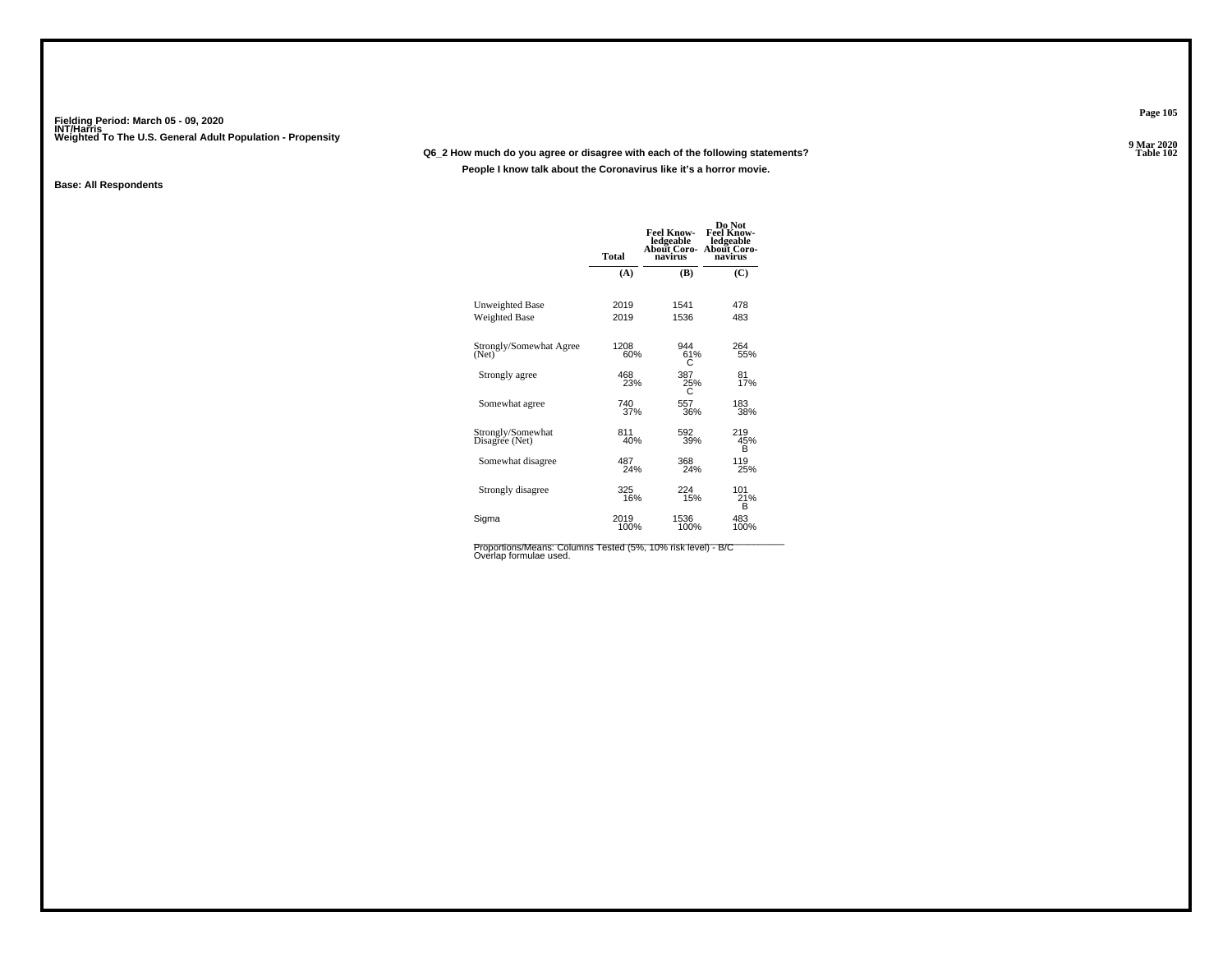Fielding Period: March 05 - 09, 2020
INT/Harris
Weighted To The U.S. General Adult Population - Propensity

9 Mar 2020
Table 102

**Q6_2 How much do you agree or disagree with each of the following statements?**

**People I know talk about the Coronavirus like it's a horror movie.**

**Base: All Respondents**

| | Total | Feel Knowledgeable About Coronavirus | Do Not Feel Knowledgeable About Coronavirus |
|---|---|---|---|
| | (A) | (B) | (C) |
| Unweighted Base | 2019 | 1541 | 478 |
| Weighted Base | 2019 | 1536 | 483 |
| Strongly/Somewhat Agree (Net) | 1208<br>60% | 944<br>61%<br>C | 264<br>55% |
| Strongly agree | 468<br>23% | 387<br>25%<br>C | 81<br>17% |
| Somewhat agree | 740<br>37% | 557<br>36% | 183<br>38% |
| Strongly/Somewhat Disagree (Net) | 811<br>40% | 592<br>39% | 219<br>45%<br>B |
| Somewhat disagree | 487<br>24% | 368<br>24% | 119<br>25% |
| Strongly disagree | 325<br>16% | 224<br>15% | 101<br>21%<br>B |
| Sigma | 2019<br>100% | 1536<br>100% | 483<br>100% |

Proportions/Means: Columns Tested (5%, 10% risk level) - B/C
Overlap formulae used.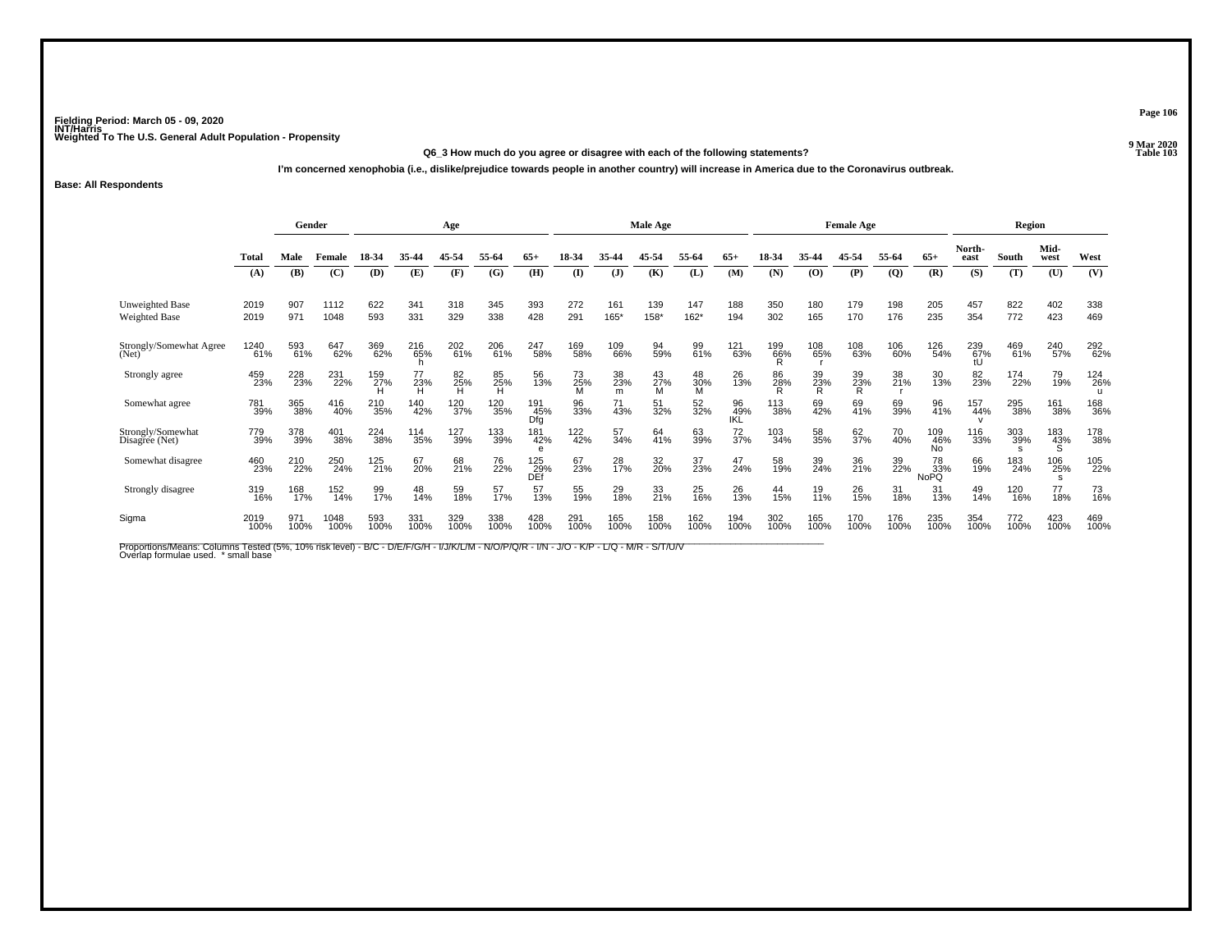Fielding Period: March 05 - 09, 2020
INT/Harris
Weighted To The U.S. General Adult Population - Propensity

9 Mar 2020
Table 103

**Q6_3 How much do you agree or disagree with each of the following statements?**

**I'm concerned xenophobia (i.e., dislike/prejudice towards people in another country) will increase in America due to the Coronavirus outbreak.**

**Base: All Respondents**

| | Total | Gender | | Age | | | | | Male Age | | | | | Female Age | | | | | Region | | | |
|---|---|---|---|---|---|---|---|---|---|---|---|---|---|---|---|---|---|---|---|---|---|---|
| | Total | Male | Female | 18-34 | 35-44 | 45-54 | 55-64 | 65+ | 18-34 | 35-44 | 45-54 | 55-64 | 65+ | 18-34 | 35-44 | 45-54 | 55-64 | 65+ | North-east | South | Mid-west | West |
| | (A) | (B) | (C) | (D) | (E) | (F) | (G) | (H) | (I) | (J) | (K) | (L) | (M) | (N) | (O) | (P) | (Q) | (R) | (S) | (T) | (U) | (V) |
| Unweighted Base | 2019 | 907 | 1112 | 622 | 341 | 318 | 345 | 393 | 272 | 161 | 139 | 147 | 188 | 350 | 180 | 179 | 198 | 205 | 457 | 822 | 402 | 338 |
| Weighted Base | 2019 | 971 | 1048 | 593 | 331 | 329 | 338 | 428 | 291 | 165* | 158* | 162* | 194 | 302 | 165 | 170 | 176 | 235 | 354 | 772 | 423 | 469 |
| Strongly/Somewhat Agree (Net) | 1240 61% | 593 61% | 647 62% | 369 62% | 216 65% h | 202 61% | 206 61% | 247 58% | 169 58% | 109 66% | 94 59% | 99 61% | 121 63% | 199 66% R | 108 65% r | 108 63% | 106 60% | 126 54% | 239 67% tU | 469 61% | 240 57% | 292 62% |
| Strongly agree | 459 23% | 228 23% | 231 22% | 159 27% H | 77 23% H | 82 25% H | 85 25% H | 56 13% | 73 25% M | 38 23% m | 43 27% M | 48 30% M | 26 13% | 86 28% R | 39 23% R | 39 23% R | 38 21% r | 30 13% | 82 23% | 174 22% | 79 19% | 124 26% u |
| Somewhat agree | 781 39% | 365 38% | 416 40% | 210 35% | 140 42% | 120 37% | 120 35% | 191 45% Dfg | 96 33% | 71 43% | 51 32% | 52 32% | 96 49% IKL | 113 38% | 69 42% | 69 41% | 69 39% | 96 41% | 157 44% v | 295 38% | 161 38% | 168 36% |
| Strongly/Somewhat Disagree (Net) | 779 39% | 378 39% | 401 38% | 224 38% | 114 35% | 127 39% | 133 39% | 181 42% e | 122 42% | 57 34% | 64 41% | 63 39% | 72 37% | 103 34% | 58 35% | 62 37% | 70 40% | 109 46% No | 116 33% | 303 39% s | 183 43% S | 178 38% |
| Somewhat disagree | 460 23% | 210 22% | 250 24% | 125 21% | 67 20% | 68 21% | 76 22% | 125 29% DEf | 67 23% | 28 17% | 32 20% | 37 23% | 47 24% | 58 19% | 39 24% | 36 21% | 39 22% | 78 33% NoPQ | 66 19% | 183 24% | 106 25% s | 105 22% |
| Strongly disagree | 319 16% | 168 17% | 152 14% | 99 17% | 48 14% | 59 18% | 57 17% | 57 13% | 55 19% | 29 18% | 33 21% | 25 16% | 26 13% | 44 15% | 19 11% | 26 15% | 31 18% | 31 13% | 49 14% | 120 16% | 77 18% | 73 16% |
| Sigma | 2019 100% | 971 100% | 1048 100% | 593 100% | 331 100% | 329 100% | 338 100% | 428 100% | 291 100% | 165 100% | 158 100% | 162 100% | 194 100% | 302 100% | 165 100% | 170 100% | 176 100% | 235 100% | 354 100% | 772 100% | 423 100% | 469 100% |

Proportions/Means: Columns Tested (5%, 10% risk level) - B/C - D/E/F/G/H - I/J/K/L/M - N/O/P/Q/R - I/N - J/O - K/P - L/Q - M/R - S/T/U/V
Overlap formulae used. * small base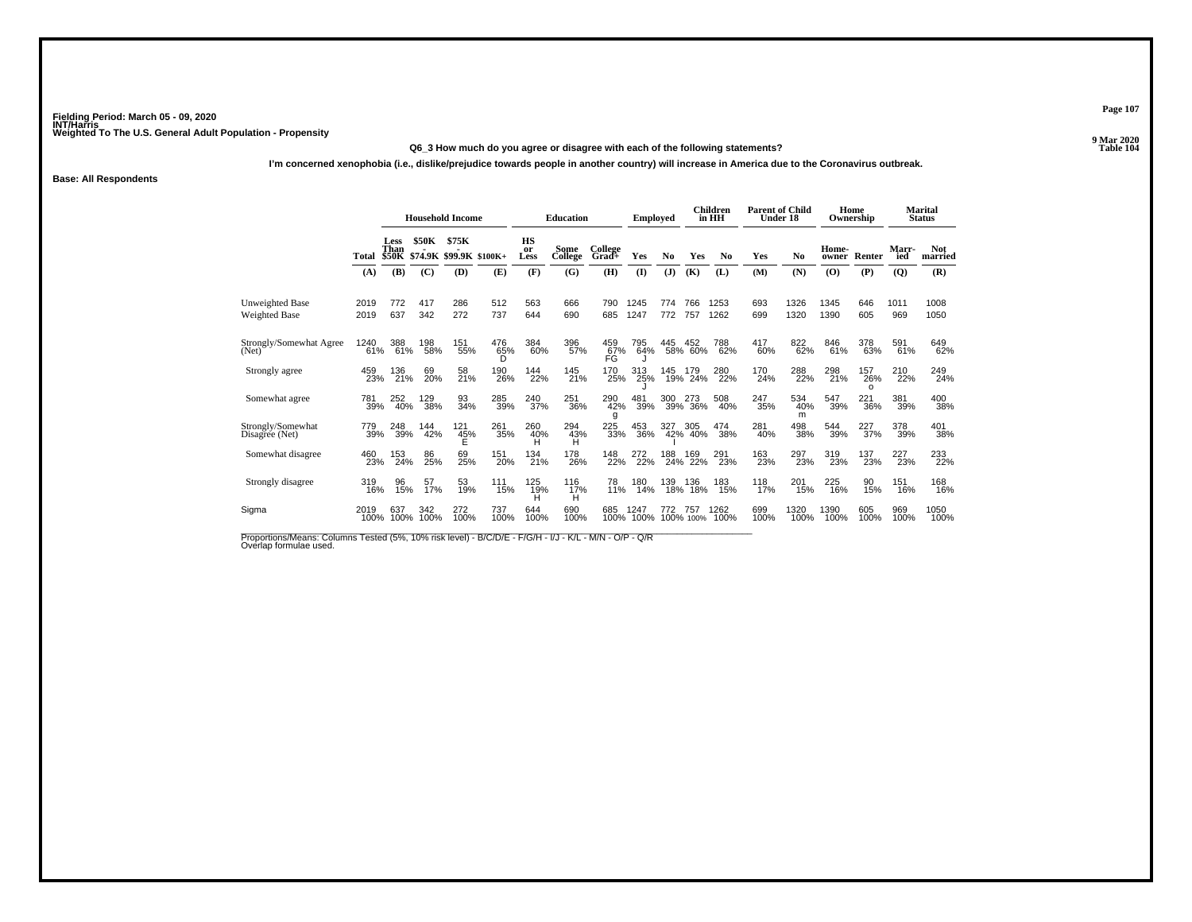Fielding Period: March 05 - 09, 2020
INT/Harris
Weighted To The U.S. General Adult Population - Propensity

9 Mar 2020
Table 104

**Q6_3 How much do you agree or disagree with each of the following statements?**

**I'm concerned xenophobia (i.e., dislike/prejudice towards people in another country) will increase in America due to the Coronavirus outbreak.**

**Base: All Respondents**

| | | Household Income | | | | Education | | | Employed | | Children in HH | | Parent of Child Under 18 | | Home Ownership | | Marital Status | |
|---|---|---|---|---|---|---|---|---|---|---|---|---|---|---|---|---|---|---|
| | Total | Less Than $50K | $50K - $74.9K | $75K - $99.9K | $100K+ | HS or Less | Some College | College Grad+ | Yes | No | Yes | No | Yes | No | Home-owner | Renter | Marr-ied | Not married |
| | (A) | (B) | (C) | (D) | (E) | (F) | (G) | (H) | (I) | (J) | (K) | (L) | (M) | (N) | (O) | (P) | (Q) | (R) |
| Unweighted Base | 2019 | 772 | 417 | 286 | 512 | 563 | 666 | 790 | 1245 | 774 | 766 | 1253 | 693 | 1326 | 1345 | 646 | 1011 | 1008 |
| Weighted Base | 2019 | 637 | 342 | 272 | 737 | 644 | 690 | 685 | 1247 | 772 | 757 | 1262 | 699 | 1320 | 1390 | 605 | 969 | 1050 |
| Strongly/Somewhat Agree (Net) | 1240 61% | 388 61% | 198 58% | 151 55% | 476 65% D | 384 60% | 396 57% | 459 67% FG | 795 64% J | 445 58% | 452 60% | 788 62% | 417 60% | 822 62% | 846 61% | 378 63% | 591 61% | 649 62% |
| Strongly agree | 459 23% | 136 21% | 69 20% | 58 21% | 190 26% | 144 22% | 145 21% | 170 25% | 313 25% J | 145 19% | 179 24% | 280 22% | 170 24% | 288 22% | 298 21% | 157 26% o | 210 22% | 249 24% |
| Somewhat agree | 781 39% | 252 40% | 129 38% | 93 34% | 285 39% | 240 37% | 251 36% | 290 42% g | 481 39% | 300 39% | 273 36% | 508 40% | 247 35% | 534 40% m | 547 39% | 221 36% | 381 39% | 400 38% |
| Strongly/Somewhat Disagree (Net) | 779 39% | 248 39% | 144 42% | 121 45% E | 261 35% | 260 40% H | 294 43% H | 225 33% | 453 36% | 327 42% I | 305 40% | 474 38% | 281 40% | 498 38% | 544 39% | 227 37% | 378 39% | 401 38% |
| Somewhat disagree | 460 23% | 153 24% | 86 25% | 69 25% | 151 20% | 134 21% | 178 26% | 148 22% | 272 22% | 188 24% | 169 22% | 291 23% | 163 23% | 297 23% | 319 23% | 137 23% | 227 23% | 233 22% |
| Strongly disagree | 319 16% | 96 15% | 57 17% | 53 19% | 111 15% | 125 19% H | 116 17% H | 78 11% | 180 14% | 139 18% | 136 18% | 183 15% | 118 17% | 201 15% | 225 16% | 90 15% | 151 16% | 168 16% |
| Sigma | 2019 100% | 637 100% | 342 100% | 272 100% | 737 100% | 644 100% | 690 100% | 685 100% | 1247 100% | 772 100% | 757 100% | 1262 100% | 699 100% | 1320 100% | 1390 100% | 605 100% | 969 100% | 1050 100% |

Proportions/Means: Columns Tested (5%, 10% risk level) - B/C/D/E - F/G/H - I/J - K/L - M/N - O/P - Q/R
Overlap formulae used.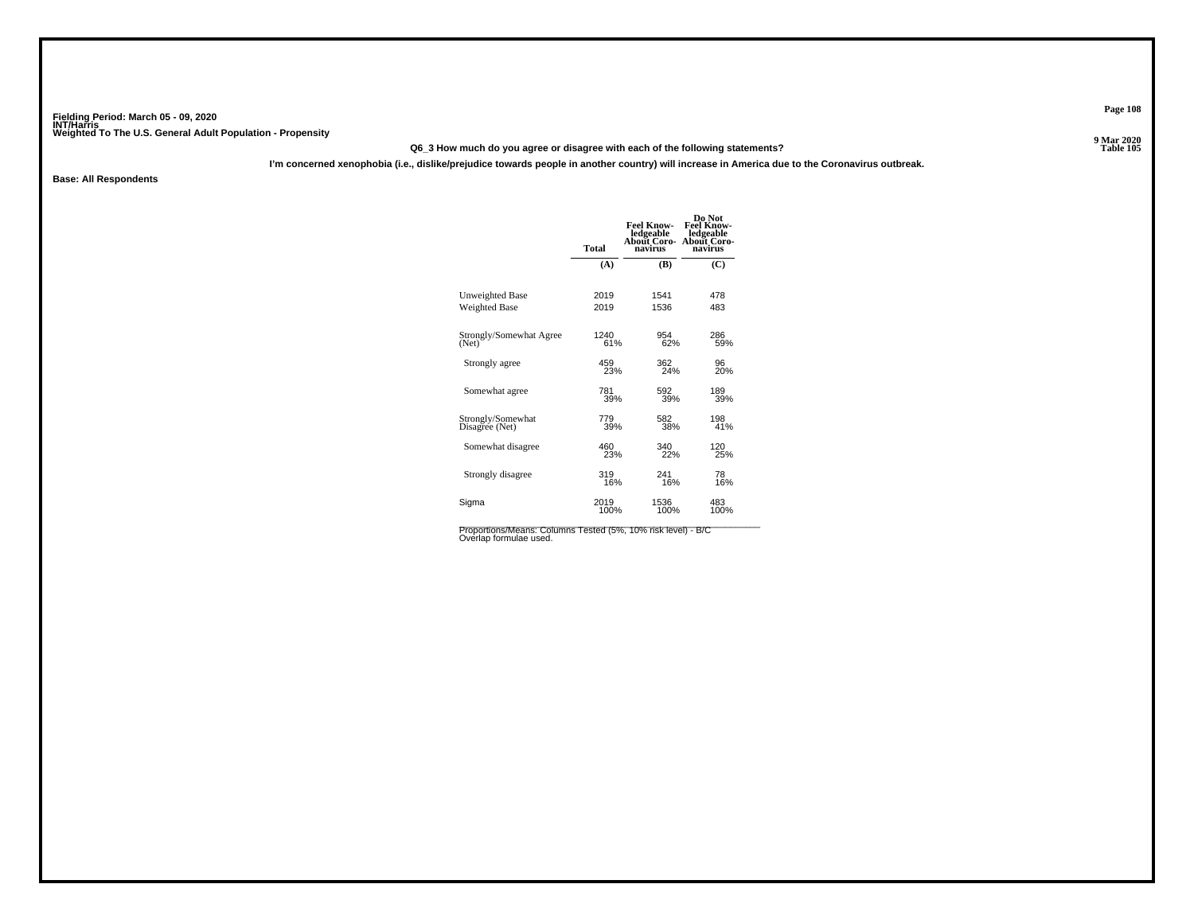Fielding Period: March 05 - 09, 2020
INT/Harris
Weighted To The U.S. General Adult Population - Propensity

9 Mar 2020
Table 105

**Q6_3 How much do you agree or disagree with each of the following statements?**

**I'm concerned xenophobia (i.e., dislike/prejudice towards people in another country) will increase in America due to the Coronavirus outbreak.**

**Base: All Respondents**

| | Total | Feel Know-ledgeable About Coro-navirus | Do Not Feel Know-ledgeable About Coro-navirus |
|---|---|---|---|
| | (A) | (B) | (C) |
| Unweighted Base | 2019 | 1541 | 478 |
| Weighted Base | 2019 | 1536 | 483 |
| Strongly/Somewhat Agree (Net) | 1240<br>61% | 954<br>62% | 286<br>59% |
| Strongly agree | 459<br>23% | 362<br>24% | 96<br>20% |
| Somewhat agree | 781<br>39% | 592<br>39% | 189<br>39% |
| Strongly/Somewhat Disagree (Net) | 779<br>39% | 582<br>38% | 198<br>41% |
| Somewhat disagree | 460<br>23% | 340<br>22% | 120<br>25% |
| Strongly disagree | 319<br>16% | 241<br>16% | 78<br>16% |
| Sigma | 2019<br>100% | 1536<br>100% | 483<br>100% |

Proportions/Means: Columns Tested (5%, 10% risk level) - B/C
Overlap formulae used.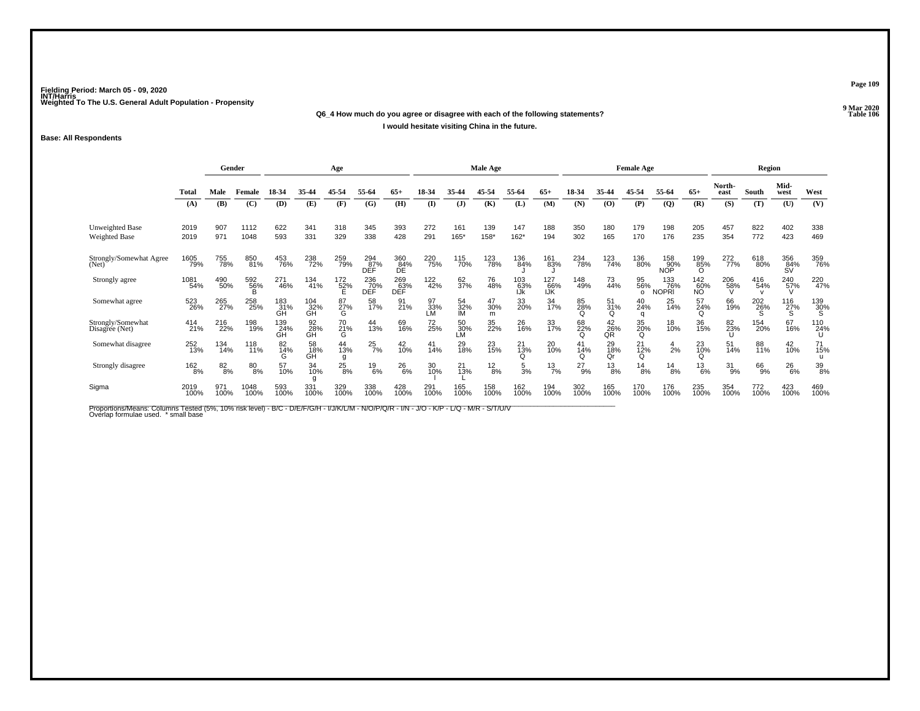Fielding Period: March 05 - 09, 2020
INT/Harris
Weighted To The U.S. General Adult Population - Propensity

9 Mar 2020
Table 106

**Q6_4 How much do you agree or disagree with each of the following statements?**

**I would hesitate visiting China in the future.**

**Base: All Respondents**

| | Total | Gender | | Age | | | | | Male Age | | | | | Female Age | | | | | Region | | | |
|---|---|---|---|---|---|---|---|---|---|---|---|---|---|---|---|---|---|---|---|---|---|---|
| | Total | Male | Female | 18-34 | 35-44 | 45-54 | 55-64 | 65+ | 18-34 | 35-44 | 45-54 | 55-64 | 65+ | 18-34 | 35-44 | 45-54 | 55-64 | 65+ | North-east | South | Mid-west | West |
| | (A) | (B) | (C) | (D) | (E) | (F) | (G) | (H) | (I) | (J) | (K) | (L) | (M) | (N) | (O) | (P) | (Q) | (R) | (S) | (T) | (U) | (V) |
| Unweighted Base | 2019 | 907 | 1112 | 622 | 341 | 318 | 345 | 393 | 272 | 161 | 139 | 147 | 188 | 350 | 180 | 179 | 198 | 205 | 457 | 822 | 402 | 338 |
| Weighted Base | 2019 | 971 | 1048 | 593 | 331 | 329 | 338 | 428 | 291 | 165* | 158* | 162* | 194 | 302 | 165 | 170 | 176 | 235 | 354 | 772 | 423 | 469 |
| Strongly/Somewhat Agree (Net) | 1605 79% | 755 78% | 850 81% | 453 76% | 238 72% | 259 79% | 294 87% DEF | 360 84% DE | 220 75% | 115 70% | 123 78% | 136 84% J | 161 83% J | 234 78% | 123 74% | 136 80% | 158 90% NOP | 199 85% O | 272 77% | 618 80% | 356 84% SV | 359 76% |
| Strongly agree | 1081 54% | 490 50% | 592 56% B | 271 46% | 134 41% | 172 52% E | 236 70% DEF | 269 63% DEF | 122 42% | 62 37% | 76 48% | 103 63% IJk | 127 66% IJK | 148 49% | 73 44% | 95 56% o | 133 76% NOPRI | 142 60% NO | 206 58% V | 416 54% v | 240 57% V | 220 47% |
| Somewhat agree | 523 26% | 265 27% | 258 25% | 183 31% GH | 104 32% GH | 87 27% G | 58 17% | 91 21% | 97 33% LM | 54 32% lM | 47 30% m | 33 20% | 34 17% | 85 28% Q | 51 31% Q | 40 24% q | 25 14% | 57 24% Q | 66 19% | 202 26% S | 116 27% S | 139 30% S |
| Strongly/Somewhat Disagree (Net) | 414 21% | 216 22% | 198 19% | 139 24% GH | 92 28% GH | 70 21% G | 44 13% | 69 16% | 72 25% | 50 30% LM | 35 22% | 26 16% | 33 17% | 68 22% Q | 42 26% QR | 35 20% Q | 18 10% | 36 15% | 82 23% U | 154 20% | 67 16% | 110 24% U |
| Somewhat disagree | 252 13% | 134 14% | 118 11% | 82 14% G | 58 18% GH | 44 13% g | 25 7% | 42 10% | 41 14% | 29 18% | 23 15% | 21 13% Q | 20 10% | 41 14% Q | 29 18% Qr | 21 12% Q | 4 2% | 23 10% Q | 51 14% | 88 11% | 42 10% | 71 15% u |
| Strongly disagree | 162 8% | 82 8% | 80 8% | 57 10% | 34 10% g | 25 8% | 19 6% | 26 6% | 30 10% l | 21 13% L | 12 8% | 5 3% | 13 7% | 27 9% | 13 8% | 14 8% | 14 8% | 13 6% | 31 9% | 66 9% | 26 6% | 39 8% |
| Sigma | 2019 100% | 971 100% | 1048 100% | 593 100% | 331 100% | 329 100% | 338 100% | 428 100% | 291 100% | 165 100% | 158 100% | 162 100% | 194 100% | 302 100% | 165 100% | 170 100% | 176 100% | 235 100% | 354 100% | 772 100% | 423 100% | 469 100% |

Proportions/Means: Columns Tested (5%, 10% risk level) - B/C - D/E/F/G/H - I/J/K/L/M - N/O/P/Q/R - I/N - J/O - K/P - L/Q - M/R - S/T/U/V
Overlap formulae used. * small base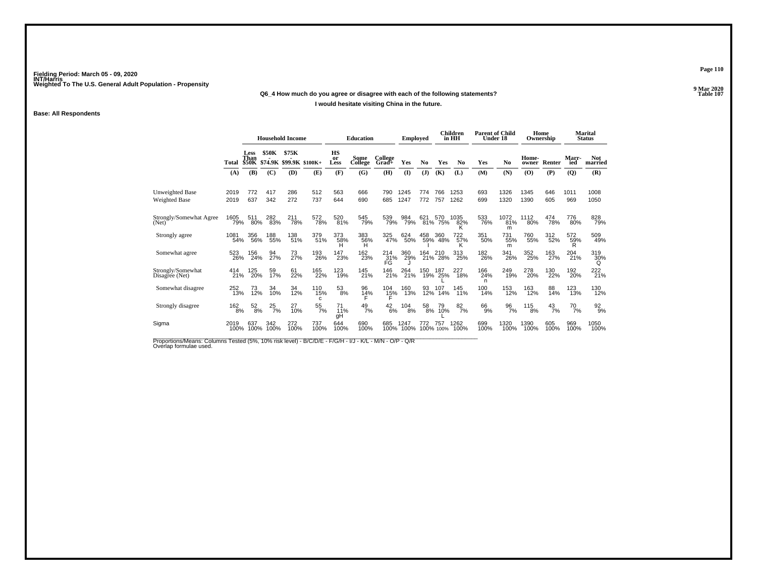Fielding Period: March 05 - 09, 2020
INT/Harris
Weighted To The U.S. General Adult Population - Propensity

9 Mar 2020
Table 107

Q6_4 How much do you agree or disagree with each of the following statements?

I would hesitate visiting China in the future.

Base: All Respondents

| | Total | Household Income | | | | Education | | | Employed | | Children in HH | | Parent of Child Under 18 | | Home Ownership | | Marital Status | |
|---|---|---|---|---|---|---|---|---|---|---|---|---|---|---|---|---|---|---|
| | | Less Than $50K | $50K - $74.9K | $75K - $99.9K | $100K+ | HS or Less | Some College | College Grad+ | Yes | No | Yes | No | Yes | No | Home-owner | Renter | Marr-ied | Not married |
| | (A) | (B) | (C) | (D) | (E) | (F) | (G) | (H) | (I) | (J) | (K) | (L) | (M) | (N) | (O) | (P) | (Q) | (R) |
| Unweighted Base | 2019 | 772 | 417 | 286 | 512 | 563 | 666 | 790 | 1245 | 774 | 766 | 1253 | 693 | 1326 | 1345 | 646 | 1011 | 1008 |
| Weighted Base | 2019 | 637 | 342 | 272 | 737 | 644 | 690 | 685 | 1247 | 772 | 757 | 1262 | 699 | 1320 | 1390 | 605 | 969 | 1050 |
| Strongly/Somewhat Agree (Net) | 1605 79% | 511 80% | 282 83% | 211 78% | 572 78% | 520 81% | 545 79% | 539 79% | 984 79% | 621 81% | 570 75% | 1035 82% K | 533 76% | 1072 81% m | 1112 80% | 474 78% | 776 80% | 828 79% |
| Strongly agree | 1081 54% | 356 56% | 188 55% | 138 51% | 379 51% | 373 58% H | 383 56% H | 325 47% | 624 50% | 458 59% I | 360 48% | 722 57% K | 351 50% | 731 55% m | 760 55% | 312 52% | 572 59% R | 509 49% |
| Somewhat agree | 523 26% | 156 24% | 94 27% | 73 27% | 193 26% | 147 23% | 162 23% | 214 31% FG | 360 29% J | 164 21% | 210 28% | 313 25% | 182 26% | 341 26% | 352 25% | 163 27% | 204 21% | 319 30% Q |
| Strongly/Somewhat Disagree (Net) | 414 21% | 125 20% | 59 17% | 61 22% | 165 22% | 123 19% | 145 21% | 146 21% | 264 21% | 150 19% | 187 25% L | 227 18% | 166 24% n | 249 19% | 278 20% | 130 22% | 192 20% | 222 21% |
| Somewhat disagree | 252 13% | 73 12% | 34 10% | 34 12% | 110 15% c | 53 8% | 96 14% F | 104 15% F | 160 13% | 93 12% | 107 14% | 145 11% | 100 14% | 153 12% | 163 12% | 88 14% | 123 13% | 130 12% |
| Strongly disagree | 162 8% | 52 8% | 25 7% | 27 10% | 55 7% | 71 11% gH | 49 7% | 42 6% | 104 8% | 58 8% | 79 10% L | 82 7% | 66 9% | 96 7% | 115 8% | 43 7% | 70 7% | 92 9% |
| Sigma | 2019 100% | 637 100% | 342 100% | 272 100% | 737 100% | 644 100% | 690 100% | 685 100% | 1247 100% | 772 100% | 757 100% | 1262 100% | 699 100% | 1320 100% | 1390 100% | 605 100% | 969 100% | 1050 100% |

Proportions/Means: Columns Tested (5%, 10% risk level) - B/C/D/E - F/G/H - I/J - K/L - M/N - O/P - Q/R
Overlap formulae used.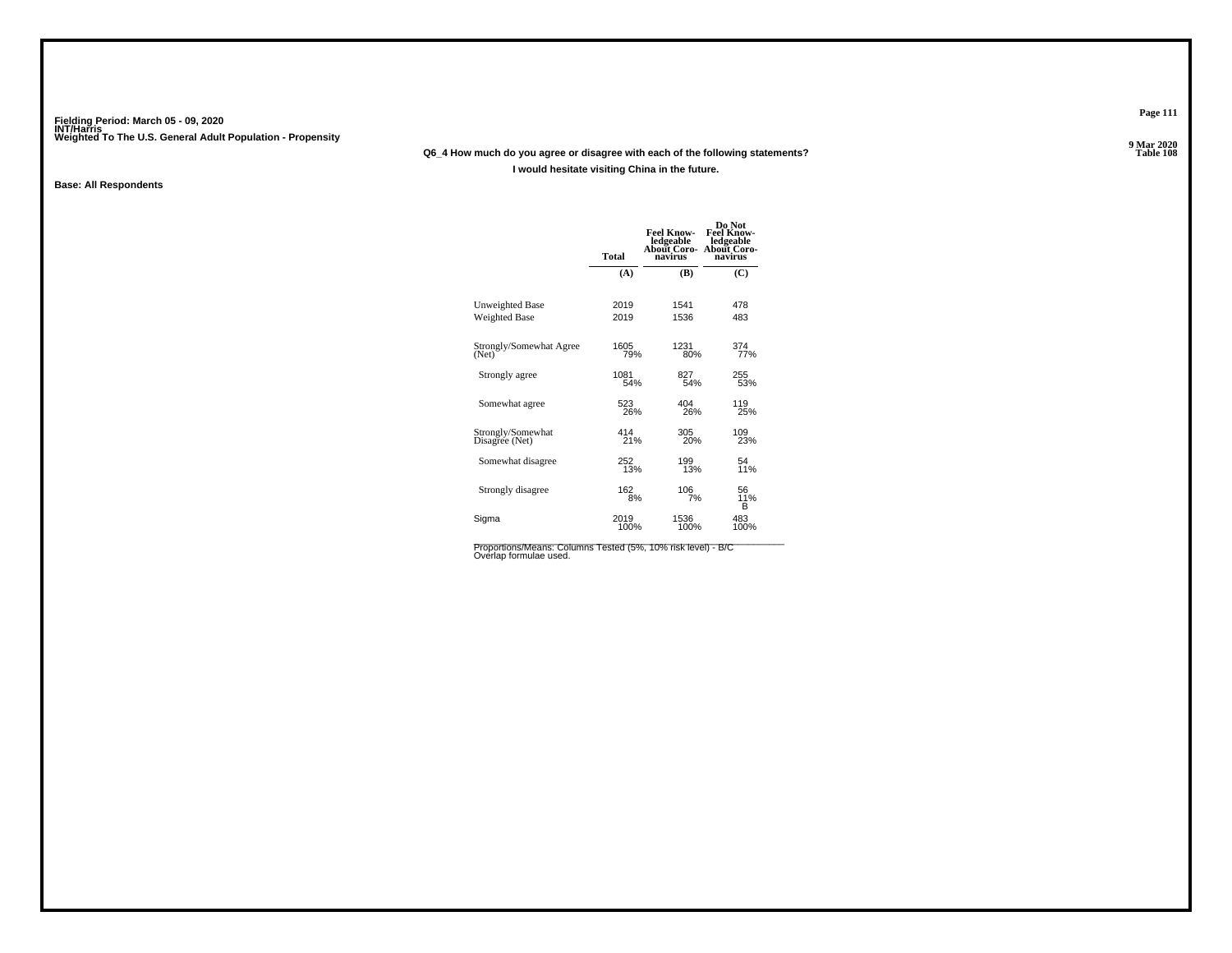Fielding Period: March 05 - 09, 2020
INT/Harris
Weighted To The U.S. General Adult Population - Propensity

9 Mar 2020
Table 108

Q6_4 How much do you agree or disagree with each of the following statements?

I would hesitate visiting China in the future.

Base: All Respondents

| | Total | Feel Know-ledgeable About Coro-navirus | Do Not Feel Know-ledgeable About Coro-navirus |
|---|---|---|---|
| | (A) | (B) | (C) |
| Unweighted Base | 2019 | 1541 | 478 |
| Weighted Base | 2019 | 1536 | 483 |
| Strongly/Somewhat Agree (Net) | 1605<br>79% | 1231<br>80% | 374<br>77% |
| Strongly agree | 1081<br>54% | 827<br>54% | 255<br>53% |
| Somewhat agree | 523<br>26% | 404<br>26% | 119<br>25% |
| Strongly/Somewhat Disagree (Net) | 414<br>21% | 305<br>20% | 109<br>23% |
| Somewhat disagree | 252<br>13% | 199<br>13% | 54<br>11% |
| Strongly disagree | 162<br>8% | 106<br>7% | 56<br>11%<br>B |
| Sigma | 2019<br>100% | 1536<br>100% | 483<br>100% |

Proportions/Means: Columns Tested (5%, 10% risk level) - B/C
Overlap formulae used.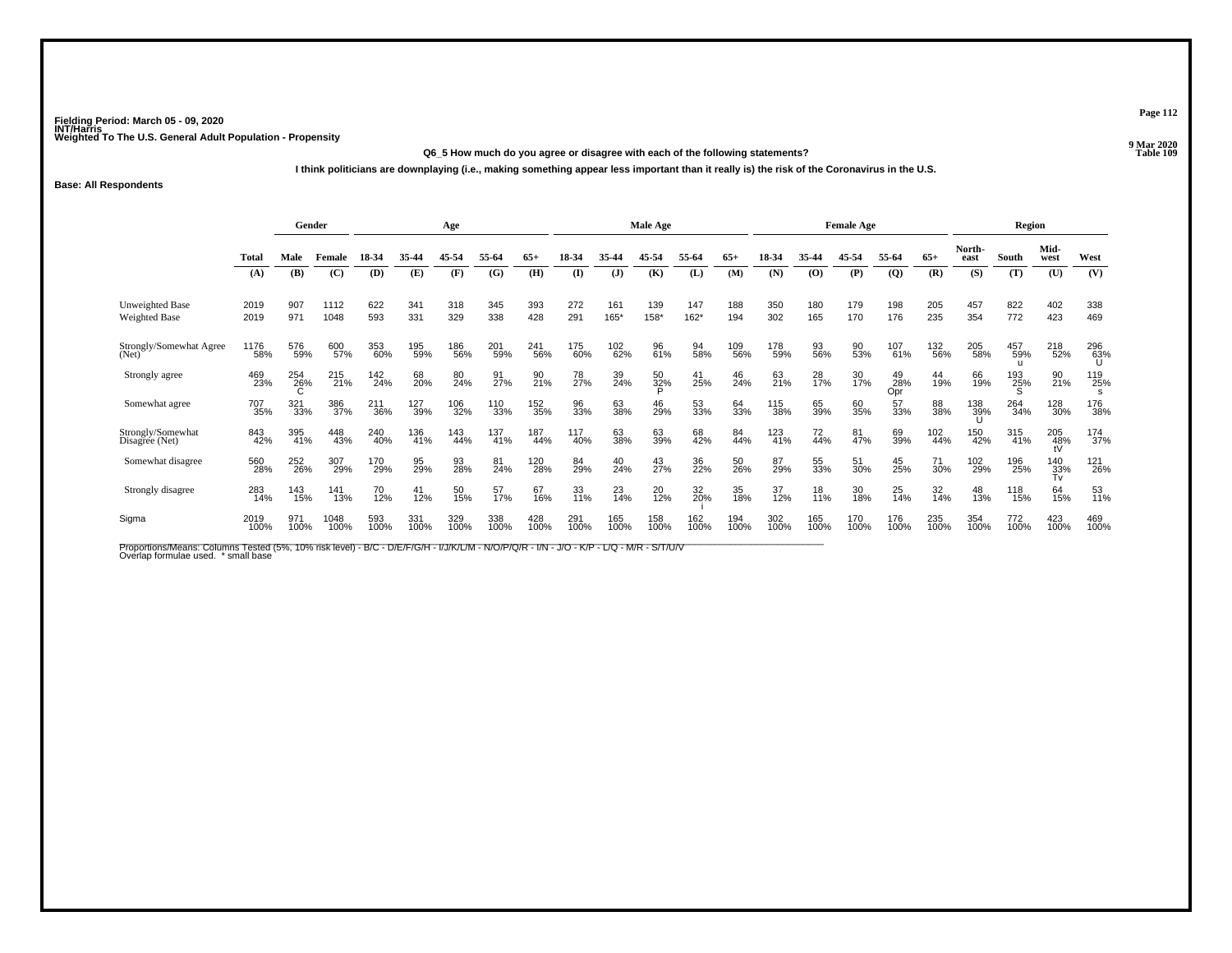Fielding Period: March 05 - 09, 2020
INT/Harris
Weighted To The U.S. General Adult Population - Propensity

9 Mar 2020
Table 109

**Q6_5 How much do you agree or disagree with each of the following statements?**

**I think politicians are downplaying (i.e., making something appear less important than it really is) the risk of the Coronavirus in the U.S.**

**Base: All Respondents**

| | | Gender | | Age | | | | | Male Age | | | | | Female Age | | | | | Region | | | |
|---|---|---|---|---|---|---|---|---|---|---|---|---|---|---|---|---|---|---|---|---|---|---|
| | Total | Male | Female | 18-34 | 35-44 | 45-54 | 55-64 | 65+ | 18-34 | 35-44 | 45-54 | 55-64 | 65+ | 18-34 | 35-44 | 45-54 | 55-64 | 65+ | North-east | South | Mid-west | West |
| | (A) | (B) | (C) | (D) | (E) | (F) | (G) | (H) | (I) | (J) | (K) | (L) | (M) | (N) | (O) | (P) | (Q) | (R) | (S) | (T) | (U) | (V) |
| Unweighted Base | 2019 | 907 | 1112 | 622 | 341 | 318 | 345 | 393 | 272 | 161 | 139 | 147 | 188 | 350 | 180 | 179 | 198 | 205 | 457 | 822 | 402 | 338 |
| Weighted Base | 2019 | 971 | 1048 | 593 | 331 | 329 | 338 | 428 | 291 | 165* | 158* | 162* | 194 | 302 | 165 | 170 | 176 | 235 | 354 | 772 | 423 | 469 |
| Strongly/Somewhat Agree (Net) | 1176 58% | 576 59% | 600 57% | 353 60% | 195 59% | 186 56% | 201 59% | 241 56% | 175 60% | 102 62% | 96 61% | 94 58% | 109 56% | 178 59% | 93 56% | 90 53% | 107 61% | 132 56% | 205 58% | 457 59% u | 218 52% | 296 63% U |
| Strongly agree | 469 23% | 254 26% C | 215 21% | 142 24% | 68 20% | 80 24% | 91 27% | 90 21% | 78 27% | 39 24% | 50 32% P | 41 25% | 46 24% | 63 21% | 28 17% | 30 17% | 49 28% Opr | 44 19% | 66 19% | 193 25% S | 90 21% | 119 25% s |
| Somewhat agree | 707 35% | 321 33% | 386 37% | 211 36% | 127 39% | 106 32% | 110 33% | 152 35% | 96 33% | 63 38% | 46 29% | 53 33% | 64 33% | 115 38% | 65 39% | 60 35% | 57 33% | 88 38% | 138 39% U | 264 34% | 128 30% | 176 38% |
| Strongly/Somewhat Disagree (Net) | 843 42% | 395 41% | 448 43% | 240 40% | 136 41% | 143 44% | 137 41% | 187 44% | 117 40% | 63 38% | 63 39% | 68 42% | 84 44% | 123 41% | 72 44% | 81 47% | 69 39% | 102 44% | 150 42% | 315 41% | 205 48% tV | 174 37% |
| Somewhat disagree | 560 28% | 252 26% | 307 29% | 170 29% | 95 29% | 93 28% | 81 24% | 120 28% | 84 29% | 40 24% | 43 27% | 36 22% | 50 26% | 87 29% | 55 33% | 51 30% | 45 25% | 71 30% | 102 29% | 196 25% | 140 33% Tv | 121 26% |
| Strongly disagree | 283 14% | 143 15% | 141 13% | 70 12% | 41 12% | 50 15% | 57 17% | 67 16% | 33 11% | 23 14% | 20 12% | 32 20% i | 35 18% | 37 12% | 18 11% | 30 18% | 25 14% | 32 14% | 48 13% | 118 15% | 64 15% | 53 11% |
| Sigma | 2019 100% | 971 100% | 1048 100% | 593 100% | 331 100% | 329 100% | 338 100% | 428 100% | 291 100% | 165 100% | 158 100% | 162 100% | 194 100% | 302 100% | 165 100% | 170 100% | 176 100% | 235 100% | 354 100% | 772 100% | 423 100% | 469 100% |

Proportions/Means: Columns Tested (5%, 10% risk level) - B/C - D/E/F/G/H - I/J/K/L/M - N/O/P/Q/R - I/N - J/O - K/P - L/Q - M/R - S/T/U/V
Overlap formulae used. * small base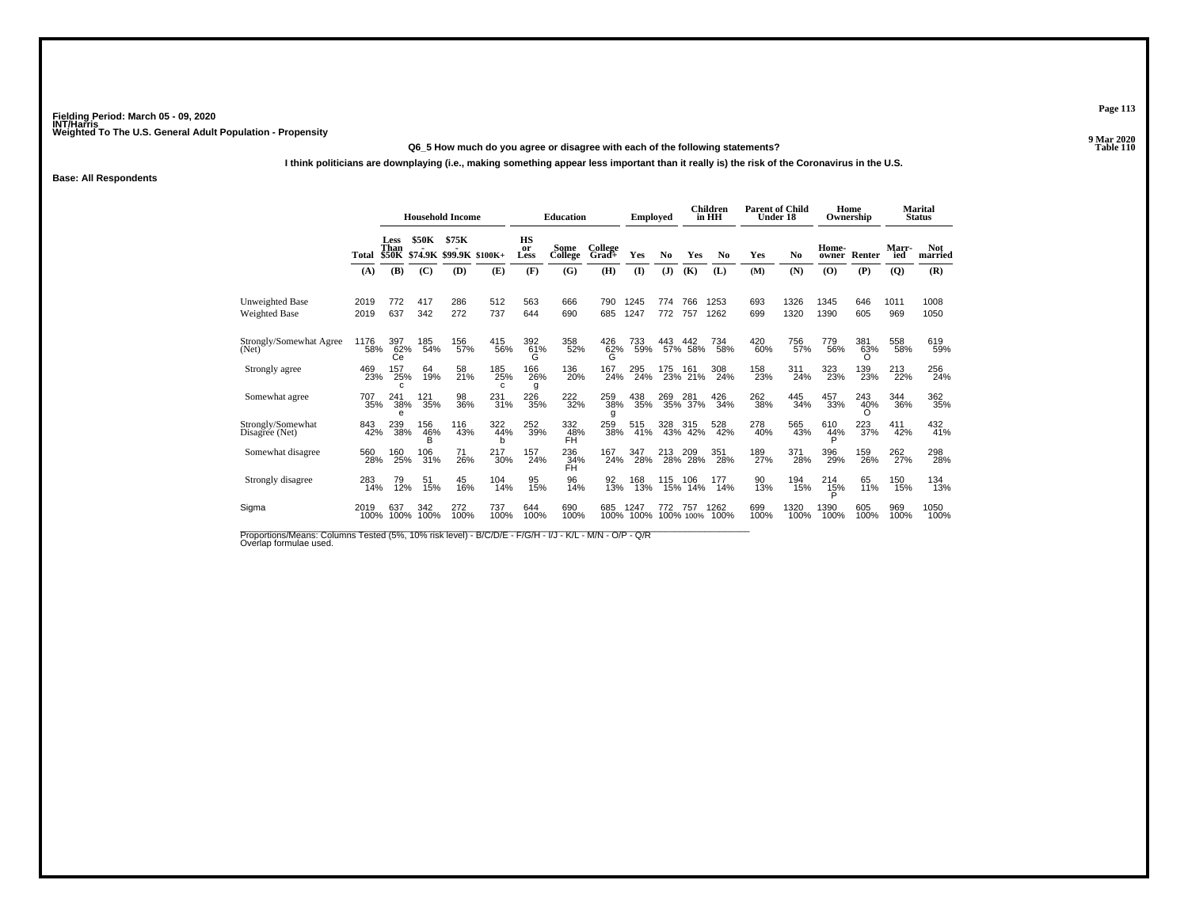Fielding Period: March 05 - 09, 2020
INT/Harris
Weighted To The U.S. General Adult Population - Propensity

9 Mar 2020
Table 110

**Q6_5 How much do you agree or disagree with each of the following statements?**

**I think politicians are downplaying (i.e., making something appear less important than it really is) the risk of the Coronavirus in the U.S.**

**Base: All Respondents**

| | Total | Household Income | | | | Education | | | Employed | | Children in HH | | Parent of Child Under 18 | | Home Ownership | | Marital Status | |
|---|---|---|---|---|---|---|---|---|---|---|---|---|---|---|---|---|---|---|
| | Total | Less Than $50K | $50K - $74.9K | $75K - $99.9K | $100K+ | HS or Less | Some College | College Grad+ | Yes | No | Yes | No | Yes | No | Home-owner | Renter | Marr-ied | Not married |
| | (A) | (B) | (C) | (D) | (E) | (F) | (G) | (H) | (I) | (J) | (K) | (L) | (M) | (N) | (O) | (P) | (Q) | (R) |
| Unweighted Base | 2019 | 772 | 417 | 286 | 512 | 563 | 666 | 790 | 1245 | 774 | 766 | 1253 | 693 | 1326 | 1345 | 646 | 1011 | 1008 |
| Weighted Base | 2019 | 637 | 342 | 272 | 737 | 644 | 690 | 685 | 1247 | 772 | 757 | 1262 | 699 | 1320 | 1390 | 605 | 969 | 1050 |
| Strongly/Somewhat Agree (Net) | 1176 58% | 397 62% Ce | 185 54% | 156 57% | 415 56% | 392 61% G | 358 52% | 426 62% G | 733 59% | 443 57% | 442 58% | 734 58% | 420 60% | 756 57% | 779 56% | 381 63% O | 558 58% | 619 59% |
| Strongly agree | 469 23% | 157 25% c | 64 19% | 58 21% | 185 25% c | 166 26% g | 136 20% | 167 24% | 295 24% | 175 23% | 161 21% | 308 24% | 158 23% | 311 24% | 323 23% | 139 23% | 213 22% | 256 24% |
| Somewhat agree | 707 35% | 241 38% e | 121 35% | 98 36% | 231 31% | 226 35% | 222 32% | 259 38% g | 438 35% | 269 35% | 281 37% | 426 34% | 262 38% | 445 34% | 457 33% | 243 40% O | 344 36% | 362 35% |
| Strongly/Somewhat Disagree (Net) | 843 42% | 239 38% | 156 46% B | 116 43% | 322 44% b | 252 39% | 332 48% FH | 259 38% | 515 41% | 328 43% | 315 42% | 528 42% | 278 40% | 565 43% | 610 44% P | 223 37% | 411 42% | 432 41% |
| Somewhat disagree | 560 28% | 160 25% | 106 31% | 71 26% | 217 30% | 157 24% | 236 34% FH | 167 24% | 347 28% | 213 28% | 209 28% | 351 28% | 189 27% | 371 28% | 396 29% | 159 26% | 262 27% | 298 28% |
| Strongly disagree | 283 14% | 79 12% | 51 15% | 45 16% | 104 14% | 95 15% | 96 14% | 92 13% | 168 13% | 115 15% | 106 14% | 177 14% | 90 13% | 194 15% | 214 15% P | 65 11% | 150 15% | 134 13% |
| Sigma | 2019 100% | 637 100% | 342 100% | 272 100% | 737 100% | 644 100% | 690 100% | 685 100% | 1247 100% | 772 100% | 757 100% | 1262 100% | 699 100% | 1320 100% | 1390 100% | 605 100% | 969 100% | 1050 100% |

Proportions/Means: Columns Tested (5%, 10% risk level) - B/C/D/E - F/G/H - I/J - K/L - M/N - O/P - Q/R
Overlap formulae used.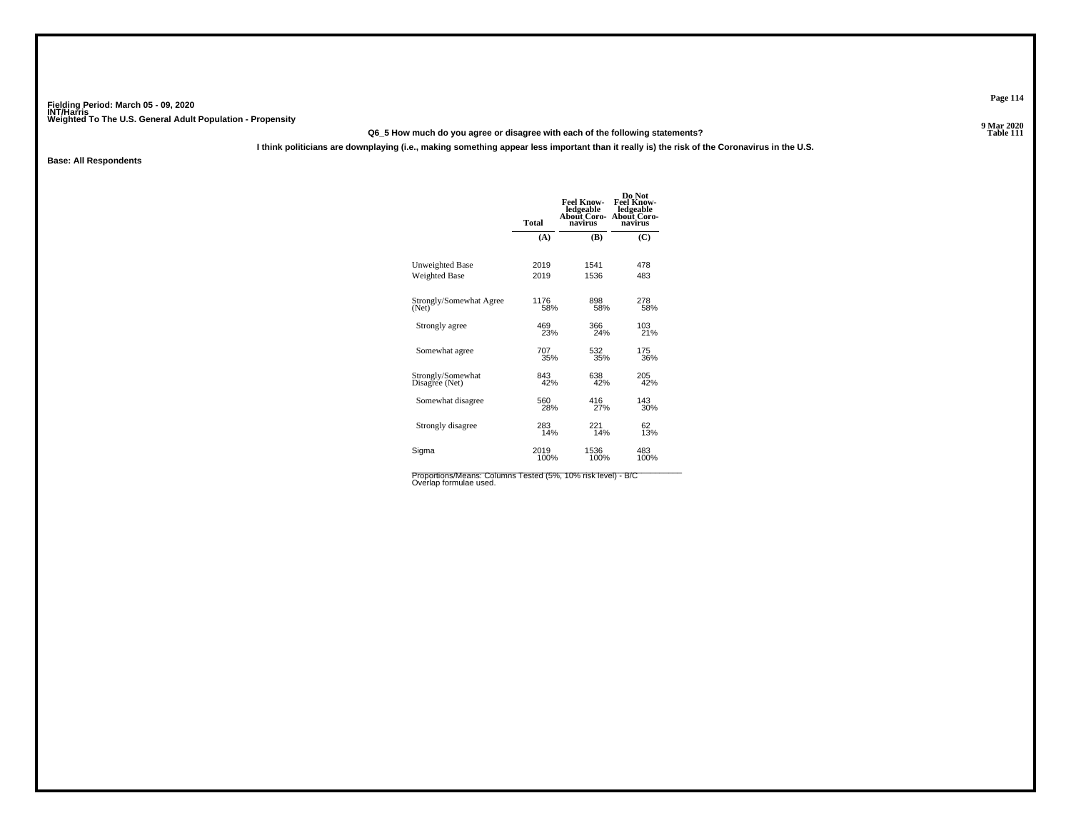Fielding Period: March 05 - 09, 2020
INT/Harris
Weighted To The U.S. General Adult Population - Propensity

9 Mar 2020
Table 111

Q6_5 How much do you agree or disagree with each of the following statements?

I think politicians are downplaying (i.e., making something appear less important than it really is) the risk of the Coronavirus in the U.S.

Base: All Respondents

| | Total | Feel Knowledgeable About Coronavirus | Do Not Feel Knowledgeable About Coronavirus |
|---|---|---|---|
| | (A) | (B) | (C) |
| Unweighted Base | 2019 | 1541 | 478 |
| Weighted Base | 2019 | 1536 | 483 |
| Strongly/Somewhat Agree (Net) | 1176<br>58% | 898<br>58% | 278<br>58% |
| Strongly agree | 469<br>23% | 366<br>24% | 103<br>21% |
| Somewhat agree | 707<br>35% | 532<br>35% | 175<br>36% |
| Strongly/Somewhat Disagree (Net) | 843<br>42% | 638<br>42% | 205<br>42% |
| Somewhat disagree | 560<br>28% | 416<br>27% | 143<br>30% |
| Strongly disagree | 283<br>14% | 221<br>14% | 62<br>13% |
| Sigma | 2019<br>100% | 1536<br>100% | 483<br>100% |

Proportions/Means: Columns Tested (5%, 10% risk level) - B/C
Overlap formulae used.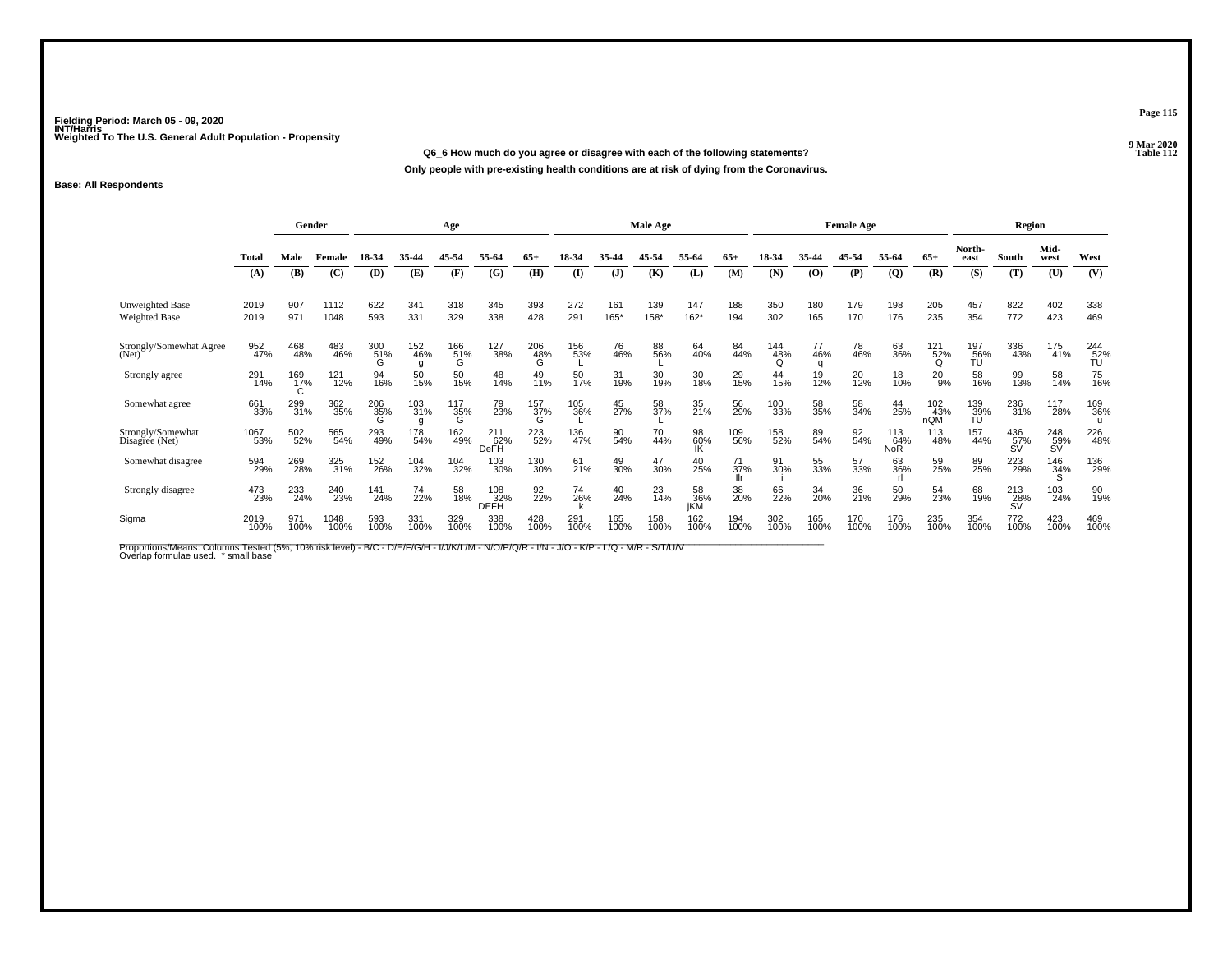Fielding Period: March 05 - 09, 2020
INT/Harris
Weighted To The U.S. General Adult Population - Propensity

9 Mar 2020
Table 112

Q6_6 How much do you agree or disagree with each of the following statements?

Only people with pre-existing health conditions are at risk of dying from the Coronavirus.

Base: All Respondents

| | | Gender | | Age | | | | | Male Age | | | | | Female Age | | | | | Region | | | |
|---|---|---|---|---|---|---|---|---|---|---|---|---|---|---|---|---|---|---|---|---|---|---|
| | Total | Male | Female | 18-34 | 35-44 | 45-54 | 55-64 | 65+ | 18-34 | 35-44 | 45-54 | 55-64 | 65+ | 18-34 | 35-44 | 45-54 | 55-64 | 65+ | North-east | South | Mid-west | West |
| | (A) | (B) | (C) | (D) | (E) | (F) | (G) | (H) | (I) | (J) | (K) | (L) | (M) | (N) | (O) | (P) | (Q) | (R) | (S) | (T) | (U) | (V) |
| Unweighted Base | 2019 | 907 | 1112 | 622 | 341 | 318 | 345 | 393 | 272 | 161 | 139 | 147 | 188 | 350 | 180 | 179 | 198 | 205 | 457 | 822 | 402 | 338 |
| Weighted Base | 2019 | 971 | 1048 | 593 | 331 | 329 | 338 | 428 | 291 | 165* | 158* | 162* | 194 | 302 | 165 | 170 | 176 | 235 | 354 | 772 | 423 | 469 |
| Strongly/Somewhat Agree (Net) | 952 47% | 468 48% | 483 46% | 300 51% G | 152 46% g | 166 51% G | 127 38% | 206 48% G | 156 53% L | 76 46% | 88 56% L | 64 40% | 84 44% | 144 48% Q | 77 46% q | 78 46% | 63 36% | 121 52% Q | 197 56% TU | 336 43% | 175 41% | 244 52% TU |
| Strongly agree | 291 14% | 169 17% C | 121 12% | 94 16% | 50 15% | 50 15% | 48 14% | 49 11% | 50 17% | 31 19% | 30 19% | 30 18% | 29 15% | 44 15% | 19 12% | 20 12% | 18 10% | 20 9% | 58 16% | 99 13% | 58 14% | 75 16% |
| Somewhat agree | 661 33% | 299 31% | 362 35% | 206 35% G | 103 31% g | 117 35% G | 79 23% | 157 37% G | 105 36% L | 45 27% | 58 37% L | 35 21% | 56 29% | 100 33% | 58 35% | 58 34% | 44 25% | 102 43% nQM | 139 39% TU | 236 31% | 117 28% | 169 36% u |
| Strongly/Somewhat Disagree (Net) | 1067 53% | 502 52% | 565 54% | 293 49% | 178 54% | 162 49% | 211 62% DeFH | 223 52% | 136 47% | 90 54% | 70 44% | 98 60% IK | 109 56% | 158 52% | 89 54% | 92 54% | 113 64% NoR | 113 48% | 157 44% | 436 57% SV | 248 59% SV | 226 48% |
| Somewhat disagree | 594 29% | 269 28% | 325 31% | 152 26% | 104 32% | 104 32% | 103 30% | 130 30% | 61 21% | 49 30% | 47 30% | 40 25% | 71 37% Ilr | 91 30% i | 55 33% | 57 33% | 63 36% rl | 59 25% | 89 25% | 223 29% | 146 34% S | 136 29% |
| Strongly disagree | 473 23% | 233 24% | 240 23% | 141 24% | 74 22% | 58 18% | 108 32% DEFH | 92 22% | 74 26% k | 40 24% | 23 14% | 58 36% jKM | 38 20% | 66 22% | 34 20% | 36 21% | 50 29% | 54 23% | 68 19% | 213 28% SV | 103 24% | 90 19% |
| Sigma | 2019 100% | 971 100% | 1048 100% | 593 100% | 331 100% | 329 100% | 338 100% | 428 100% | 291 100% | 165 100% | 158 100% | 162 100% | 194 100% | 302 100% | 165 100% | 170 100% | 176 100% | 235 100% | 354 100% | 772 100% | 423 100% | 469 100% |

Proportions/Means: Columns Tested (5%, 10% risk level) - B/C - D/E/F/G/H - I/J/K/L/M - N/O/P/Q/R - I/N - J/O - K/P - L/Q - M/R - S/T/U/V
Overlap formulae used. * small base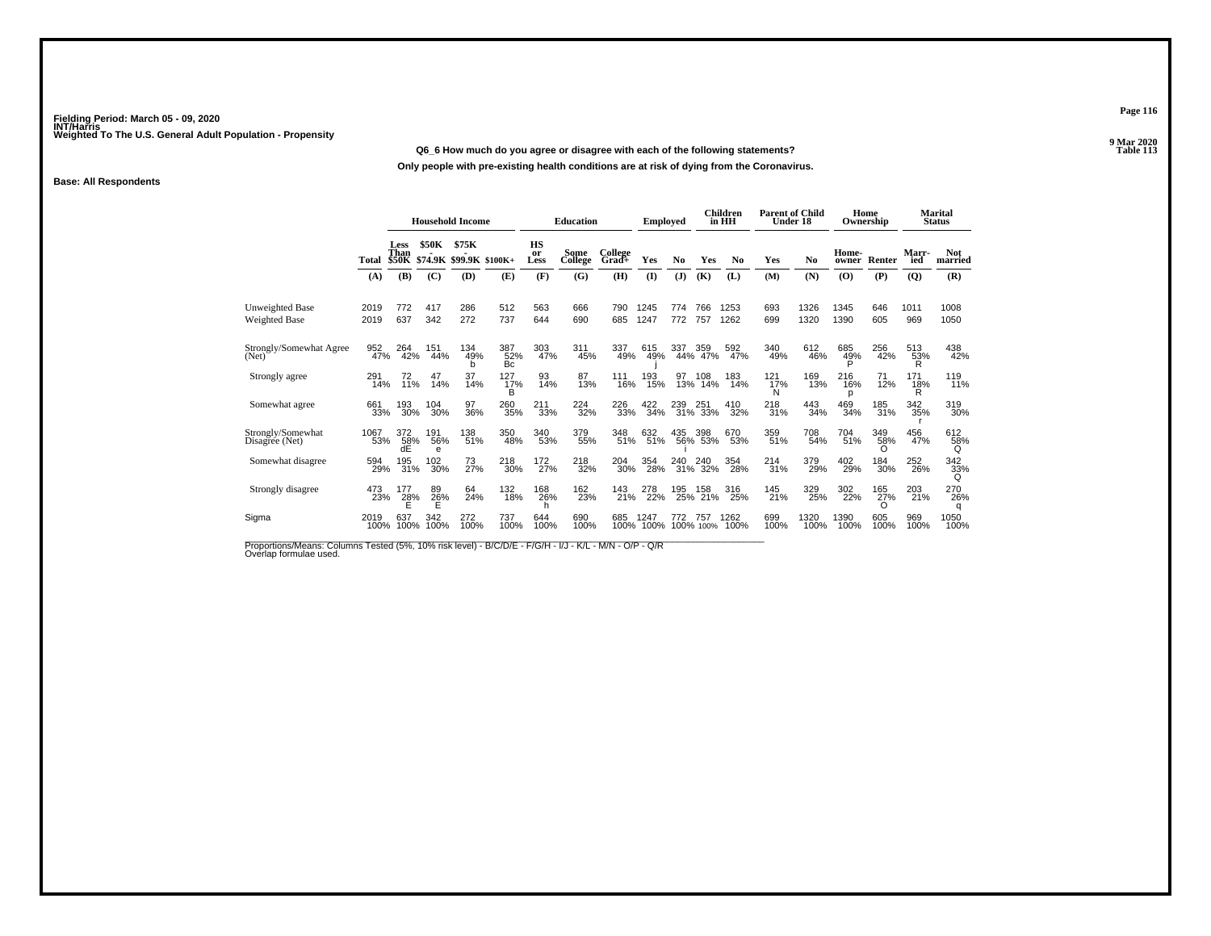Fielding Period: March 05 - 09, 2020
INT/Harris
Weighted To The U.S. General Adult Population - Propensity

9 Mar 2020
Table 113

**Q6_6 How much do you agree or disagree with each of the following statements?**

**Only people with pre-existing health conditions are at risk of dying from the Coronavirus.**

**Base: All Respondents**

| | Total | Household Income: Less Than $50K | Household Income: $50K - $74.9K | Household Income: $75K - $99.9K | Household Income: $100K+ | Education: HS or Less | Education: Some College | Education: College Grad+ | Employed: Yes | Employed: No | Children in HH: Yes | Children in HH: No | Parent of Child Under 18: Yes | Parent of Child Under 18: No | Home Ownership: Home-owner | Home Ownership: Renter | Marital Status: Marr-ied | Marital Status: Not married |
|---|---|---|---|---|---|---|---|---|---|---|---|---|---|---|---|---|---|---|
| | (A) | (B) | (C) | (D) | (E) | (F) | (G) | (H) | (I) | (J) | (K) | (L) | (M) | (N) | (O) | (P) | (Q) | (R) |
| Unweighted Base | 2019 | 772 | 417 | 286 | 512 | 563 | 666 | 790 | 1245 | 774 | 766 | 1253 | 693 | 1326 | 1345 | 646 | 1011 | 1008 |
| Weighted Base | 2019 | 637 | 342 | 272 | 737 | 644 | 690 | 685 | 1247 | 772 | 757 | 1262 | 699 | 1320 | 1390 | 605 | 969 | 1050 |
| Strongly/Somewhat Agree (Net) | 952 | 264 | 151 | 134 | 387 | 303 | 311 | 337 | 615 | 337 | 359 | 592 | 340 | 612 | 685 | 256 | 513 | 438 |
| | 47% | 42% | 44% | 49% | 52% | 47% | 45% | 49% | 49% | 44% | 47% | 47% | 49% | 46% | 49% | 42% | 53% | 42% |
| | | | | b | Bc | | | | j | | | | | | P | | R | |
| Strongly agree | 291 | 72 | 47 | 37 | 127 | 93 | 87 | 111 | 193 | 97 | 108 | 183 | 121 | 169 | 216 | 71 | 171 | 119 |
| | 14% | 11% | 14% | 14% | 17% | 14% | 13% | 16% | 15% | 13% | 14% | 14% | 17% | 13% | 16% | 12% | 18% | 11% |
| | | | | | B | | | | | | | | N | | p | | R | |
| Somewhat agree | 661 | 193 | 104 | 97 | 260 | 211 | 224 | 226 | 422 | 239 | 251 | 410 | 218 | 443 | 469 | 185 | 342 | 319 |
| | 33% | 30% | 30% | 36% | 35% | 33% | 32% | 33% | 34% | 31% | 33% | 32% | 31% | 34% | 34% | 31% | 35% | 30% |
| | | | | | | | | | | | | | | | | | r | |
| Strongly/Somewhat Disagree (Net) | 1067 | 372 | 191 | 138 | 350 | 340 | 379 | 348 | 632 | 435 | 398 | 670 | 359 | 708 | 704 | 349 | 456 | 612 |
| | 53% | 58% | 56% | 51% | 48% | 53% | 55% | 51% | 51% | 56% | 53% | 53% | 51% | 54% | 51% | 58% | 47% | 58% |
| | | dE | e | | | | | | | i | | | | | | O | | Q |
| Somewhat disagree | 594 | 195 | 102 | 73 | 218 | 172 | 218 | 204 | 354 | 240 | 240 | 354 | 214 | 379 | 402 | 184 | 252 | 342 |
| | 29% | 31% | 30% | 27% | 30% | 27% | 32% | 30% | 28% | 31% | 32% | 28% | 31% | 29% | 29% | 30% | 26% | 33% |
| | | | | | | | | | | | | | | | | | | Q |
| Strongly disagree | 473 | 177 | 89 | 64 | 132 | 168 | 162 | 143 | 278 | 195 | 158 | 316 | 145 | 329 | 302 | 165 | 203 | 270 |
| | 23% | 28% | 26% | 24% | 18% | 26% | 23% | 21% | 22% | 25% | 21% | 25% | 21% | 25% | 22% | 27% | 21% | 26% |
| | | E | E | | | h | | | | | | | | | | O | | q |
| Sigma | 2019 | 637 | 342 | 272 | 737 | 644 | 690 | 685 | 1247 | 772 | 757 | 1262 | 699 | 1320 | 1390 | 605 | 969 | 1050 |
| | 100% | 100% | 100% | 100% | 100% | 100% | 100% | 100% | 100% | 100% | 100% | 100% | 100% | 100% | 100% | 100% | 100% | 100% |

Proportions/Means: Columns Tested (5%, 10% risk level) - B/C/D/E - F/G/H - I/J - K/L - M/N - O/P - Q/R
Overlap formulae used.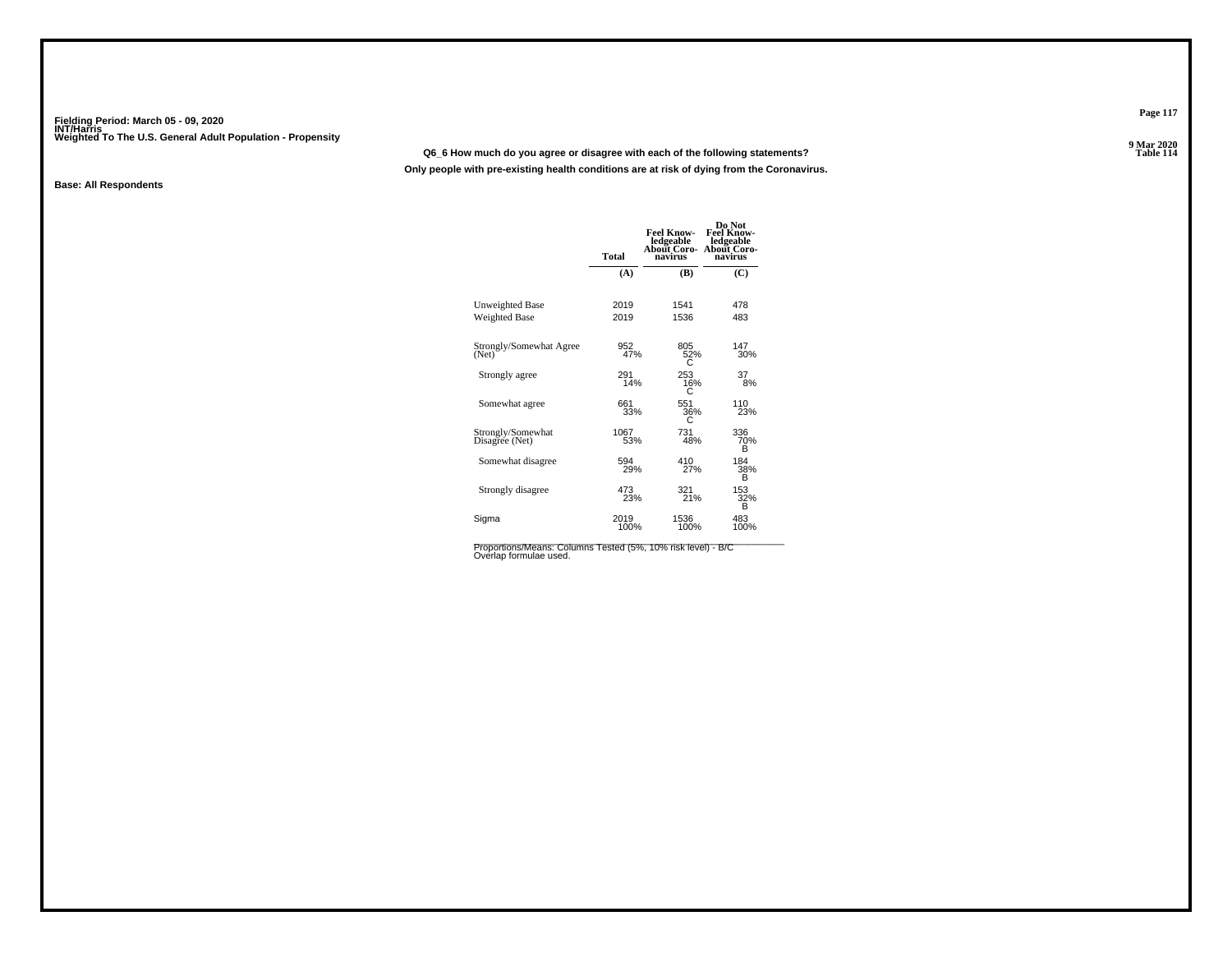Fielding Period: March 05 - 09, 2020
INT/Harris
Weighted To The U.S. General Adult Population - Propensity

Table 114

**Q6_6 How much do you agree or disagree with each of the following statements?**

**Only people with pre-existing health conditions are at risk of dying from the Coronavirus.**

**Base: All Respondents**

| | Total | Feel Knowledgeable About Coronavirus | Do Not Feel Knowledgeable About Coronavirus |
|---|---|---|---|
| | (A) | (B) | (C) |
| Unweighted Base | 2019 | 1541 | 478 |
| Weighted Base | 2019 | 1536 | 483 |
| Strongly/Somewhat Agree (Net) | 952<br>47% | 805<br>52%<br>C | 147<br>30% |
| Strongly agree | 291<br>14% | 253<br>16%<br>C | 37<br>8% |
| Somewhat agree | 661<br>33% | 551<br>36%<br>C | 110<br>23% |
| Strongly/Somewhat Disagree (Net) | 1067<br>53% | 731<br>48% | 336<br>70%<br>B |
| Somewhat disagree | 594<br>29% | 410<br>27% | 184<br>38%<br>B |
| Strongly disagree | 473<br>23% | 321<br>21% | 153<br>32%<br>B |
| Sigma | 2019<br>100% | 1536<br>100% | 483<br>100% |

Proportions/Means: Columns Tested (5%, 10% risk level) - B/C
Overlap formulae used.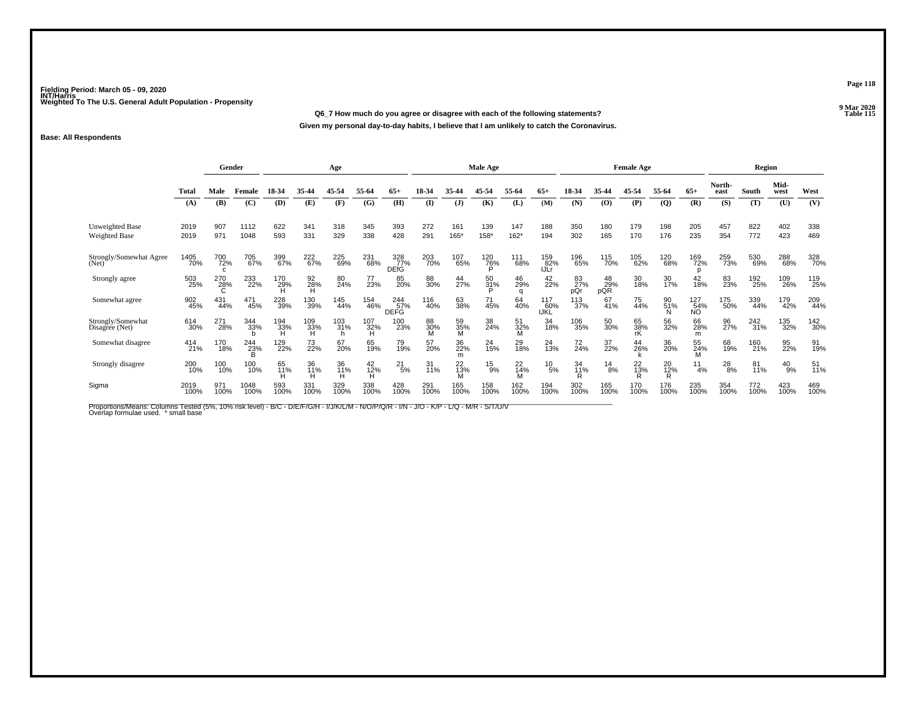Fielding Period: March 05 - 09, 2020
INT/Harris
Weighted To The U.S. General Adult Population - Propensity

9 Mar 2020
Table 115

**Q6_7 How much do you agree or disagree with each of the following statements?**

**Given my personal day-to-day habits, I believe that I am unlikely to catch the Coronavirus.**

**Base: All Respondents**

| | Total | Gender | | Age | | | | | Male Age | | | | | Female Age | | | | | Region | | | |
|---|---|---|---|---|---|---|---|---|---|---|---|---|---|---|---|---|---|---|---|---|---|---|
| | Total | Male | Female | 18-34 | 35-44 | 45-54 | 55-64 | 65+ | 18-34 | 35-44 | 45-54 | 55-64 | 65+ | 18-34 | 35-44 | 45-54 | 55-64 | 65+ | North-east | South | Mid-west | West |
| | (A) | (B) | (C) | (D) | (E) | (F) | (G) | (H) | (I) | (J) | (K) | (L) | (M) | (N) | (O) | (P) | (Q) | (R) | (S) | (T) | (U) | (V) |
| Unweighted Base | 2019 | 907 | 1112 | 622 | 341 | 318 | 345 | 393 | 272 | 161 | 139 | 147 | 188 | 350 | 180 | 179 | 198 | 205 | 457 | 822 | 402 | 338 |
| Weighted Base | 2019 | 971 | 1048 | 593 | 331 | 329 | 338 | 428 | 291 | 165* | 158* | 162* | 194 | 302 | 165 | 170 | 176 | 235 | 354 | 772 | 423 | 469 |
| Strongly/Somewhat Agree (Net) | 1405 70% | 700 72% c | 705 67% | 399 67% | 222 67% | 225 69% | 231 68% | 328 77% DEfG | 203 70% | 107 65% | 120 76% P | 111 68% | 159 82% IJLr | 196 65% | 115 70% | 105 62% | 120 68% | 169 72% p | 259 73% | 530 69% | 288 68% | 328 70% |
| Strongly agree | 503 25% | 270 28% C | 233 22% | 170 29% H | 92 28% H | 80 24% | 77 23% | 85 20% | 88 30% | 44 27% | 50 31% P | 46 29% q | 42 22% | 83 27% pQr | 48 29% pQR | 30 18% | 30 17% | 42 18% | 83 23% | 192 25% | 109 26% | 119 25% |
| Somewhat agree | 902 45% | 431 44% | 471 45% | 228 39% | 130 39% | 145 44% | 154 46% | 244 57% DEFG | 116 40% | 63 38% | 71 45% | 64 40% | 117 60% IJKL | 113 37% | 67 41% | 75 44% | 90 51% N | 127 54% NO | 175 50% | 339 44% | 179 42% | 209 44% |
| Strongly/Somewhat Disagree (Net) | 614 30% | 271 28% | 344 33% b | 194 33% H | 109 33% H | 103 31% h | 107 32% H | 100 23% | 88 30% M | 59 35% M | 38 24% | 51 32% M | 34 18% | 106 35% | 50 30% | 65 38% rK | 56 32% | 66 28% m | 96 27% | 242 31% | 135 32% | 142 30% |
| Somewhat disagree | 414 21% | 170 18% | 244 23% B | 129 22% | 73 22% | 67 20% | 65 19% | 79 19% | 57 20% | 36 22% m | 24 15% | 29 18% | 24 13% | 72 24% | 37 22% | 44 26% k | 36 20% | 55 24% M | 68 19% | 160 21% | 95 22% | 91 19% |
| Strongly disagree | 200 10% | 100 10% | 100 10% | 65 11% H | 36 11% H | 36 11% H | 42 12% H | 21 5% | 31 11% | 22 13% M | 15 9% | 22 14% M | 10 5% | 34 11% R | 14 8% | 22 13% R | 20 12% R | 11 4% | 28 8% | 81 11% | 40 9% | 51 11% |
| Sigma | 2019 100% | 971 100% | 1048 100% | 593 100% | 331 100% | 329 100% | 338 100% | 428 100% | 291 100% | 165 100% | 158 100% | 162 100% | 194 100% | 302 100% | 165 100% | 170 100% | 176 100% | 235 100% | 354 100% | 772 100% | 423 100% | 469 100% |

Proportions/Means: Columns Tested (5%, 10% risk level) - B/C - D/E/F/G/H - I/J/K/L/M - N/O/P/Q/R - I/N - J/O - K/P - L/Q - M/R - S/T/U/V
Overlap formulae used. * small base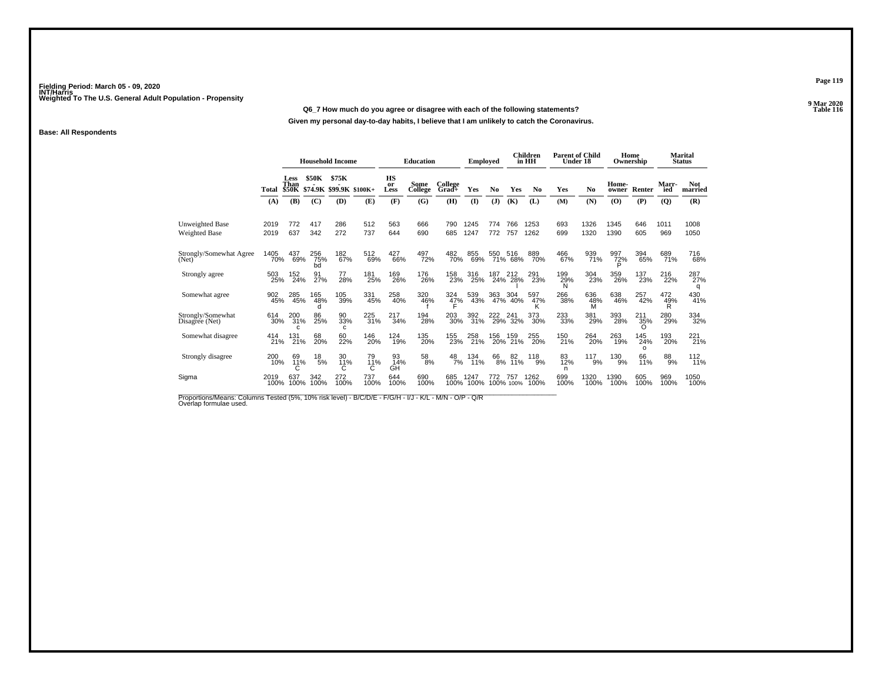Fielding Period: March 05 - 09, 2020
INT/Harris
Weighted To The U.S. General Adult Population - Propensity

9 Mar 2020
Table 116

**Q6_7 How much do you agree or disagree with each of the following statements?**

**Given my personal day-to-day habits, I believe that I am unlikely to catch the Coronavirus.**

**Base: All Respondents**

| | | Household Income | | | | Education | | | Employed | | Children in HH | | Parent of Child Under 18 | | Home Ownership | | Marital Status | |
|---|---|---|---|---|---|---|---|---|---|---|---|---|---|---|---|---|---|---|
| | Total | Less Than $50K | $50K - $74.9K | $75K - $99.9K | $100K+ | HS or Less | Some College | College Grad+ | Yes | No | Yes | No | Yes | No | Home-owner | Renter | Marr-ied | Not married |
| | (A) | (B) | (C) | (D) | (E) | (F) | (G) | (H) | (I) | (J) | (K) | (L) | (M) | (N) | (O) | (P) | (Q) | (R) |
| Unweighted Base | 2019 | 772 | 417 | 286 | 512 | 563 | 666 | 790 | 1245 | 774 | 766 | 1253 | 693 | 1326 | 1345 | 646 | 1011 | 1008 |
| Weighted Base | 2019 | 637 | 342 | 272 | 737 | 644 | 690 | 685 | 1247 | 772 | 757 | 1262 | 699 | 1320 | 1390 | 605 | 969 | 1050 |
| Strongly/Somewhat Agree (Net) | 1405 70% | 437 69% | 256 75% bd | 182 67% | 512 69% | 427 66% | 497 72% | 482 70% | 855 69% | 550 71% | 516 68% | 889 70% | 466 67% | 939 71% | 997 72% P | 394 65% | 689 71% | 716 68% |
| Strongly agree | 503 25% | 152 24% | 91 27% | 77 28% | 181 25% | 169 26% | 176 26% | 158 23% | 316 25% | 187 24% | 212 28% l | 291 23% | 199 29% N | 304 23% | 359 26% | 137 23% | 216 22% | 287 27% q |
| Somewhat agree | 902 45% | 285 45% | 165 48% d | 105 39% | 331 45% | 258 40% | 320 46% f | 324 47% F | 539 43% | 363 47% | 304 40% | 597 47% K | 266 38% | 636 48% M | 638 46% | 257 42% | 472 49% R | 430 41% |
| Strongly/Somewhat Disagree (Net) | 614 30% | 200 31% c | 86 25% | 90 33% c | 225 31% | 217 34% | 194 28% | 203 30% | 392 31% | 222 29% | 241 32% | 373 30% | 233 33% | 381 29% | 393 28% | 211 35% O | 280 29% | 334 32% |
| Somewhat disagree | 414 21% | 131 21% | 68 20% | 60 22% | 146 20% | 124 19% | 135 20% | 155 23% | 258 21% | 156 20% | 159 21% | 255 20% | 150 21% | 264 20% | 263 19% | 145 24% o | 193 20% | 221 21% |
| Strongly disagree | 200 10% | 69 11% C | 18 5% | 30 11% C | 79 11% C | 93 14% GH | 58 8% | 48 7% | 134 11% | 66 8% | 82 11% | 118 9% | 83 12% n | 117 9% | 130 9% | 66 11% | 88 9% | 112 11% |
| Sigma | 2019 100% | 637 100% | 342 100% | 272 100% | 737 100% | 644 100% | 690 100% | 685 100% | 1247 100% | 772 100% | 757 100% | 1262 100% | 699 100% | 1320 100% | 1390 100% | 605 100% | 969 100% | 1050 100% |

Proportions/Means: Columns Tested (5%, 10% risk level) - B/C/D/E - F/G/H - I/J - K/L - M/N - O/P - Q/R
Overlap formulae used.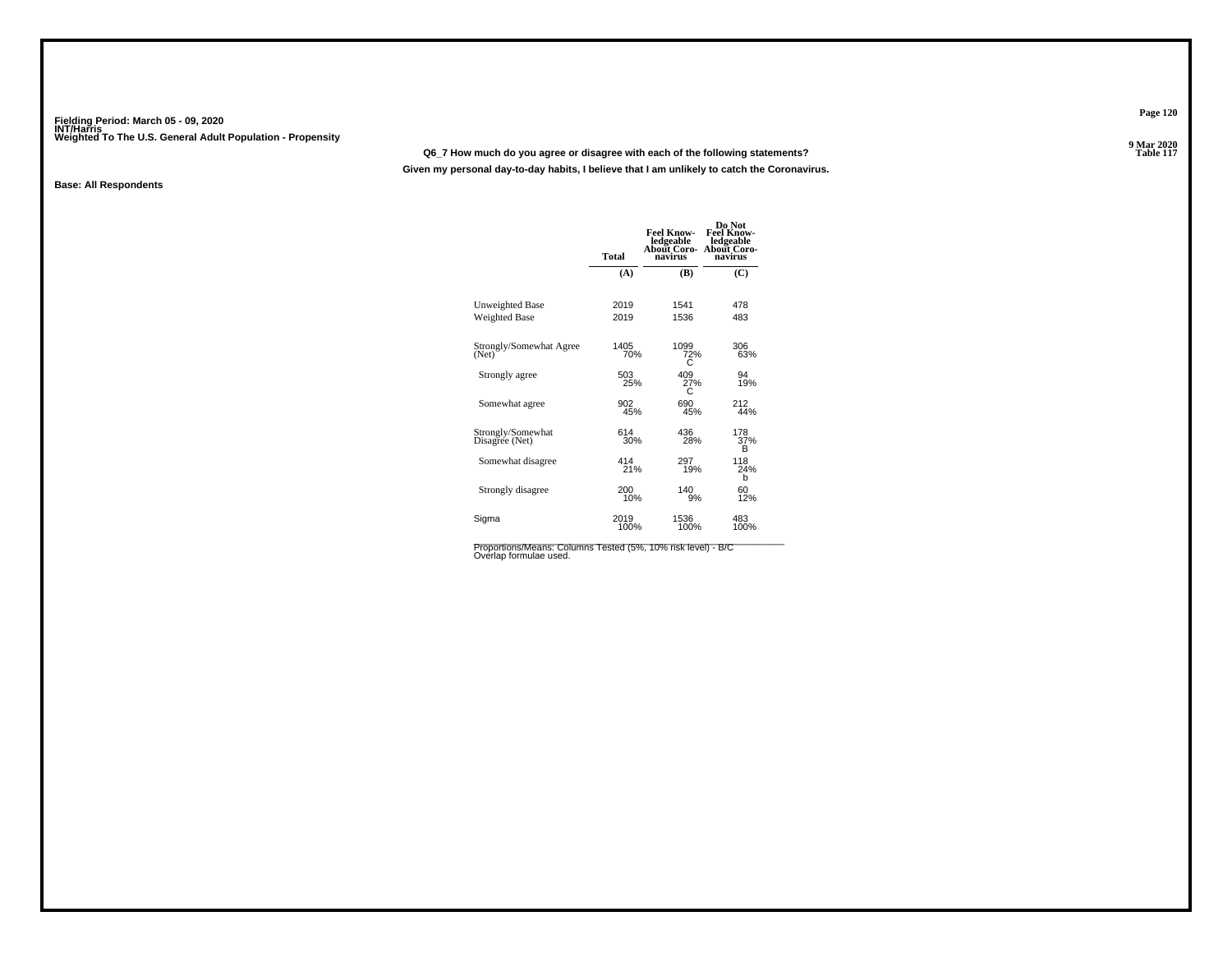Fielding Period: March 05 - 09, 2020
INT/Harris
Weighted To The U.S. General Adult Population - Propensity

9 Mar 2020
Table 117

**Q6_7 How much do you agree or disagree with each of the following statements?**

**Given my personal day-to-day habits, I believe that I am unlikely to catch the Coronavirus.**

**Base: All Respondents**

| | Total | Feel Know-ledgeable About Coro-navirus | Do Not Feel Know-ledgeable About Coro-navirus |
|---|---|---|---|
| | (A) | (B) | (C) |
| Unweighted Base | 2019 | 1541 | 478 |
| Weighted Base | 2019 | 1536 | 483 |
| Strongly/Somewhat Agree (Net) | 1405<br>70% | 1099<br>72%<br>C | 306<br>63% |
| Strongly agree | 503<br>25% | 409<br>27%<br>C | 94<br>19% |
| Somewhat agree | 902<br>45% | 690<br>45% | 212<br>44% |
| Strongly/Somewhat Disagree (Net) | 614<br>30% | 436<br>28% | 178<br>37%<br>B |
| Somewhat disagree | 414<br>21% | 297<br>19% | 118<br>24%<br>b |
| Strongly disagree | 200<br>10% | 140<br>9% | 60<br>12% |
| Sigma | 2019<br>100% | 1536<br>100% | 483<br>100% |

Proportions/Means: Columns Tested (5%, 10% risk level) - B/C
Overlap formulae used.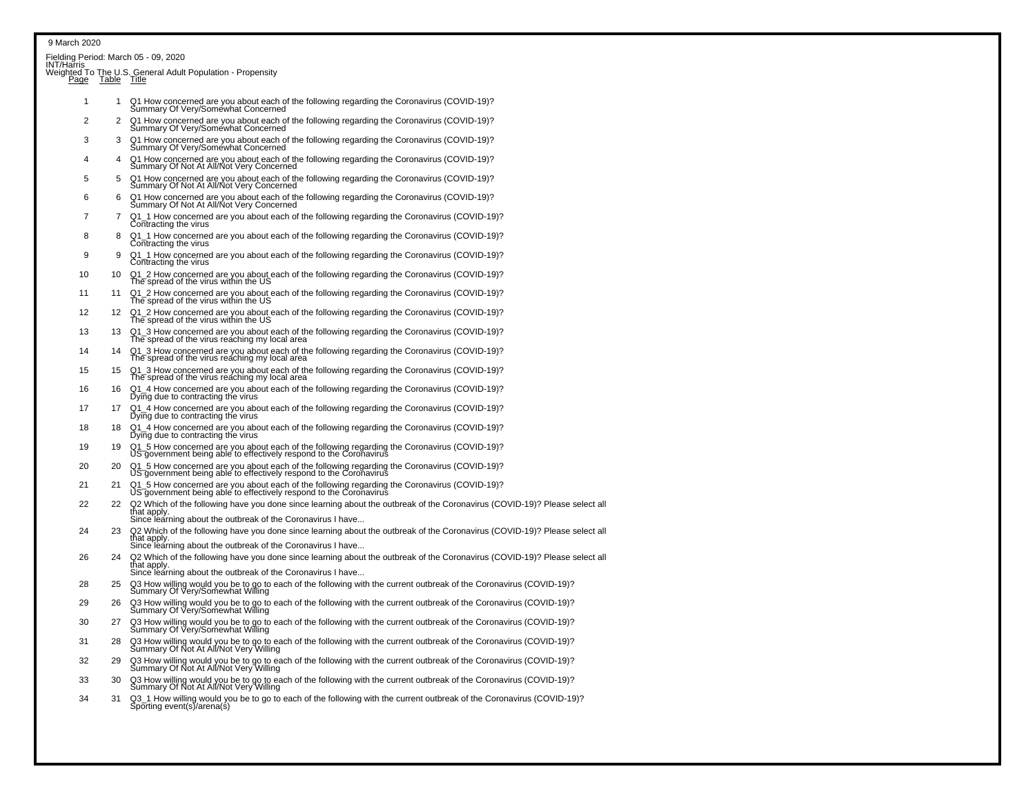9 March 2020

Fielding Period: March 05 - 09, 2020
INT/Harris
Weighted To The U.S. General Adult Population - Propensity

| Page | Table | Title |
|---|---|---|
| 1 | 1 | Q1 How concerned are you about each of the following regarding the Coronavirus (COVID-19)? Summary Of Very/Somewhat Concerned |
| 2 | 2 | Q1 How concerned are you about each of the following regarding the Coronavirus (COVID-19)? Summary Of Very/Somewhat Concerned |
| 3 | 3 | Q1 How concerned are you about each of the following regarding the Coronavirus (COVID-19)? Summary Of Very/Somewhat Concerned |
| 4 | 4 | Q1 How concerned are you about each of the following regarding the Coronavirus (COVID-19)? Summary Of Not At All/Not Very Concerned |
| 5 | 5 | Q1 How concerned are you about each of the following regarding the Coronavirus (COVID-19)? Summary Of Not At All/Not Very Concerned |
| 6 | 6 | Q1 How concerned are you about each of the following regarding the Coronavirus (COVID-19)? Summary Of Not At All/Not Very Concerned |
| 7 | 7 | Q1_1 How concerned are you about each of the following regarding the Coronavirus (COVID-19)? Contracting the virus |
| 8 | 8 | Q1_1 How concerned are you about each of the following regarding the Coronavirus (COVID-19)? Contracting the virus |
| 9 | 9 | Q1_1 How concerned are you about each of the following regarding the Coronavirus (COVID-19)? Contracting the virus |
| 10 | 10 | Q1_2 How concerned are you about each of the following regarding the Coronavirus (COVID-19)? The spread of the virus within the US |
| 11 | 11 | Q1_2 How concerned are you about each of the following regarding the Coronavirus (COVID-19)? The spread of the virus within the US |
| 12 | 12 | Q1_2 How concerned are you about each of the following regarding the Coronavirus (COVID-19)? The spread of the virus within the US |
| 13 | 13 | Q1_3 How concerned are you about each of the following regarding the Coronavirus (COVID-19)? The spread of the virus reaching my local area |
| 14 | 14 | Q1_3 How concerned are you about each of the following regarding the Coronavirus (COVID-19)? The spread of the virus reaching my local area |
| 15 | 15 | Q1_3 How concerned are you about each of the following regarding the Coronavirus (COVID-19)? The spread of the virus reaching my local area |
| 16 | 16 | Q1_4 How concerned are you about each of the following regarding the Coronavirus (COVID-19)? Dying due to contracting the virus |
| 17 | 17 | Q1_4 How concerned are you about each of the following regarding the Coronavirus (COVID-19)? Dying due to contracting the virus |
| 18 | 18 | Q1_4 How concerned are you about each of the following regarding the Coronavirus (COVID-19)? Dying due to contracting the virus |
| 19 | 19 | Q1_5 How concerned are you about each of the following regarding the Coronavirus (COVID-19)? US government being able to effectively respond to the Coronavirus |
| 20 | 20 | Q1_5 How concerned are you about each of the following regarding the Coronavirus (COVID-19)? US government being able to effectively respond to the Coronavirus |
| 21 | 21 | Q1_5 How concerned are you about each of the following regarding the Coronavirus (COVID-19)? US government being able to effectively respond to the Coronavirus |
| 22 | 22 | Q2 Which of the following have you done since learning about the outbreak of the Coronavirus (COVID-19)? Please select all that apply. Since learning about the outbreak of the Coronavirus I have... |
| 24 | 23 | Q2 Which of the following have you done since learning about the outbreak of the Coronavirus (COVID-19)? Please select all that apply. Since learning about the outbreak of the Coronavirus I have... |
| 26 | 24 | Q2 Which of the following have you done since learning about the outbreak of the Coronavirus (COVID-19)? Please select all that apply. Since learning about the outbreak of the Coronavirus I have... |
| 28 | 25 | Q3 How willing would you be to go to each of the following with the current outbreak of the Coronavirus (COVID-19)? Summary Of Very/Somewhat Willing |
| 29 | 26 | Q3 How willing would you be to go to each of the following with the current outbreak of the Coronavirus (COVID-19)? Summary Of Very/Somewhat Willing |
| 30 | 27 | Q3 How willing would you be to go to each of the following with the current outbreak of the Coronavirus (COVID-19)? Summary Of Very/Somewhat Willing |
| 31 | 28 | Q3 How willing would you be to go to each of the following with the current outbreak of the Coronavirus (COVID-19)? Summary Of Not At All/Not Very Willing |
| 32 | 29 | Q3 How willing would you be to go to each of the following with the current outbreak of the Coronavirus (COVID-19)? Summary Of Not At All/Not Very Willing |
| 33 | 30 | Q3 How willing would you be to go to each of the following with the current outbreak of the Coronavirus (COVID-19)? Summary Of Not At All/Not Very Willing |
| 34 | 31 | Q3_1 How willing would you be to go to each of the following with the current outbreak of the Coronavirus (COVID-19)? Sporting event(s)/arena(s) |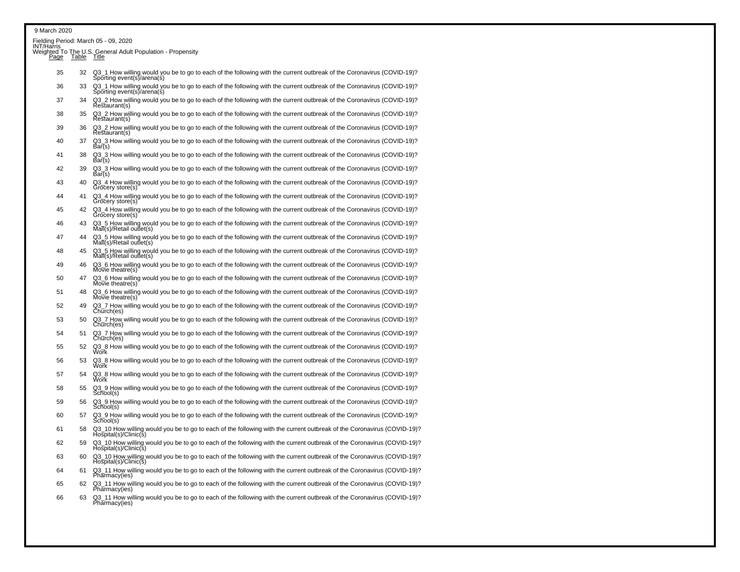9 March 2020

Fielding Period: March 05 - 09, 2020
INT/Harris
Weighted To The U.S. General Adult Population - Propensity

| Page | Table | Title |
|---|---|---|
| 35 | 32 | Q3_1 How willing would you be to go to each of the following with the current outbreak of the Coronavirus (COVID-19)? Sporting event(s)/arena(s) |
| 36 | 33 | Q3_1 How willing would you be to go to each of the following with the current outbreak of the Coronavirus (COVID-19)? Sporting event(s)/arena(s) |
| 37 | 34 | Q3_2 How willing would you be to go to each of the following with the current outbreak of the Coronavirus (COVID-19)? Restaurant(s) |
| 38 | 35 | Q3_2 How willing would you be to go to each of the following with the current outbreak of the Coronavirus (COVID-19)? Restaurant(s) |
| 39 | 36 | Q3_2 How willing would you be to go to each of the following with the current outbreak of the Coronavirus (COVID-19)? Restaurant(s) |
| 40 | 37 | Q3_3 How willing would you be to go to each of the following with the current outbreak of the Coronavirus (COVID-19)? Bar(s) |
| 41 | 38 | Q3_3 How willing would you be to go to each of the following with the current outbreak of the Coronavirus (COVID-19)? Bar(s) |
| 42 | 39 | Q3_3 How willing would you be to go to each of the following with the current outbreak of the Coronavirus (COVID-19)? Bar(s) |
| 43 | 40 | Q3_4 How willing would you be to go to each of the following with the current outbreak of the Coronavirus (COVID-19)? Grocery store(s) |
| 44 | 41 | Q3_4 How willing would you be to go to each of the following with the current outbreak of the Coronavirus (COVID-19)? Grocery store(s) |
| 45 | 42 | Q3_4 How willing would you be to go to each of the following with the current outbreak of the Coronavirus (COVID-19)? Grocery store(s) |
| 46 | 43 | Q3_5 How willing would you be to go to each of the following with the current outbreak of the Coronavirus (COVID-19)? Mall(s)/Retail outlet(s) |
| 47 | 44 | Q3_5 How willing would you be to go to each of the following with the current outbreak of the Coronavirus (COVID-19)? Mall(s)/Retail outlet(s) |
| 48 | 45 | Q3_5 How willing would you be to go to each of the following with the current outbreak of the Coronavirus (COVID-19)? Mall(s)/Retail outlet(s) |
| 49 | 46 | Q3_6 How willing would you be to go to each of the following with the current outbreak of the Coronavirus (COVID-19)? Movie theatre(s) |
| 50 | 47 | Q3_6 How willing would you be to go to each of the following with the current outbreak of the Coronavirus (COVID-19)? Movie theatre(s) |
| 51 | 48 | Q3_6 How willing would you be to go to each of the following with the current outbreak of the Coronavirus (COVID-19)? Movie theatre(s) |
| 52 | 49 | Q3_7 How willing would you be to go to each of the following with the current outbreak of the Coronavirus (COVID-19)? Church(es) |
| 53 | 50 | Q3_7 How willing would you be to go to each of the following with the current outbreak of the Coronavirus (COVID-19)? Church(es) |
| 54 | 51 | Q3_7 How willing would you be to go to each of the following with the current outbreak of the Coronavirus (COVID-19)? Church(es) |
| 55 | 52 | Q3_8 How willing would you be to go to each of the following with the current outbreak of the Coronavirus (COVID-19)? Work |
| 56 | 53 | Q3_8 How willing would you be to go to each of the following with the current outbreak of the Coronavirus (COVID-19)? Work |
| 57 | 54 | Q3_8 How willing would you be to go to each of the following with the current outbreak of the Coronavirus (COVID-19)? Work |
| 58 | 55 | Q3_9 How willing would you be to go to each of the following with the current outbreak of the Coronavirus (COVID-19)? School(s) |
| 59 | 56 | Q3_9 How willing would you be to go to each of the following with the current outbreak of the Coronavirus (COVID-19)? School(s) |
| 60 | 57 | Q3_9 How willing would you be to go to each of the following with the current outbreak of the Coronavirus (COVID-19)? School(s) |
| 61 | 58 | Q3_10 How willing would you be to go to each of the following with the current outbreak of the Coronavirus (COVID-19)? Hospital(s)/Clinic(s) |
| 62 | 59 | Q3_10 How willing would you be to go to each of the following with the current outbreak of the Coronavirus (COVID-19)? Hospital(s)/Clinic(s) |
| 63 | 60 | Q3_10 How willing would you be to go to each of the following with the current outbreak of the Coronavirus (COVID-19)? Hospital(s)/Clinic(s) |
| 64 | 61 | Q3_11 How willing would you be to go to each of the following with the current outbreak of the Coronavirus (COVID-19)? Pharmacy(ies) |
| 65 | 62 | Q3_11 How willing would you be to go to each of the following with the current outbreak of the Coronavirus (COVID-19)? Pharmacy(ies) |
| 66 | 63 | Q3_11 How willing would you be to go to each of the following with the current outbreak of the Coronavirus (COVID-19)? Pharmacy(ies) |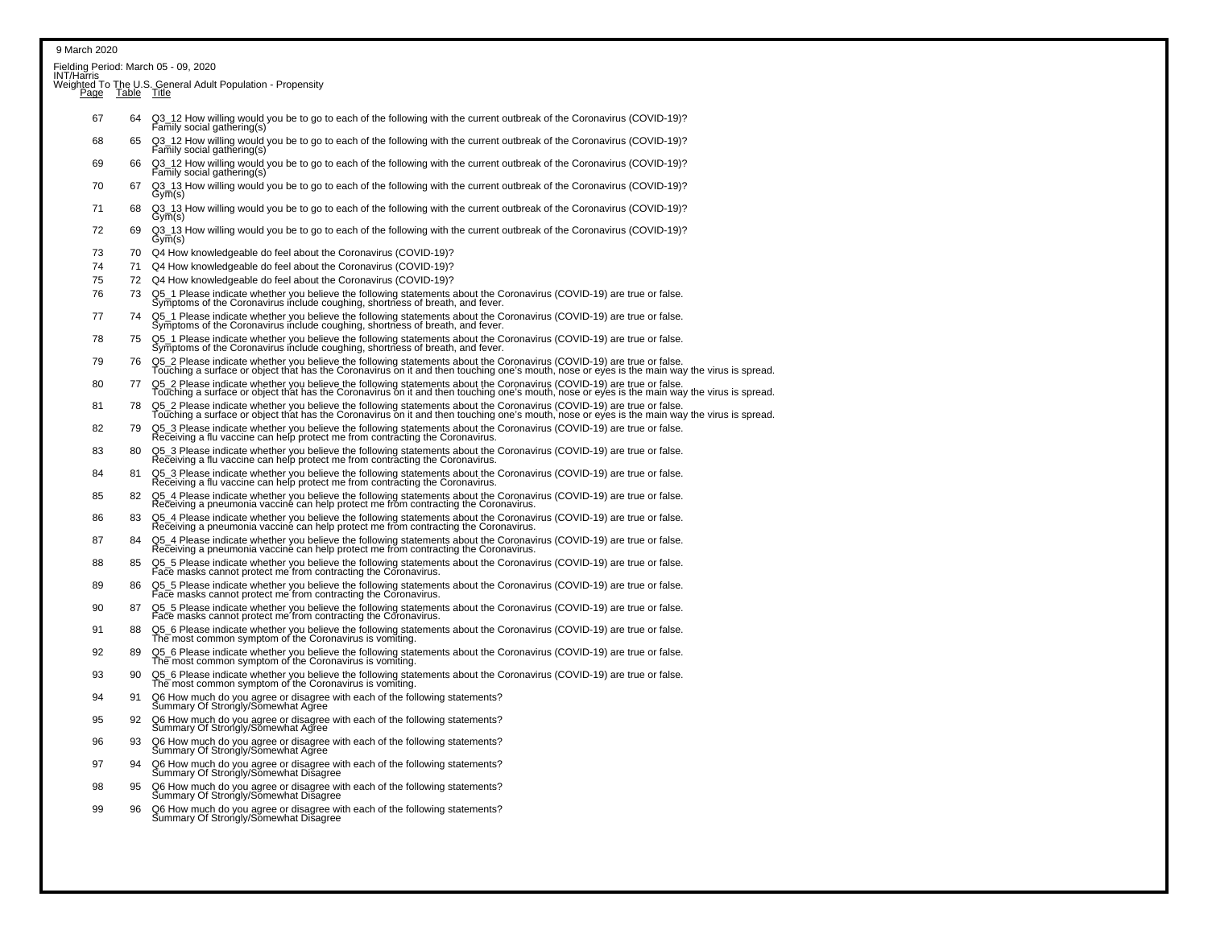9 March 2020

Fielding Period: March 05 - 09, 2020
INT/Harris
Weighted To The U.S. General Adult Population - Propensity

| Page | Table | Title |
|---|---|---|
| 67 | 64 | Q3_12 How willing would you be to go to each of the following with the current outbreak of the Coronavirus (COVID-19)? Family social gathering(s) |
| 68 | 65 | Q3_12 How willing would you be to go to each of the following with the current outbreak of the Coronavirus (COVID-19)? Family social gathering(s) |
| 69 | 66 | Q3_12 How willing would you be to go to each of the following with the current outbreak of the Coronavirus (COVID-19)? Family social gathering(s) |
| 70 | 67 | Q3_13 How willing would you be to go to each of the following with the current outbreak of the Coronavirus (COVID-19)? Gym(s) |
| 71 | 68 | Q3_13 How willing would you be to go to each of the following with the current outbreak of the Coronavirus (COVID-19)? Gym(s) |
| 72 | 69 | Q3_13 How willing would you be to go to each of the following with the current outbreak of the Coronavirus (COVID-19)? Gym(s) |
| 73 | 70 | Q4 How knowledgeable do feel about the Coronavirus (COVID-19)? |
| 74 | 71 | Q4 How knowledgeable do feel about the Coronavirus (COVID-19)? |
| 75 | 72 | Q4 How knowledgeable do feel about the Coronavirus (COVID-19)? |
| 76 | 73 | Q5_1 Please indicate whether you believe the following statements about the Coronavirus (COVID-19) are true or false. Symptoms of the Coronavirus include coughing, shortness of breath, and fever. |
| 77 | 74 | Q5_1 Please indicate whether you believe the following statements about the Coronavirus (COVID-19) are true or false. Symptoms of the Coronavirus include coughing, shortness of breath, and fever. |
| 78 | 75 | Q5_1 Please indicate whether you believe the following statements about the Coronavirus (COVID-19) are true or false. Symptoms of the Coronavirus include coughing, shortness of breath, and fever. |
| 79 | 76 | Q5_2 Please indicate whether you believe the following statements about the Coronavirus (COVID-19) are true or false. Touching a surface or object that has the Coronavirus on it and then touching one's mouth, nose or eyes is the main way the virus is spread. |
| 80 | 77 | Q5_2 Please indicate whether you believe the following statements about the Coronavirus (COVID-19) are true or false. Touching a surface or object that has the Coronavirus on it and then touching one's mouth, nose or eyes is the main way the virus is spread. |
| 81 | 78 | Q5_2 Please indicate whether you believe the following statements about the Coronavirus (COVID-19) are true or false. Touching a surface or object that has the Coronavirus on it and then touching one's mouth, nose or eyes is the main way the virus is spread. |
| 82 | 79 | Q5_3 Please indicate whether you believe the following statements about the Coronavirus (COVID-19) are true or false. Receiving a flu vaccine can help protect me from contracting the Coronavirus. |
| 83 | 80 | Q5_3 Please indicate whether you believe the following statements about the Coronavirus (COVID-19) are true or false. Receiving a flu vaccine can help protect me from contracting the Coronavirus. |
| 84 | 81 | Q5_3 Please indicate whether you believe the following statements about the Coronavirus (COVID-19) are true or false. Receiving a flu vaccine can help protect me from contracting the Coronavirus. |
| 85 | 82 | Q5_4 Please indicate whether you believe the following statements about the Coronavirus (COVID-19) are true or false. Receiving a pneumonia vaccine can help protect me from contracting the Coronavirus. |
| 86 | 83 | Q5_4 Please indicate whether you believe the following statements about the Coronavirus (COVID-19) are true or false. Receiving a pneumonia vaccine can help protect me from contracting the Coronavirus. |
| 87 | 84 | Q5_4 Please indicate whether you believe the following statements about the Coronavirus (COVID-19) are true or false. Receiving a pneumonia vaccine can help protect me from contracting the Coronavirus. |
| 88 | 85 | Q5_5 Please indicate whether you believe the following statements about the Coronavirus (COVID-19) are true or false. Face masks cannot protect me from contracting the Coronavirus. |
| 89 | 86 | Q5_5 Please indicate whether you believe the following statements about the Coronavirus (COVID-19) are true or false. Face masks cannot protect me from contracting the Coronavirus. |
| 90 | 87 | Q5_5 Please indicate whether you believe the following statements about the Coronavirus (COVID-19) are true or false. Face masks cannot protect me from contracting the Coronavirus. |
| 91 | 88 | Q5_6 Please indicate whether you believe the following statements about the Coronavirus (COVID-19) are true or false. The most common symptom of the Coronavirus is vomiting. |
| 92 | 89 | Q5_6 Please indicate whether you believe the following statements about the Coronavirus (COVID-19) are true or false. The most common symptom of the Coronavirus is vomiting. |
| 93 | 90 | Q5_6 Please indicate whether you believe the following statements about the Coronavirus (COVID-19) are true or false. The most common symptom of the Coronavirus is vomiting. |
| 94 | 91 | Q6 How much do you agree or disagree with each of the following statements? Summary Of Strongly/Somewhat Agree |
| 95 | 92 | Q6 How much do you agree or disagree with each of the following statements? Summary Of Strongly/Somewhat Agree |
| 96 | 93 | Q6 How much do you agree or disagree with each of the following statements? Summary Of Strongly/Somewhat Agree |
| 97 | 94 | Q6 How much do you agree or disagree with each of the following statements? Summary Of Strongly/Somewhat Disagree |
| 98 | 95 | Q6 How much do you agree or disagree with each of the following statements? Summary Of Strongly/Somewhat Disagree |
| 99 | 96 | Q6 How much do you agree or disagree with each of the following statements? Summary Of Strongly/Somewhat Disagree |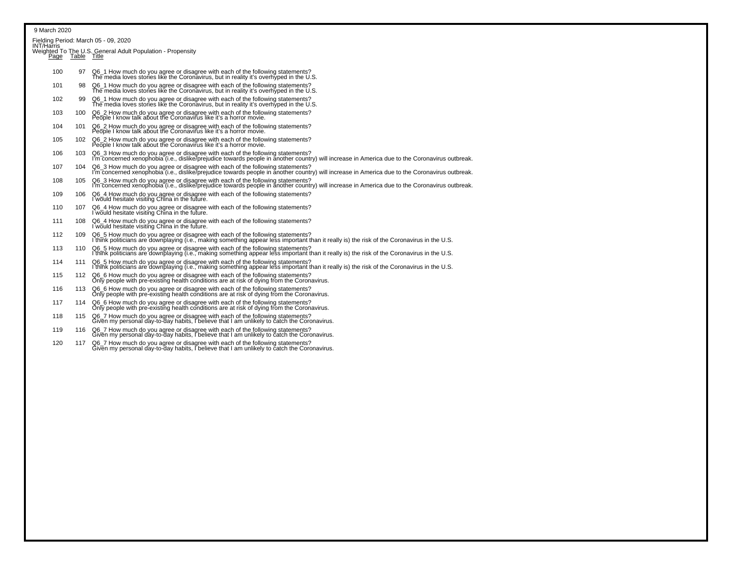9 March 2020

Fielding Period: March 05 - 09, 2020
INT/Harris
Weighted To The U.S. General Adult Population - Propensity

| Page | Table | Title |
|---|---|---|
| 100 | 97 | Q6_1 How much do you agree or disagree with each of the following statements? The media loves stories like the Coronavirus, but in reality it's overhyped in the U.S. |
| 101 | 98 | Q6_1 How much do you agree or disagree with each of the following statements? The media loves stories like the Coronavirus, but in reality it's overhyped in the U.S. |
| 102 | 99 | Q6_1 How much do you agree or disagree with each of the following statements? The media loves stories like the Coronavirus, but in reality it's overhyped in the U.S. |
| 103 | 100 | Q6_2 How much do you agree or disagree with each of the following statements? People I know talk about the Coronavirus like it's a horror movie. |
| 104 | 101 | Q6_2 How much do you agree or disagree with each of the following statements? People I know talk about the Coronavirus like it's a horror movie. |
| 105 | 102 | Q6_2 How much do you agree or disagree with each of the following statements? People I know talk about the Coronavirus like it's a horror movie. |
| 106 | 103 | Q6_3 How much do you agree or disagree with each of the following statements? I'm concerned xenophobia (i.e., dislike/prejudice towards people in another country) will increase in America due to the Coronavirus outbreak. |
| 107 | 104 | Q6_3 How much do you agree or disagree with each of the following statements? I'm concerned xenophobia (i.e., dislike/prejudice towards people in another country) will increase in America due to the Coronavirus outbreak. |
| 108 | 105 | Q6_3 How much do you agree or disagree with each of the following statements? I'm concerned xenophobia (i.e., dislike/prejudice towards people in another country) will increase in America due to the Coronavirus outbreak. |
| 109 | 106 | Q6_4 How much do you agree or disagree with each of the following statements? I would hesitate visiting China in the future. |
| 110 | 107 | Q6_4 How much do you agree or disagree with each of the following statements? I would hesitate visiting China in the future. |
| 111 | 108 | Q6_4 How much do you agree or disagree with each of the following statements? I would hesitate visiting China in the future. |
| 112 | 109 | Q6_5 How much do you agree or disagree with each of the following statements? I think politicians are downplaying (i.e., making something appear less important than it really is) the risk of the Coronavirus in the U.S. |
| 113 | 110 | Q6_5 How much do you agree or disagree with each of the following statements? I think politicians are downplaying (i.e., making something appear less important than it really is) the risk of the Coronavirus in the U.S. |
| 114 | 111 | Q6_5 How much do you agree or disagree with each of the following statements? I think politicians are downplaying (i.e., making something appear less important than it really is) the risk of the Coronavirus in the U.S. |
| 115 | 112 | Q6_6 How much do you agree or disagree with each of the following statements? Only people with pre-existing health conditions are at risk of dying from the Coronavirus. |
| 116 | 113 | Q6_6 How much do you agree or disagree with each of the following statements? Only people with pre-existing health conditions are at risk of dying from the Coronavirus. |
| 117 | 114 | Q6_6 How much do you agree or disagree with each of the following statements? Only people with pre-existing health conditions are at risk of dying from the Coronavirus. |
| 118 | 115 | Q6_7 How much do you agree or disagree with each of the following statements? Given my personal day-to-day habits, I believe that I am unlikely to catch the Coronavirus. |
| 119 | 116 | Q6_7 How much do you agree or disagree with each of the following statements? Given my personal day-to-day habits, I believe that I am unlikely to catch the Coronavirus. |
| 120 | 117 | Q6_7 How much do you agree or disagree with each of the following statements? Given my personal day-to-day habits, I believe that I am unlikely to catch the Coronavirus. |